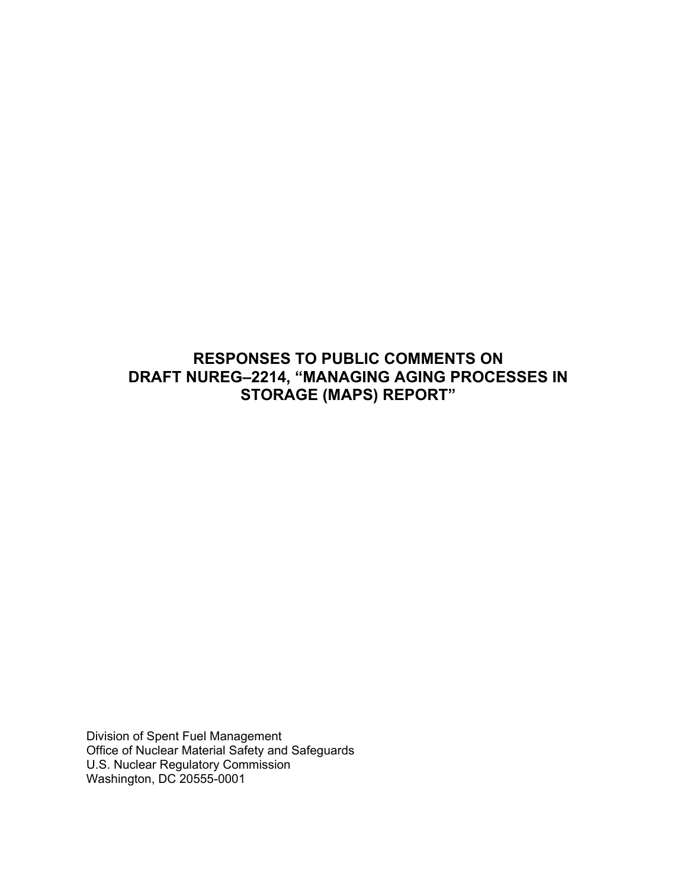# RESPONSES TO PUBLIC COMMENTS ON DRAFT NUREG–2214, "MANAGING AGING PROCESSES IN STORAGE (MAPS) REPORT"

Division of Spent Fuel Management
Office of Nuclear Material Safety and Safeguards
U.S. Nuclear Regulatory Commission
Washington, DC 20555-0001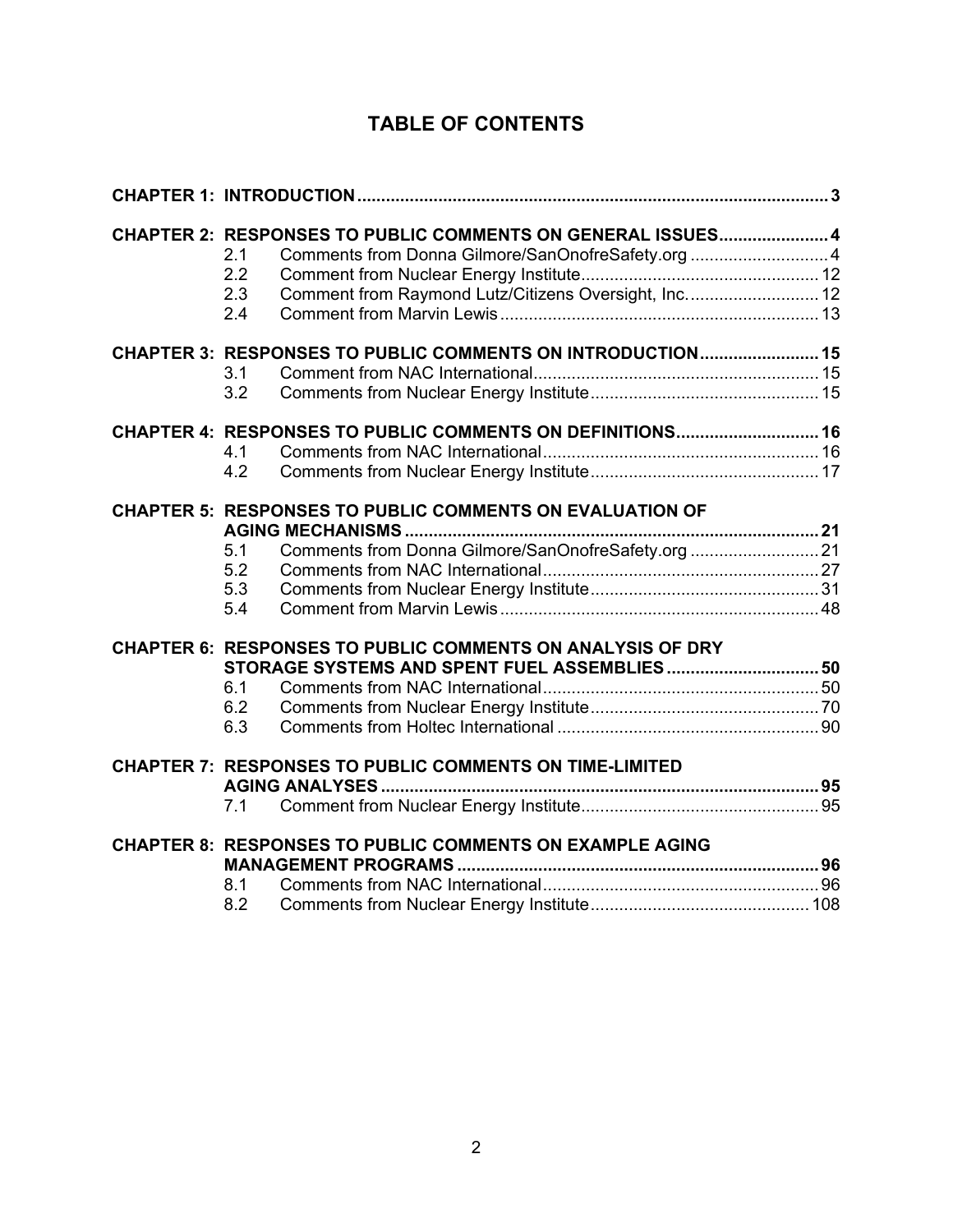# TABLE OF CONTENTS

**CHAPTER 1: INTRODUCTION** .......... 3

**CHAPTER 2: RESPONSES TO PUBLIC COMMENTS ON GENERAL ISSUES** .......... 4

- 2.1 Comments from Donna Gilmore/SanOnofreSafety.org .......... 4
- 2.2 Comment from Nuclear Energy Institute .......... 12
- 2.3 Comment from Raymond Lutz/Citizens Oversight, Inc. .......... 12
- 2.4 Comment from Marvin Lewis .......... 13

**CHAPTER 3: RESPONSES TO PUBLIC COMMENTS ON INTRODUCTION** .......... 15

- 3.1 Comment from NAC International .......... 15
- 3.2 Comments from Nuclear Energy Institute .......... 15

**CHAPTER 4: RESPONSES TO PUBLIC COMMENTS ON DEFINITIONS** .......... 16

- 4.1 Comments from NAC International .......... 16
- 4.2 Comments from Nuclear Energy Institute .......... 17

**CHAPTER 5: RESPONSES TO PUBLIC COMMENTS ON EVALUATION OF AGING MECHANISMS** .......... 21

- 5.1 Comments from Donna Gilmore/SanOnofreSafety.org .......... 21
- 5.2 Comments from NAC International .......... 27
- 5.3 Comments from Nuclear Energy Institute .......... 31
- 5.4 Comment from Marvin Lewis .......... 48

**CHAPTER 6: RESPONSES TO PUBLIC COMMENTS ON ANALYSIS OF DRY STORAGE SYSTEMS AND SPENT FUEL ASSEMBLIES** .......... 50

- 6.1 Comments from NAC International .......... 50
- 6.2 Comments from Nuclear Energy Institute .......... 70
- 6.3 Comments from Holtec International .......... 90

**CHAPTER 7: RESPONSES TO PUBLIC COMMENTS ON TIME-LIMITED AGING ANALYSES** .......... 95

- 7.1 Comment from Nuclear Energy Institute .......... 95

**CHAPTER 8: RESPONSES TO PUBLIC COMMENTS ON EXAMPLE AGING MANAGEMENT PROGRAMS** .......... 96

- 8.1 Comments from NAC International .......... 96
- 8.2 Comments from Nuclear Energy Institute .......... 108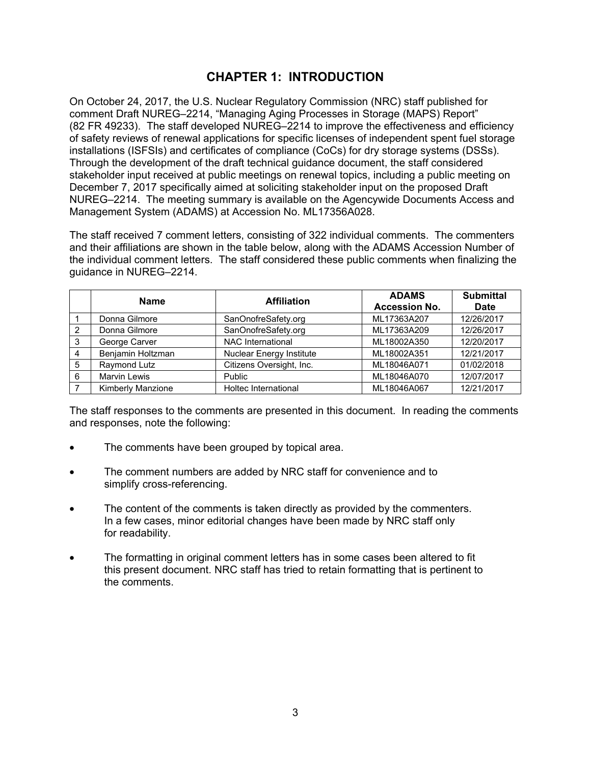# CHAPTER 1: INTRODUCTION

On October 24, 2017, the U.S. Nuclear Regulatory Commission (NRC) staff published for comment Draft NUREG–2214, "Managing Aging Processes in Storage (MAPS) Report" (82 FR 49233). The staff developed NUREG–2214 to improve the effectiveness and efficiency of safety reviews of renewal applications for specific licenses of independent spent fuel storage installations (ISFSIs) and certificates of compliance (CoCs) for dry storage systems (DSSs). Through the development of the draft technical guidance document, the staff considered stakeholder input received at public meetings on renewal topics, including a public meeting on December 7, 2017 specifically aimed at soliciting stakeholder input on the proposed Draft NUREG–2214. The meeting summary is available on the Agencywide Documents Access and Management System (ADAMS) at Accession No. ML17356A028.

The staff received 7 comment letters, consisting of 322 individual comments. The commenters and their affiliations are shown in the table below, along with the ADAMS Accession Number of the individual comment letters. The staff considered these public comments when finalizing the guidance in NUREG–2214.

| | Name | Affiliation | ADAMS Accession No. | Submittal Date |
|---|---|---|---|---|
| 1 | Donna Gilmore | SanOnofreSafety.org | ML17363A207 | 12/26/2017 |
| 2 | Donna Gilmore | SanOnofreSafety.org | ML17363A209 | 12/26/2017 |
| 3 | George Carver | NAC International | ML18002A350 | 12/20/2017 |
| 4 | Benjamin Holtzman | Nuclear Energy Institute | ML18002A351 | 12/21/2017 |
| 5 | Raymond Lutz | Citizens Oversight, Inc. | ML18046A071 | 01/02/2018 |
| 6 | Marvin Lewis | Public | ML18046A070 | 12/07/2017 |
| 7 | Kimberly Manzione | Holtec International | ML18046A067 | 12/21/2017 |

The staff responses to the comments are presented in this document. In reading the comments and responses, note the following:

- The comments have been grouped by topical area.
- The comment numbers are added by NRC staff for convenience and to simplify cross-referencing.
- The content of the comments is taken directly as provided by the commenters. In a few cases, minor editorial changes have been made by NRC staff only for readability.
- The formatting in original comment letters has in some cases been altered to fit this present document. NRC staff has tried to retain formatting that is pertinent to the comments.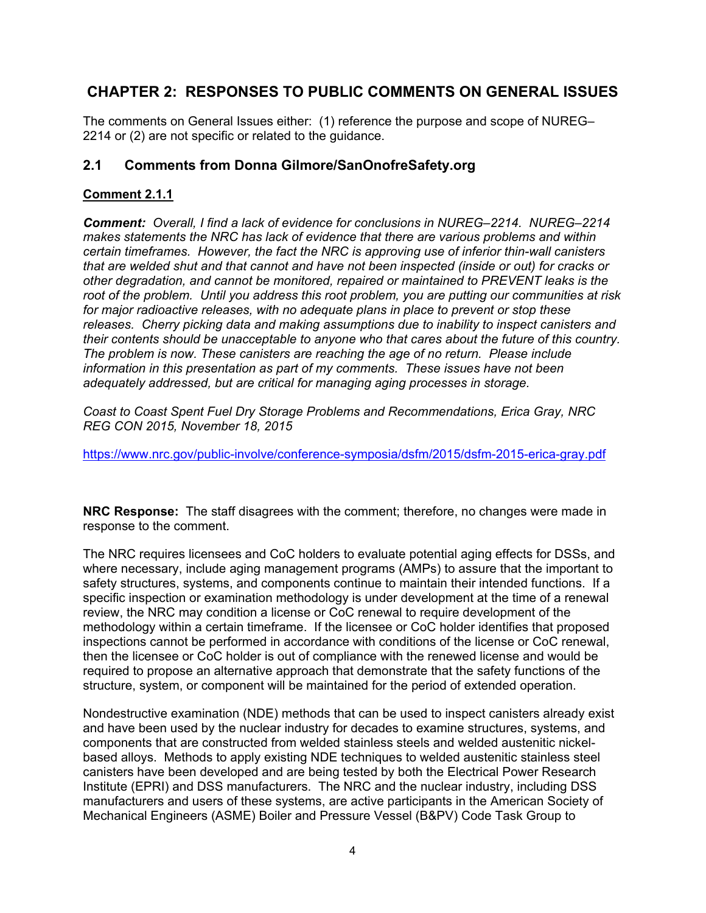# CHAPTER 2: RESPONSES TO PUBLIC COMMENTS ON GENERAL ISSUES

The comments on General Issues either: (1) reference the purpose and scope of NUREG–2214 or (2) are not specific or related to the guidance.

## 2.1 Comments from Donna Gilmore/SanOnofreSafety.org

**Comment 2.1.1**

***Comment:*** *Overall, I find a lack of evidence for conclusions in NUREG–2214. NUREG–2214 makes statements the NRC has lack of evidence that there are various problems and within certain timeframes. However, the fact the NRC is approving use of inferior thin-wall canisters that are welded shut and that cannot and have not been inspected (inside or out) for cracks or other degradation, and cannot be monitored, repaired or maintained to PREVENT leaks is the root of the problem. Until you address this root problem, you are putting our communities at risk for major radioactive releases, with no adequate plans in place to prevent or stop these releases. Cherry picking data and making assumptions due to inability to inspect canisters and their contents should be unacceptable to anyone who that cares about the future of this country. The problem is now. These canisters are reaching the age of no return. Please include information in this presentation as part of my comments. These issues have not been adequately addressed, but are critical for managing aging processes in storage.*

*Coast to Coast Spent Fuel Dry Storage Problems and Recommendations, Erica Gray, NRC REG CON 2015, November 18, 2015*

https://www.nrc.gov/public-involve/conference-symposia/dsfm/2015/dsfm-2015-erica-gray.pdf

**NRC Response:** The staff disagrees with the comment; therefore, no changes were made in response to the comment.

The NRC requires licensees and CoC holders to evaluate potential aging effects for DSSs, and where necessary, include aging management programs (AMPs) to assure that the important to safety structures, systems, and components continue to maintain their intended functions. If a specific inspection or examination methodology is under development at the time of a renewal review, the NRC may condition a license or CoC renewal to require development of the methodology within a certain timeframe. If the licensee or CoC holder identifies that proposed inspections cannot be performed in accordance with conditions of the license or CoC renewal, then the licensee or CoC holder is out of compliance with the renewed license and would be required to propose an alternative approach that demonstrate that the safety functions of the structure, system, or component will be maintained for the period of extended operation.

Nondestructive examination (NDE) methods that can be used to inspect canisters already exist and have been used by the nuclear industry for decades to examine structures, systems, and components that are constructed from welded stainless steels and welded austenitic nickel-based alloys. Methods to apply existing NDE techniques to welded austenitic stainless steel canisters have been developed and are being tested by both the Electrical Power Research Institute (EPRI) and DSS manufacturers. The NRC and the nuclear industry, including DSS manufacturers and users of these systems, are active participants in the American Society of Mechanical Engineers (ASME) Boiler and Pressure Vessel (B&PV) Code Task Group to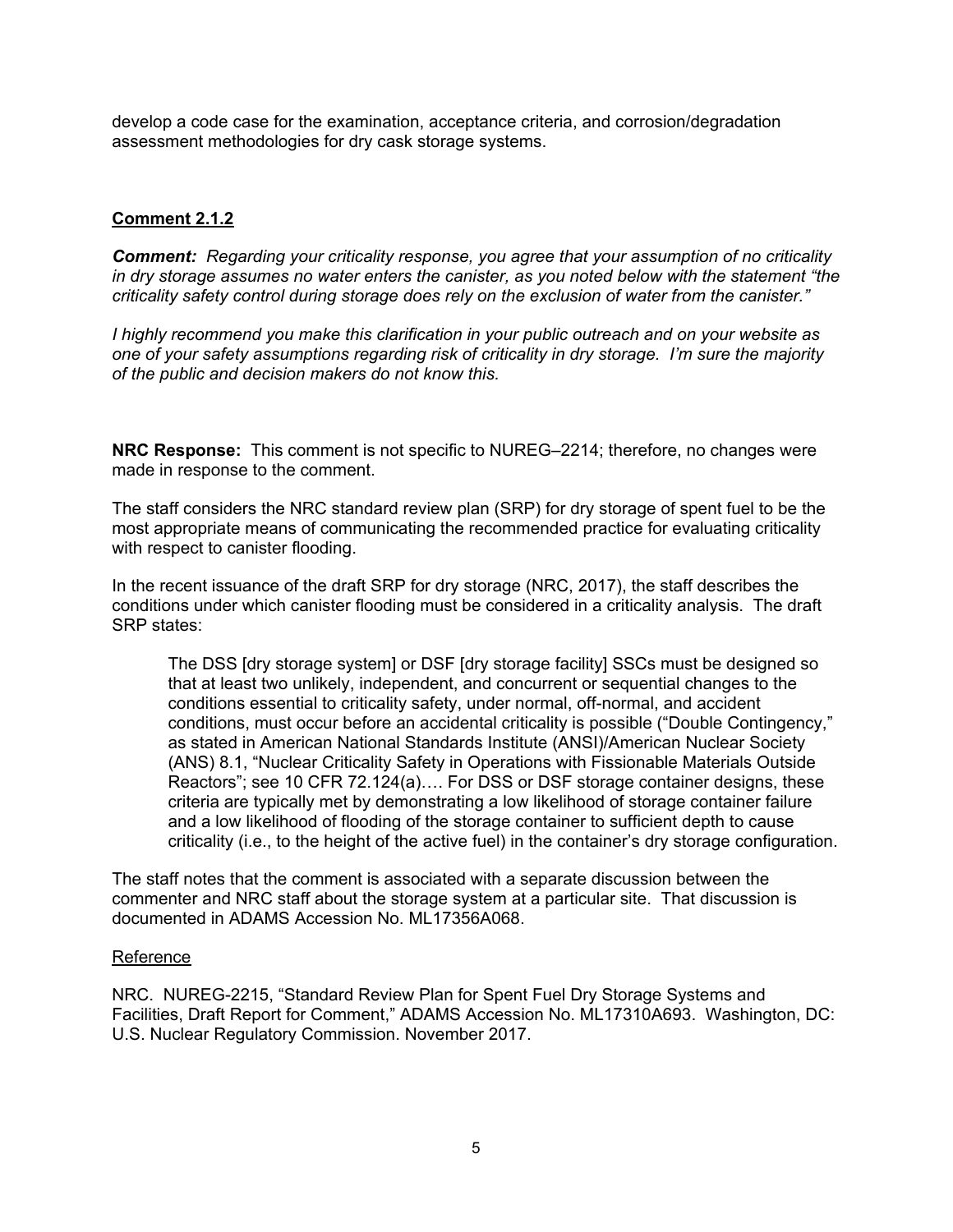develop a code case for the examination, acceptance criteria, and corrosion/degradation assessment methodologies for dry cask storage systems.

## Comment 2.1.2

***Comment:*** *Regarding your criticality response, you agree that your assumption of no criticality in dry storage assumes no water enters the canister, as you noted below with the statement "the criticality safety control during storage does rely on the exclusion of water from the canister."*

*I highly recommend you make this clarification in your public outreach and on your website as one of your safety assumptions regarding risk of criticality in dry storage. I'm sure the majority of the public and decision makers do not know this.*

**NRC Response:** This comment is not specific to NUREG–2214; therefore, no changes were made in response to the comment.

The staff considers the NRC standard review plan (SRP) for dry storage of spent fuel to be the most appropriate means of communicating the recommended practice for evaluating criticality with respect to canister flooding.

In the recent issuance of the draft SRP for dry storage (NRC, 2017), the staff describes the conditions under which canister flooding must be considered in a criticality analysis. The draft SRP states:

> The DSS [dry storage system] or DSF [dry storage facility] SSCs must be designed so that at least two unlikely, independent, and concurrent or sequential changes to the conditions essential to criticality safety, under normal, off-normal, and accident conditions, must occur before an accidental criticality is possible ("Double Contingency," as stated in American National Standards Institute (ANSI)/American Nuclear Society (ANS) 8.1, "Nuclear Criticality Safety in Operations with Fissionable Materials Outside Reactors"; see 10 CFR 72.124(a)…. For DSS or DSF storage container designs, these criteria are typically met by demonstrating a low likelihood of storage container failure and a low likelihood of flooding of the storage container to sufficient depth to cause criticality (i.e., to the height of the active fuel) in the container's dry storage configuration.

The staff notes that the comment is associated with a separate discussion between the commenter and NRC staff about the storage system at a particular site. That discussion is documented in ADAMS Accession No. ML17356A068.

### Reference

NRC. NUREG-2215, "Standard Review Plan for Spent Fuel Dry Storage Systems and Facilities, Draft Report for Comment," ADAMS Accession No. ML17310A693. Washington, DC: U.S. Nuclear Regulatory Commission. November 2017.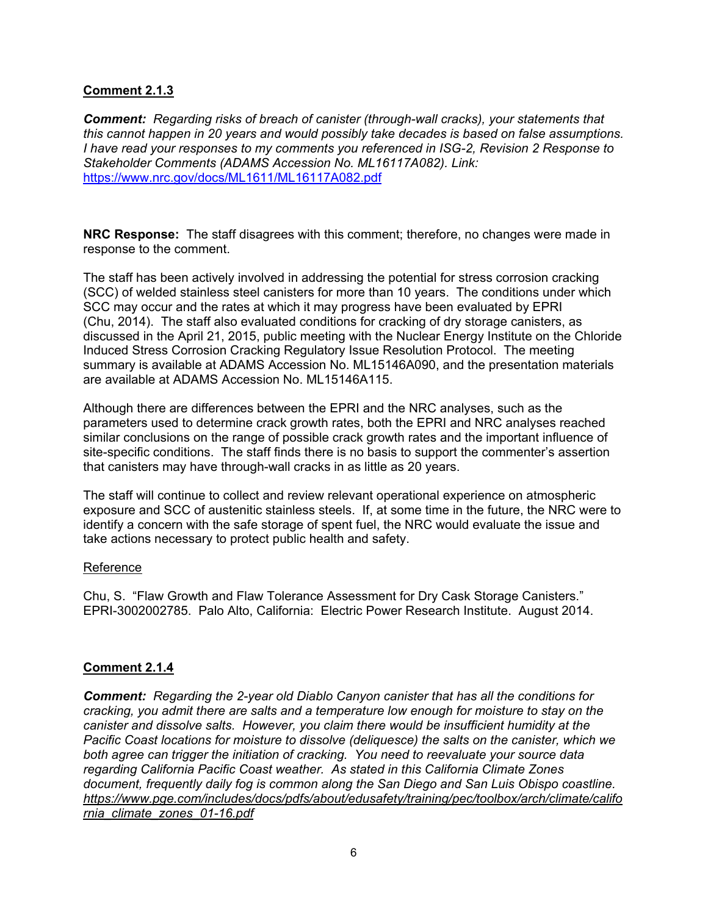**Comment 2.1.3**

***Comment:*** *Regarding risks of breach of canister (through-wall cracks), your statements that this cannot happen in 20 years and would possibly take decades is based on false assumptions. I have read your responses to my comments you referenced in ISG-2, Revision 2 Response to Stakeholder Comments (ADAMS Accession No. ML16117A082). Link:* https://www.nrc.gov/docs/ML1611/ML16117A082.pdf

**NRC Response:** The staff disagrees with this comment; therefore, no changes were made in response to the comment.

The staff has been actively involved in addressing the potential for stress corrosion cracking (SCC) of welded stainless steel canisters for more than 10 years. The conditions under which SCC may occur and the rates at which it may progress have been evaluated by EPRI (Chu, 2014). The staff also evaluated conditions for cracking of dry storage canisters, as discussed in the April 21, 2015, public meeting with the Nuclear Energy Institute on the Chloride Induced Stress Corrosion Cracking Regulatory Issue Resolution Protocol. The meeting summary is available at ADAMS Accession No. ML15146A090, and the presentation materials are available at ADAMS Accession No. ML15146A115.

Although there are differences between the EPRI and the NRC analyses, such as the parameters used to determine crack growth rates, both the EPRI and NRC analyses reached similar conclusions on the range of possible crack growth rates and the important influence of site-specific conditions. The staff finds there is no basis to support the commenter's assertion that canisters may have through-wall cracks in as little as 20 years.

The staff will continue to collect and review relevant operational experience on atmospheric exposure and SCC of austenitic stainless steels. If, at some time in the future, the NRC were to identify a concern with the safe storage of spent fuel, the NRC would evaluate the issue and take actions necessary to protect public health and safety.

Reference

Chu, S. "Flaw Growth and Flaw Tolerance Assessment for Dry Cask Storage Canisters." EPRI-3002002785. Palo Alto, California: Electric Power Research Institute. August 2014.

**Comment 2.1.4**

***Comment:*** *Regarding the 2-year old Diablo Canyon canister that has all the conditions for cracking, you admit there are salts and a temperature low enough for moisture to stay on the canister and dissolve salts. However, you claim there would be insufficient humidity at the Pacific Coast locations for moisture to dissolve (deliquesce) the salts on the canister, which we both agree can trigger the initiation of cracking. You need to reevaluate your source data regarding California Pacific Coast weather. As stated in this California Climate Zones document, frequently daily fog is common along the San Diego and San Luis Obispo coastline.* *https://www.pge.com/includes/docs/pdfs/about/edusafety/training/pec/toolbox/arch/climate/california_climate_zones_01-16.pdf*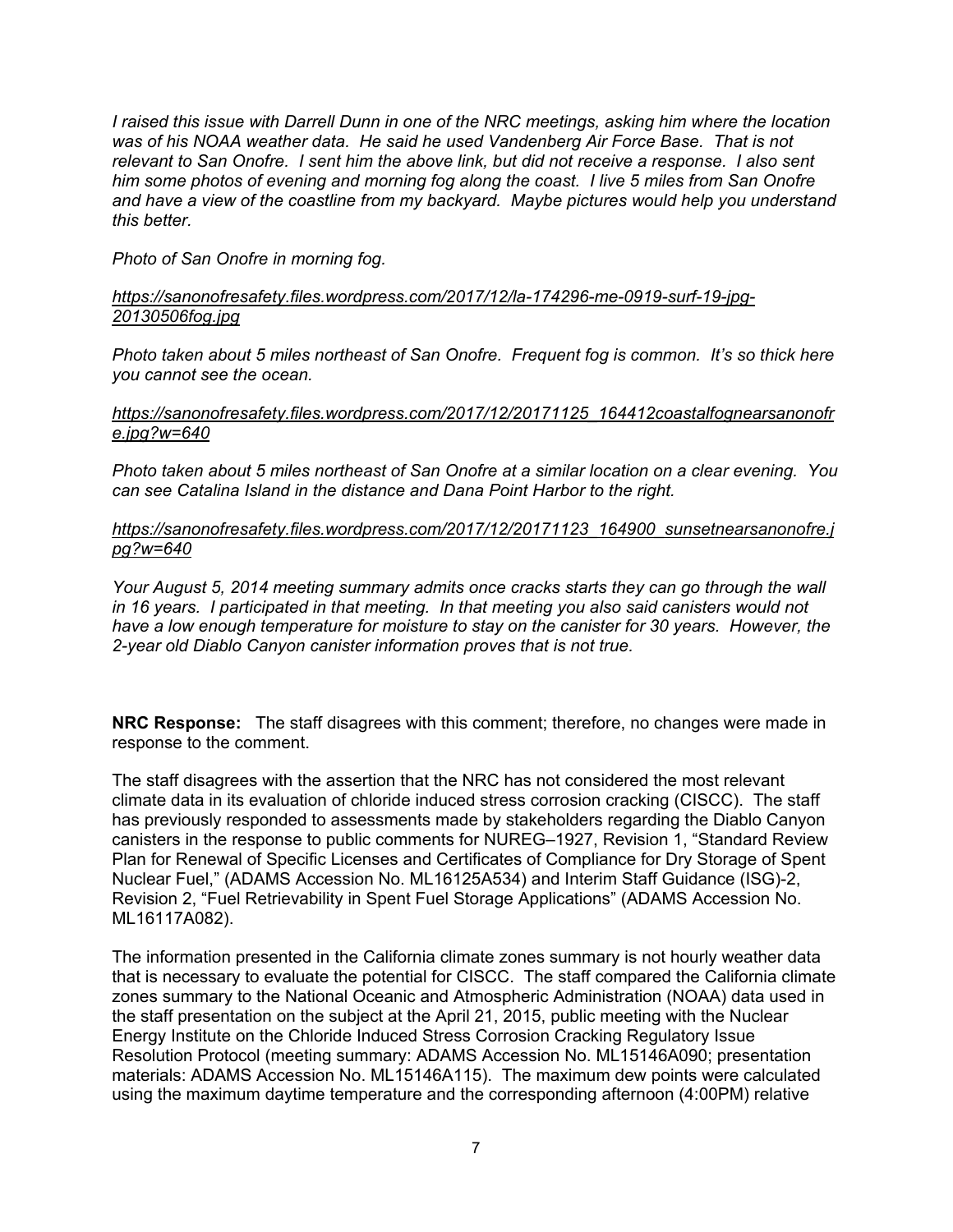*I raised this issue with Darrell Dunn in one of the NRC meetings, asking him where the location was of his NOAA weather data. He said he used Vandenberg Air Force Base. That is not relevant to San Onofre. I sent him the above link, but did not receive a response. I also sent him some photos of evening and morning fog along the coast. I live 5 miles from San Onofre and have a view of the coastline from my backyard. Maybe pictures would help you understand this better.*

*Photo of San Onofre in morning fog.*

*https://sanonofresafety.files.wordpress.com/2017/12/la-174296-me-0919-surf-19-jpg-20130506fog.jpg*

*Photo taken about 5 miles northeast of San Onofre. Frequent fog is common. It's so thick here you cannot see the ocean.*

*https://sanonofresafety.files.wordpress.com/2017/12/20171125_164412coastalfognearsanonofre.jpg?w=640*

*Photo taken about 5 miles northeast of San Onofre at a similar location on a clear evening. You can see Catalina Island in the distance and Dana Point Harbor to the right.*

*https://sanonofresafety.files.wordpress.com/2017/12/20171123_164900_sunsetnearsanonofre.jpg?w=640*

*Your August 5, 2014 meeting summary admits once cracks starts they can go through the wall in 16 years. I participated in that meeting. In that meeting you also said canisters would not have a low enough temperature for moisture to stay on the canister for 30 years. However, the 2-year old Diablo Canyon canister information proves that is not true.*

**NRC Response:** The staff disagrees with this comment; therefore, no changes were made in response to the comment.

The staff disagrees with the assertion that the NRC has not considered the most relevant climate data in its evaluation of chloride induced stress corrosion cracking (CISCC). The staff has previously responded to assessments made by stakeholders regarding the Diablo Canyon canisters in the response to public comments for NUREG–1927, Revision 1, "Standard Review Plan for Renewal of Specific Licenses and Certificates of Compliance for Dry Storage of Spent Nuclear Fuel," (ADAMS Accession No. ML16125A534) and Interim Staff Guidance (ISG)-2, Revision 2, "Fuel Retrievability in Spent Fuel Storage Applications" (ADAMS Accession No. ML16117A082).

The information presented in the California climate zones summary is not hourly weather data that is necessary to evaluate the potential for CISCC. The staff compared the California climate zones summary to the National Oceanic and Atmospheric Administration (NOAA) data used in the staff presentation on the subject at the April 21, 2015, public meeting with the Nuclear Energy Institute on the Chloride Induced Stress Corrosion Cracking Regulatory Issue Resolution Protocol (meeting summary: ADAMS Accession No. ML15146A090; presentation materials: ADAMS Accession No. ML15146A115). The maximum dew points were calculated using the maximum daytime temperature and the corresponding afternoon (4:00PM) relative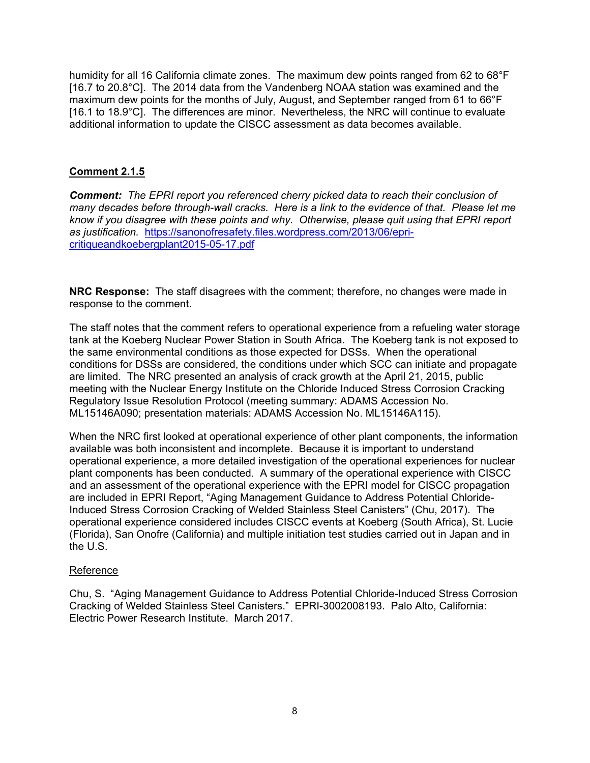humidity for all 16 California climate zones. The maximum dew points ranged from 62 to 68°F [16.7 to 20.8°C]. The 2014 data from the Vandenberg NOAA station was examined and the maximum dew points for the months of July, August, and September ranged from 61 to 66°F [16.1 to 18.9°C]. The differences are minor. Nevertheless, the NRC will continue to evaluate additional information to update the CISCC assessment as data becomes available.

**Comment 2.1.5**

***Comment:*** *The EPRI report you referenced cherry picked data to reach their conclusion of many decades before through-wall cracks. Here is a link to the evidence of that. Please let me know if you disagree with these points and why. Otherwise, please quit using that EPRI report as justification.* https://sanonofresafety.files.wordpress.com/2013/06/epri-critiqueandkoebergplant2015-05-17.pdf

**NRC Response:** The staff disagrees with the comment; therefore, no changes were made in response to the comment.

The staff notes that the comment refers to operational experience from a refueling water storage tank at the Koeberg Nuclear Power Station in South Africa. The Koeberg tank is not exposed to the same environmental conditions as those expected for DSSs. When the operational conditions for DSSs are considered, the conditions under which SCC can initiate and propagate are limited. The NRC presented an analysis of crack growth at the April 21, 2015, public meeting with the Nuclear Energy Institute on the Chloride Induced Stress Corrosion Cracking Regulatory Issue Resolution Protocol (meeting summary: ADAMS Accession No. ML15146A090; presentation materials: ADAMS Accession No. ML15146A115).

When the NRC first looked at operational experience of other plant components, the information available was both inconsistent and incomplete. Because it is important to understand operational experience, a more detailed investigation of the operational experiences for nuclear plant components has been conducted. A summary of the operational experience with CISCC and an assessment of the operational experience with the EPRI model for CISCC propagation are included in EPRI Report, "Aging Management Guidance to Address Potential Chloride-Induced Stress Corrosion Cracking of Welded Stainless Steel Canisters" (Chu, 2017). The operational experience considered includes CISCC events at Koeberg (South Africa), St. Lucie (Florida), San Onofre (California) and multiple initiation test studies carried out in Japan and in the U.S.

Reference

Chu, S. "Aging Management Guidance to Address Potential Chloride-Induced Stress Corrosion Cracking of Welded Stainless Steel Canisters." EPRI-3002008193. Palo Alto, California: Electric Power Research Institute. March 2017.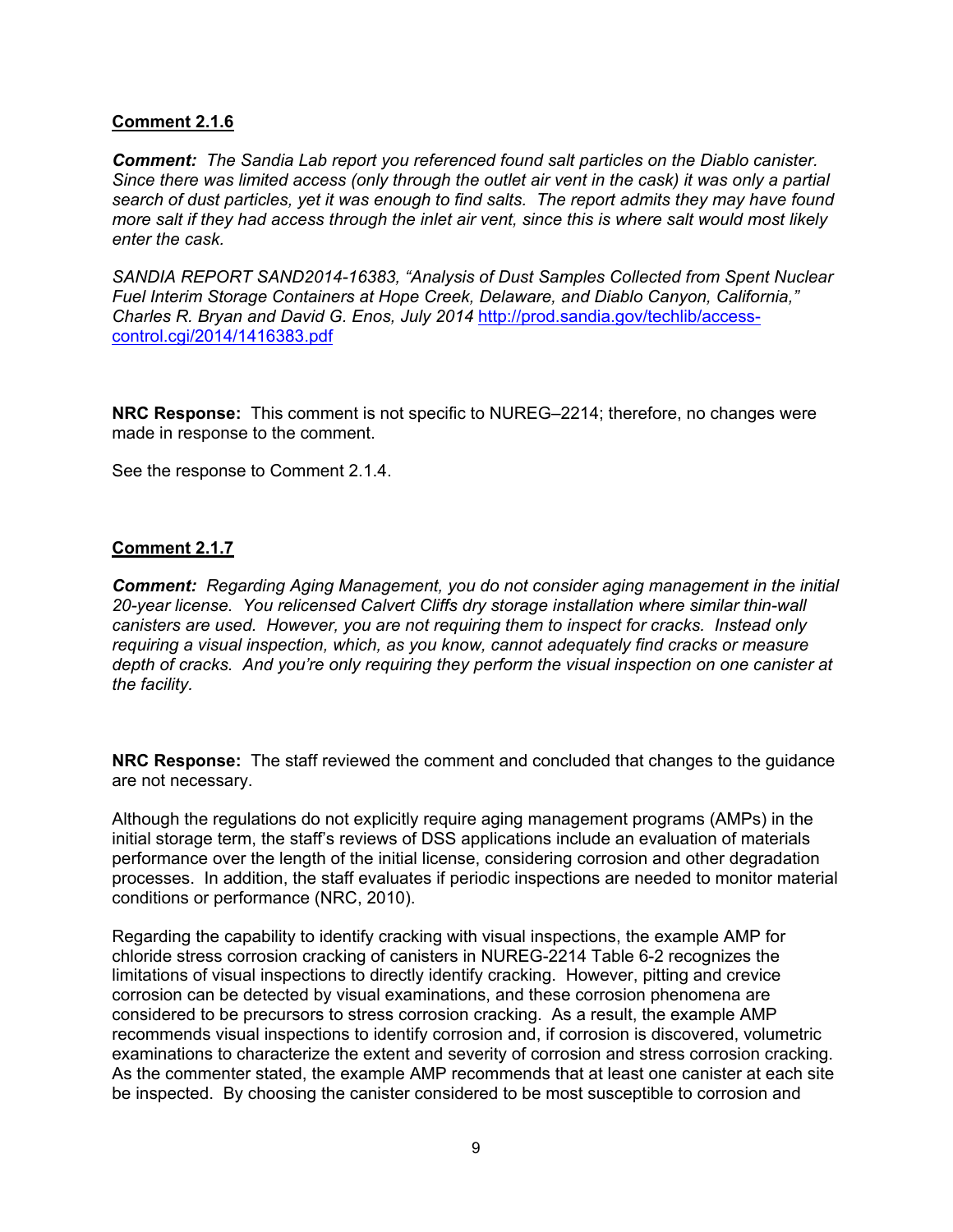**Comment 2.1.6**

***Comment:*** *The Sandia Lab report you referenced found salt particles on the Diablo canister. Since there was limited access (only through the outlet air vent in the cask) it was only a partial search of dust particles, yet it was enough to find salts. The report admits they may have found more salt if they had access through the inlet air vent, since this is where salt would most likely enter the cask.*

*SANDIA REPORT SAND2014-16383, "Analysis of Dust Samples Collected from Spent Nuclear Fuel Interim Storage Containers at Hope Creek, Delaware, and Diablo Canyon, California," Charles R. Bryan and David G. Enos, July 2014* http://prod.sandia.gov/techlib/access-control.cgi/2014/1416383.pdf

**NRC Response:** This comment is not specific to NUREG–2214; therefore, no changes were made in response to the comment.

See the response to Comment 2.1.4.

**Comment 2.1.7**

***Comment:*** *Regarding Aging Management, you do not consider aging management in the initial 20-year license. You relicensed Calvert Cliffs dry storage installation where similar thin-wall canisters are used. However, you are not requiring them to inspect for cracks. Instead only requiring a visual inspection, which, as you know, cannot adequately find cracks or measure depth of cracks. And you're only requiring they perform the visual inspection on one canister at the facility.*

**NRC Response:** The staff reviewed the comment and concluded that changes to the guidance are not necessary.

Although the regulations do not explicitly require aging management programs (AMPs) in the initial storage term, the staff's reviews of DSS applications include an evaluation of materials performance over the length of the initial license, considering corrosion and other degradation processes. In addition, the staff evaluates if periodic inspections are needed to monitor material conditions or performance (NRC, 2010).

Regarding the capability to identify cracking with visual inspections, the example AMP for chloride stress corrosion cracking of canisters in NUREG-2214 Table 6-2 recognizes the limitations of visual inspections to directly identify cracking. However, pitting and crevice corrosion can be detected by visual examinations, and these corrosion phenomena are considered to be precursors to stress corrosion cracking. As a result, the example AMP recommends visual inspections to identify corrosion and, if corrosion is discovered, volumetric examinations to characterize the extent and severity of corrosion and stress corrosion cracking. As the commenter stated, the example AMP recommends that at least one canister at each site be inspected. By choosing the canister considered to be most susceptible to corrosion and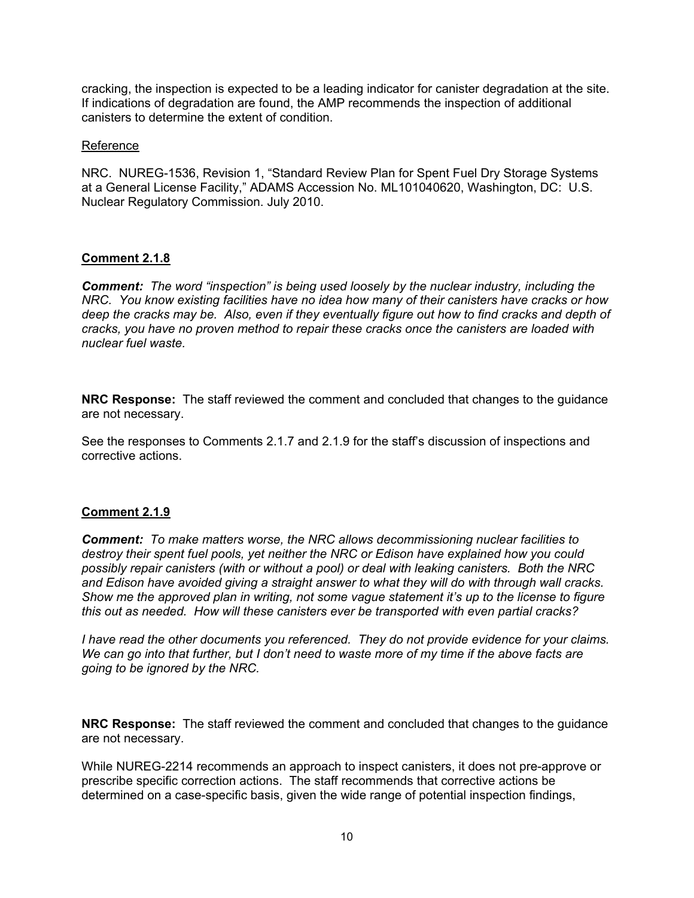cracking, the inspection is expected to be a leading indicator for canister degradation at the site. If indications of degradation are found, the AMP recommends the inspection of additional canisters to determine the extent of condition.

Reference

NRC. NUREG-1536, Revision 1, "Standard Review Plan for Spent Fuel Dry Storage Systems at a General License Facility," ADAMS Accession No. ML101040620, Washington, DC: U.S. Nuclear Regulatory Commission. July 2010.

**Comment 2.1.8**

***Comment:*** *The word "inspection" is being used loosely by the nuclear industry, including the NRC. You know existing facilities have no idea how many of their canisters have cracks or how deep the cracks may be. Also, even if they eventually figure out how to find cracks and depth of cracks, you have no proven method to repair these cracks once the canisters are loaded with nuclear fuel waste.*

**NRC Response:** The staff reviewed the comment and concluded that changes to the guidance are not necessary.

See the responses to Comments 2.1.7 and 2.1.9 for the staff's discussion of inspections and corrective actions.

**Comment 2.1.9**

***Comment:*** *To make matters worse, the NRC allows decommissioning nuclear facilities to destroy their spent fuel pools, yet neither the NRC or Edison have explained how you could possibly repair canisters (with or without a pool) or deal with leaking canisters. Both the NRC and Edison have avoided giving a straight answer to what they will do with through wall cracks. Show me the approved plan in writing, not some vague statement it's up to the license to figure this out as needed. How will these canisters ever be transported with even partial cracks?*

*I have read the other documents you referenced. They do not provide evidence for your claims. We can go into that further, but I don't need to waste more of my time if the above facts are going to be ignored by the NRC.*

**NRC Response:** The staff reviewed the comment and concluded that changes to the guidance are not necessary.

While NUREG-2214 recommends an approach to inspect canisters, it does not pre-approve or prescribe specific correction actions. The staff recommends that corrective actions be determined on a case-specific basis, given the wide range of potential inspection findings,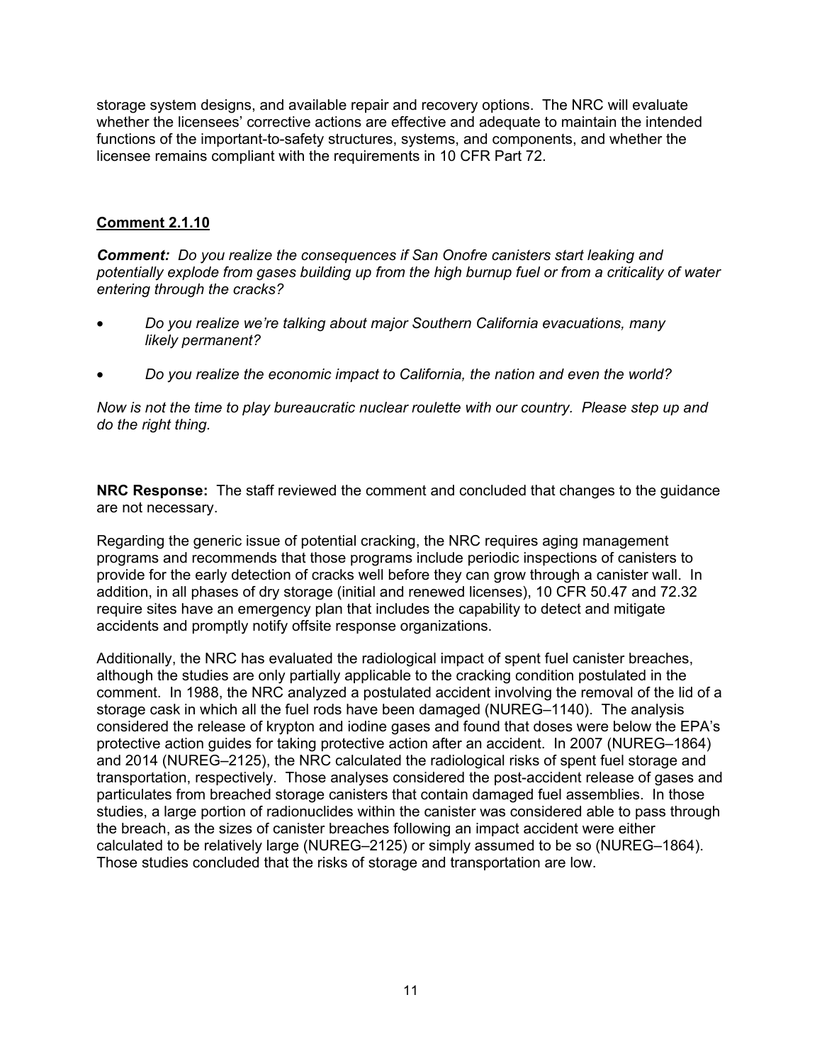storage system designs, and available repair and recovery options. The NRC will evaluate whether the licensees' corrective actions are effective and adequate to maintain the intended functions of the important-to-safety structures, systems, and components, and whether the licensee remains compliant with the requirements in 10 CFR Part 72.

**Comment 2.1.10**

***Comment:*** *Do you realize the consequences if San Onofre canisters start leaking and potentially explode from gases building up from the high burnup fuel or from a criticality of water entering through the cracks?*

- *Do you realize we're talking about major Southern California evacuations, many likely permanent?*
- *Do you realize the economic impact to California, the nation and even the world?*

*Now is not the time to play bureaucratic nuclear roulette with our country. Please step up and do the right thing.*

**NRC Response:** The staff reviewed the comment and concluded that changes to the guidance are not necessary.

Regarding the generic issue of potential cracking, the NRC requires aging management programs and recommends that those programs include periodic inspections of canisters to provide for the early detection of cracks well before they can grow through a canister wall. In addition, in all phases of dry storage (initial and renewed licenses), 10 CFR 50.47 and 72.32 require sites have an emergency plan that includes the capability to detect and mitigate accidents and promptly notify offsite response organizations.

Additionally, the NRC has evaluated the radiological impact of spent fuel canister breaches, although the studies are only partially applicable to the cracking condition postulated in the comment. In 1988, the NRC analyzed a postulated accident involving the removal of the lid of a storage cask in which all the fuel rods have been damaged (NUREG–1140). The analysis considered the release of krypton and iodine gases and found that doses were below the EPA's protective action guides for taking protective action after an accident. In 2007 (NUREG–1864) and 2014 (NUREG–2125), the NRC calculated the radiological risks of spent fuel storage and transportation, respectively. Those analyses considered the post-accident release of gases and particulates from breached storage canisters that contain damaged fuel assemblies. In those studies, a large portion of radionuclides within the canister was considered able to pass through the breach, as the sizes of canister breaches following an impact accident were either calculated to be relatively large (NUREG–2125) or simply assumed to be so (NUREG–1864). Those studies concluded that the risks of storage and transportation are low.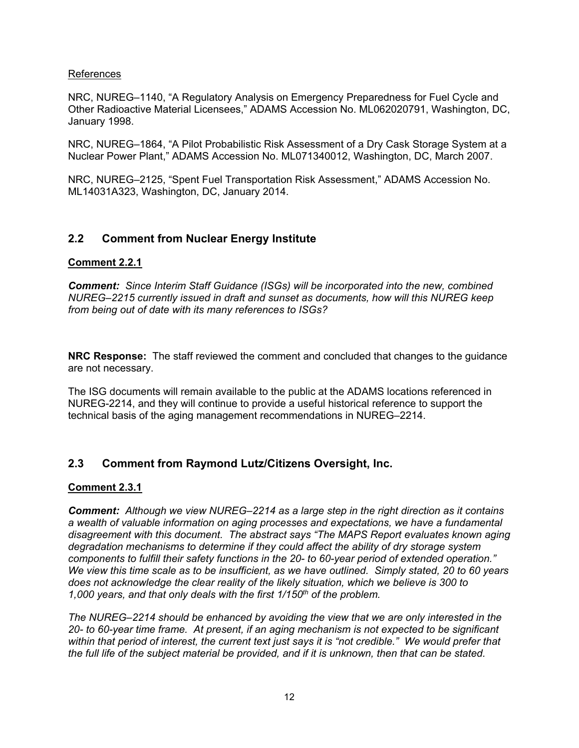References

NRC, NUREG–1140, “A Regulatory Analysis on Emergency Preparedness for Fuel Cycle and Other Radioactive Material Licensees,” ADAMS Accession No. ML062020791, Washington, DC, January 1998.

NRC, NUREG–1864, “A Pilot Probabilistic Risk Assessment of a Dry Cask Storage System at a Nuclear Power Plant,” ADAMS Accession No. ML071340012, Washington, DC, March 2007.

NRC, NUREG–2125, “Spent Fuel Transportation Risk Assessment,” ADAMS Accession No. ML14031A323, Washington, DC, January 2014.

## 2.2 Comment from Nuclear Energy Institute

**Comment 2.2.1**

***Comment:*** *Since Interim Staff Guidance (ISGs) will be incorporated into the new, combined NUREG–2215 currently issued in draft and sunset as documents, how will this NUREG keep from being out of date with its many references to ISGs?*

**NRC Response:** The staff reviewed the comment and concluded that changes to the guidance are not necessary.

The ISG documents will remain available to the public at the ADAMS locations referenced in NUREG-2214, and they will continue to provide a useful historical reference to support the technical basis of the aging management recommendations in NUREG–2214.

## 2.3 Comment from Raymond Lutz/Citizens Oversight, Inc.

**Comment 2.3.1**

***Comment:*** *Although we view NUREG–2214 as a large step in the right direction as it contains a wealth of valuable information on aging processes and expectations, we have a fundamental disagreement with this document. The abstract says “The MAPS Report evaluates known aging degradation mechanisms to determine if they could affect the ability of dry storage system components to fulfill their safety functions in the 20- to 60-year period of extended operation.” We view this time scale as to be insufficient, as we have outlined. Simply stated, 20 to 60 years does not acknowledge the clear reality of the likely situation, which we believe is 300 to 1,000 years, and that only deals with the first 1/150th of the problem.*

*The NUREG–2214 should be enhanced by avoiding the view that we are only interested in the 20- to 60-year time frame. At present, if an aging mechanism is not expected to be significant within that period of interest, the current text just says it is “not credible.” We would prefer that the full life of the subject material be provided, and if it is unknown, then that can be stated.*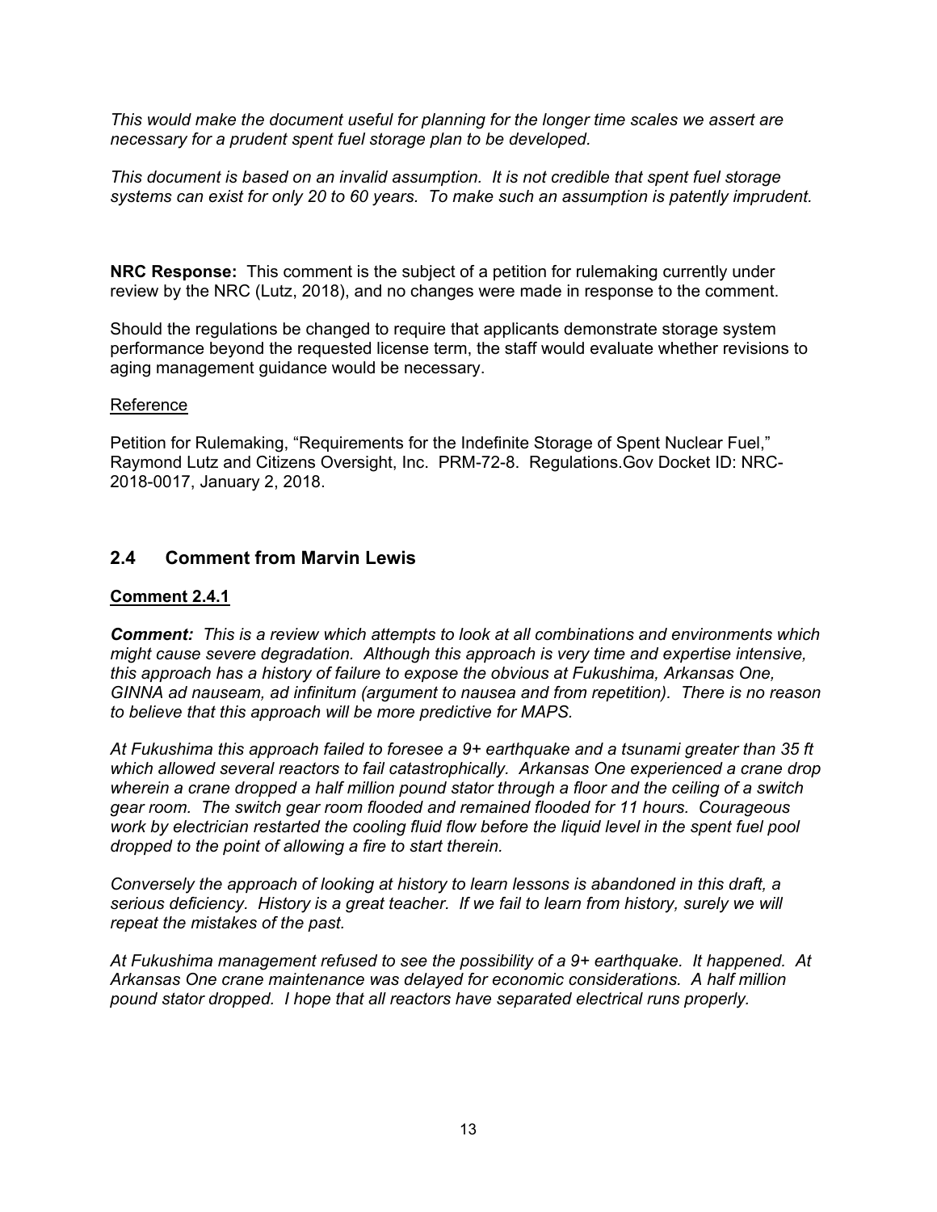*This would make the document useful for planning for the longer time scales we assert are necessary for a prudent spent fuel storage plan to be developed.*

*This document is based on an invalid assumption. It is not credible that spent fuel storage systems can exist for only 20 to 60 years. To make such an assumption is patently imprudent.*

**NRC Response:** This comment is the subject of a petition for rulemaking currently under review by the NRC (Lutz, 2018), and no changes were made in response to the comment.

Should the regulations be changed to require that applicants demonstrate storage system performance beyond the requested license term, the staff would evaluate whether revisions to aging management guidance would be necessary.

Reference

Petition for Rulemaking, "Requirements for the Indefinite Storage of Spent Nuclear Fuel," Raymond Lutz and Citizens Oversight, Inc. PRM-72-8. Regulations.Gov Docket ID: NRC-2018-0017, January 2, 2018.

## 2.4 Comment from Marvin Lewis

### Comment 2.4.1

***Comment:*** *This is a review which attempts to look at all combinations and environments which might cause severe degradation. Although this approach is very time and expertise intensive, this approach has a history of failure to expose the obvious at Fukushima, Arkansas One, GINNA ad nauseam, ad infinitum (argument to nausea and from repetition). There is no reason to believe that this approach will be more predictive for MAPS.*

*At Fukushima this approach failed to foresee a 9+ earthquake and a tsunami greater than 35 ft which allowed several reactors to fail catastrophically. Arkansas One experienced a crane drop wherein a crane dropped a half million pound stator through a floor and the ceiling of a switch gear room. The switch gear room flooded and remained flooded for 11 hours. Courageous work by electrician restarted the cooling fluid flow before the liquid level in the spent fuel pool dropped to the point of allowing a fire to start therein.*

*Conversely the approach of looking at history to learn lessons is abandoned in this draft, a serious deficiency. History is a great teacher. If we fail to learn from history, surely we will repeat the mistakes of the past.*

*At Fukushima management refused to see the possibility of a 9+ earthquake. It happened. At Arkansas One crane maintenance was delayed for economic considerations. A half million pound stator dropped. I hope that all reactors have separated electrical runs properly.*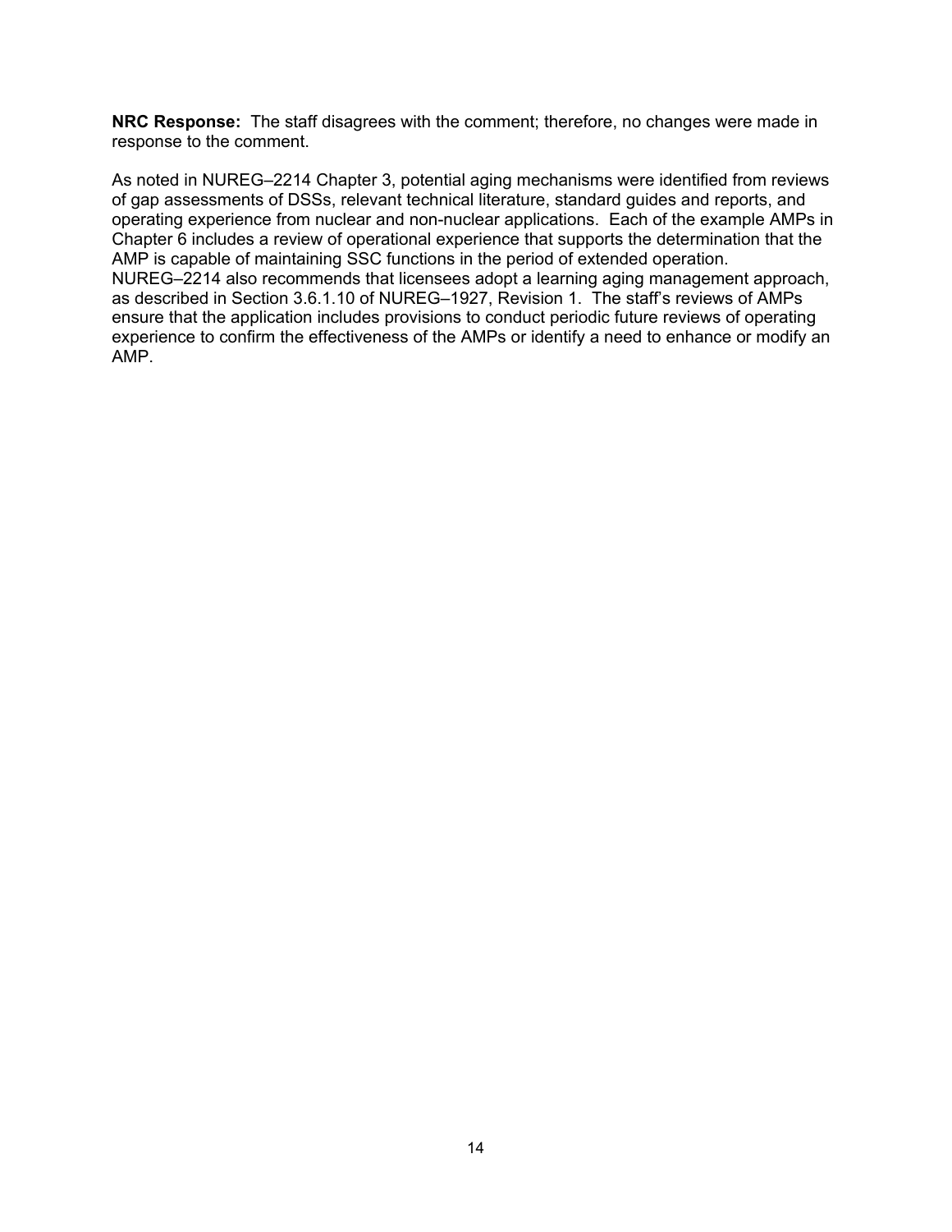**NRC Response:** The staff disagrees with the comment; therefore, no changes were made in response to the comment.

As noted in NUREG–2214 Chapter 3, potential aging mechanisms were identified from reviews of gap assessments of DSSs, relevant technical literature, standard guides and reports, and operating experience from nuclear and non-nuclear applications. Each of the example AMPs in Chapter 6 includes a review of operational experience that supports the determination that the AMP is capable of maintaining SSC functions in the period of extended operation. NUREG–2214 also recommends that licensees adopt a learning aging management approach, as described in Section 3.6.1.10 of NUREG–1927, Revision 1. The staff's reviews of AMPs ensure that the application includes provisions to conduct periodic future reviews of operating experience to confirm the effectiveness of the AMPs or identify a need to enhance or modify an AMP.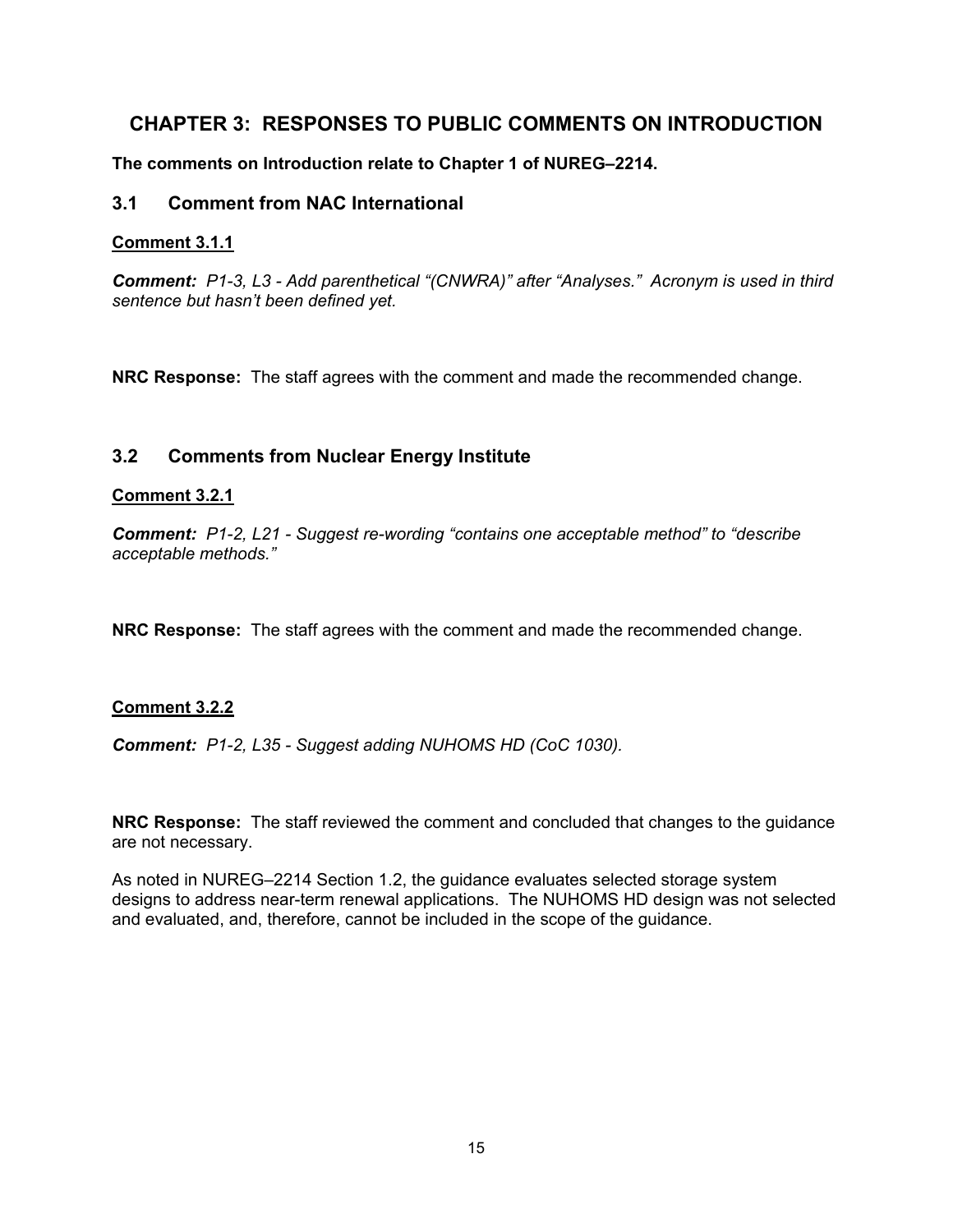# CHAPTER 3: RESPONSES TO PUBLIC COMMENTS ON INTRODUCTION

**The comments on Introduction relate to Chapter 1 of NUREG–2214.**

## 3.1 Comment from NAC International

### Comment 3.1.1

***Comment:*** *P1-3, L3 - Add parenthetical "(CNWRA)" after "Analyses." Acronym is used in third sentence but hasn't been defined yet.*

**NRC Response:** The staff agrees with the comment and made the recommended change.

## 3.2 Comments from Nuclear Energy Institute

### Comment 3.2.1

***Comment:*** *P1-2, L21 - Suggest re-wording "contains one acceptable method" to "describe acceptable methods."*

**NRC Response:** The staff agrees with the comment and made the recommended change.

### Comment 3.2.2

***Comment:*** *P1-2, L35 - Suggest adding NUHOMS HD (CoC 1030).*

**NRC Response:** The staff reviewed the comment and concluded that changes to the guidance are not necessary.

As noted in NUREG–2214 Section 1.2, the guidance evaluates selected storage system designs to address near-term renewal applications. The NUHOMS HD design was not selected and evaluated, and, therefore, cannot be included in the scope of the guidance.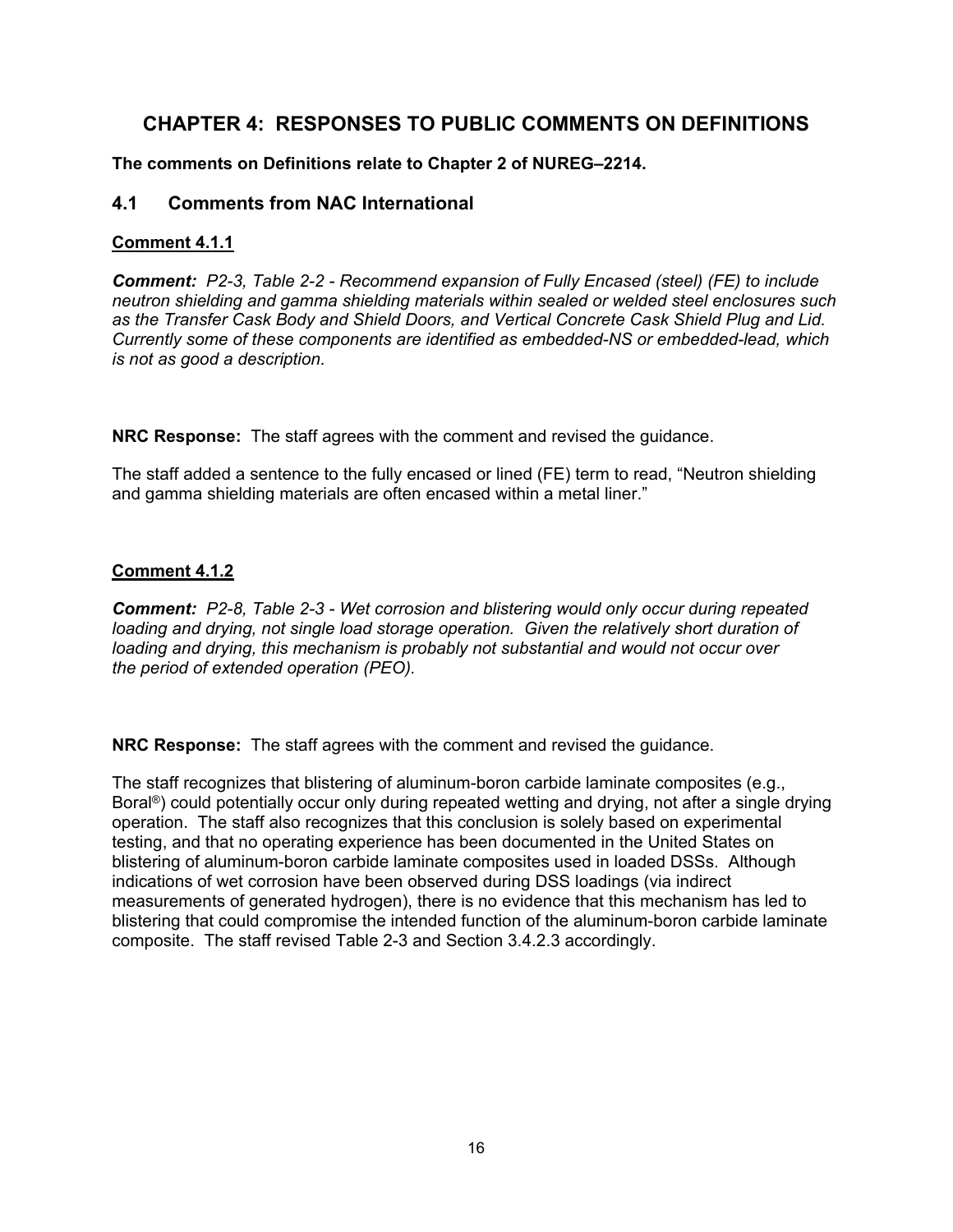# CHAPTER 4: RESPONSES TO PUBLIC COMMENTS ON DEFINITIONS

**The comments on Definitions relate to Chapter 2 of NUREG–2214.**

## 4.1 Comments from NAC International

### Comment 4.1.1

***Comment:*** *P2-3, Table 2-2 - Recommend expansion of Fully Encased (steel) (FE) to include neutron shielding and gamma shielding materials within sealed or welded steel enclosures such as the Transfer Cask Body and Shield Doors, and Vertical Concrete Cask Shield Plug and Lid. Currently some of these components are identified as embedded-NS or embedded-lead, which is not as good a description.*

**NRC Response:** The staff agrees with the comment and revised the guidance.

The staff added a sentence to the fully encased or lined (FE) term to read, "Neutron shielding and gamma shielding materials are often encased within a metal liner."

### Comment 4.1.2

***Comment:*** *P2-8, Table 2-3 - Wet corrosion and blistering would only occur during repeated loading and drying, not single load storage operation. Given the relatively short duration of loading and drying, this mechanism is probably not substantial and would not occur over the period of extended operation (PEO).*

**NRC Response:** The staff agrees with the comment and revised the guidance.

The staff recognizes that blistering of aluminum-boron carbide laminate composites (e.g., Boral®) could potentially occur only during repeated wetting and drying, not after a single drying operation. The staff also recognizes that this conclusion is solely based on experimental testing, and that no operating experience has been documented in the United States on blistering of aluminum-boron carbide laminate composites used in loaded DSSs. Although indications of wet corrosion have been observed during DSS loadings (via indirect measurements of generated hydrogen), there is no evidence that this mechanism has led to blistering that could compromise the intended function of the aluminum-boron carbide laminate composite. The staff revised Table 2-3 and Section 3.4.2.3 accordingly.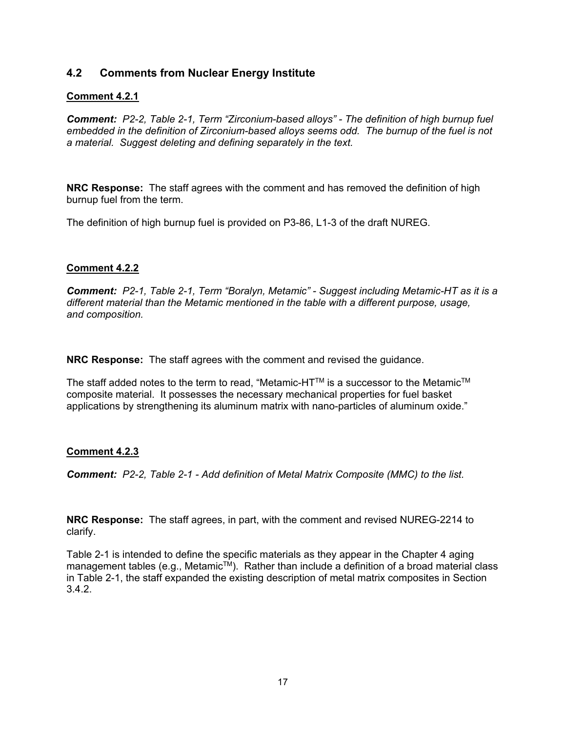## 4.2 Comments from Nuclear Energy Institute

**Comment 4.2.1**

***Comment:*** *P2-2, Table 2-1, Term "Zirconium-based alloys" - The definition of high burnup fuel embedded in the definition of Zirconium-based alloys seems odd. The burnup of the fuel is not a material. Suggest deleting and defining separately in the text.*

**NRC Response:** The staff agrees with the comment and has removed the definition of high burnup fuel from the term.

The definition of high burnup fuel is provided on P3-86, L1-3 of the draft NUREG.

**Comment 4.2.2**

***Comment:*** *P2-1, Table 2-1, Term "Boralyn, Metamic" - Suggest including Metamic-HT as it is a different material than the Metamic mentioned in the table with a different purpose, usage, and composition.*

**NRC Response:** The staff agrees with the comment and revised the guidance.

The staff added notes to the term to read, "Metamic-HT™ is a successor to the Metamic™ composite material. It possesses the necessary mechanical properties for fuel basket applications by strengthening its aluminum matrix with nano-particles of aluminum oxide."

**Comment 4.2.3**

***Comment:*** *P2-2, Table 2-1 - Add definition of Metal Matrix Composite (MMC) to the list.*

**NRC Response:** The staff agrees, in part, with the comment and revised NUREG-2214 to clarify.

Table 2-1 is intended to define the specific materials as they appear in the Chapter 4 aging management tables (e.g., Metamic™). Rather than include a definition of a broad material class in Table 2-1, the staff expanded the existing description of metal matrix composites in Section 3.4.2.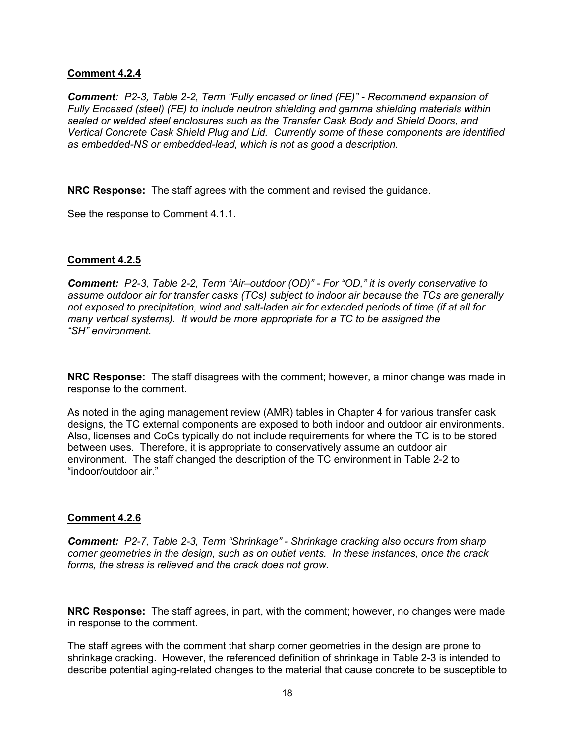**Comment 4.2.4**

***Comment:*** *P2-3, Table 2-2, Term "Fully encased or lined (FE)" - Recommend expansion of Fully Encased (steel) (FE) to include neutron shielding and gamma shielding materials within sealed or welded steel enclosures such as the Transfer Cask Body and Shield Doors, and Vertical Concrete Cask Shield Plug and Lid. Currently some of these components are identified as embedded-NS or embedded-lead, which is not as good a description.*

**NRC Response:** The staff agrees with the comment and revised the guidance.

See the response to Comment 4.1.1.

**Comment 4.2.5**

***Comment:*** *P2-3, Table 2-2, Term "Air–outdoor (OD)" - For "OD," it is overly conservative to assume outdoor air for transfer casks (TCs) subject to indoor air because the TCs are generally not exposed to precipitation, wind and salt-laden air for extended periods of time (if at all for many vertical systems). It would be more appropriate for a TC to be assigned the "SH" environment.*

**NRC Response:** The staff disagrees with the comment; however, a minor change was made in response to the comment.

As noted in the aging management review (AMR) tables in Chapter 4 for various transfer cask designs, the TC external components are exposed to both indoor and outdoor air environments. Also, licenses and CoCs typically do not include requirements for where the TC is to be stored between uses. Therefore, it is appropriate to conservatively assume an outdoor air environment. The staff changed the description of the TC environment in Table 2-2 to "indoor/outdoor air."

**Comment 4.2.6**

***Comment:*** *P2-7, Table 2-3, Term "Shrinkage" - Shrinkage cracking also occurs from sharp corner geometries in the design, such as on outlet vents. In these instances, once the crack forms, the stress is relieved and the crack does not grow.*

**NRC Response:** The staff agrees, in part, with the comment; however, no changes were made in response to the comment.

The staff agrees with the comment that sharp corner geometries in the design are prone to shrinkage cracking. However, the referenced definition of shrinkage in Table 2-3 is intended to describe potential aging-related changes to the material that cause concrete to be susceptible to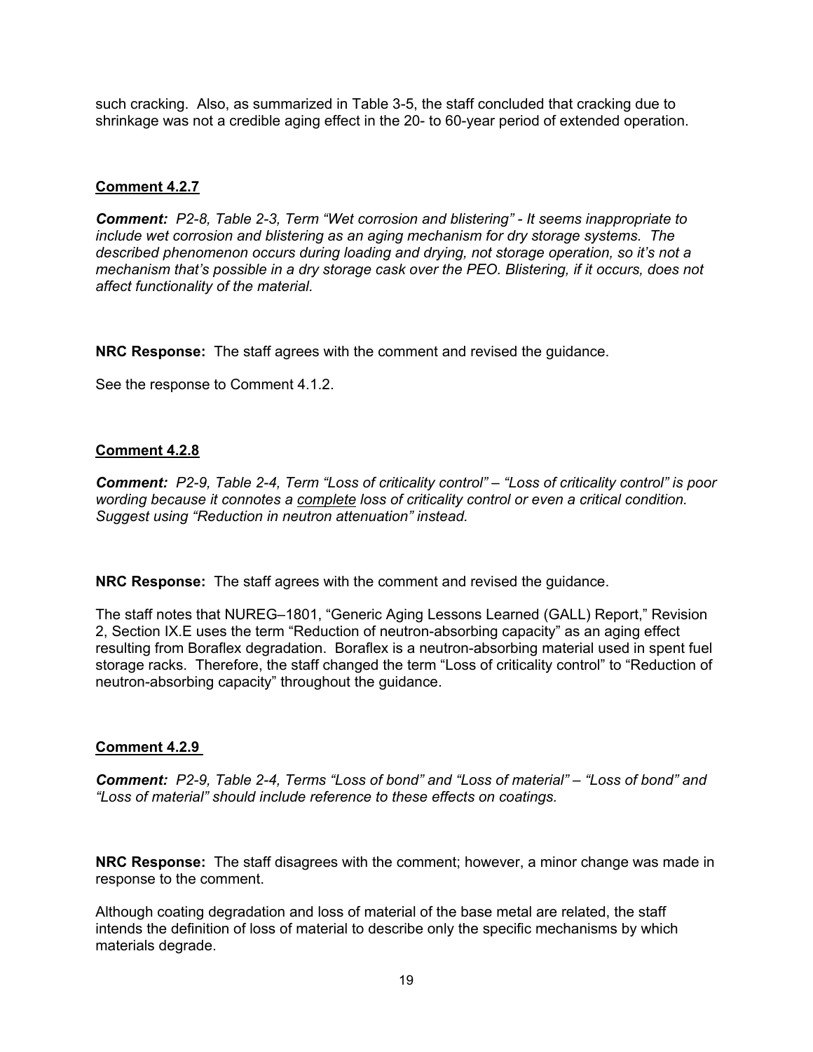such cracking. Also, as summarized in Table 3-5, the staff concluded that cracking due to shrinkage was not a credible aging effect in the 20- to 60-year period of extended operation.

**Comment 4.2.7**

***Comment:*** *P2-8, Table 2-3, Term "Wet corrosion and blistering" - It seems inappropriate to include wet corrosion and blistering as an aging mechanism for dry storage systems. The described phenomenon occurs during loading and drying, not storage operation, so it's not a mechanism that's possible in a dry storage cask over the PEO. Blistering, if it occurs, does not affect functionality of the material.*

**NRC Response:** The staff agrees with the comment and revised the guidance.

See the response to Comment 4.1.2.

**Comment 4.2.8**

***Comment:*** *P2-9, Table 2-4, Term "Loss of criticality control" – "Loss of criticality control" is poor wording because it connotes a complete loss of criticality control or even a critical condition. Suggest using "Reduction in neutron attenuation" instead.*

**NRC Response:** The staff agrees with the comment and revised the guidance.

The staff notes that NUREG–1801, "Generic Aging Lessons Learned (GALL) Report," Revision 2, Section IX.E uses the term "Reduction of neutron-absorbing capacity" as an aging effect resulting from Boraflex degradation. Boraflex is a neutron-absorbing material used in spent fuel storage racks. Therefore, the staff changed the term "Loss of criticality control" to "Reduction of neutron-absorbing capacity" throughout the guidance.

**Comment 4.2.9**

***Comment:*** *P2-9, Table 2-4, Terms "Loss of bond" and "Loss of material" – "Loss of bond" and "Loss of material" should include reference to these effects on coatings.*

**NRC Response:** The staff disagrees with the comment; however, a minor change was made in response to the comment.

Although coating degradation and loss of material of the base metal are related, the staff intends the definition of loss of material to describe only the specific mechanisms by which materials degrade.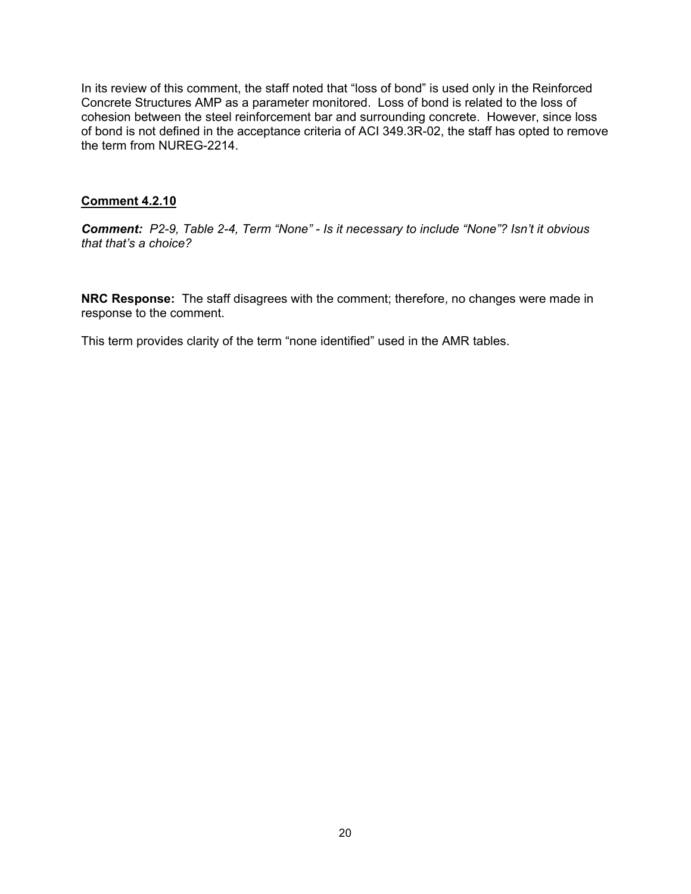In its review of this comment, the staff noted that "loss of bond" is used only in the Reinforced Concrete Structures AMP as a parameter monitored. Loss of bond is related to the loss of cohesion between the steel reinforcement bar and surrounding concrete. However, since loss of bond is not defined in the acceptance criteria of ACI 349.3R-02, the staff has opted to remove the term from NUREG-2214.

**Comment 4.2.10**

***Comment:*** *P2-9, Table 2-4, Term "None" - Is it necessary to include "None"? Isn't it obvious that that's a choice?*

**NRC Response:** The staff disagrees with the comment; therefore, no changes were made in response to the comment.

This term provides clarity of the term "none identified" used in the AMR tables.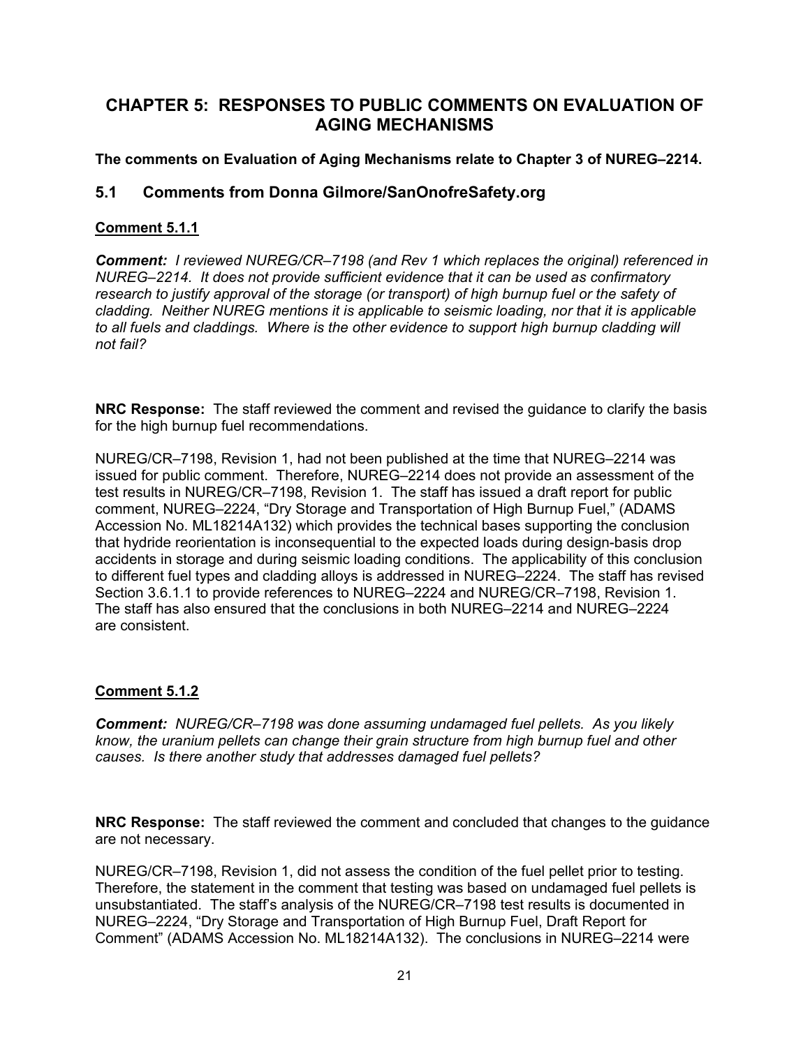# CHAPTER 5: RESPONSES TO PUBLIC COMMENTS ON EVALUATION OF AGING MECHANISMS

**The comments on Evaluation of Aging Mechanisms relate to Chapter 3 of NUREG–2214.**

## 5.1 Comments from Donna Gilmore/SanOnofreSafety.org

### Comment 5.1.1

***Comment:*** *I reviewed NUREG/CR–7198 (and Rev 1 which replaces the original) referenced in NUREG–2214. It does not provide sufficient evidence that it can be used as confirmatory research to justify approval of the storage (or transport) of high burnup fuel or the safety of cladding. Neither NUREG mentions it is applicable to seismic loading, nor that it is applicable to all fuels and claddings. Where is the other evidence to support high burnup cladding will not fail?*

**NRC Response:** The staff reviewed the comment and revised the guidance to clarify the basis for the high burnup fuel recommendations.

NUREG/CR–7198, Revision 1, had not been published at the time that NUREG–2214 was issued for public comment. Therefore, NUREG–2214 does not provide an assessment of the test results in NUREG/CR–7198, Revision 1. The staff has issued a draft report for public comment, NUREG–2224, "Dry Storage and Transportation of High Burnup Fuel," (ADAMS Accession No. ML18214A132) which provides the technical bases supporting the conclusion that hydride reorientation is inconsequential to the expected loads during design-basis drop accidents in storage and during seismic loading conditions. The applicability of this conclusion to different fuel types and cladding alloys is addressed in NUREG–2224. The staff has revised Section 3.6.1.1 to provide references to NUREG–2224 and NUREG/CR–7198, Revision 1. The staff has also ensured that the conclusions in both NUREG–2214 and NUREG–2224 are consistent.

### Comment 5.1.2

***Comment:*** *NUREG/CR–7198 was done assuming undamaged fuel pellets. As you likely know, the uranium pellets can change their grain structure from high burnup fuel and other causes. Is there another study that addresses damaged fuel pellets?*

**NRC Response:** The staff reviewed the comment and concluded that changes to the guidance are not necessary.

NUREG/CR–7198, Revision 1, did not assess the condition of the fuel pellet prior to testing. Therefore, the statement in the comment that testing was based on undamaged fuel pellets is unsubstantiated. The staff's analysis of the NUREG/CR–7198 test results is documented in NUREG–2224, "Dry Storage and Transportation of High Burnup Fuel, Draft Report for Comment" (ADAMS Accession No. ML18214A132). The conclusions in NUREG–2214 were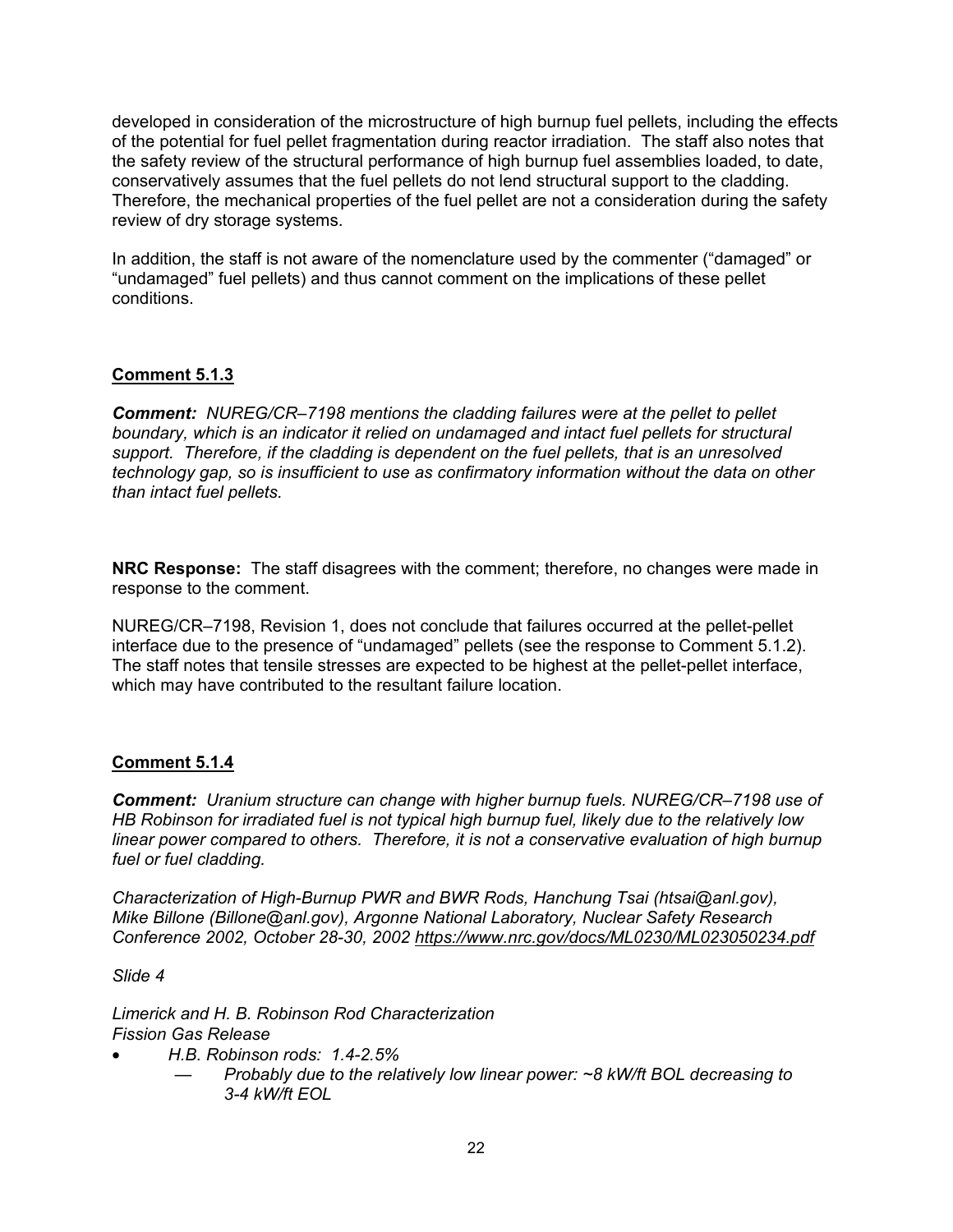developed in consideration of the microstructure of high burnup fuel pellets, including the effects of the potential for fuel pellet fragmentation during reactor irradiation. The staff also notes that the safety review of the structural performance of high burnup fuel assemblies loaded, to date, conservatively assumes that the fuel pellets do not lend structural support to the cladding. Therefore, the mechanical properties of the fuel pellet are not a consideration during the safety review of dry storage systems.

In addition, the staff is not aware of the nomenclature used by the commenter ("damaged" or "undamaged" fuel pellets) and thus cannot comment on the implications of these pellet conditions.

## Comment 5.1.3

***Comment:*** *NUREG/CR–7198 mentions the cladding failures were at the pellet to pellet boundary, which is an indicator it relied on undamaged and intact fuel pellets for structural support. Therefore, if the cladding is dependent on the fuel pellets, that is an unresolved technology gap, so is insufficient to use as confirmatory information without the data on other than intact fuel pellets.*

**NRC Response:** The staff disagrees with the comment; therefore, no changes were made in response to the comment.

NUREG/CR–7198, Revision 1, does not conclude that failures occurred at the pellet-pellet interface due to the presence of "undamaged" pellets (see the response to Comment 5.1.2). The staff notes that tensile stresses are expected to be highest at the pellet-pellet interface, which may have contributed to the resultant failure location.

## Comment 5.1.4

***Comment:*** *Uranium structure can change with higher burnup fuels. NUREG/CR–7198 use of HB Robinson for irradiated fuel is not typical high burnup fuel, likely due to the relatively low linear power compared to others. Therefore, it is not a conservative evaluation of high burnup fuel or fuel cladding.*

*Characterization of High-Burnup PWR and BWR Rods, Hanchung Tsai (htsai@anl.gov), Mike Billone (Billone@anl.gov), Argonne National Laboratory, Nuclear Safety Research Conference 2002, October 28-30, 2002 https://www.nrc.gov/docs/ML0230/ML023050234.pdf*

*Slide 4*

*Limerick and H. B. Robinson Rod Characterization*
*Fission Gas Release*

- *H.B. Robinson rods: 1.4-2.5%*
  - *Probably due to the relatively low linear power: ~8 kW/ft BOL decreasing to 3-4 kW/ft EOL*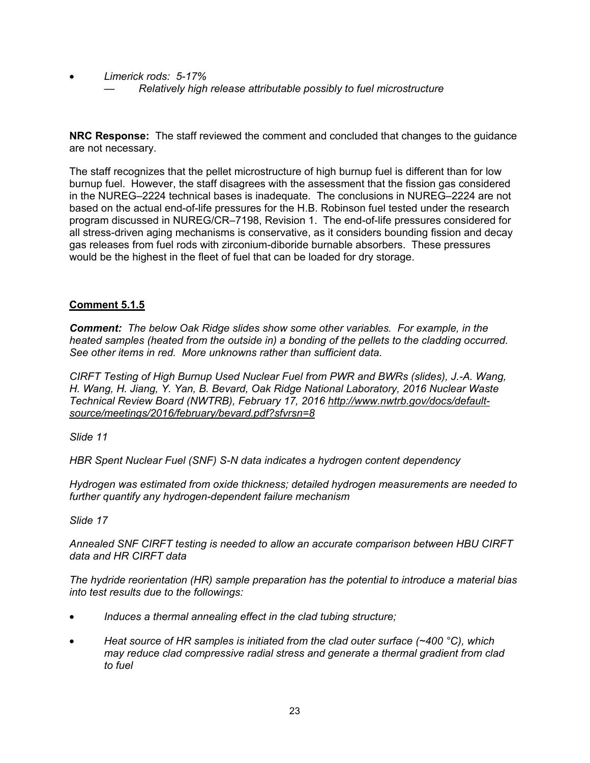- *Limerick rods: 5-17%*
    - — *Relatively high release attributable possibly to fuel microstructure*

**NRC Response:** The staff reviewed the comment and concluded that changes to the guidance are not necessary.

The staff recognizes that the pellet microstructure of high burnup fuel is different than for low burnup fuel. However, the staff disagrees with the assessment that the fission gas considered in the NUREG–2224 technical bases is inadequate. The conclusions in NUREG–2224 are not based on the actual end-of-life pressures for the H.B. Robinson fuel tested under the research program discussed in NUREG/CR–7198, Revision 1. The end-of-life pressures considered for all stress-driven aging mechanisms is conservative, as it considers bounding fission and decay gas releases from fuel rods with zirconium-diboride burnable absorbers. These pressures would be the highest in the fleet of fuel that can be loaded for dry storage.

**Comment 5.1.5**

***Comment:*** *The below Oak Ridge slides show some other variables. For example, in the heated samples (heated from the outside in) a bonding of the pellets to the cladding occurred. See other items in red. More unknowns rather than sufficient data.*

*CIRFT Testing of High Burnup Used Nuclear Fuel from PWR and BWRs (slides), J.-A. Wang, H. Wang, H. Jiang, Y. Yan, B. Bevard, Oak Ridge National Laboratory, 2016 Nuclear Waste Technical Review Board (NWTRB), February 17, 2016 http://www.nwtrb.gov/docs/default-source/meetings/2016/february/bevard.pdf?sfvrsn=8*

*Slide 11*

*HBR Spent Nuclear Fuel (SNF) S-N data indicates a hydrogen content dependency*

*Hydrogen was estimated from oxide thickness; detailed hydrogen measurements are needed to further quantify any hydrogen-dependent failure mechanism*

*Slide 17*

*Annealed SNF CIRFT testing is needed to allow an accurate comparison between HBU CIRFT data and HR CIRFT data*

*The hydride reorientation (HR) sample preparation has the potential to introduce a material bias into test results due to the followings:*

- *Induces a thermal annealing effect in the clad tubing structure;*
- *Heat source of HR samples is initiated from the clad outer surface (~400 °C), which may reduce clad compressive radial stress and generate a thermal gradient from clad to fuel*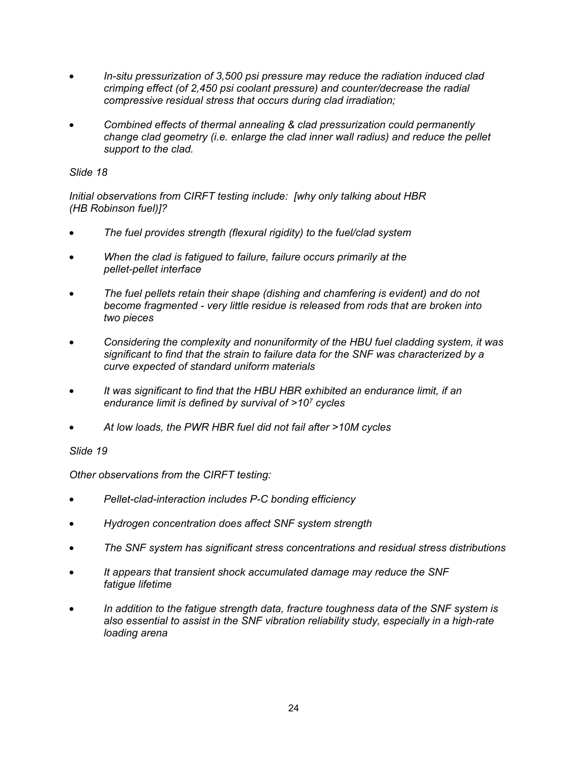- *In-situ pressurization of 3,500 psi pressure may reduce the radiation induced clad crimping effect (of 2,450 psi coolant pressure) and counter/decrease the radial compressive residual stress that occurs during clad irradiation;*

- *Combined effects of thermal annealing & clad pressurization could permanently change clad geometry (i.e. enlarge the clad inner wall radius) and reduce the pellet support to the clad.*

*Slide 18*

*Initial observations from CIRFT testing include: [why only talking about HBR (HB Robinson fuel)]?*

- *The fuel provides strength (flexural rigidity) to the fuel/clad system*

- *When the clad is fatigued to failure, failure occurs primarily at the pellet-pellet interface*

- *The fuel pellets retain their shape (dishing and chamfering is evident) and do not become fragmented - very little residue is released from rods that are broken into two pieces*

- *Considering the complexity and nonuniformity of the HBU fuel cladding system, it was significant to find that the strain to failure data for the SNF was characterized by a curve expected of standard uniform materials*

- *It was significant to find that the HBU HBR exhibited an endurance limit, if an endurance limit is defined by survival of >$10^7$ cycles*

- *At low loads, the PWR HBR fuel did not fail after >10M cycles*

*Slide 19*

*Other observations from the CIRFT testing:*

- *Pellet-clad-interaction includes P-C bonding efficiency*

- *Hydrogen concentration does affect SNF system strength*

- *The SNF system has significant stress concentrations and residual stress distributions*

- *It appears that transient shock accumulated damage may reduce the SNF fatigue lifetime*

- *In addition to the fatigue strength data, fracture toughness data of the SNF system is also essential to assist in the SNF vibration reliability study, especially in a high-rate loading arena*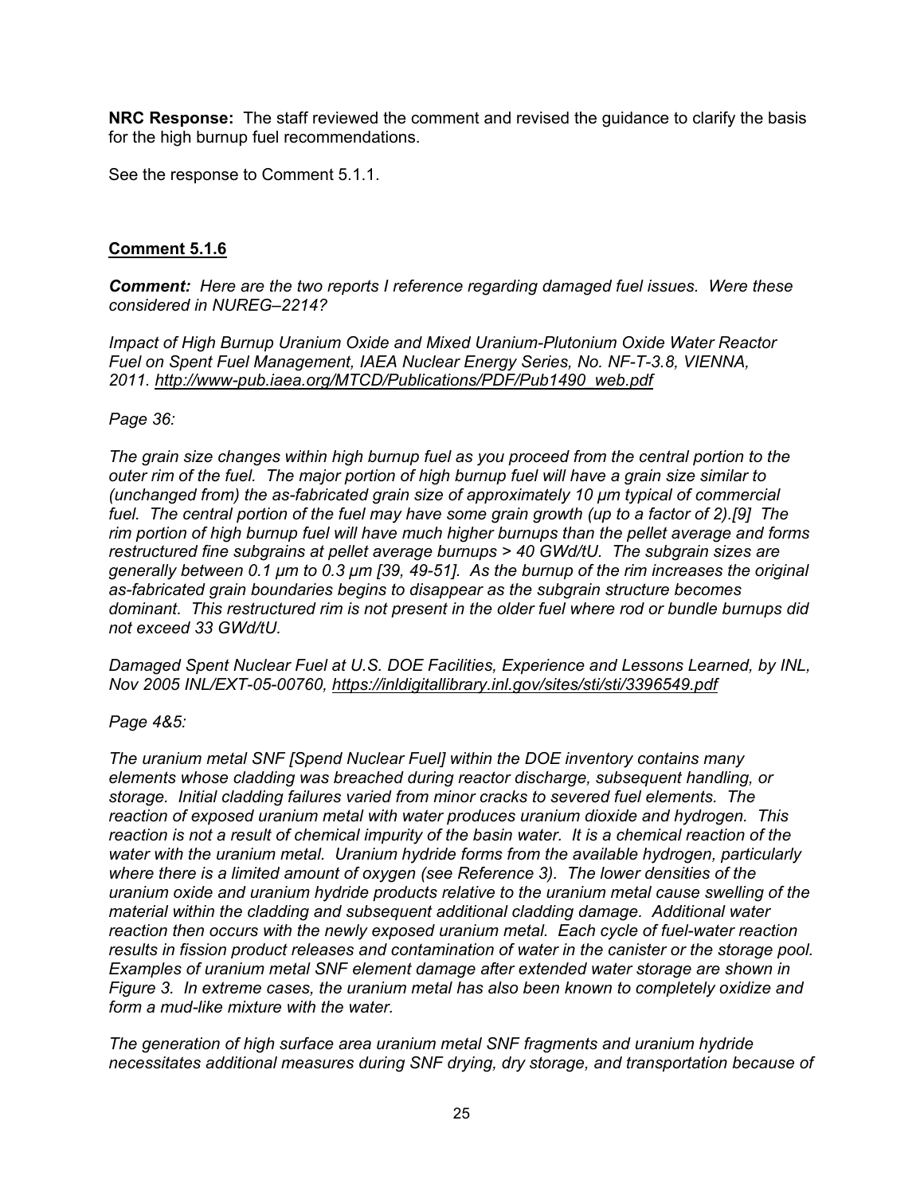**NRC Response:** The staff reviewed the comment and revised the guidance to clarify the basis for the high burnup fuel recommendations.

See the response to Comment 5.1.1.

## Comment 5.1.6

***Comment:*** *Here are the two reports I reference regarding damaged fuel issues. Were these considered in NUREG–2214?*

*Impact of High Burnup Uranium Oxide and Mixed Uranium-Plutonium Oxide Water Reactor Fuel on Spent Fuel Management, IAEA Nuclear Energy Series, No. NF-T-3.8, VIENNA, 2011. http://www-pub.iaea.org/MTCD/Publications/PDF/Pub1490_web.pdf*

*Page 36:*

*The grain size changes within high burnup fuel as you proceed from the central portion to the outer rim of the fuel. The major portion of high burnup fuel will have a grain size similar to (unchanged from) the as-fabricated grain size of approximately 10 μm typical of commercial fuel. The central portion of the fuel may have some grain growth (up to a factor of 2).[9] The rim portion of high burnup fuel will have much higher burnups than the pellet average and forms restructured fine subgrains at pellet average burnups > 40 GWd/tU. The subgrain sizes are generally between 0.1 μm to 0.3 μm [39, 49-51]. As the burnup of the rim increases the original as-fabricated grain boundaries begins to disappear as the subgrain structure becomes dominant. This restructured rim is not present in the older fuel where rod or bundle burnups did not exceed 33 GWd/tU.*

*Damaged Spent Nuclear Fuel at U.S. DOE Facilities, Experience and Lessons Learned, by INL, Nov 2005 INL/EXT-05-00760, https://inldigitallibrary.inl.gov/sites/sti/sti/3396549.pdf*

*Page 4&5:*

*The uranium metal SNF [Spend Nuclear Fuel] within the DOE inventory contains many elements whose cladding was breached during reactor discharge, subsequent handling, or storage. Initial cladding failures varied from minor cracks to severed fuel elements. The reaction of exposed uranium metal with water produces uranium dioxide and hydrogen. This reaction is not a result of chemical impurity of the basin water. It is a chemical reaction of the water with the uranium metal. Uranium hydride forms from the available hydrogen, particularly where there is a limited amount of oxygen (see Reference 3). The lower densities of the uranium oxide and uranium hydride products relative to the uranium metal cause swelling of the material within the cladding and subsequent additional cladding damage. Additional water reaction then occurs with the newly exposed uranium metal. Each cycle of fuel-water reaction results in fission product releases and contamination of water in the canister or the storage pool. Examples of uranium metal SNF element damage after extended water storage are shown in Figure 3. In extreme cases, the uranium metal has also been known to completely oxidize and form a mud-like mixture with the water.*

*The generation of high surface area uranium metal SNF fragments and uranium hydride necessitates additional measures during SNF drying, dry storage, and transportation because of*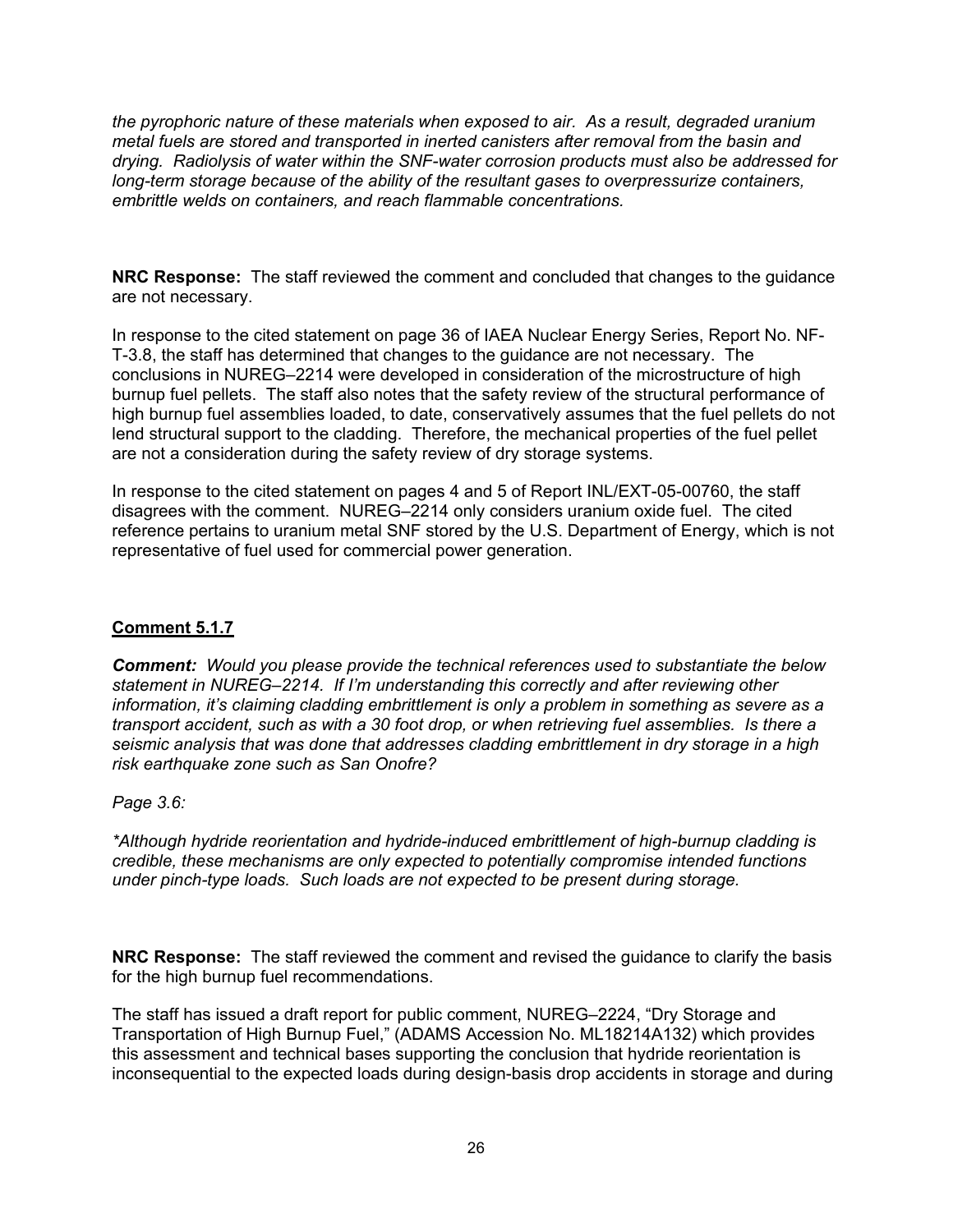*the pyrophoric nature of these materials when exposed to air. As a result, degraded uranium metal fuels are stored and transported in inerted canisters after removal from the basin and drying. Radiolysis of water within the SNF-water corrosion products must also be addressed for long-term storage because of the ability of the resultant gases to overpressurize containers, embrittle welds on containers, and reach flammable concentrations.*

**NRC Response:** The staff reviewed the comment and concluded that changes to the guidance are not necessary.

In response to the cited statement on page 36 of IAEA Nuclear Energy Series, Report No. NF-T-3.8, the staff has determined that changes to the guidance are not necessary. The conclusions in NUREG–2214 were developed in consideration of the microstructure of high burnup fuel pellets. The staff also notes that the safety review of the structural performance of high burnup fuel assemblies loaded, to date, conservatively assumes that the fuel pellets do not lend structural support to the cladding. Therefore, the mechanical properties of the fuel pellet are not a consideration during the safety review of dry storage systems.

In response to the cited statement on pages 4 and 5 of Report INL/EXT-05-00760, the staff disagrees with the comment. NUREG–2214 only considers uranium oxide fuel. The cited reference pertains to uranium metal SNF stored by the U.S. Department of Energy, which is not representative of fuel used for commercial power generation.

## Comment 5.1.7

***Comment:*** *Would you please provide the technical references used to substantiate the below statement in NUREG–2214. If I'm understanding this correctly and after reviewing other information, it's claiming cladding embrittlement is only a problem in something as severe as a transport accident, such as with a 30 foot drop, or when retrieving fuel assemblies. Is there a seismic analysis that was done that addresses cladding embrittlement in dry storage in a high risk earthquake zone such as San Onofre?*

*Page 3.6:*

*\*Although hydride reorientation and hydride-induced embrittlement of high-burnup cladding is credible, these mechanisms are only expected to potentially compromise intended functions under pinch-type loads. Such loads are not expected to be present during storage.*

**NRC Response:** The staff reviewed the comment and revised the guidance to clarify the basis for the high burnup fuel recommendations.

The staff has issued a draft report for public comment, NUREG–2224, "Dry Storage and Transportation of High Burnup Fuel," (ADAMS Accession No. ML18214A132) which provides this assessment and technical bases supporting the conclusion that hydride reorientation is inconsequential to the expected loads during design-basis drop accidents in storage and during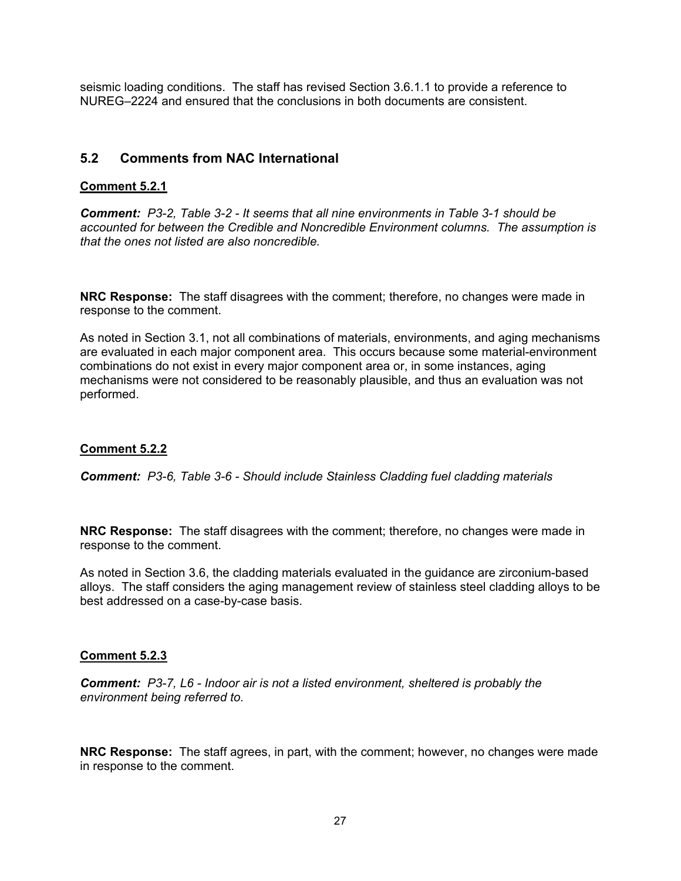seismic loading conditions. The staff has revised Section 3.6.1.1 to provide a reference to NUREG–2224 and ensured that the conclusions in both documents are consistent.

## 5.2 Comments from NAC International

### Comment 5.2.1

***Comment:*** *P3-2, Table 3-2 - It seems that all nine environments in Table 3-1 should be accounted for between the Credible and Noncredible Environment columns. The assumption is that the ones not listed are also noncredible.*

**NRC Response:** The staff disagrees with the comment; therefore, no changes were made in response to the comment.

As noted in Section 3.1, not all combinations of materials, environments, and aging mechanisms are evaluated in each major component area. This occurs because some material-environment combinations do not exist in every major component area or, in some instances, aging mechanisms were not considered to be reasonably plausible, and thus an evaluation was not performed.

### Comment 5.2.2

***Comment:*** *P3-6, Table 3-6 - Should include Stainless Cladding fuel cladding materials*

**NRC Response:** The staff disagrees with the comment; therefore, no changes were made in response to the comment.

As noted in Section 3.6, the cladding materials evaluated in the guidance are zirconium-based alloys. The staff considers the aging management review of stainless steel cladding alloys to be best addressed on a case-by-case basis.

### Comment 5.2.3

***Comment:*** *P3-7, L6 - Indoor air is not a listed environment, sheltered is probably the environment being referred to.*

**NRC Response:** The staff agrees, in part, with the comment; however, no changes were made in response to the comment.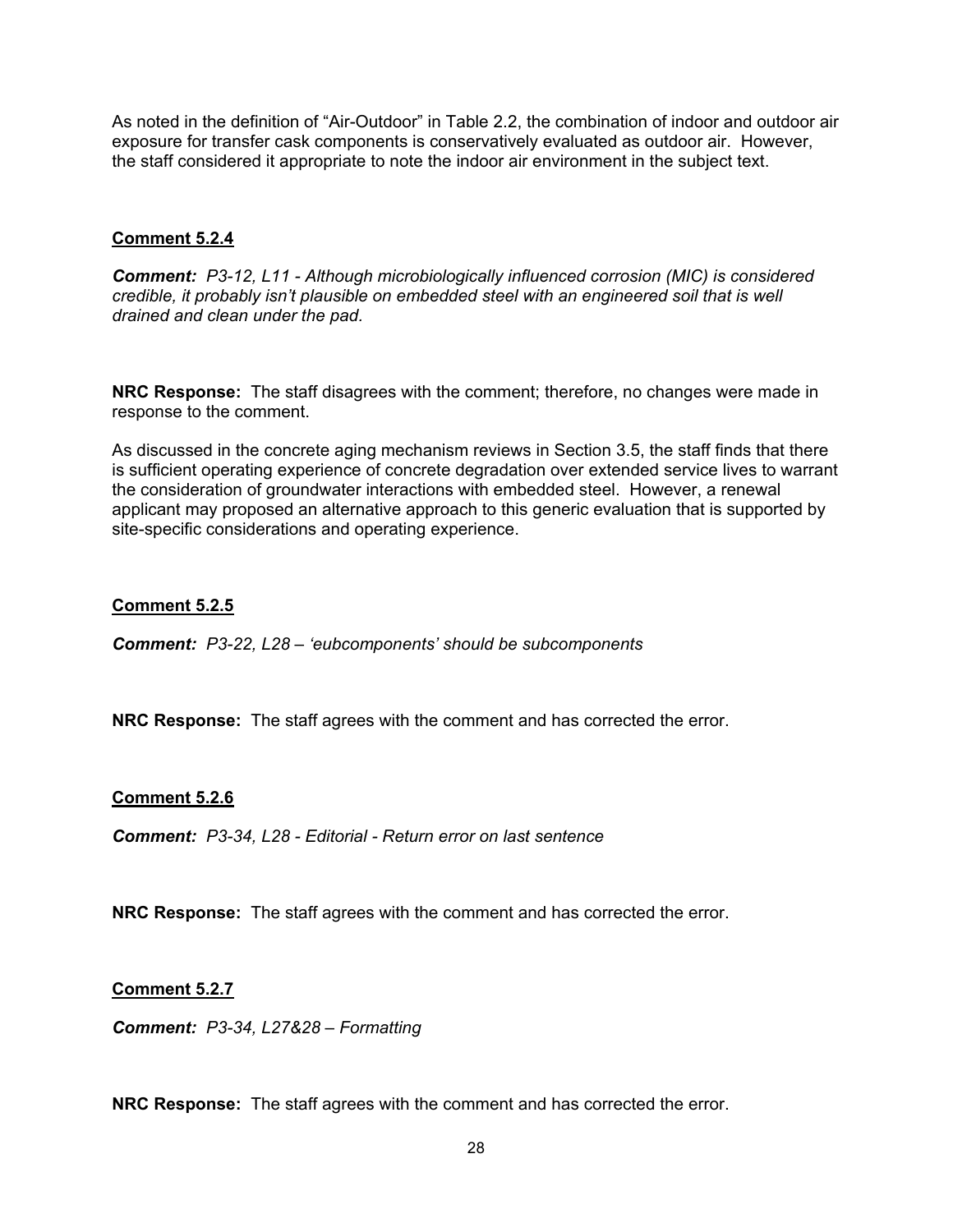As noted in the definition of "Air-Outdoor" in Table 2.2, the combination of indoor and outdoor air exposure for transfer cask components is conservatively evaluated as outdoor air. However, the staff considered it appropriate to note the indoor air environment in the subject text.

**Comment 5.2.4**

***Comment:*** *P3-12, L11 - Although microbiologically influenced corrosion (MIC) is considered credible, it probably isn't plausible on embedded steel with an engineered soil that is well drained and clean under the pad.*

**NRC Response:** The staff disagrees with the comment; therefore, no changes were made in response to the comment.

As discussed in the concrete aging mechanism reviews in Section 3.5, the staff finds that there is sufficient operating experience of concrete degradation over extended service lives to warrant the consideration of groundwater interactions with embedded steel. However, a renewal applicant may proposed an alternative approach to this generic evaluation that is supported by site-specific considerations and operating experience.

**Comment 5.2.5**

***Comment:*** *P3-22, L28 – 'eubcomponents' should be subcomponents*

**NRC Response:** The staff agrees with the comment and has corrected the error.

**Comment 5.2.6**

***Comment:*** *P3-34, L28 - Editorial - Return error on last sentence*

**NRC Response:** The staff agrees with the comment and has corrected the error.

**Comment 5.2.7**

***Comment:*** *P3-34, L27&28 – Formatting*

**NRC Response:** The staff agrees with the comment and has corrected the error.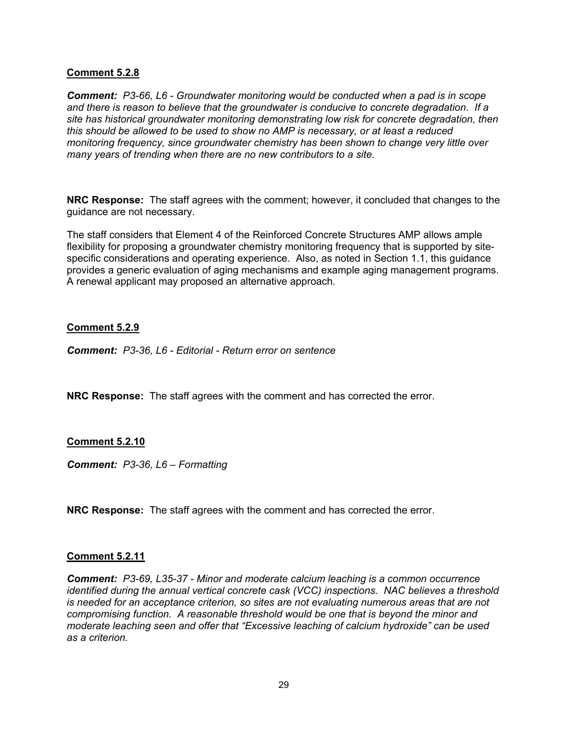**Comment 5.2.8**

***Comment:*** *P3-66, L6 - Groundwater monitoring would be conducted when a pad is in scope and there is reason to believe that the groundwater is conducive to concrete degradation. If a site has historical groundwater monitoring demonstrating low risk for concrete degradation, then this should be allowed to be used to show no AMP is necessary, or at least a reduced monitoring frequency, since groundwater chemistry has been shown to change very little over many years of trending when there are no new contributors to a site.*

**NRC Response:** The staff agrees with the comment; however, it concluded that changes to the guidance are not necessary.

The staff considers that Element 4 of the Reinforced Concrete Structures AMP allows ample flexibility for proposing a groundwater chemistry monitoring frequency that is supported by site-specific considerations and operating experience. Also, as noted in Section 1.1, this guidance provides a generic evaluation of aging mechanisms and example aging management programs. A renewal applicant may proposed an alternative approach.

**Comment 5.2.9**

***Comment:*** *P3-36, L6 - Editorial - Return error on sentence*

**NRC Response:** The staff agrees with the comment and has corrected the error.

**Comment 5.2.10**

***Comment:*** *P3-36, L6 – Formatting*

**NRC Response:** The staff agrees with the comment and has corrected the error.

**Comment 5.2.11**

***Comment:*** *P3-69, L35-37 - Minor and moderate calcium leaching is a common occurrence identified during the annual vertical concrete cask (VCC) inspections. NAC believes a threshold is needed for an acceptance criterion, so sites are not evaluating numerous areas that are not compromising function. A reasonable threshold would be one that is beyond the minor and moderate leaching seen and offer that "Excessive leaching of calcium hydroxide" can be used as a criterion.*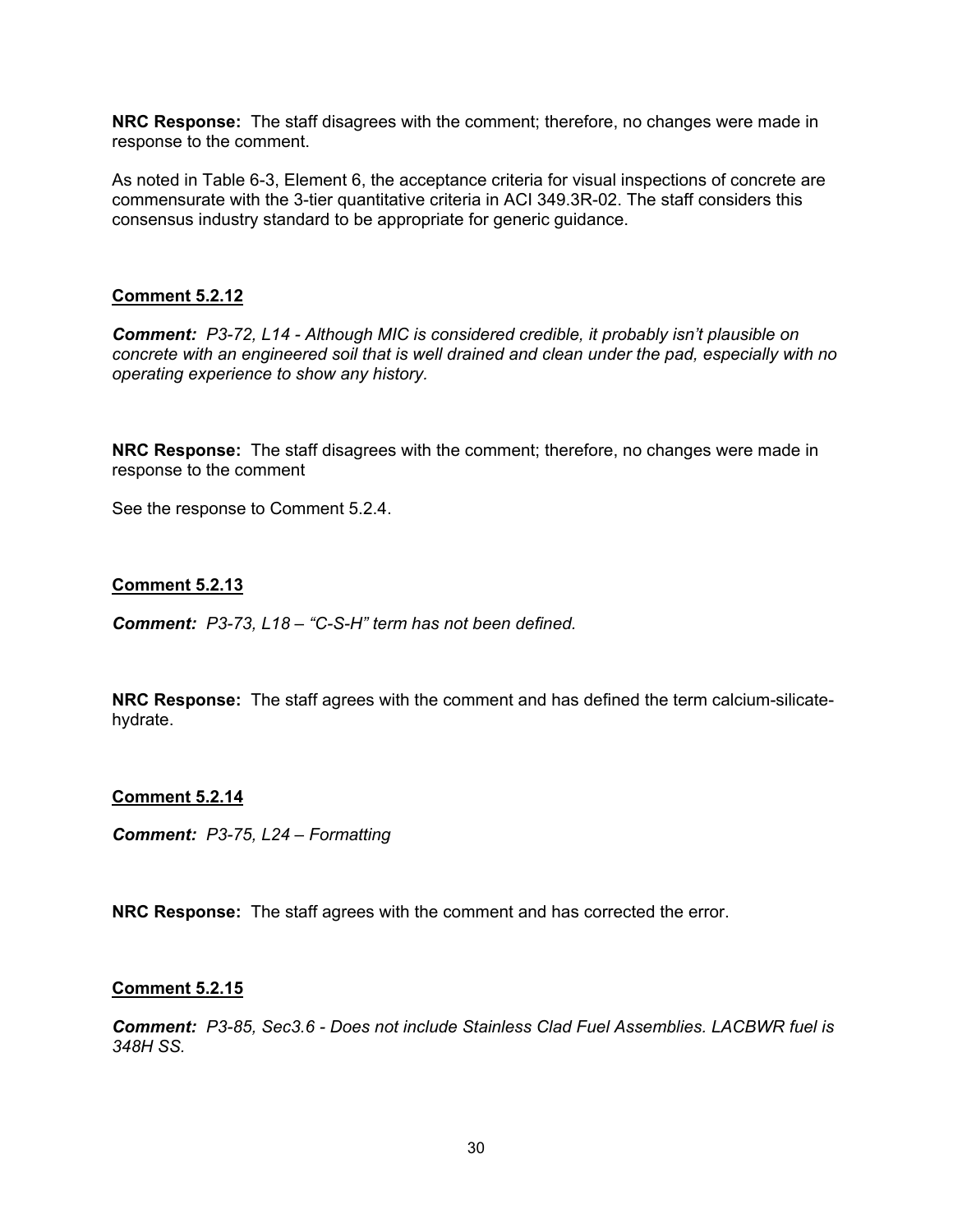**NRC Response:** The staff disagrees with the comment; therefore, no changes were made in response to the comment.

As noted in Table 6-3, Element 6, the acceptance criteria for visual inspections of concrete are commensurate with the 3-tier quantitative criteria in ACI 349.3R-02. The staff considers this consensus industry standard to be appropriate for generic guidance.

## Comment 5.2.12

***Comment:*** *P3-72, L14 - Although MIC is considered credible, it probably isn't plausible on concrete with an engineered soil that is well drained and clean under the pad, especially with no operating experience to show any history.*

**NRC Response:** The staff disagrees with the comment; therefore, no changes were made in response to the comment

See the response to Comment 5.2.4.

## Comment 5.2.13

***Comment:*** *P3-73, L18 – "C-S-H" term has not been defined.*

**NRC Response:** The staff agrees with the comment and has defined the term calcium-silicate-hydrate.

## Comment 5.2.14

***Comment:*** *P3-75, L24 – Formatting*

**NRC Response:** The staff agrees with the comment and has corrected the error.

## Comment 5.2.15

***Comment:*** *P3-85, Sec3.6 - Does not include Stainless Clad Fuel Assemblies. LACBWR fuel is 348H SS.*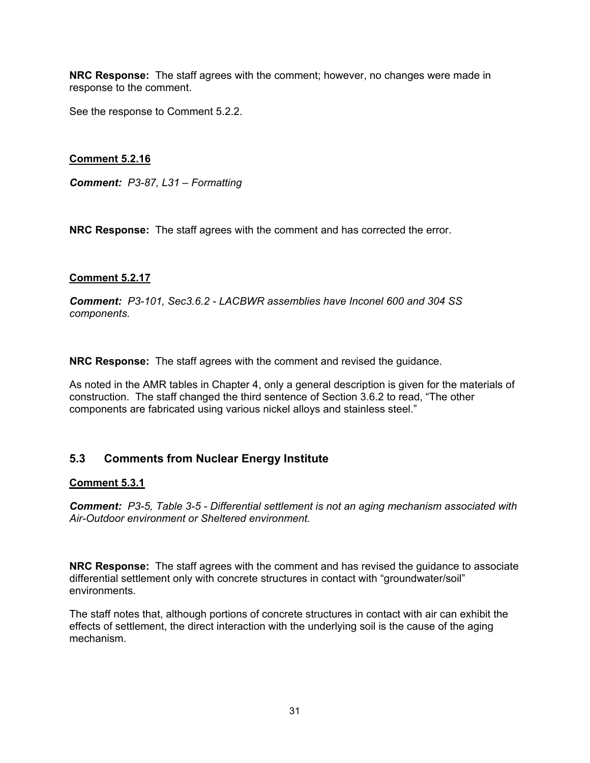**NRC Response:** The staff agrees with the comment; however, no changes were made in response to the comment.

See the response to Comment 5.2.2.

**Comment 5.2.16**

***Comment:*** *P3-87, L31 – Formatting*

**NRC Response:** The staff agrees with the comment and has corrected the error.

**Comment 5.2.17**

***Comment:*** *P3-101, Sec3.6.2 - LACBWR assemblies have Inconel 600 and 304 SS components.*

**NRC Response:** The staff agrees with the comment and revised the guidance.

As noted in the AMR tables in Chapter 4, only a general description is given for the materials of construction. The staff changed the third sentence of Section 3.6.2 to read, "The other components are fabricated using various nickel alloys and stainless steel."

## 5.3 Comments from Nuclear Energy Institute

**Comment 5.3.1**

***Comment:*** *P3-5, Table 3-5 - Differential settlement is not an aging mechanism associated with Air-Outdoor environment or Sheltered environment.*

**NRC Response:** The staff agrees with the comment and has revised the guidance to associate differential settlement only with concrete structures in contact with "groundwater/soil" environments.

The staff notes that, although portions of concrete structures in contact with air can exhibit the effects of settlement, the direct interaction with the underlying soil is the cause of the aging mechanism.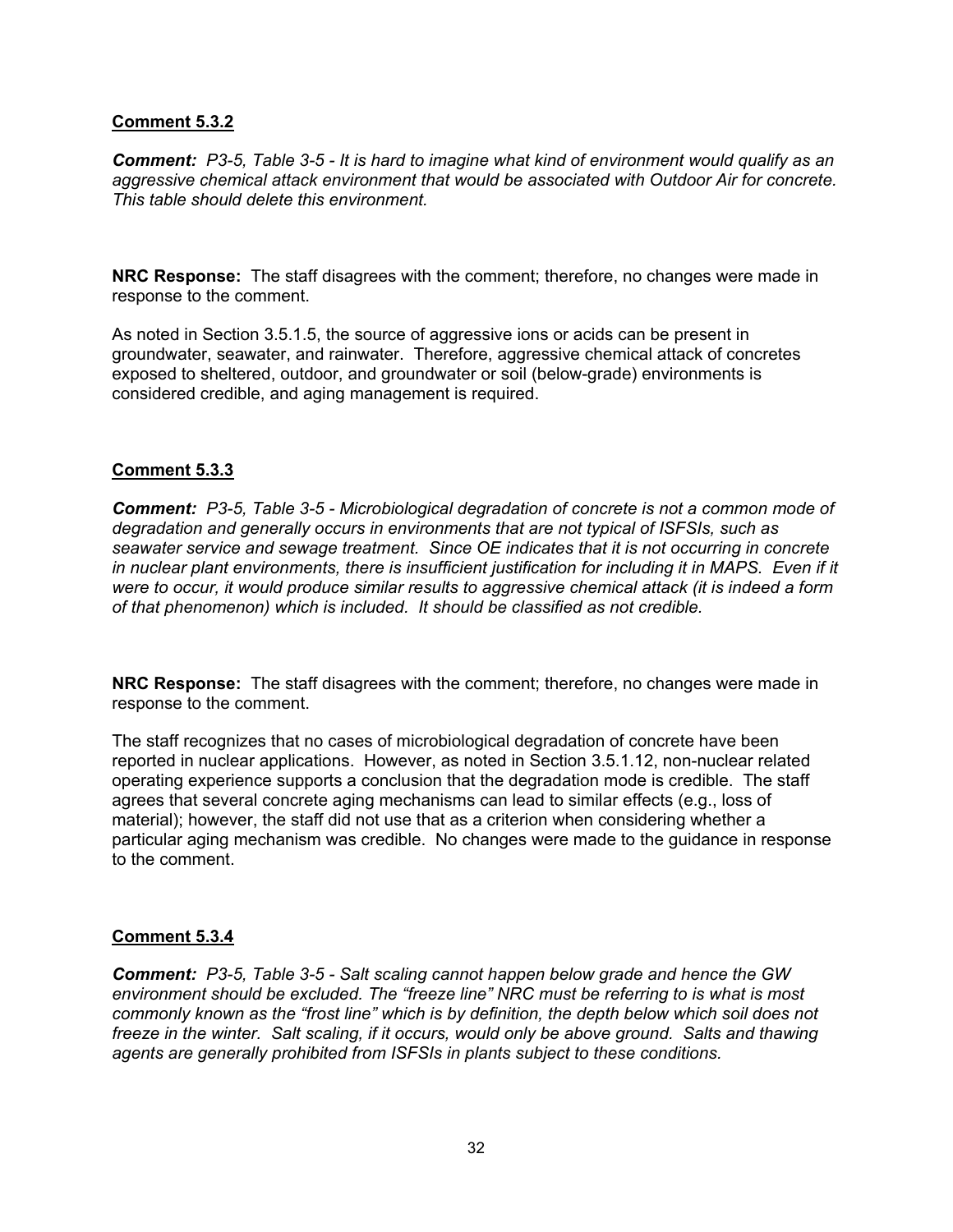**Comment 5.3.2**

***Comment:*** *P3-5, Table 3-5 - It is hard to imagine what kind of environment would qualify as an aggressive chemical attack environment that would be associated with Outdoor Air for concrete. This table should delete this environment.*

**NRC Response:** The staff disagrees with the comment; therefore, no changes were made in response to the comment.

As noted in Section 3.5.1.5, the source of aggressive ions or acids can be present in groundwater, seawater, and rainwater. Therefore, aggressive chemical attack of concretes exposed to sheltered, outdoor, and groundwater or soil (below-grade) environments is considered credible, and aging management is required.

**Comment 5.3.3**

***Comment:*** *P3-5, Table 3-5 - Microbiological degradation of concrete is not a common mode of degradation and generally occurs in environments that are not typical of ISFSIs, such as seawater service and sewage treatment. Since OE indicates that it is not occurring in concrete in nuclear plant environments, there is insufficient justification for including it in MAPS. Even if it were to occur, it would produce similar results to aggressive chemical attack (it is indeed a form of that phenomenon) which is included. It should be classified as not credible.*

**NRC Response:** The staff disagrees with the comment; therefore, no changes were made in response to the comment.

The staff recognizes that no cases of microbiological degradation of concrete have been reported in nuclear applications. However, as noted in Section 3.5.1.12, non-nuclear related operating experience supports a conclusion that the degradation mode is credible. The staff agrees that several concrete aging mechanisms can lead to similar effects (e.g., loss of material); however, the staff did not use that as a criterion when considering whether a particular aging mechanism was credible. No changes were made to the guidance in response to the comment.

**Comment 5.3.4**

***Comment:*** *P3-5, Table 3-5 - Salt scaling cannot happen below grade and hence the GW environment should be excluded. The "freeze line" NRC must be referring to is what is most commonly known as the "frost line" which is by definition, the depth below which soil does not freeze in the winter. Salt scaling, if it occurs, would only be above ground. Salts and thawing agents are generally prohibited from ISFSIs in plants subject to these conditions.*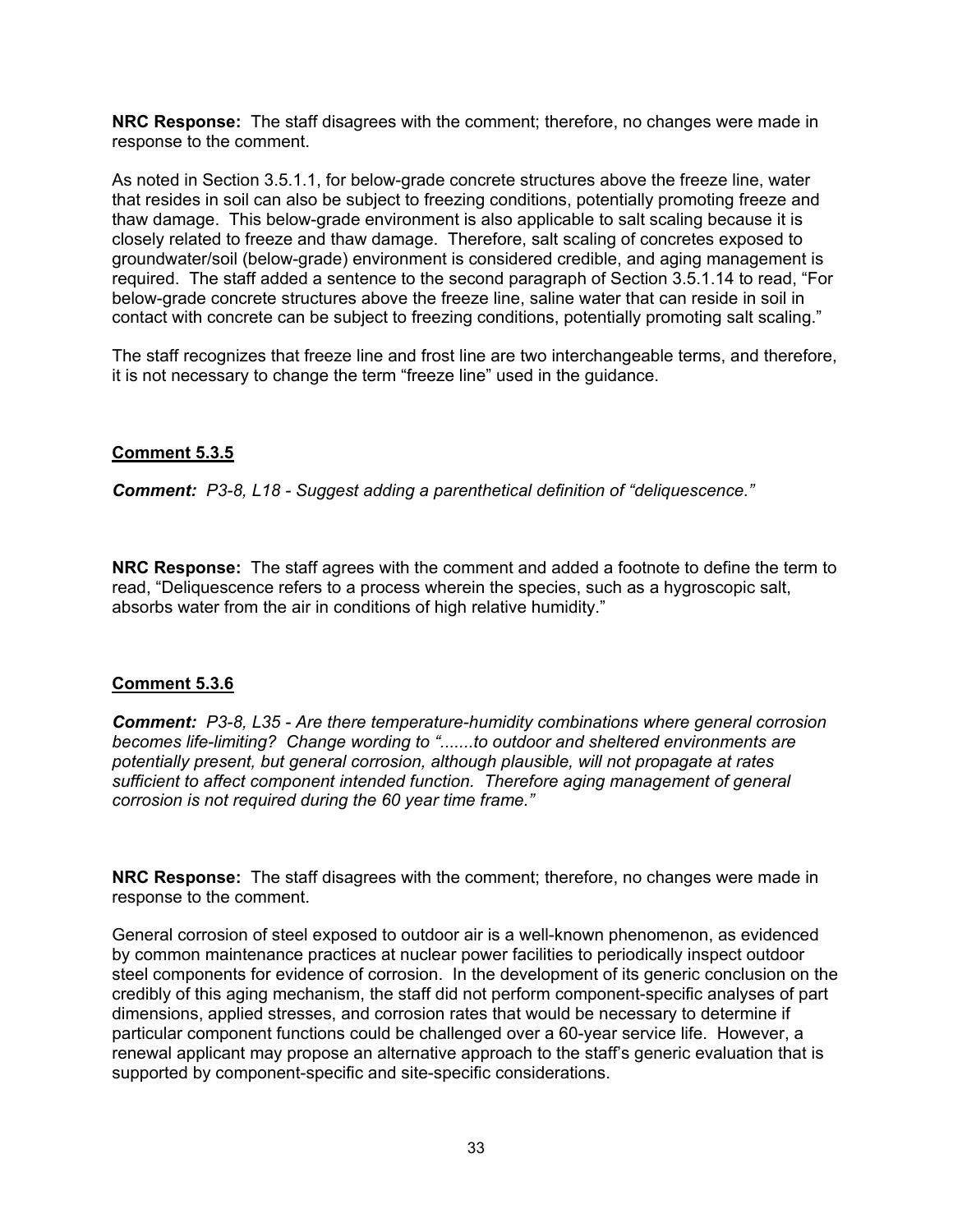**NRC Response:** The staff disagrees with the comment; therefore, no changes were made in response to the comment.

As noted in Section 3.5.1.1, for below-grade concrete structures above the freeze line, water that resides in soil can also be subject to freezing conditions, potentially promoting freeze and thaw damage. This below-grade environment is also applicable to salt scaling because it is closely related to freeze and thaw damage. Therefore, salt scaling of concretes exposed to groundwater/soil (below-grade) environment is considered credible, and aging management is required. The staff added a sentence to the second paragraph of Section 3.5.1.14 to read, "For below-grade concrete structures above the freeze line, saline water that can reside in soil in contact with concrete can be subject to freezing conditions, potentially promoting salt scaling."

The staff recognizes that freeze line and frost line are two interchangeable terms, and therefore, it is not necessary to change the term "freeze line" used in the guidance.

## Comment 5.3.5

***Comment:*** *P3-8, L18 - Suggest adding a parenthetical definition of "deliquescence."*

**NRC Response:** The staff agrees with the comment and added a footnote to define the term to read, "Deliquescence refers to a process wherein the species, such as a hygroscopic salt, absorbs water from the air in conditions of high relative humidity."

## Comment 5.3.6

***Comment:*** *P3-8, L35 - Are there temperature-humidity combinations where general corrosion becomes life-limiting? Change wording to ".......to outdoor and sheltered environments are potentially present, but general corrosion, although plausible, will not propagate at rates sufficient to affect component intended function. Therefore aging management of general corrosion is not required during the 60 year time frame."*

**NRC Response:** The staff disagrees with the comment; therefore, no changes were made in response to the comment.

General corrosion of steel exposed to outdoor air is a well-known phenomenon, as evidenced by common maintenance practices at nuclear power facilities to periodically inspect outdoor steel components for evidence of corrosion. In the development of its generic conclusion on the credibly of this aging mechanism, the staff did not perform component-specific analyses of part dimensions, applied stresses, and corrosion rates that would be necessary to determine if particular component functions could be challenged over a 60-year service life. However, a renewal applicant may propose an alternative approach to the staff's generic evaluation that is supported by component-specific and site-specific considerations.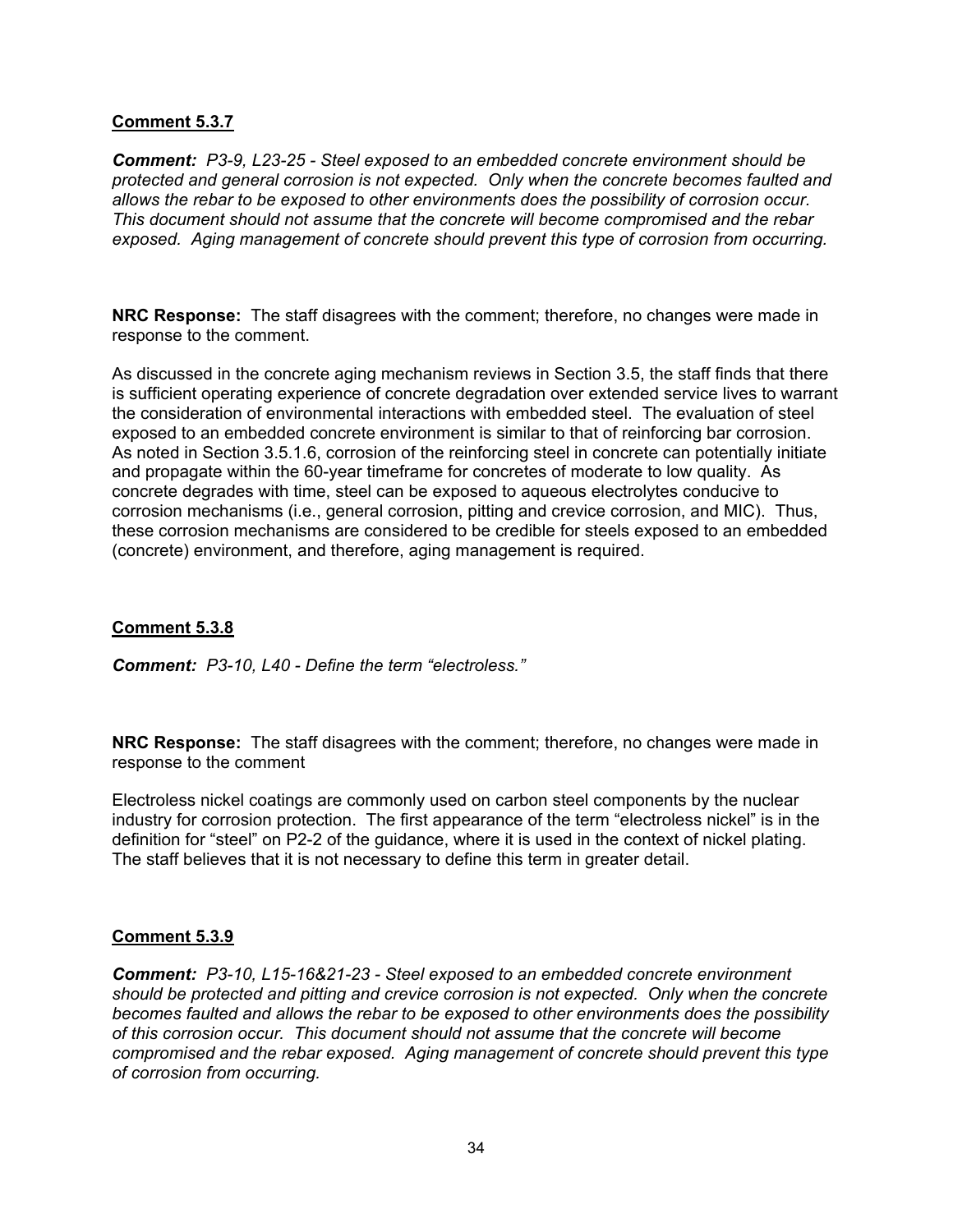**Comment 5.3.7**

***Comment:*** *P3-9, L23-25 - Steel exposed to an embedded concrete environment should be protected and general corrosion is not expected. Only when the concrete becomes faulted and allows the rebar to be exposed to other environments does the possibility of corrosion occur. This document should not assume that the concrete will become compromised and the rebar exposed. Aging management of concrete should prevent this type of corrosion from occurring.*

**NRC Response:** The staff disagrees with the comment; therefore, no changes were made in response to the comment.

As discussed in the concrete aging mechanism reviews in Section 3.5, the staff finds that there is sufficient operating experience of concrete degradation over extended service lives to warrant the consideration of environmental interactions with embedded steel. The evaluation of steel exposed to an embedded concrete environment is similar to that of reinforcing bar corrosion. As noted in Section 3.5.1.6, corrosion of the reinforcing steel in concrete can potentially initiate and propagate within the 60-year timeframe for concretes of moderate to low quality. As concrete degrades with time, steel can be exposed to aqueous electrolytes conducive to corrosion mechanisms (i.e., general corrosion, pitting and crevice corrosion, and MIC). Thus, these corrosion mechanisms are considered to be credible for steels exposed to an embedded (concrete) environment, and therefore, aging management is required.

**Comment 5.3.8**

***Comment:*** *P3-10, L40 - Define the term "electroless."*

**NRC Response:** The staff disagrees with the comment; therefore, no changes were made in response to the comment

Electroless nickel coatings are commonly used on carbon steel components by the nuclear industry for corrosion protection. The first appearance of the term "electroless nickel" is in the definition for "steel" on P2-2 of the guidance, where it is used in the context of nickel plating. The staff believes that it is not necessary to define this term in greater detail.

**Comment 5.3.9**

***Comment:*** *P3-10, L15-16&21-23 - Steel exposed to an embedded concrete environment should be protected and pitting and crevice corrosion is not expected. Only when the concrete becomes faulted and allows the rebar to be exposed to other environments does the possibility of this corrosion occur. This document should not assume that the concrete will become compromised and the rebar exposed. Aging management of concrete should prevent this type of corrosion from occurring.*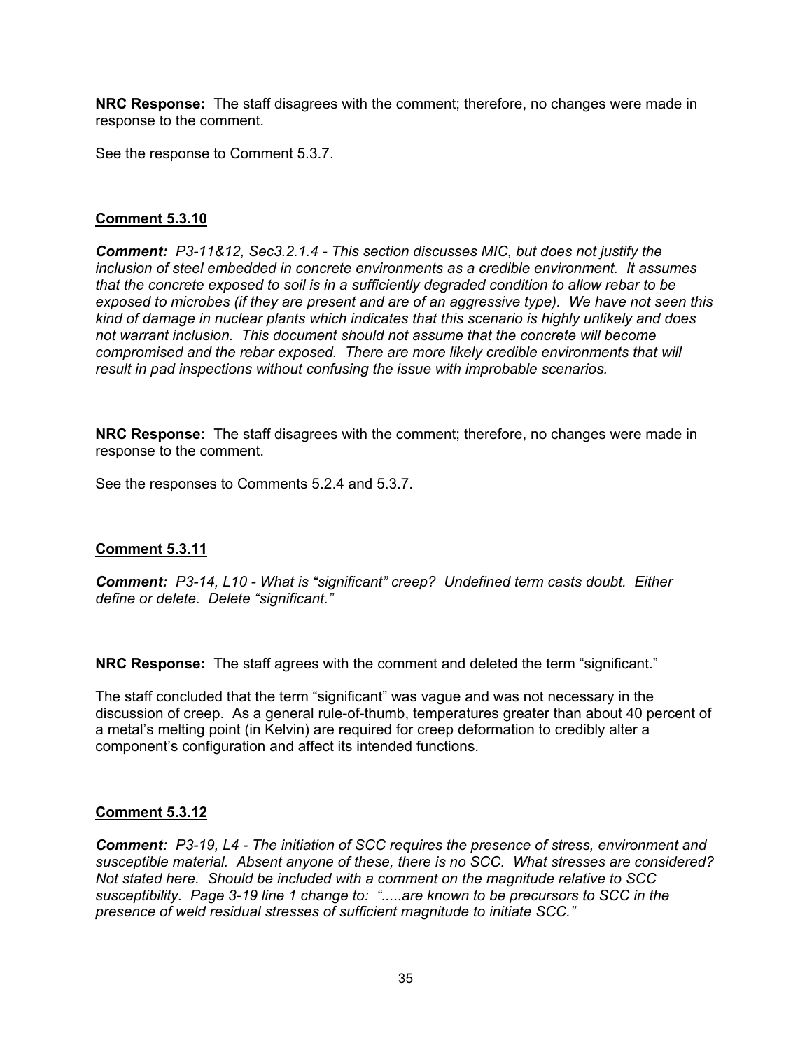**NRC Response:** The staff disagrees with the comment; therefore, no changes were made in response to the comment.

See the response to Comment 5.3.7.

**Comment 5.3.10**

***Comment:*** *P3-11&12, Sec3.2.1.4 - This section discusses MIC, but does not justify the inclusion of steel embedded in concrete environments as a credible environment. It assumes that the concrete exposed to soil is in a sufficiently degraded condition to allow rebar to be exposed to microbes (if they are present and are of an aggressive type). We have not seen this kind of damage in nuclear plants which indicates that this scenario is highly unlikely and does not warrant inclusion. This document should not assume that the concrete will become compromised and the rebar exposed. There are more likely credible environments that will result in pad inspections without confusing the issue with improbable scenarios.*

**NRC Response:** The staff disagrees with the comment; therefore, no changes were made in response to the comment.

See the responses to Comments 5.2.4 and 5.3.7.

**Comment 5.3.11**

***Comment:*** *P3-14, L10 - What is "significant" creep? Undefined term casts doubt. Either define or delete. Delete "significant."*

**NRC Response:** The staff agrees with the comment and deleted the term "significant."

The staff concluded that the term "significant" was vague and was not necessary in the discussion of creep. As a general rule-of-thumb, temperatures greater than about 40 percent of a metal's melting point (in Kelvin) are required for creep deformation to credibly alter a component's configuration and affect its intended functions.

**Comment 5.3.12**

***Comment:*** *P3-19, L4 - The initiation of SCC requires the presence of stress, environment and susceptible material. Absent anyone of these, there is no SCC. What stresses are considered? Not stated here. Should be included with a comment on the magnitude relative to SCC susceptibility. Page 3-19 line 1 change to: ".....are known to be precursors to SCC in the presence of weld residual stresses of sufficient magnitude to initiate SCC."*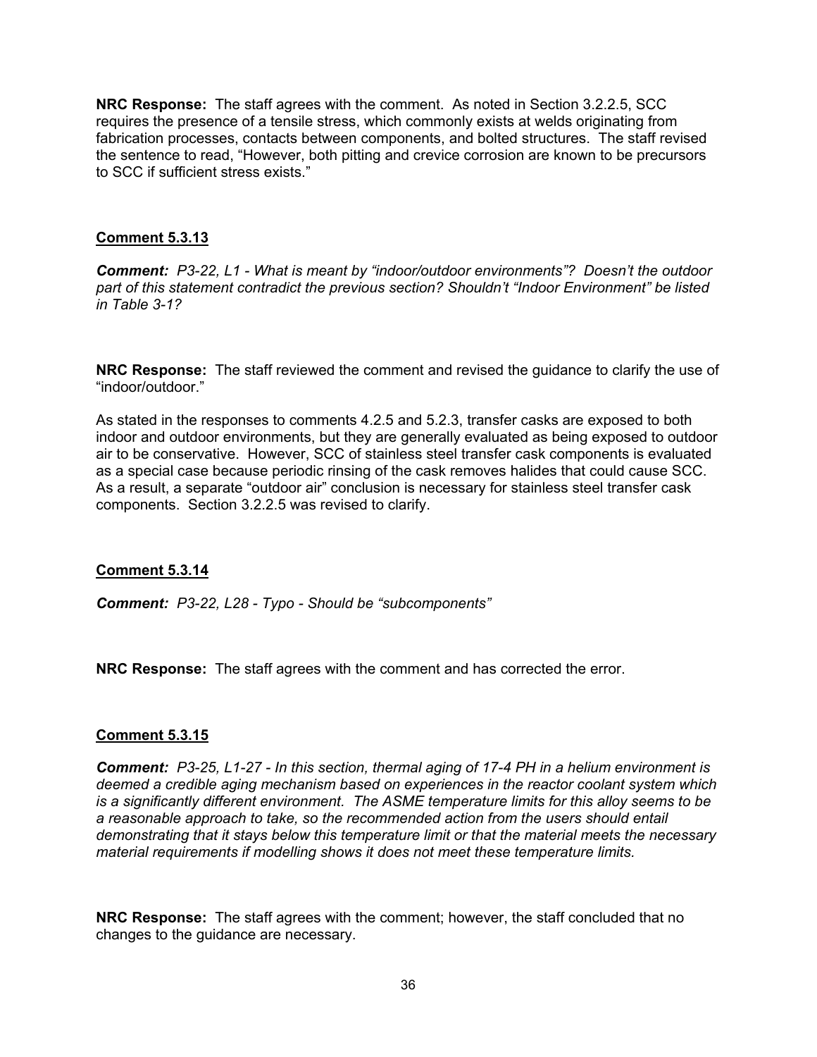**NRC Response:** The staff agrees with the comment. As noted in Section 3.2.2.5, SCC requires the presence of a tensile stress, which commonly exists at welds originating from fabrication processes, contacts between components, and bolted structures. The staff revised the sentence to read, "However, both pitting and crevice corrosion are known to be precursors to SCC if sufficient stress exists."

**Comment 5.3.13**

***Comment:*** *P3-22, L1 - What is meant by "indoor/outdoor environments"? Doesn't the outdoor part of this statement contradict the previous section? Shouldn't "Indoor Environment" be listed in Table 3-1?*

**NRC Response:** The staff reviewed the comment and revised the guidance to clarify the use of "indoor/outdoor."

As stated in the responses to comments 4.2.5 and 5.2.3, transfer casks are exposed to both indoor and outdoor environments, but they are generally evaluated as being exposed to outdoor air to be conservative. However, SCC of stainless steel transfer cask components is evaluated as a special case because periodic rinsing of the cask removes halides that could cause SCC. As a result, a separate "outdoor air" conclusion is necessary for stainless steel transfer cask components. Section 3.2.2.5 was revised to clarify.

**Comment 5.3.14**

***Comment:*** *P3-22, L28 - Typo - Should be "subcomponents"*

**NRC Response:** The staff agrees with the comment and has corrected the error.

**Comment 5.3.15**

***Comment:*** *P3-25, L1-27 - In this section, thermal aging of 17-4 PH in a helium environment is deemed a credible aging mechanism based on experiences in the reactor coolant system which is a significantly different environment. The ASME temperature limits for this alloy seems to be a reasonable approach to take, so the recommended action from the users should entail demonstrating that it stays below this temperature limit or that the material meets the necessary material requirements if modelling shows it does not meet these temperature limits.*

**NRC Response:** The staff agrees with the comment; however, the staff concluded that no changes to the guidance are necessary.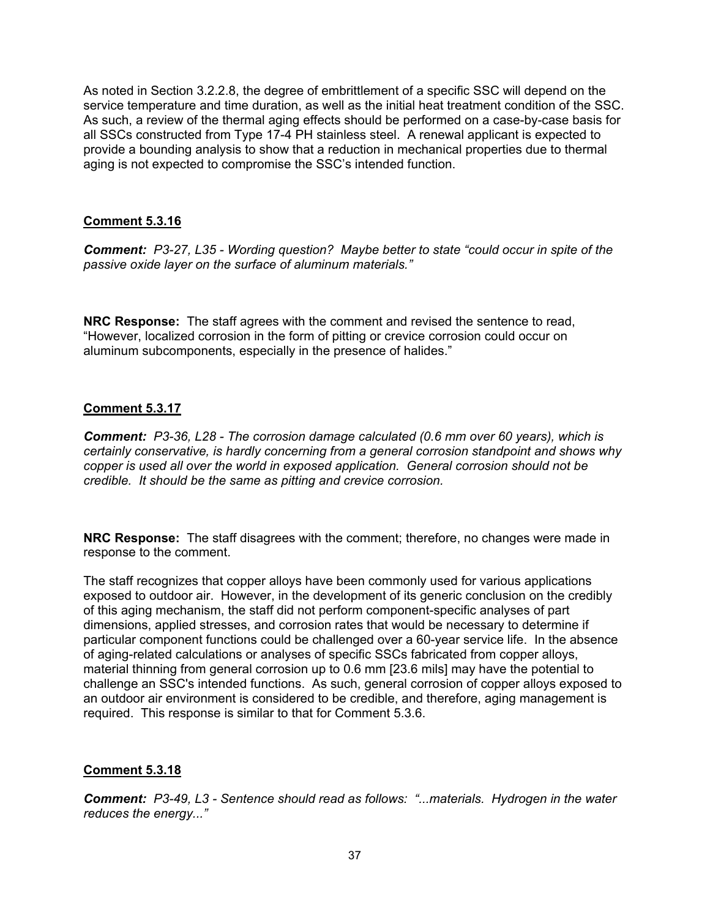As noted in Section 3.2.2.8, the degree of embrittlement of a specific SSC will depend on the service temperature and time duration, as well as the initial heat treatment condition of the SSC. As such, a review of the thermal aging effects should be performed on a case-by-case basis for all SSCs constructed from Type 17-4 PH stainless steel. A renewal applicant is expected to provide a bounding analysis to show that a reduction in mechanical properties due to thermal aging is not expected to compromise the SSC's intended function.

**Comment 5.3.16**

***Comment:*** *P3-27, L35 - Wording question? Maybe better to state "could occur in spite of the passive oxide layer on the surface of aluminum materials."*

**NRC Response:** The staff agrees with the comment and revised the sentence to read, "However, localized corrosion in the form of pitting or crevice corrosion could occur on aluminum subcomponents, especially in the presence of halides."

**Comment 5.3.17**

***Comment:*** *P3-36, L28 - The corrosion damage calculated (0.6 mm over 60 years), which is certainly conservative, is hardly concerning from a general corrosion standpoint and shows why copper is used all over the world in exposed application. General corrosion should not be credible. It should be the same as pitting and crevice corrosion.*

**NRC Response:** The staff disagrees with the comment; therefore, no changes were made in response to the comment.

The staff recognizes that copper alloys have been commonly used for various applications exposed to outdoor air. However, in the development of its generic conclusion on the credibly of this aging mechanism, the staff did not perform component-specific analyses of part dimensions, applied stresses, and corrosion rates that would be necessary to determine if particular component functions could be challenged over a 60-year service life. In the absence of aging-related calculations or analyses of specific SSCs fabricated from copper alloys, material thinning from general corrosion up to 0.6 mm [23.6 mils] may have the potential to challenge an SSC's intended functions. As such, general corrosion of copper alloys exposed to an outdoor air environment is considered to be credible, and therefore, aging management is required. This response is similar to that for Comment 5.3.6.

**Comment 5.3.18**

***Comment:*** *P3-49, L3 - Sentence should read as follows: "...materials. Hydrogen in the water reduces the energy..."*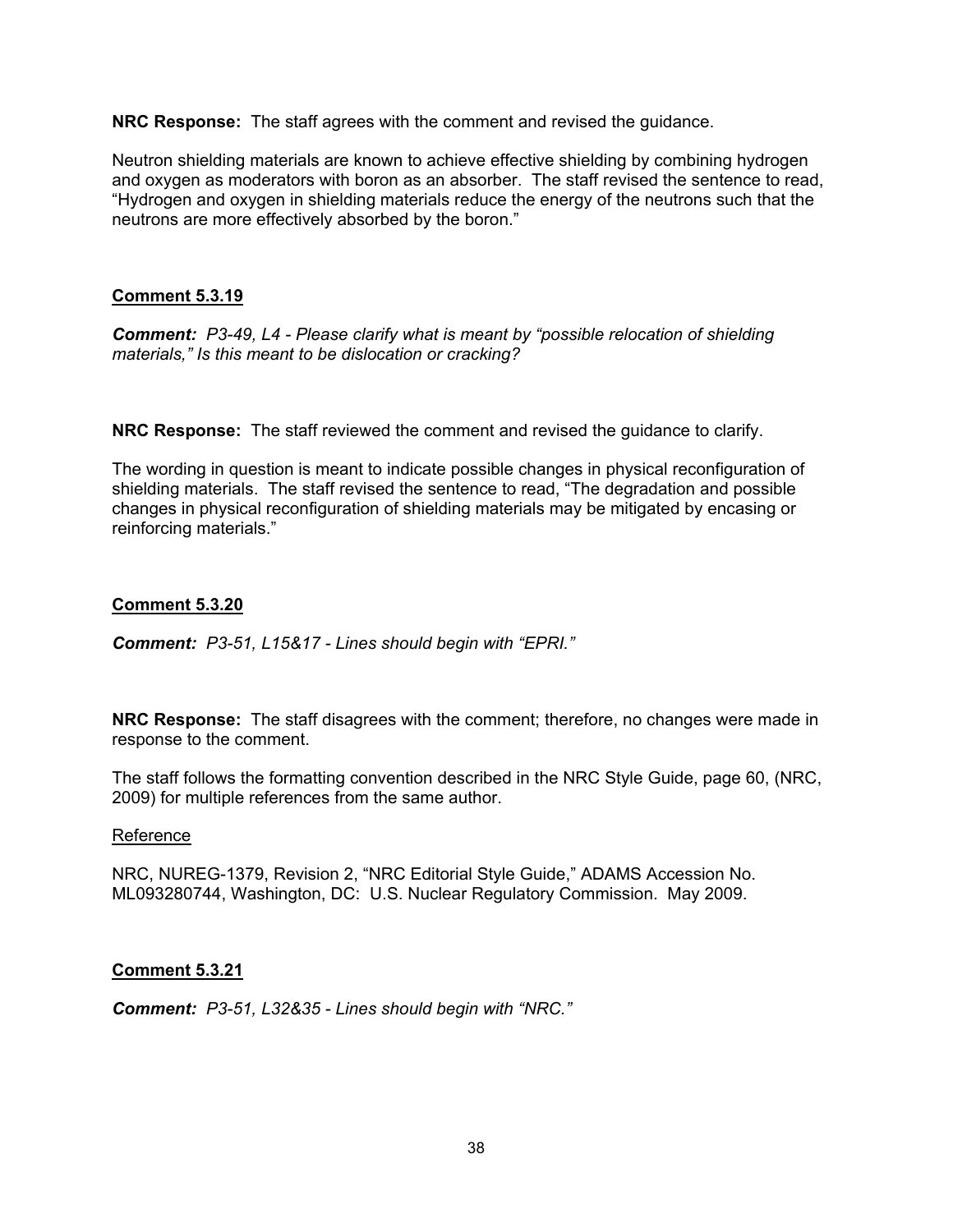**NRC Response:** The staff agrees with the comment and revised the guidance.

Neutron shielding materials are known to achieve effective shielding by combining hydrogen and oxygen as moderators with boron as an absorber. The staff revised the sentence to read, "Hydrogen and oxygen in shielding materials reduce the energy of the neutrons such that the neutrons are more effectively absorbed by the boron."

**Comment 5.3.19**

***Comment:*** *P3-49, L4 - Please clarify what is meant by "possible relocation of shielding materials," Is this meant to be dislocation or cracking?*

**NRC Response:** The staff reviewed the comment and revised the guidance to clarify.

The wording in question is meant to indicate possible changes in physical reconfiguration of shielding materials. The staff revised the sentence to read, "The degradation and possible changes in physical reconfiguration of shielding materials may be mitigated by encasing or reinforcing materials."

**Comment 5.3.20**

***Comment:*** *P3-51, L15&17 - Lines should begin with "EPRI."*

**NRC Response:** The staff disagrees with the comment; therefore, no changes were made in response to the comment.

The staff follows the formatting convention described in the NRC Style Guide, page 60, (NRC, 2009) for multiple references from the same author.

Reference

NRC, NUREG-1379, Revision 2, "NRC Editorial Style Guide," ADAMS Accession No. ML093280744, Washington, DC: U.S. Nuclear Regulatory Commission. May 2009.

**Comment 5.3.21**

***Comment:*** *P3-51, L32&35 - Lines should begin with "NRC."*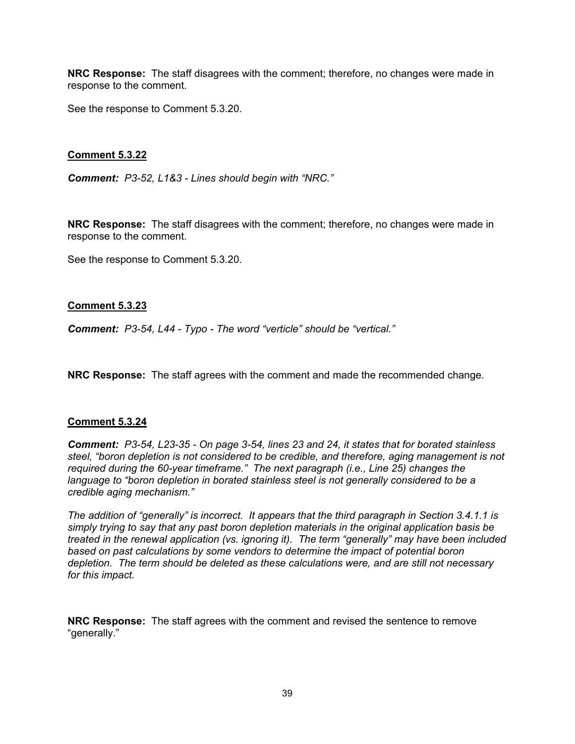**NRC Response:** The staff disagrees with the comment; therefore, no changes were made in response to the comment.

See the response to Comment 5.3.20.

**Comment 5.3.22**

***Comment:** P3-52, L1&3 - Lines should begin with "NRC."*

**NRC Response:** The staff disagrees with the comment; therefore, no changes were made in response to the comment.

See the response to Comment 5.3.20.

**Comment 5.3.23**

***Comment:** P3-54, L44 - Typo - The word "verticle" should be "vertical."*

**NRC Response:** The staff agrees with the comment and made the recommended change.

**Comment 5.3.24**

***Comment:** P3-54, L23-35 - On page 3-54, lines 23 and 24, it states that for borated stainless steel, "boron depletion is not considered to be credible, and therefore, aging management is not required during the 60-year timeframe." The next paragraph (i.e., Line 25) changes the language to "boron depletion in borated stainless steel is not generally considered to be a credible aging mechanism."*

*The addition of "generally" is incorrect. It appears that the third paragraph in Section 3.4.1.1 is simply trying to say that any past boron depletion materials in the original application basis be treated in the renewal application (vs. ignoring it). The term "generally" may have been included based on past calculations by some vendors to determine the impact of potential boron depletion. The term should be deleted as these calculations were, and are still not necessary for this impact.*

**NRC Response:** The staff agrees with the comment and revised the sentence to remove "generally."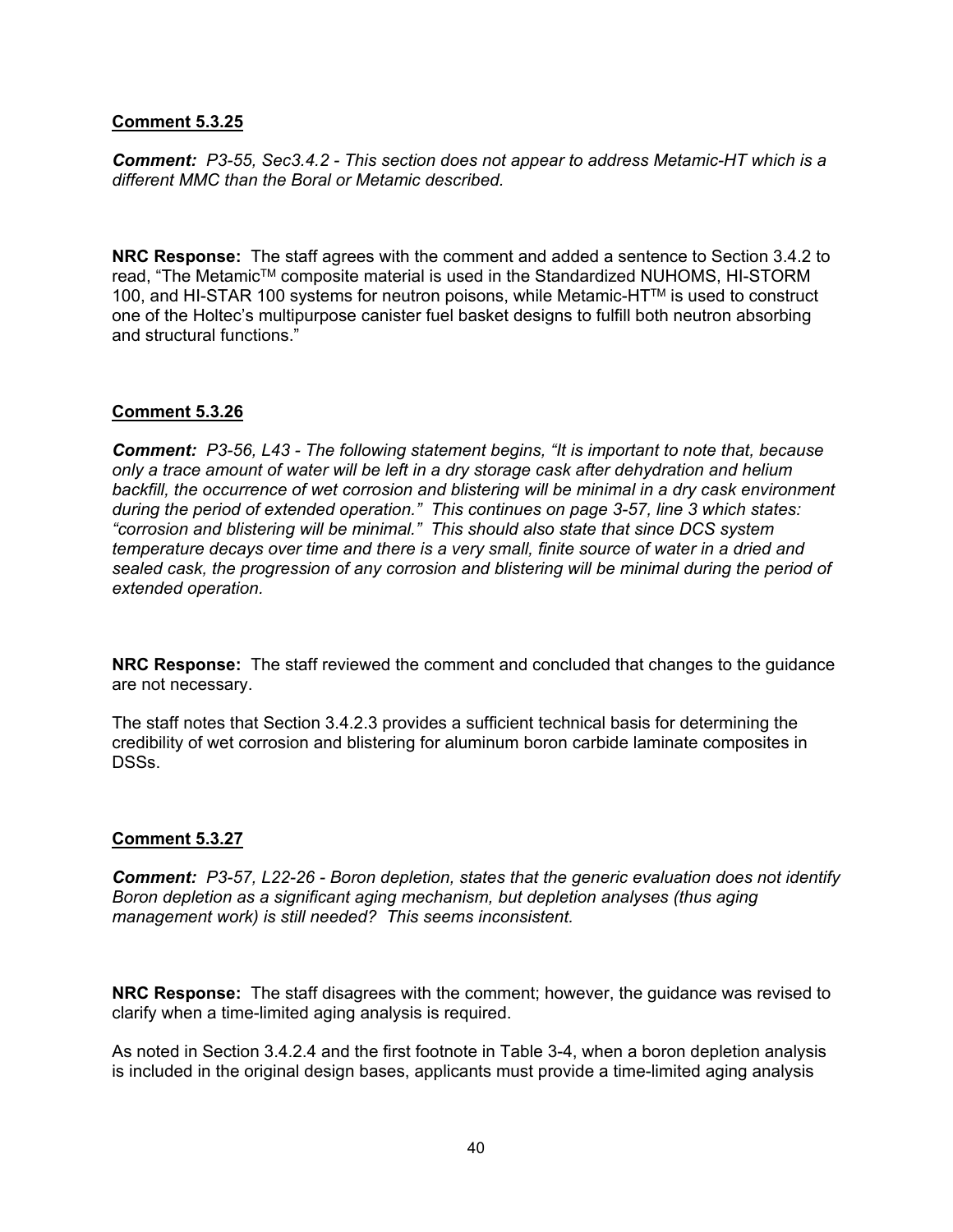**Comment 5.3.25**

***Comment:*** *P3-55, Sec3.4.2 - This section does not appear to address Metamic-HT which is a different MMC than the Boral or Metamic described.*

**NRC Response:** The staff agrees with the comment and added a sentence to Section 3.4.2 to read, "The Metamic™ composite material is used in the Standardized NUHOMS, HI-STORM 100, and HI-STAR 100 systems for neutron poisons, while Metamic-HT™ is used to construct one of the Holtec's multipurpose canister fuel basket designs to fulfill both neutron absorbing and structural functions."

**Comment 5.3.26**

***Comment:*** *P3-56, L43 - The following statement begins, "It is important to note that, because only a trace amount of water will be left in a dry storage cask after dehydration and helium backfill, the occurrence of wet corrosion and blistering will be minimal in a dry cask environment during the period of extended operation." This continues on page 3-57, line 3 which states: "corrosion and blistering will be minimal." This should also state that since DCS system temperature decays over time and there is a very small, finite source of water in a dried and sealed cask, the progression of any corrosion and blistering will be minimal during the period of extended operation.*

**NRC Response:** The staff reviewed the comment and concluded that changes to the guidance are not necessary.

The staff notes that Section 3.4.2.3 provides a sufficient technical basis for determining the credibility of wet corrosion and blistering for aluminum boron carbide laminate composites in DSSs.

**Comment 5.3.27**

***Comment:*** *P3-57, L22-26 - Boron depletion, states that the generic evaluation does not identify Boron depletion as a significant aging mechanism, but depletion analyses (thus aging management work) is still needed? This seems inconsistent.*

**NRC Response:** The staff disagrees with the comment; however, the guidance was revised to clarify when a time-limited aging analysis is required.

As noted in Section 3.4.2.4 and the first footnote in Table 3-4, when a boron depletion analysis is included in the original design bases, applicants must provide a time-limited aging analysis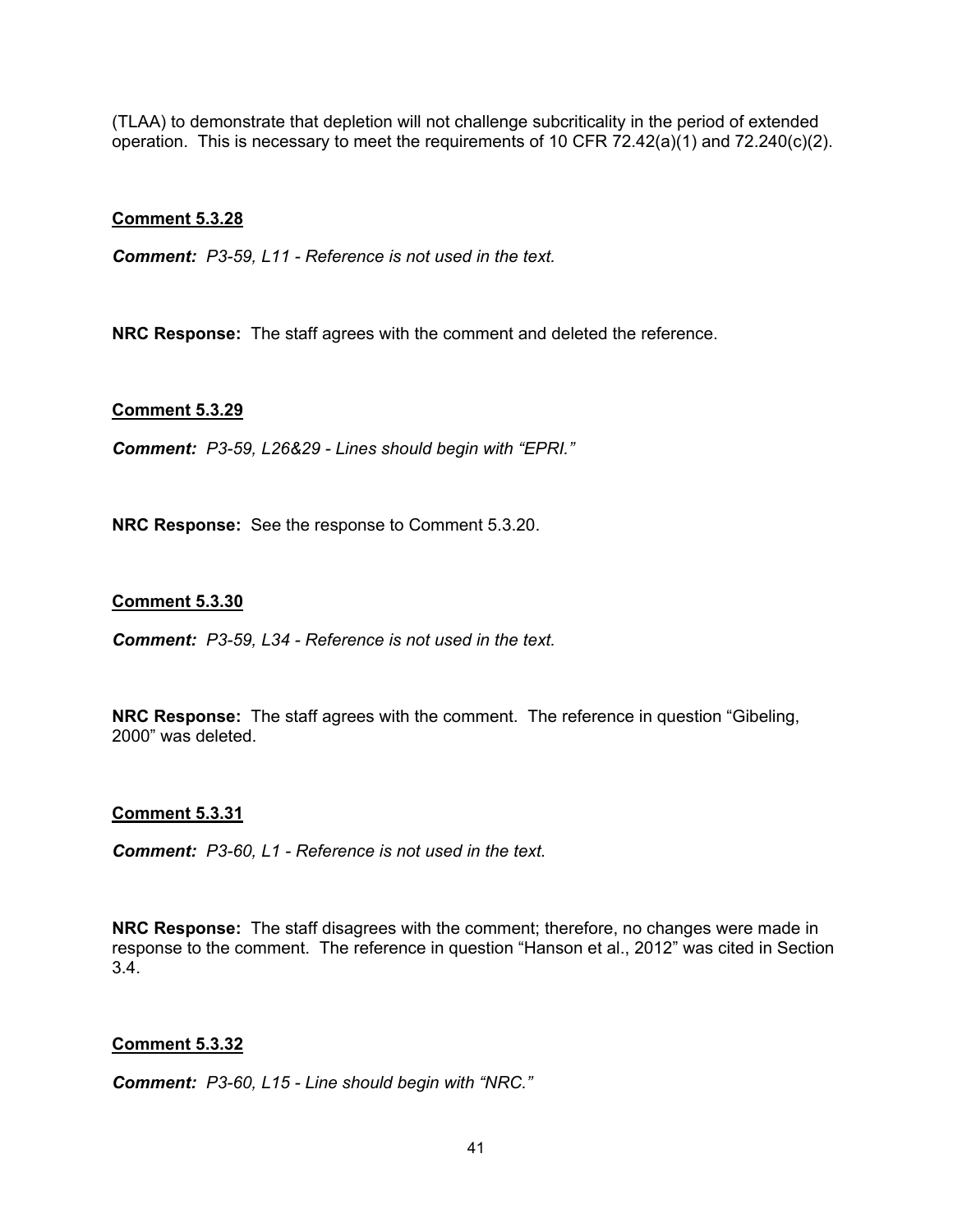(TLAA) to demonstrate that depletion will not challenge subcriticality in the period of extended operation. This is necessary to meet the requirements of 10 CFR 72.42(a)(1) and 72.240(c)(2).

**Comment 5.3.28**

***Comment:*** *P3-59, L11 - Reference is not used in the text.*

**NRC Response:** The staff agrees with the comment and deleted the reference.

**Comment 5.3.29**

***Comment:*** *P3-59, L26&29 - Lines should begin with "EPRI."*

**NRC Response:** See the response to Comment 5.3.20.

**Comment 5.3.30**

***Comment:*** *P3-59, L34 - Reference is not used in the text.*

**NRC Response:** The staff agrees with the comment. The reference in question "Gibeling, 2000" was deleted.

**Comment 5.3.31**

***Comment:*** *P3-60, L1 - Reference is not used in the text.*

**NRC Response:** The staff disagrees with the comment; therefore, no changes were made in response to the comment. The reference in question "Hanson et al., 2012" was cited in Section 3.4.

**Comment 5.3.32**

***Comment:*** *P3-60, L15 - Line should begin with "NRC."*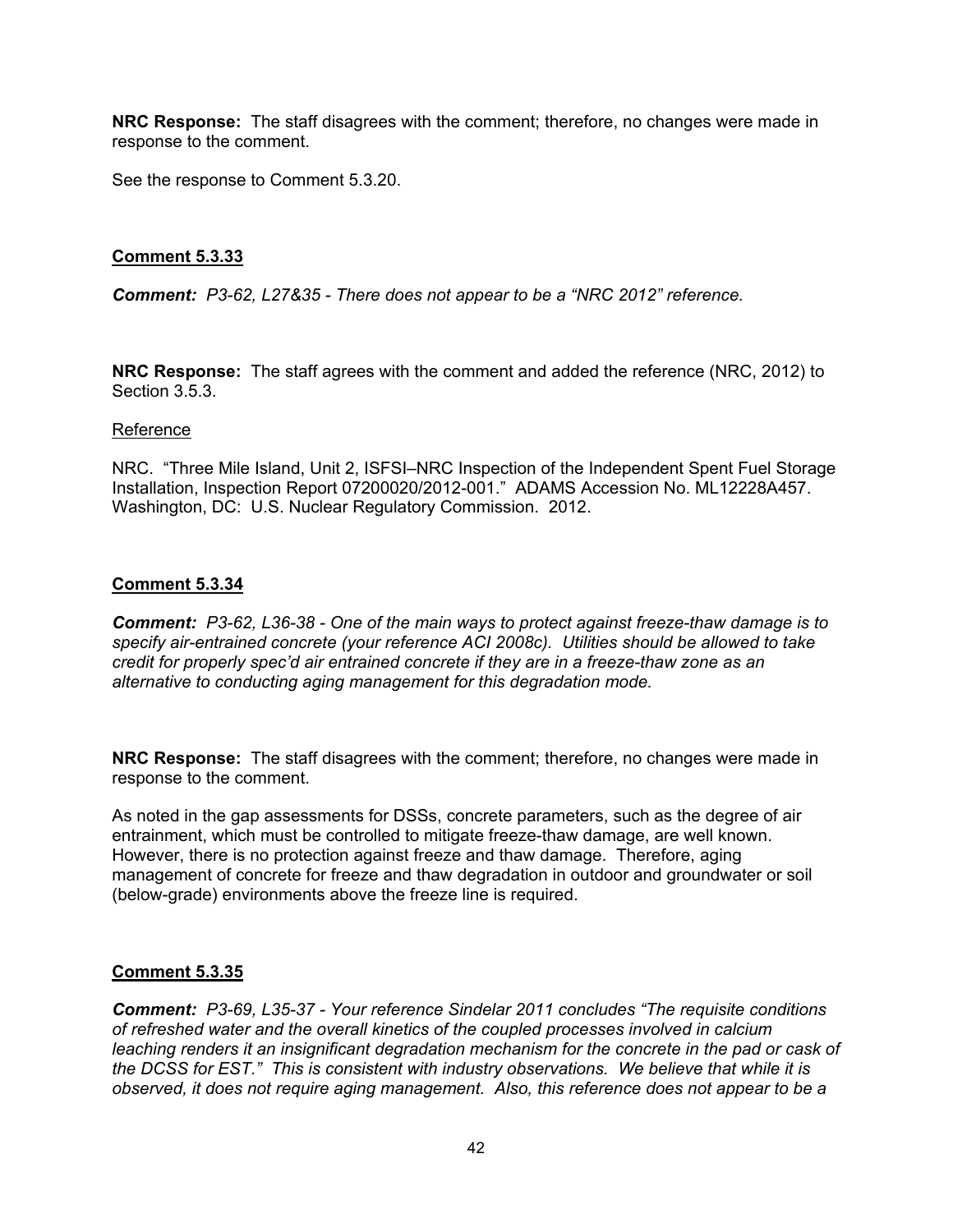**NRC Response:** The staff disagrees with the comment; therefore, no changes were made in response to the comment.

See the response to Comment 5.3.20.

## Comment 5.3.33

***Comment:*** *P3-62, L27&35 - There does not appear to be a "NRC 2012" reference.*

**NRC Response:** The staff agrees with the comment and added the reference (NRC, 2012) to Section 3.5.3.

Reference

NRC. "Three Mile Island, Unit 2, ISFSI–NRC Inspection of the Independent Spent Fuel Storage Installation, Inspection Report 07200020/2012-001." ADAMS Accession No. ML12228A457. Washington, DC: U.S. Nuclear Regulatory Commission. 2012.

## Comment 5.3.34

***Comment:*** *P3-62, L36-38 - One of the main ways to protect against freeze-thaw damage is to specify air-entrained concrete (your reference ACI 2008c). Utilities should be allowed to take credit for properly spec'd air entrained concrete if they are in a freeze-thaw zone as an alternative to conducting aging management for this degradation mode.*

**NRC Response:** The staff disagrees with the comment; therefore, no changes were made in response to the comment.

As noted in the gap assessments for DSSs, concrete parameters, such as the degree of air entrainment, which must be controlled to mitigate freeze-thaw damage, are well known. However, there is no protection against freeze and thaw damage. Therefore, aging management of concrete for freeze and thaw degradation in outdoor and groundwater or soil (below-grade) environments above the freeze line is required.

## Comment 5.3.35

***Comment:*** *P3-69, L35-37 - Your reference Sindelar 2011 concludes "The requisite conditions of refreshed water and the overall kinetics of the coupled processes involved in calcium leaching renders it an insignificant degradation mechanism for the concrete in the pad or cask of the DCSS for EST." This is consistent with industry observations. We believe that while it is observed, it does not require aging management. Also, this reference does not appear to be a*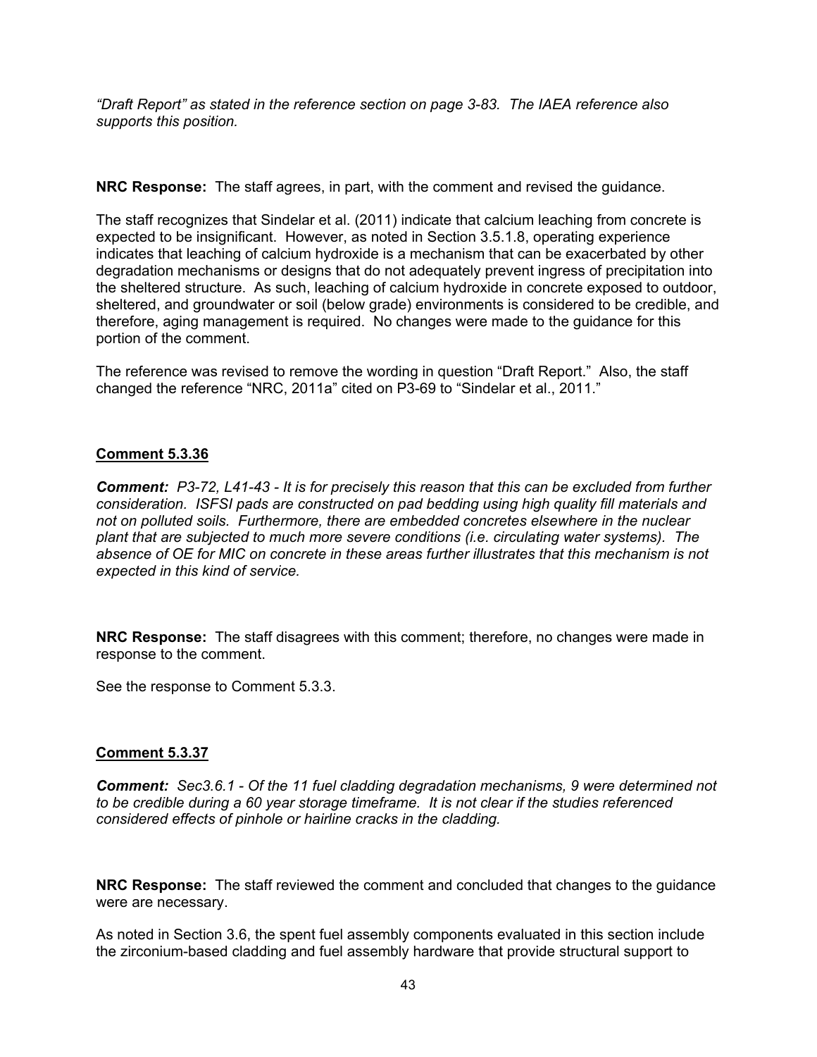*"Draft Report" as stated in the reference section on page 3-83. The IAEA reference also supports this position.*

**NRC Response:** The staff agrees, in part, with the comment and revised the guidance.

The staff recognizes that Sindelar et al. (2011) indicate that calcium leaching from concrete is expected to be insignificant. However, as noted in Section 3.5.1.8, operating experience indicates that leaching of calcium hydroxide is a mechanism that can be exacerbated by other degradation mechanisms or designs that do not adequately prevent ingress of precipitation into the sheltered structure. As such, leaching of calcium hydroxide in concrete exposed to outdoor, sheltered, and groundwater or soil (below grade) environments is considered to be credible, and therefore, aging management is required. No changes were made to the guidance for this portion of the comment.

The reference was revised to remove the wording in question "Draft Report." Also, the staff changed the reference "NRC, 2011a" cited on P3-69 to "Sindelar et al., 2011."

**Comment 5.3.36**

***Comment:*** *P3-72, L41-43 - It is for precisely this reason that this can be excluded from further consideration. ISFSI pads are constructed on pad bedding using high quality fill materials and not on polluted soils. Furthermore, there are embedded concretes elsewhere in the nuclear plant that are subjected to much more severe conditions (i.e. circulating water systems). The absence of OE for MIC on concrete in these areas further illustrates that this mechanism is not expected in this kind of service.*

**NRC Response:** The staff disagrees with this comment; therefore, no changes were made in response to the comment.

See the response to Comment 5.3.3.

**Comment 5.3.37**

***Comment:*** *Sec3.6.1 - Of the 11 fuel cladding degradation mechanisms, 9 were determined not to be credible during a 60 year storage timeframe. It is not clear if the studies referenced considered effects of pinhole or hairline cracks in the cladding.*

**NRC Response:** The staff reviewed the comment and concluded that changes to the guidance were are necessary.

As noted in Section 3.6, the spent fuel assembly components evaluated in this section include the zirconium-based cladding and fuel assembly hardware that provide structural support to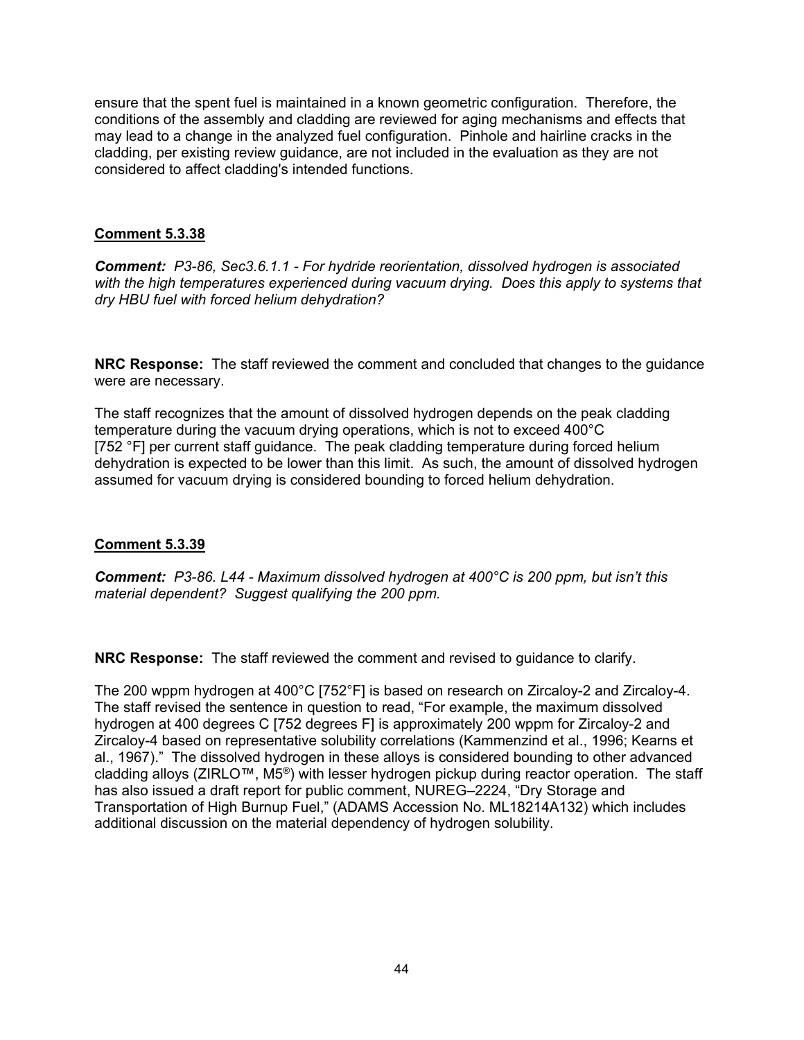ensure that the spent fuel is maintained in a known geometric configuration. Therefore, the conditions of the assembly and cladding are reviewed for aging mechanisms and effects that may lead to a change in the analyzed fuel configuration. Pinhole and hairline cracks in the cladding, per existing review guidance, are not included in the evaluation as they are not considered to affect cladding's intended functions.

**Comment 5.3.38**

***Comment:*** *P3-86, Sec3.6.1.1 - For hydride reorientation, dissolved hydrogen is associated with the high temperatures experienced during vacuum drying. Does this apply to systems that dry HBU fuel with forced helium dehydration?*

**NRC Response:** The staff reviewed the comment and concluded that changes to the guidance were are are necessary.

The staff recognizes that the amount of dissolved hydrogen depends on the peak cladding temperature during the vacuum drying operations, which is not to exceed 400°C [752 °F] per current staff guidance. The peak cladding temperature during forced helium dehydration is expected to be lower than this limit. As such, the amount of dissolved hydrogen assumed for vacuum drying is considered bounding to forced helium dehydration.

**Comment 5.3.39**

***Comment:*** *P3-86. L44 - Maximum dissolved hydrogen at 400°C is 200 ppm, but isn't this material dependent? Suggest qualifying the 200 ppm.*

**NRC Response:** The staff reviewed the comment and revised to guidance to clarify.

The 200 wppm hydrogen at 400°C [752°F] is based on research on Zircaloy-2 and Zircaloy-4. The staff revised the sentence in question to read, "For example, the maximum dissolved hydrogen at 400 degrees C [752 degrees F] is approximately 200 wppm for Zircaloy-2 and Zircaloy-4 based on representative solubility correlations (Kammenzind et al., 1996; Kearns et al., 1967)." The dissolved hydrogen in these alloys is considered bounding to other advanced cladding alloys (ZIRLO™, M5®) with lesser hydrogen pickup during reactor operation. The staff has also issued a draft report for public comment, NUREG–2224, "Dry Storage and Transportation of High Burnup Fuel," (ADAMS Accession No. ML18214A132) which includes additional discussion on the material dependency of hydrogen solubility.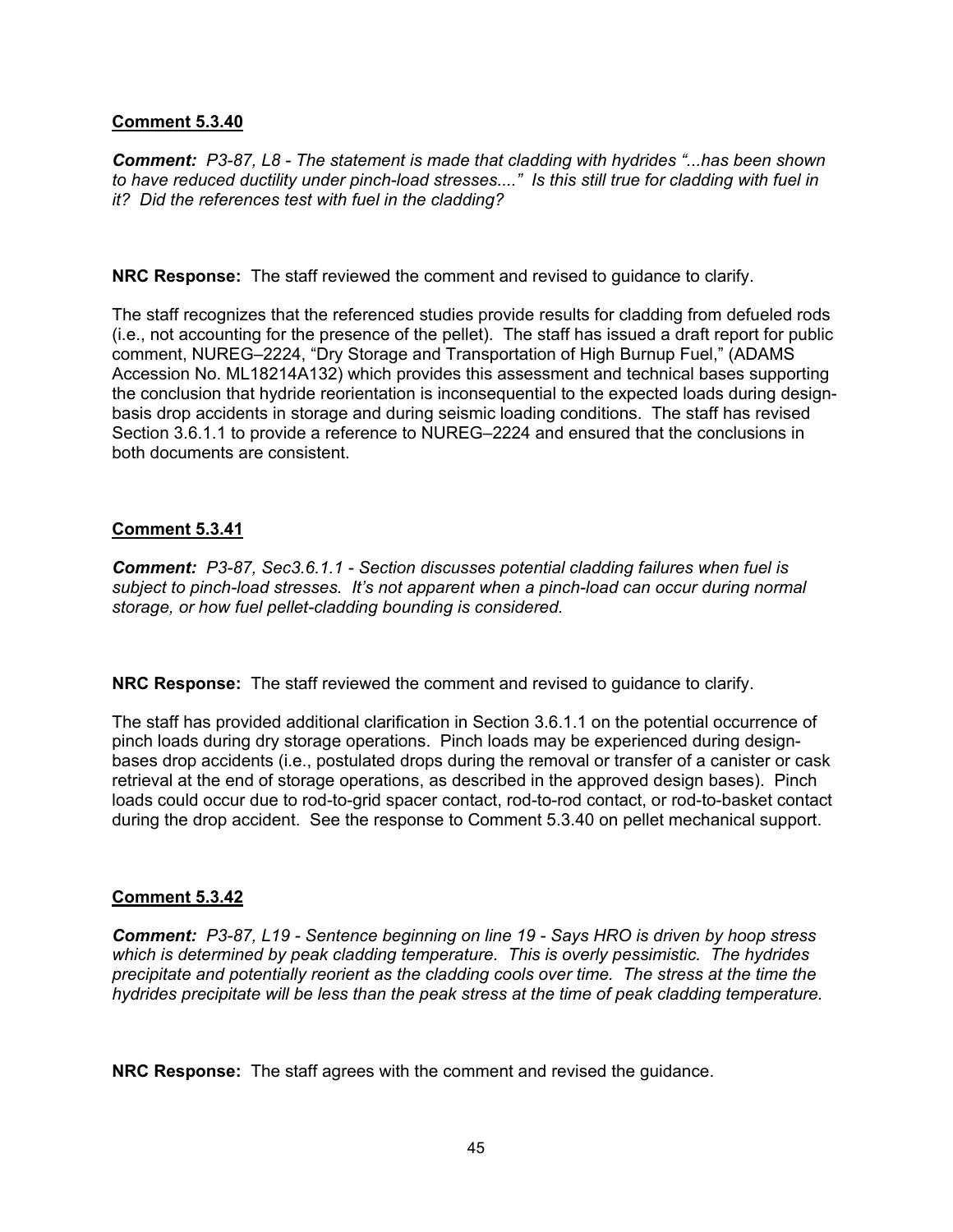**Comment 5.3.40**

***Comment:*** *P3-87, L8 - The statement is made that cladding with hydrides "...has been shown to have reduced ductility under pinch-load stresses...." Is this still true for cladding with fuel in it? Did the references test with fuel in the cladding?*

**NRC Response:** The staff reviewed the comment and revised to guidance to clarify.

The staff recognizes that the referenced studies provide results for cladding from defueled rods (i.e., not accounting for the presence of the pellet). The staff has issued a draft report for public comment, NUREG–2224, "Dry Storage and Transportation of High Burnup Fuel," (ADAMS Accession No. ML18214A132) which provides this assessment and technical bases supporting the conclusion that hydride reorientation is inconsequential to the expected loads during design-basis drop accidents in storage and during seismic loading conditions. The staff has revised Section 3.6.1.1 to provide a reference to NUREG–2224 and ensured that the conclusions in both documents are consistent.

**Comment 5.3.41**

***Comment:*** *P3-87, Sec3.6.1.1 - Section discusses potential cladding failures when fuel is subject to pinch-load stresses. It's not apparent when a pinch-load can occur during normal storage, or how fuel pellet-cladding bounding is considered.*

**NRC Response:** The staff reviewed the comment and revised to guidance to clarify.

The staff has provided additional clarification in Section 3.6.1.1 on the potential occurrence of pinch loads during dry storage operations. Pinch loads may be experienced during design-bases drop accidents (i.e., postulated drops during the removal or transfer of a canister or cask retrieval at the end of storage operations, as described in the approved design bases). Pinch loads could occur due to rod-to-grid spacer contact, rod-to-rod contact, or rod-to-basket contact during the drop accident. See the response to Comment 5.3.40 on pellet mechanical support.

**Comment 5.3.42**

***Comment:*** *P3-87, L19 - Sentence beginning on line 19 - Says HRO is driven by hoop stress which is determined by peak cladding temperature. This is overly pessimistic. The hydrides precipitate and potentially reorient as the cladding cools over time. The stress at the time the hydrides precipitate will be less than the peak stress at the time of peak cladding temperature.*

**NRC Response:** The staff agrees with the comment and revised the guidance.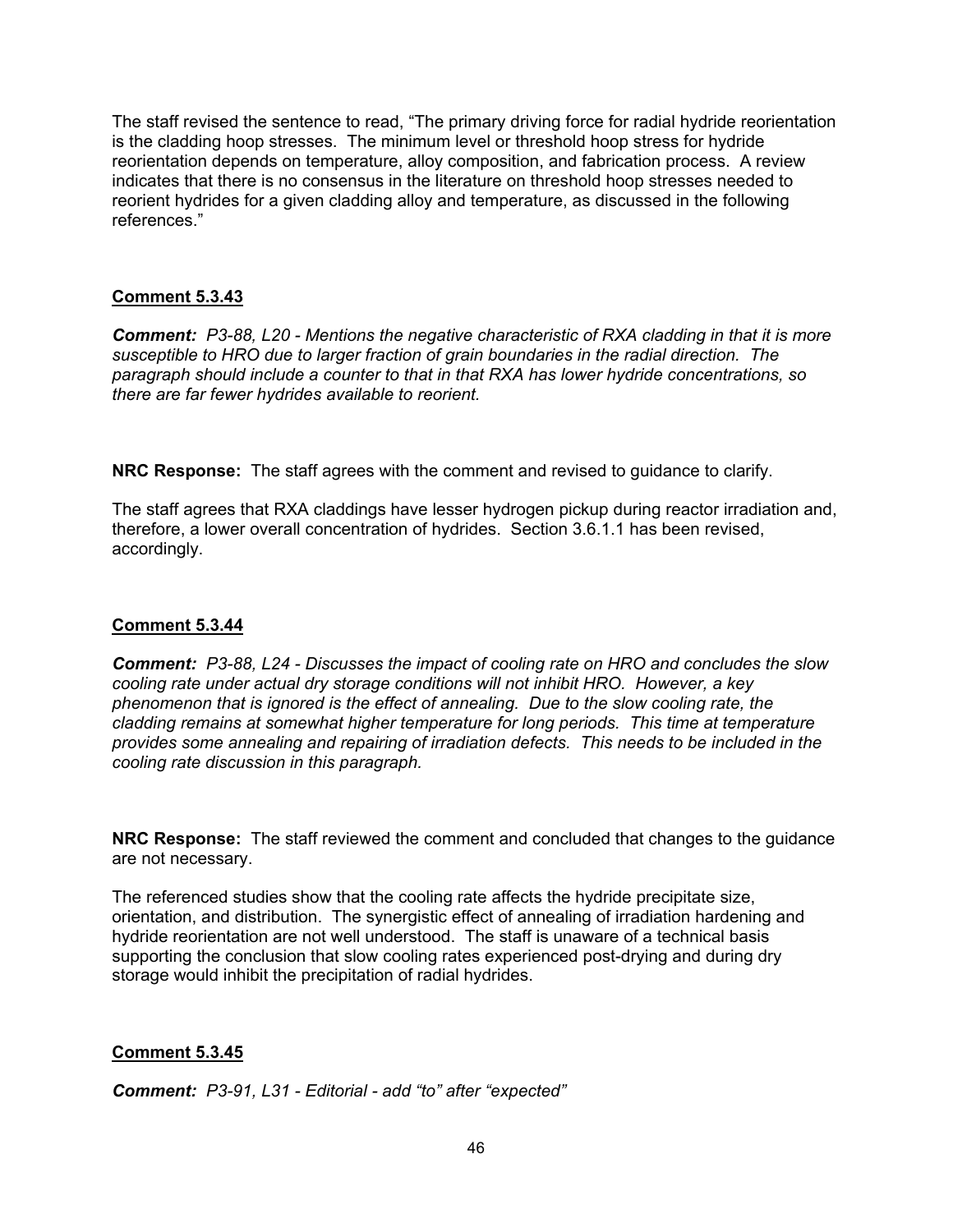The staff revised the sentence to read, "The primary driving force for radial hydride reorientation is the cladding hoop stresses. The minimum level or threshold hoop stress for hydride reorientation depends on temperature, alloy composition, and fabrication process. A review indicates that there is no consensus in the literature on threshold hoop stresses needed to reorient hydrides for a given cladding alloy and temperature, as discussed in the following references."

## Comment 5.3.43

***Comment:*** *P3-88, L20 - Mentions the negative characteristic of RXA cladding in that it is more susceptible to HRO due to larger fraction of grain boundaries in the radial direction. The paragraph should include a counter to that in that RXA has lower hydride concentrations, so there are far fewer hydrides available to reorient.*

**NRC Response:** The staff agrees with the comment and revised to guidance to clarify.

The staff agrees that RXA claddings have lesser hydrogen pickup during reactor irradiation and, therefore, a lower overall concentration of hydrides. Section 3.6.1.1 has been revised, accordingly.

## Comment 5.3.44

***Comment:*** *P3-88, L24 - Discusses the impact of cooling rate on HRO and concludes the slow cooling rate under actual dry storage conditions will not inhibit HRO. However, a key phenomenon that is ignored is the effect of annealing. Due to the slow cooling rate, the cladding remains at somewhat higher temperature for long periods. This time at temperature provides some annealing and repairing of irradiation defects. This needs to be included in the cooling rate discussion in this paragraph.*

**NRC Response:** The staff reviewed the comment and concluded that changes to the guidance are not necessary.

The referenced studies show that the cooling rate affects the hydride precipitate size, orientation, and distribution. The synergistic effect of annealing of irradiation hardening and hydride reorientation are not well understood. The staff is unaware of a technical basis supporting the conclusion that slow cooling rates experienced post-drying and during dry storage would inhibit the precipitation of radial hydrides.

## Comment 5.3.45

***Comment:*** *P3-91, L31 - Editorial - add "to" after "expected"*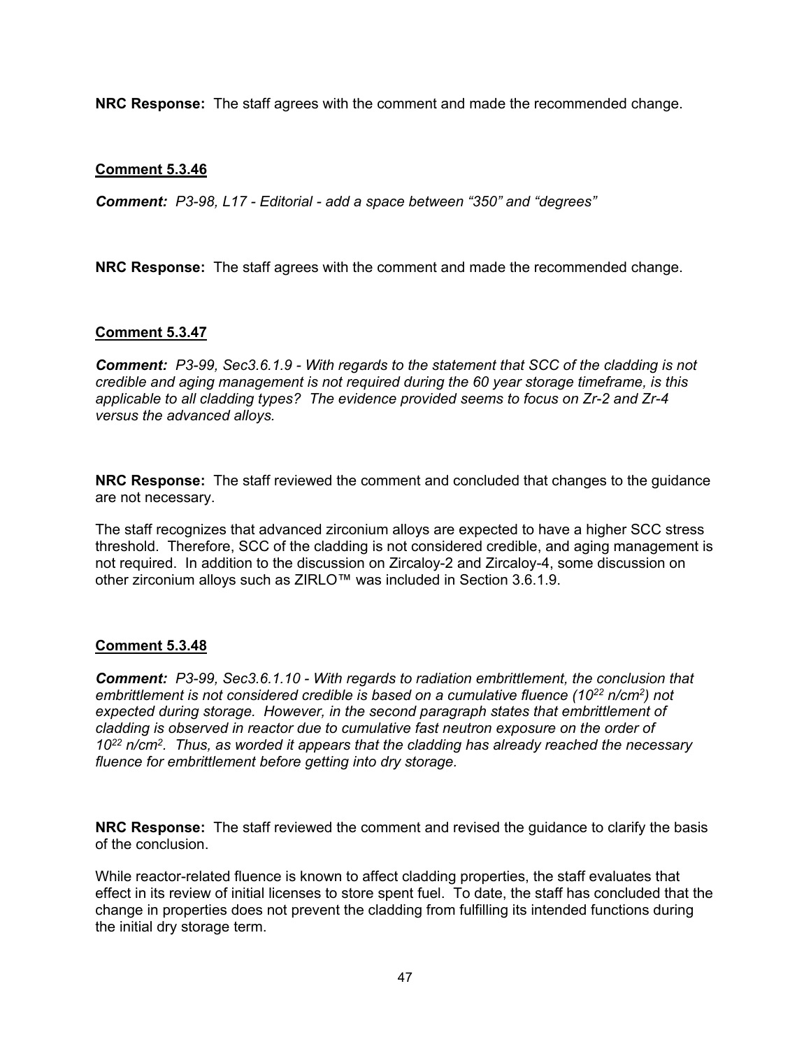**NRC Response:** The staff agrees with the comment and made the recommended change.

**Comment 5.3.46**

***Comment:*** *P3-98, L17 - Editorial - add a space between "350" and "degrees"*

**NRC Response:** The staff agrees with the comment and made the recommended change.

**Comment 5.3.47**

***Comment:*** *P3-99, Sec3.6.1.9 - With regards to the statement that SCC of the cladding is not credible and aging management is not required during the 60 year storage timeframe, is this applicable to all cladding types? The evidence provided seems to focus on Zr-2 and Zr-4 versus the advanced alloys.*

**NRC Response:** The staff reviewed the comment and concluded that changes to the guidance are not necessary.

The staff recognizes that advanced zirconium alloys are expected to have a higher SCC stress threshold. Therefore, SCC of the cladding is not considered credible, and aging management is not required. In addition to the discussion on Zircaloy-2 and Zircaloy-4, some discussion on other zirconium alloys such as ZIRLO™ was included in Section 3.6.1.9.

**Comment 5.3.48**

***Comment:*** *P3-99, Sec3.6.1.10 - With regards to radiation embrittlement, the conclusion that embrittlement is not considered credible is based on a cumulative fluence ($10^{22}$ n/cm$^2$) not expected during storage. However, in the second paragraph states that embrittlement of cladding is observed in reactor due to cumulative fast neutron exposure on the order of $10^{22}$ n/cm$^2$. Thus, as worded it appears that the cladding has already reached the necessary fluence for embrittlement before getting into dry storage.*

**NRC Response:** The staff reviewed the comment and revised the guidance to clarify the basis of the conclusion.

While reactor-related fluence is known to affect cladding properties, the staff evaluates that effect in its review of initial licenses to store spent fuel. To date, the staff has concluded that the change in properties does not prevent the cladding from fulfilling its intended functions during the initial dry storage term.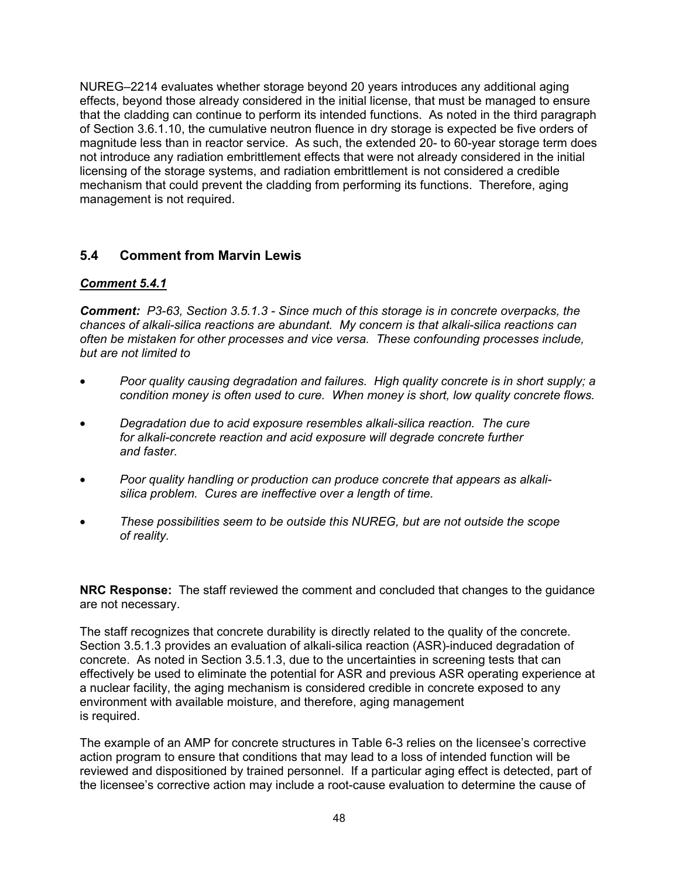NUREG–2214 evaluates whether storage beyond 20 years introduces any additional aging effects, beyond those already considered in the initial license, that must be managed to ensure that the cladding can continue to perform its intended functions. As noted in the third paragraph of Section 3.6.1.10, the cumulative neutron fluence in dry storage is expected be five orders of magnitude less than in reactor service. As such, the extended 20- to 60-year storage term does not introduce any radiation embrittlement effects that were not already considered in the initial licensing of the storage systems, and radiation embrittlement is not considered a credible mechanism that could prevent the cladding from performing its functions. Therefore, aging management is not required.

## 5.4 Comment from Marvin Lewis

### *Comment 5.4.1*

***Comment:*** *P3-63, Section 3.5.1.3 - Since much of this storage is in concrete overpacks, the chances of alkali-silica reactions are abundant. My concern is that alkali-silica reactions can often be mistaken for other processes and vice versa. These confounding processes include, but are not limited to*

- *Poor quality causing degradation and failures. High quality concrete is in short supply; a condition money is often used to cure. When money is short, low quality concrete flows.*
- *Degradation due to acid exposure resembles alkali-silica reaction. The cure for alkali-concrete reaction and acid exposure will degrade concrete further and faster.*
- *Poor quality handling or production can produce concrete that appears as alkali-silica problem. Cures are ineffective over a length of time.*
- *These possibilities seem to be outside this NUREG, but are not outside the scope of reality.*

**NRC Response:** The staff reviewed the comment and concluded that changes to the guidance are not necessary.

The staff recognizes that concrete durability is directly related to the quality of the concrete. Section 3.5.1.3 provides an evaluation of alkali-silica reaction (ASR)-induced degradation of concrete. As noted in Section 3.5.1.3, due to the uncertainties in screening tests that can effectively be used to eliminate the potential for ASR and previous ASR operating experience at a nuclear facility, the aging mechanism is considered credible in concrete exposed to any environment with available moisture, and therefore, aging management is required.

The example of an AMP for concrete structures in Table 6-3 relies on the licensee's corrective action program to ensure that conditions that may lead to a loss of intended function will be reviewed and dispositioned by trained personnel. If a particular aging effect is detected, part of the licensee's corrective action may include a root-cause evaluation to determine the cause of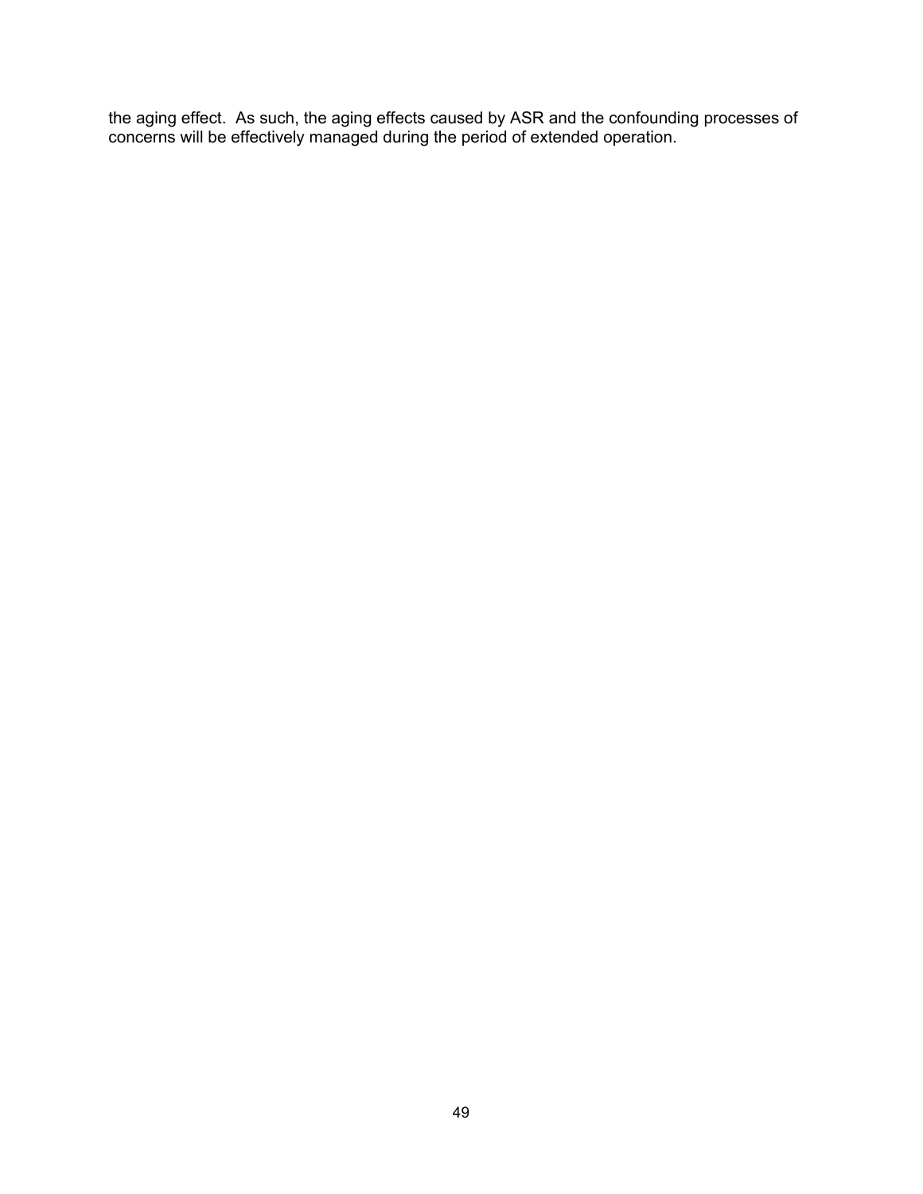the aging effect. As such, the aging effects caused by ASR and the confounding processes of concerns will be effectively managed during the period of extended operation.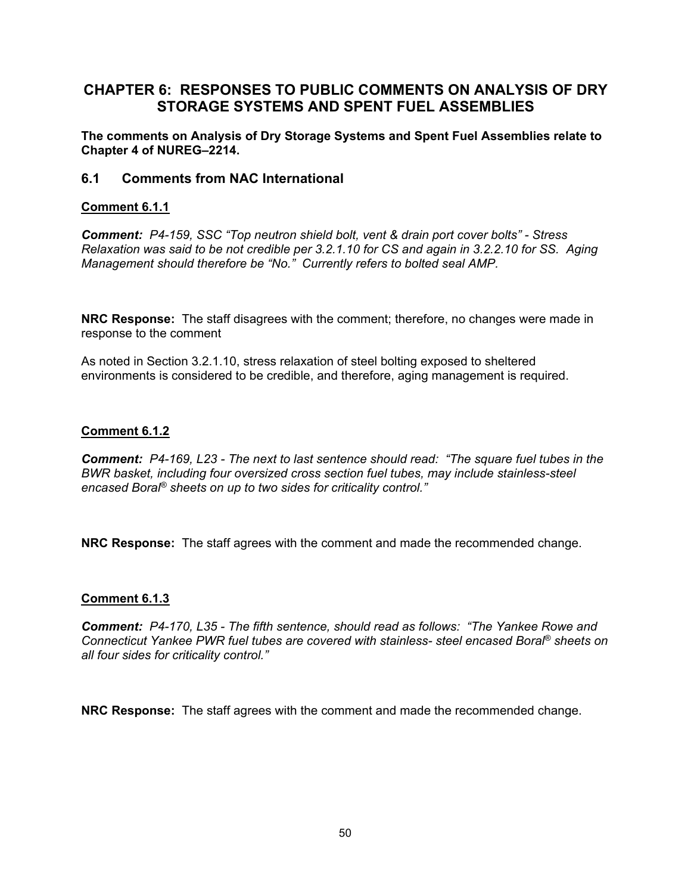# CHAPTER 6: RESPONSES TO PUBLIC COMMENTS ON ANALYSIS OF DRY STORAGE SYSTEMS AND SPENT FUEL ASSEMBLIES

**The comments on Analysis of Dry Storage Systems and Spent Fuel Assemblies relate to Chapter 4 of NUREG–2214.**

## 6.1 Comments from NAC International

### Comment 6.1.1

***Comment:*** *P4-159, SSC "Top neutron shield bolt, vent & drain port cover bolts" - Stress Relaxation was said to be not credible per 3.2.1.10 for CS and again in 3.2.2.10 for SS. Aging Management should therefore be "No." Currently refers to bolted seal AMP.*

**NRC Response:** The staff disagrees with the comment; therefore, no changes were made in response to the comment

As noted in Section 3.2.1.10, stress relaxation of steel bolting exposed to sheltered environments is considered to be credible, and therefore, aging management is required.

### Comment 6.1.2

***Comment:*** *P4-169, L23 - The next to last sentence should read: "The square fuel tubes in the BWR basket, including four oversized cross section fuel tubes, may include stainless-steel encased Boral® sheets on up to two sides for criticality control."*

**NRC Response:** The staff agrees with the comment and made the recommended change.

### Comment 6.1.3

***Comment:*** *P4-170, L35 - The fifth sentence, should read as follows: "The Yankee Rowe and Connecticut Yankee PWR fuel tubes are covered with stainless- steel encased Boral® sheets on all four sides for criticality control."*

**NRC Response:** The staff agrees with the comment and made the recommended change.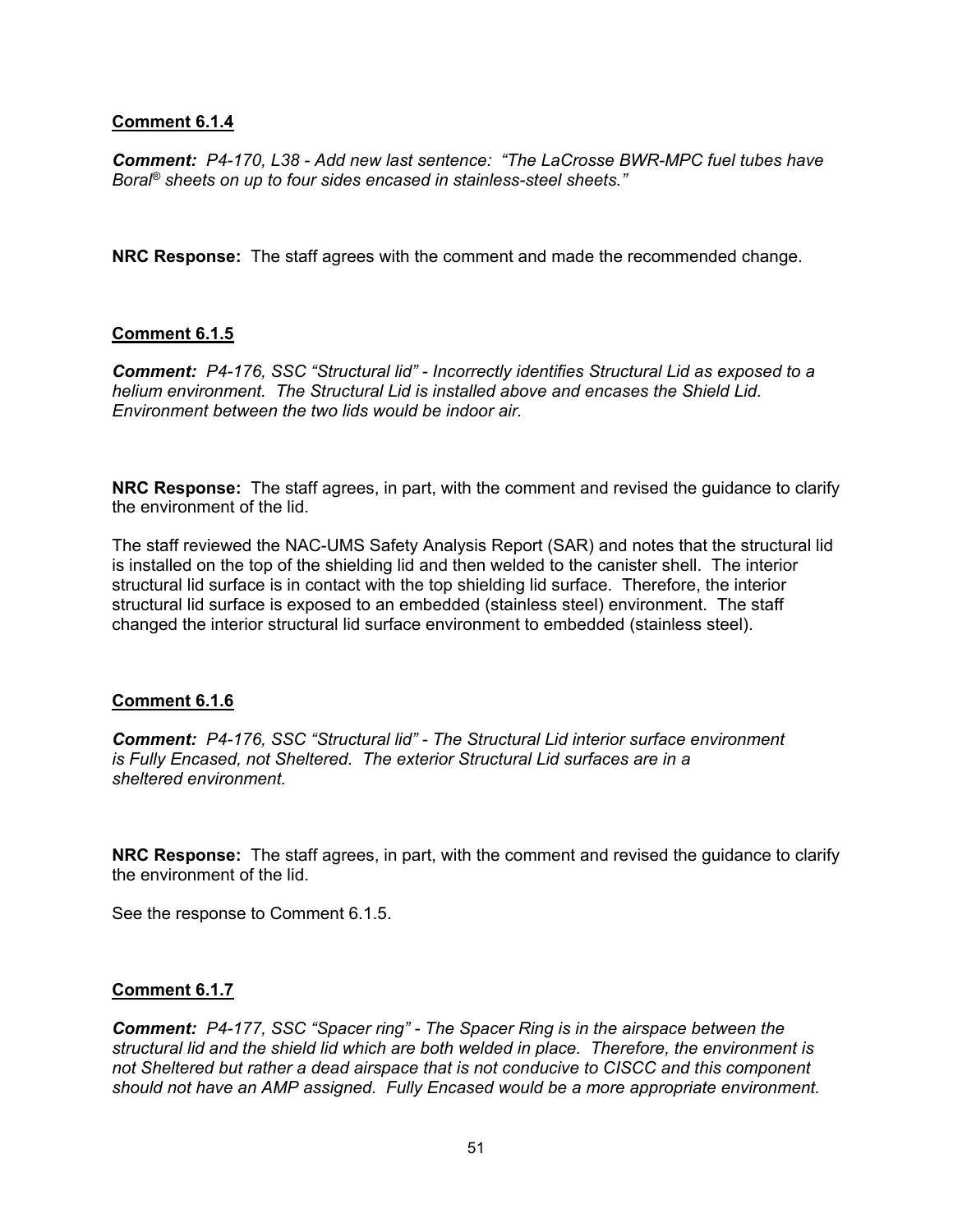**Comment 6.1.4**

***Comment:*** *P4-170, L38 - Add new last sentence: "The LaCrosse BWR-MPC fuel tubes have Boral® sheets on up to four sides encased in stainless-steel sheets."*

**NRC Response:** The staff agrees with the comment and made the recommended change.

**Comment 6.1.5**

***Comment:*** *P4-176, SSC "Structural lid" - Incorrectly identifies Structural Lid as exposed to a helium environment. The Structural Lid is installed above and encases the Shield Lid. Environment between the two lids would be indoor air.*

**NRC Response:** The staff agrees, in part, with the comment and revised the guidance to clarify the environment of the lid.

The staff reviewed the NAC-UMS Safety Analysis Report (SAR) and notes that the structural lid is installed on the top of the shielding lid and then welded to the canister shell. The interior structural lid surface is in contact with the top shielding lid surface. Therefore, the interior structural lid surface is exposed to an embedded (stainless steel) environment. The staff changed the interior structural lid surface environment to embedded (stainless steel).

**Comment 6.1.6**

***Comment:*** *P4-176, SSC "Structural lid" - The Structural Lid interior surface environment is Fully Encased, not Sheltered. The exterior Structural Lid surfaces are in a sheltered environment.*

**NRC Response:** The staff agrees, in part, with the comment and revised the guidance to clarify the environment of the lid.

See the response to Comment 6.1.5.

**Comment 6.1.7**

***Comment:*** *P4-177, SSC "Spacer ring" - The Spacer Ring is in the airspace between the structural lid and the shield lid which are both welded in place. Therefore, the environment is not Sheltered but rather a dead airspace that is not conducive to CISCC and this component should not have an AMP assigned. Fully Encased would be a more appropriate environment.*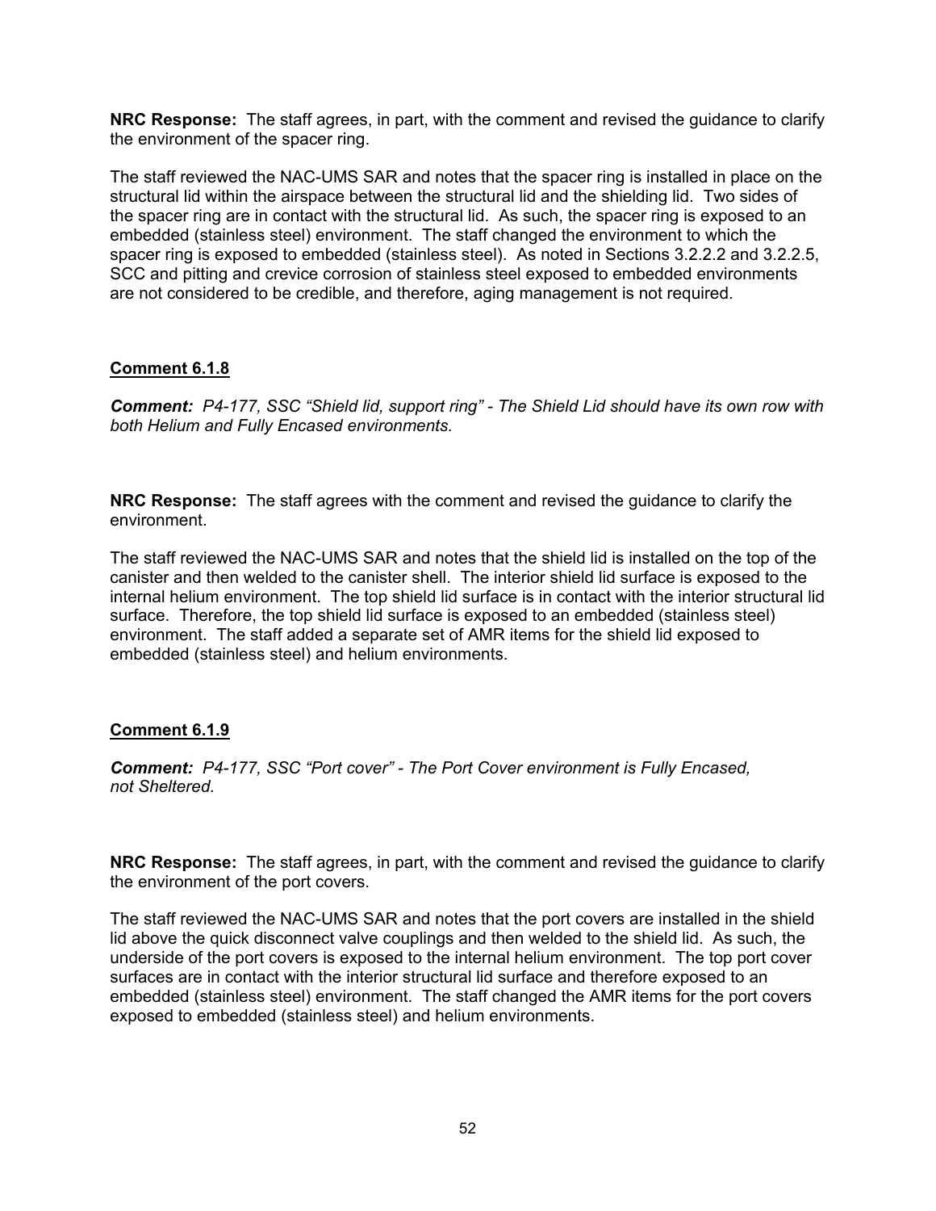**NRC Response:** The staff agrees, in part, with the comment and revised the guidance to clarify the environment of the spacer ring.

The staff reviewed the NAC-UMS SAR and notes that the spacer ring is installed in place on the structural lid within the airspace between the structural lid and the shielding lid. Two sides of the spacer ring are in contact with the structural lid. As such, the spacer ring is exposed to an embedded (stainless steel) environment. The staff changed the environment to which the spacer ring is exposed to embedded (stainless steel). As noted in Sections 3.2.2.2 and 3.2.2.5, SCC and pitting and crevice corrosion of stainless steel exposed to embedded environments are not considered to be credible, and therefore, aging management is not required.

## Comment 6.1.8

***Comment:*** *P4-177, SSC "Shield lid, support ring" - The Shield Lid should have its own row with both Helium and Fully Encased environments.*

**NRC Response:** The staff agrees with the comment and revised the guidance to clarify the environment.

The staff reviewed the NAC-UMS SAR and notes that the shield lid is installed on the top of the canister and then welded to the canister shell. The interior shield lid surface is exposed to the internal helium environment. The top shield lid surface is in contact with the interior structural lid surface. Therefore, the top shield lid surface is exposed to an embedded (stainless steel) environment. The staff added a separate set of AMR items for the shield lid exposed to embedded (stainless steel) and helium environments.

## Comment 6.1.9

***Comment:*** *P4-177, SSC "Port cover" - The Port Cover environment is Fully Encased, not Sheltered.*

**NRC Response:** The staff agrees, in part, with the comment and revised the guidance to clarify the environment of the port covers.

The staff reviewed the NAC-UMS SAR and notes that the port covers are installed in the shield lid above the quick disconnect valve couplings and then welded to the shield lid. As such, the underside of the port covers is exposed to the internal helium environment. The top port cover surfaces are in contact with the interior structural lid surface and therefore exposed to an embedded (stainless steel) environment. The staff changed the AMR items for the port covers exposed to embedded (stainless steel) and helium environments.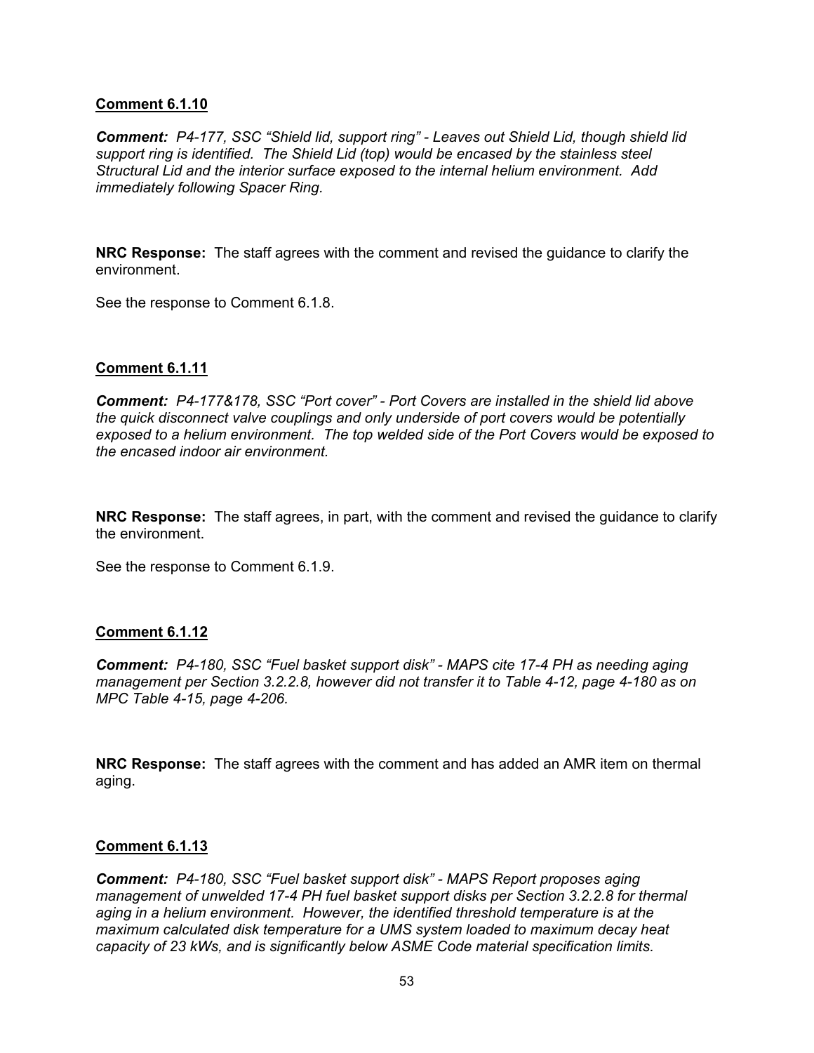**Comment 6.1.10**

***Comment:*** *P4-177, SSC "Shield lid, support ring" - Leaves out Shield Lid, though shield lid support ring is identified. The Shield Lid (top) would be encased by the stainless steel Structural Lid and the interior surface exposed to the internal helium environment. Add immediately following Spacer Ring.*

**NRC Response:** The staff agrees with the comment and revised the guidance to clarify the environment.

See the response to Comment 6.1.8.

**Comment 6.1.11**

***Comment:*** *P4-177&178, SSC "Port cover" - Port Covers are installed in the shield lid above the quick disconnect valve couplings and only underside of port covers would be potentially exposed to a helium environment. The top welded side of the Port Covers would be exposed to the encased indoor air environment.*

**NRC Response:** The staff agrees, in part, with the comment and revised the guidance to clarify the environment.

See the response to Comment 6.1.9.

**Comment 6.1.12**

***Comment:*** *P4-180, SSC "Fuel basket support disk" - MAPS cite 17-4 PH as needing aging management per Section 3.2.2.8, however did not transfer it to Table 4-12, page 4-180 as on MPC Table 4-15, page 4-206.*

**NRC Response:** The staff agrees with the comment and has added an AMR item on thermal aging.

**Comment 6.1.13**

***Comment:*** *P4-180, SSC "Fuel basket support disk" - MAPS Report proposes aging management of unwelded 17-4 PH fuel basket support disks per Section 3.2.2.8 for thermal aging in a helium environment. However, the identified threshold temperature is at the maximum calculated disk temperature for a UMS system loaded to maximum decay heat capacity of 23 kWs, and is significantly below ASME Code material specification limits.*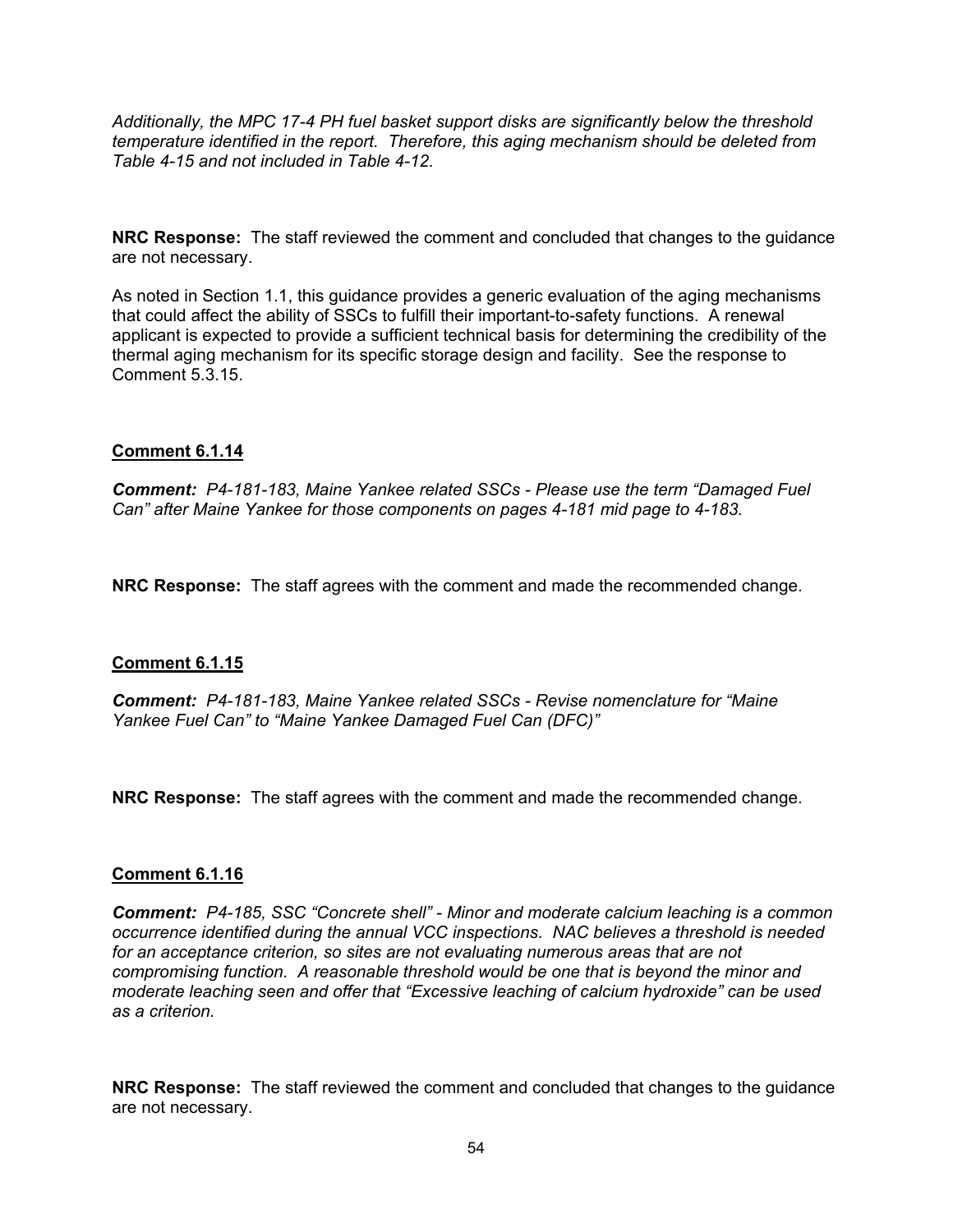*Additionally, the MPC 17-4 PH fuel basket support disks are significantly below the threshold temperature identified in the report. Therefore, this aging mechanism should be deleted from Table 4-15 and not included in Table 4-12.*

**NRC Response:** The staff reviewed the comment and concluded that changes to the guidance are not necessary.

As noted in Section 1.1, this guidance provides a generic evaluation of the aging mechanisms that could affect the ability of SSCs to fulfill their important-to-safety functions. A renewal applicant is expected to provide a sufficient technical basis for determining the credibility of the thermal aging mechanism for its specific storage design and facility. See the response to Comment 5.3.15.

**Comment 6.1.14**

***Comment:*** *P4-181-183, Maine Yankee related SSCs - Please use the term "Damaged Fuel Can" after Maine Yankee for those components on pages 4-181 mid page to 4-183.*

**NRC Response:** The staff agrees with the comment and made the recommended change.

**Comment 6.1.15**

***Comment:*** *P4-181-183, Maine Yankee related SSCs - Revise nomenclature for "Maine Yankee Fuel Can" to "Maine Yankee Damaged Fuel Can (DFC)"*

**NRC Response:** The staff agrees with the comment and made the recommended change.

**Comment 6.1.16**

***Comment:*** *P4-185, SSC "Concrete shell" - Minor and moderate calcium leaching is a common occurrence identified during the annual VCC inspections. NAC believes a threshold is needed for an acceptance criterion, so sites are not evaluating numerous areas that are not compromising function. A reasonable threshold would be one that is beyond the minor and moderate leaching seen and offer that "Excessive leaching of calcium hydroxide" can be used as a criterion.*

**NRC Response:** The staff reviewed the comment and concluded that changes to the guidance are not necessary.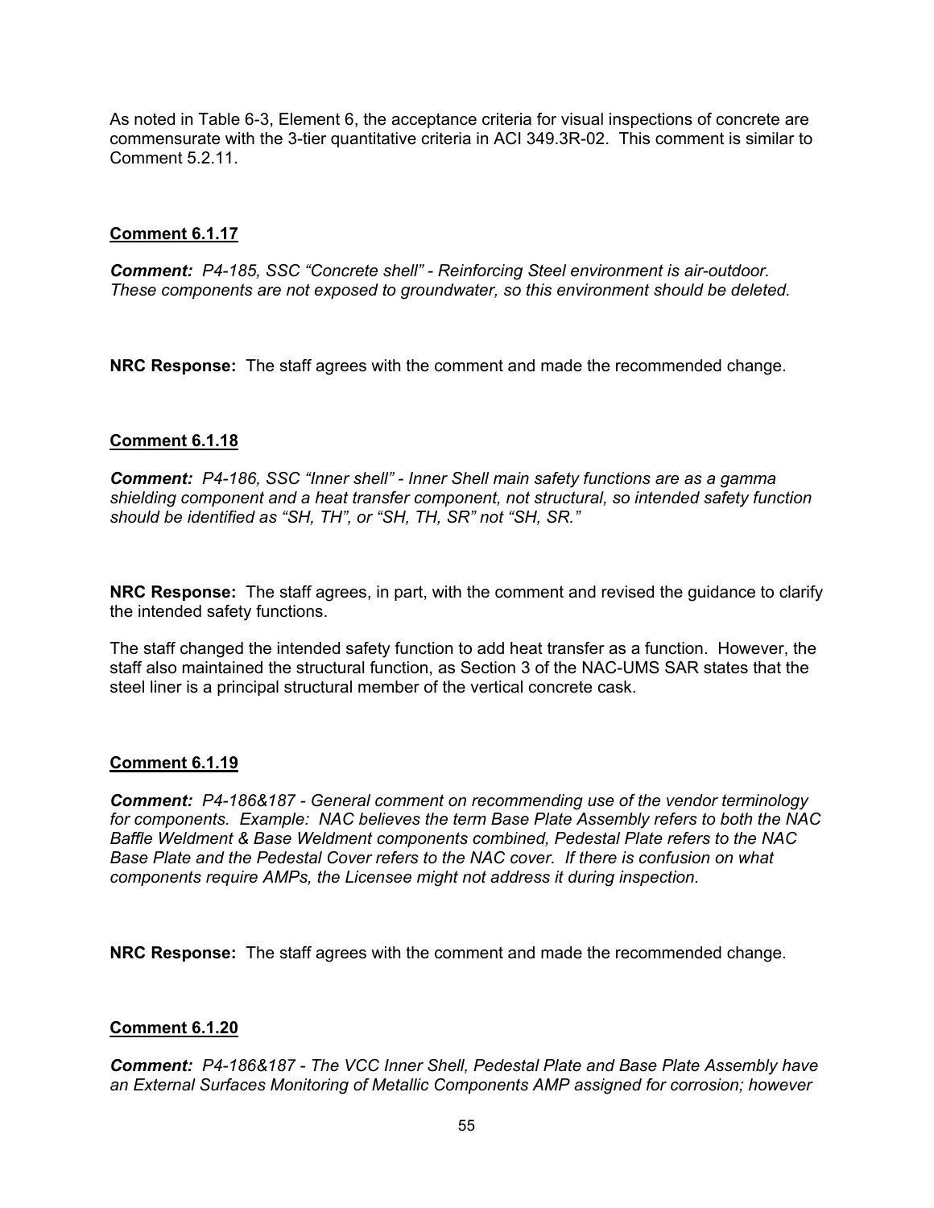As noted in Table 6-3, Element 6, the acceptance criteria for visual inspections of concrete are commensurate with the 3-tier quantitative criteria in ACI 349.3R-02. This comment is similar to Comment 5.2.11.

**Comment 6.1.17**

***Comment:*** *P4-185, SSC “Concrete shell” - Reinforcing Steel environment is air-outdoor. These components are not exposed to groundwater, so this environment should be deleted.*

**NRC Response:** The staff agrees with the comment and made the recommended change.

**Comment 6.1.18**

***Comment:*** *P4-186, SSC “Inner shell” - Inner Shell main safety functions are as a gamma shielding component and a heat transfer component, not structural, so intended safety function should be identified as “SH, TH”, or “SH, TH, SR” not “SH, SR.”*

**NRC Response:** The staff agrees, in part, with the comment and revised the guidance to clarify the intended safety functions.

The staff changed the intended safety function to add heat transfer as a function. However, the staff also maintained the structural function, as Section 3 of the NAC-UMS SAR states that the steel liner is a principal structural member of the vertical concrete cask.

**Comment 6.1.19**

***Comment:*** *P4-186&187 - General comment on recommending use of the vendor terminology for components. Example: NAC believes the term Base Plate Assembly refers to both the NAC Baffle Weldment & Base Weldment components combined, Pedestal Plate refers to the NAC Base Plate and the Pedestal Cover refers to the NAC cover. If there is confusion on what components require AMPs, the Licensee might not address it during inspection.*

**NRC Response:** The staff agrees with the comment and made the recommended change.

**Comment 6.1.20**

***Comment:*** *P4-186&187 - The VCC Inner Shell, Pedestal Plate and Base Plate Assembly have an External Surfaces Monitoring of Metallic Components AMP assigned for corrosion; however*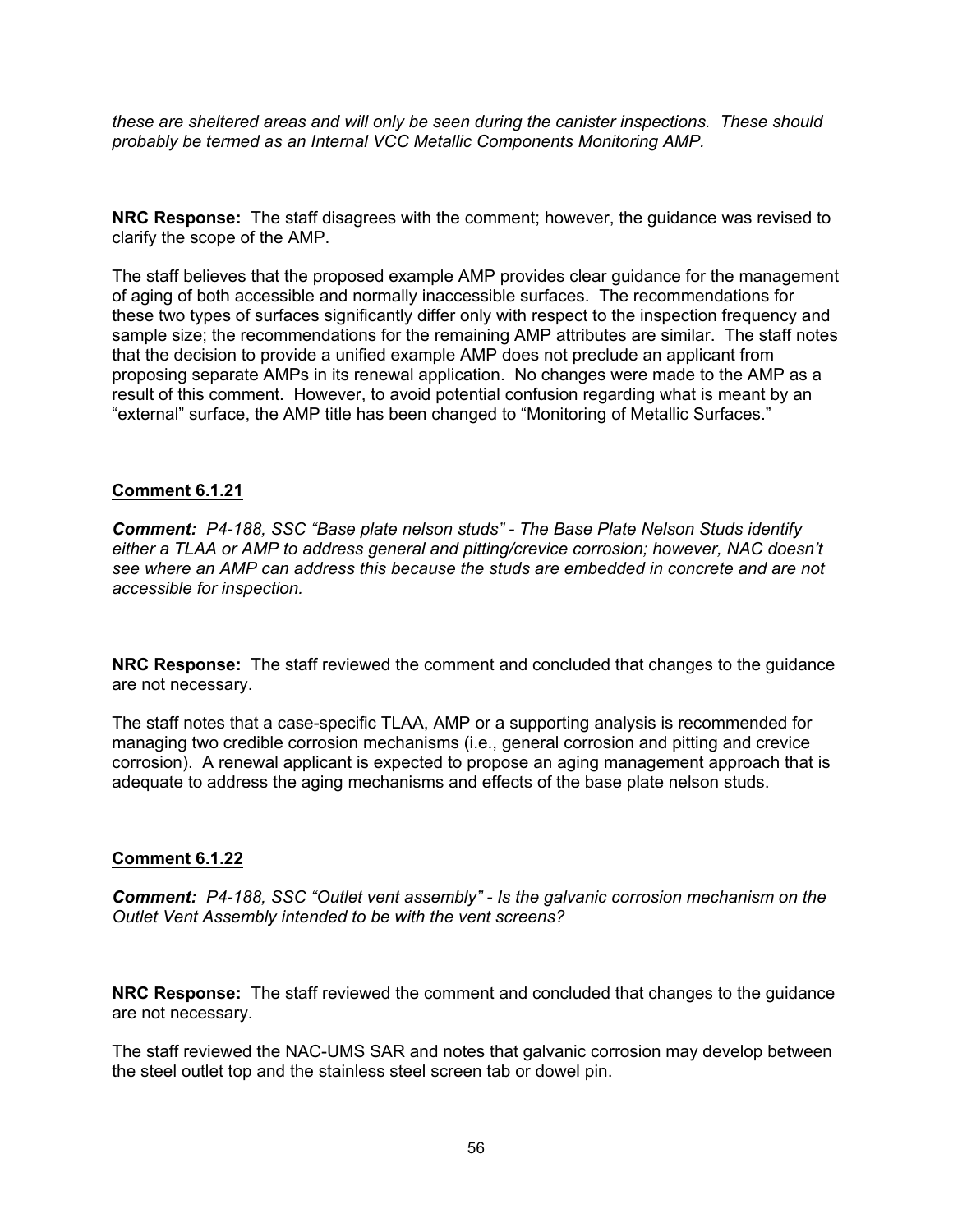*these are sheltered areas and will only be seen during the canister inspections. These should probably be termed as an Internal VCC Metallic Components Monitoring AMP.*

**NRC Response:** The staff disagrees with the comment; however, the guidance was revised to clarify the scope of the AMP.

The staff believes that the proposed example AMP provides clear guidance for the management of aging of both accessible and normally inaccessible surfaces. The recommendations for these two types of surfaces significantly differ only with respect to the inspection frequency and sample size; the recommendations for the remaining AMP attributes are similar. The staff notes that the decision to provide a unified example AMP does not preclude an applicant from proposing separate AMPs in its renewal application. No changes were made to the AMP as a result of this comment. However, to avoid potential confusion regarding what is meant by an "external" surface, the AMP title has been changed to "Monitoring of Metallic Surfaces."

**Comment 6.1.21**

***Comment:*** *P4-188, SSC "Base plate nelson studs" - The Base Plate Nelson Studs identify either a TLAA or AMP to address general and pitting/crevice corrosion; however, NAC doesn't see where an AMP can address this because the studs are embedded in concrete and are not accessible for inspection.*

**NRC Response:** The staff reviewed the comment and concluded that changes to the guidance are not necessary.

The staff notes that a case-specific TLAA, AMP or a supporting analysis is recommended for managing two credible corrosion mechanisms (i.e., general corrosion and pitting and crevice corrosion). A renewal applicant is expected to propose an aging management approach that is adequate to address the aging mechanisms and effects of the base plate nelson studs.

**Comment 6.1.22**

***Comment:*** *P4-188, SSC "Outlet vent assembly" - Is the galvanic corrosion mechanism on the Outlet Vent Assembly intended to be with the vent screens?*

**NRC Response:** The staff reviewed the comment and concluded that changes to the guidance are not necessary.

The staff reviewed the NAC-UMS SAR and notes that galvanic corrosion may develop between the steel outlet top and the stainless steel screen tab or dowel pin.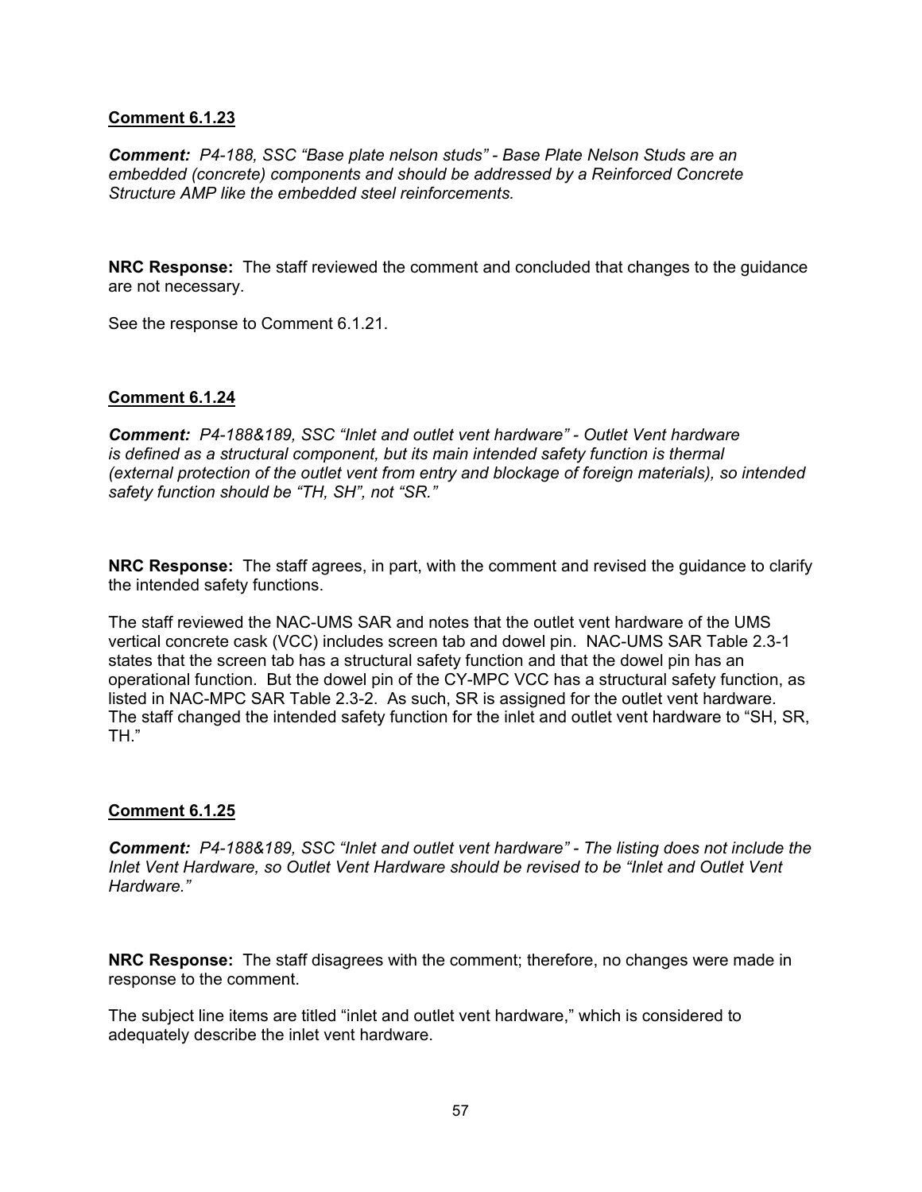**Comment 6.1.23**

***Comment:** P4-188, SSC "Base plate nelson studs" - Base Plate Nelson Studs are an embedded (concrete) components and should be addressed by a Reinforced Concrete Structure AMP like the embedded steel reinforcements.*

**NRC Response:** The staff reviewed the comment and concluded that changes to the guidance are not necessary.

See the response to Comment 6.1.21.

**Comment 6.1.24**

***Comment:** P4-188&189, SSC "Inlet and outlet vent hardware" - Outlet Vent hardware is defined as a structural component, but its main intended safety function is thermal (external protection of the outlet vent from entry and blockage of foreign materials), so intended safety function should be "TH, SH", not "SR."*

**NRC Response:** The staff agrees, in part, with the comment and revised the guidance to clarify the intended safety functions.

The staff reviewed the NAC-UMS SAR and notes that the outlet vent hardware of the UMS vertical concrete cask (VCC) includes screen tab and dowel pin. NAC-UMS SAR Table 2.3-1 states that the screen tab has a structural safety function and that the dowel pin has an operational function. But the dowel pin of the CY-MPC VCC has a structural safety function, as listed in NAC-MPC SAR Table 2.3-2. As such, SR is assigned for the outlet vent hardware. The staff changed the intended safety function for the inlet and outlet vent hardware to "SH, SR, TH."

**Comment 6.1.25**

***Comment:** P4-188&189, SSC "Inlet and outlet vent hardware" - The listing does not include the Inlet Vent Hardware, so Outlet Vent Hardware should be revised to be "Inlet and Outlet Vent Hardware."*

**NRC Response:** The staff disagrees with the comment; therefore, no changes were made in response to the comment.

The subject line items are titled "inlet and outlet vent hardware," which is considered to adequately describe the inlet vent hardware.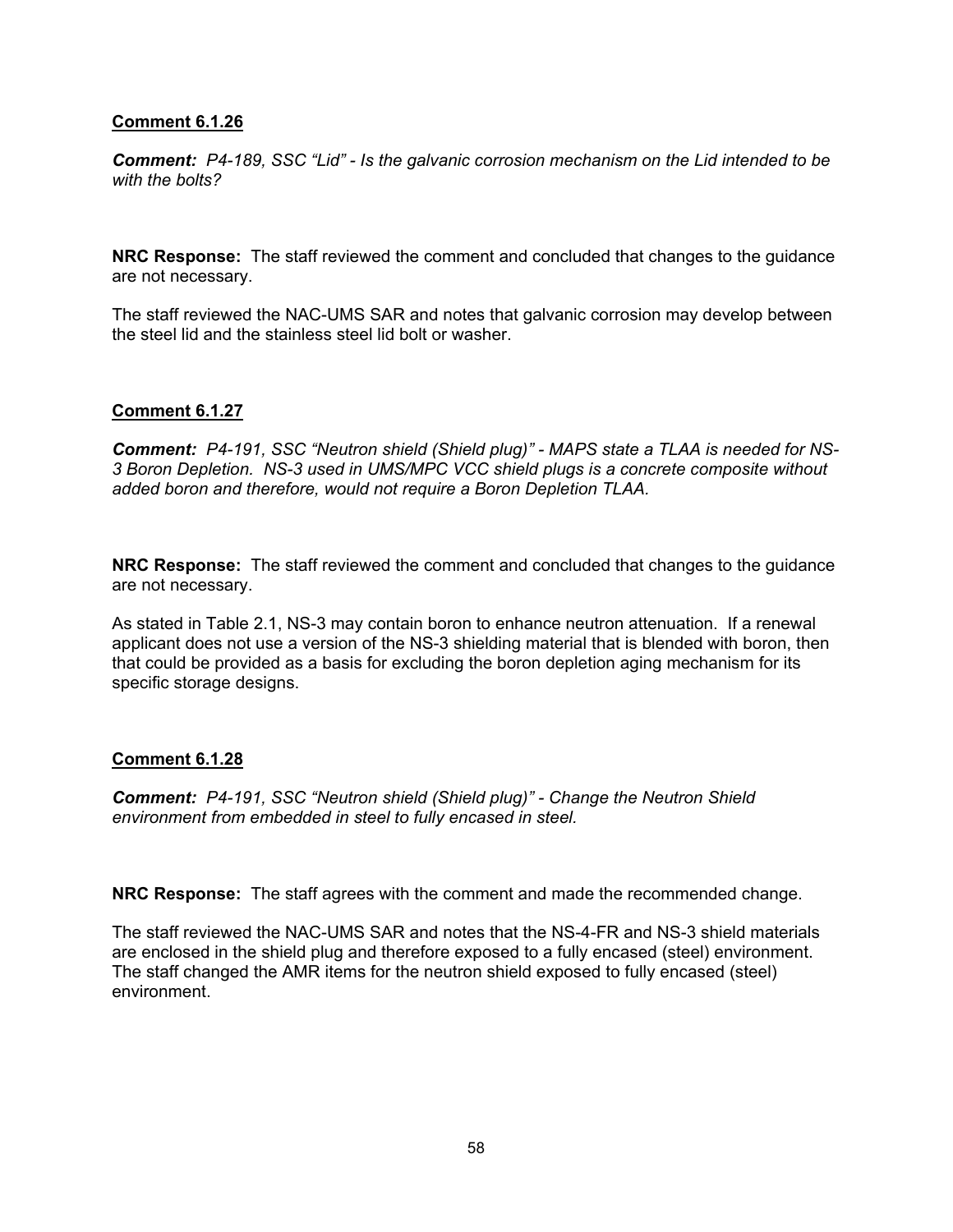**Comment 6.1.26**

***Comment:*** *P4-189, SSC "Lid" - Is the galvanic corrosion mechanism on the Lid intended to be with the bolts?*

**NRC Response:** The staff reviewed the comment and concluded that changes to the guidance are not necessary.

The staff reviewed the NAC-UMS SAR and notes that galvanic corrosion may develop between the steel lid and the stainless steel lid bolt or washer.

**Comment 6.1.27**

***Comment:*** *P4-191, SSC "Neutron shield (Shield plug)" - MAPS state a TLAA is needed for NS-3 Boron Depletion. NS-3 used in UMS/MPC VCC shield plugs is a concrete composite without added boron and therefore, would not require a Boron Depletion TLAA.*

**NRC Response:** The staff reviewed the comment and concluded that changes to the guidance are not necessary.

As stated in Table 2.1, NS-3 may contain boron to enhance neutron attenuation. If a renewal applicant does not use a version of the NS-3 shielding material that is blended with boron, then that could be provided as a basis for excluding the boron depletion aging mechanism for its specific storage designs.

**Comment 6.1.28**

***Comment:*** *P4-191, SSC "Neutron shield (Shield plug)" - Change the Neutron Shield environment from embedded in steel to fully encased in steel.*

**NRC Response:** The staff agrees with the comment and made the recommended change.

The staff reviewed the NAC-UMS SAR and notes that the NS-4-FR and NS-3 shield materials are enclosed in the shield plug and therefore exposed to a fully encased (steel) environment. The staff changed the AMR items for the neutron shield exposed to fully encased (steel) environment.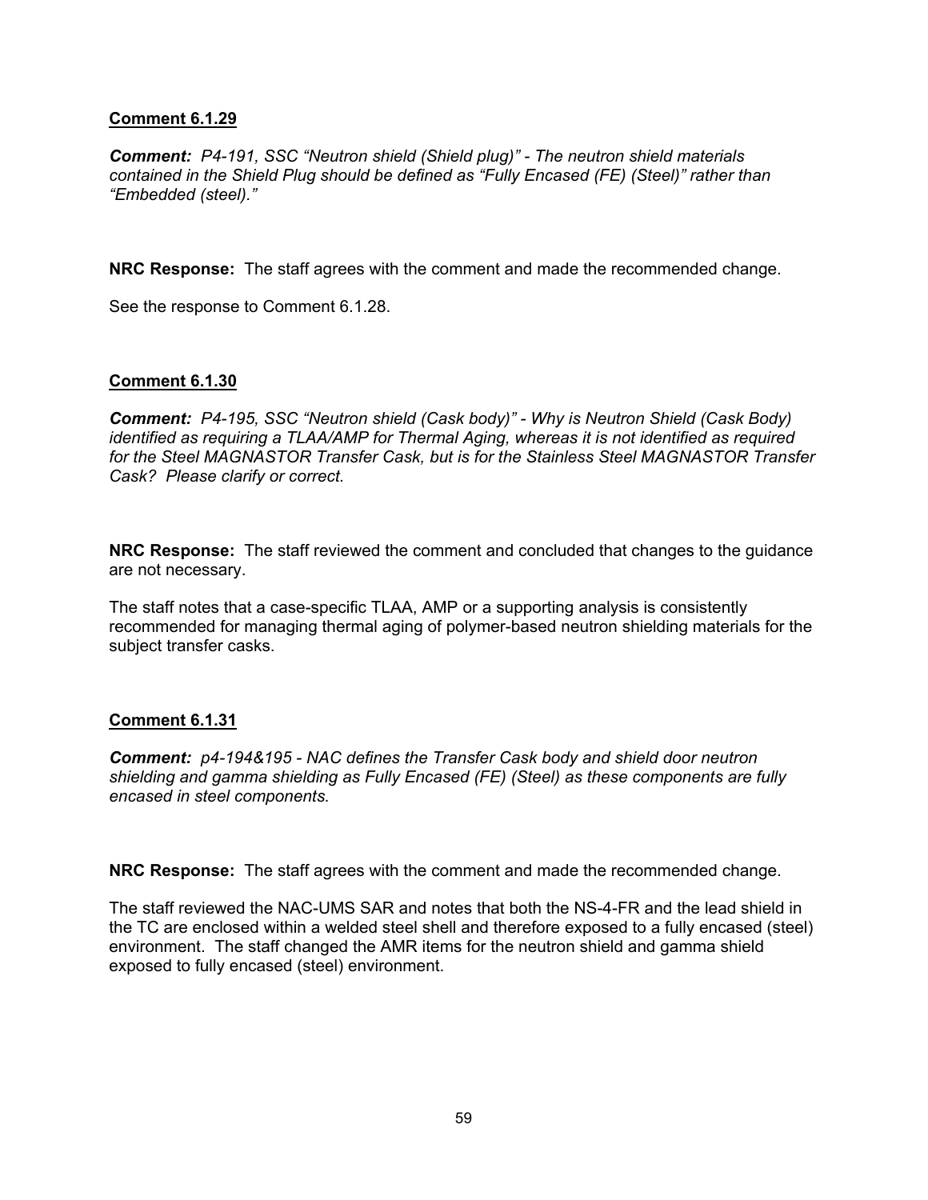**Comment 6.1.29**

***Comment:*** *P4-191, SSC "Neutron shield (Shield plug)" - The neutron shield materials contained in the Shield Plug should be defined as "Fully Encased (FE) (Steel)" rather than "Embedded (steel)."*

**NRC Response:** The staff agrees with the comment and made the recommended change.

See the response to Comment 6.1.28.

**Comment 6.1.30**

***Comment:*** *P4-195, SSC "Neutron shield (Cask body)" - Why is Neutron Shield (Cask Body) identified as requiring a TLAA/AMP for Thermal Aging, whereas it is not identified as required for the Steel MAGNASTOR Transfer Cask, but is for the Stainless Steel MAGNASTOR Transfer Cask? Please clarify or correct.*

**NRC Response:** The staff reviewed the comment and concluded that changes to the guidance are not necessary.

The staff notes that a case-specific TLAA, AMP or a supporting analysis is consistently recommended for managing thermal aging of polymer-based neutron shielding materials for the subject transfer casks.

**Comment 6.1.31**

***Comment:*** *p4-194&195 - NAC defines the Transfer Cask body and shield door neutron shielding and gamma shielding as Fully Encased (FE) (Steel) as these components are fully encased in steel components.*

**NRC Response:** The staff agrees with the comment and made the recommended change.

The staff reviewed the NAC-UMS SAR and notes that both the NS-4-FR and the lead shield in the TC are enclosed within a welded steel shell and therefore exposed to a fully encased (steel) environment. The staff changed the AMR items for the neutron shield and gamma shield exposed to fully encased (steel) environment.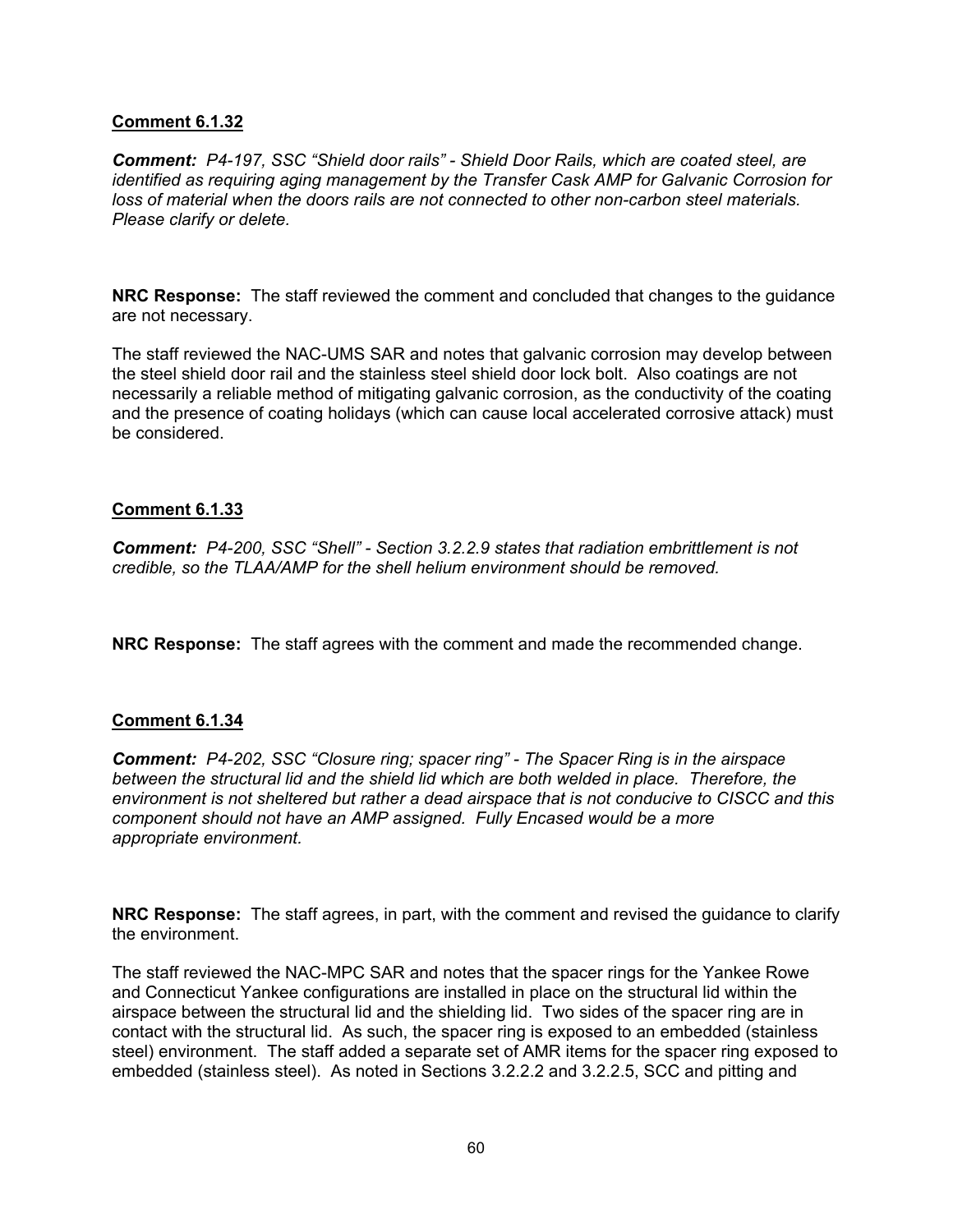**Comment 6.1.32**

***Comment:*** *P4-197, SSC "Shield door rails" - Shield Door Rails, which are coated steel, are identified as requiring aging management by the Transfer Cask AMP for Galvanic Corrosion for loss of material when the doors rails are not connected to other non-carbon steel materials. Please clarify or delete.*

**NRC Response:** The staff reviewed the comment and concluded that changes to the guidance are not necessary.

The staff reviewed the NAC-UMS SAR and notes that galvanic corrosion may develop between the steel shield door rail and the stainless steel shield door lock bolt. Also coatings are not necessarily a reliable method of mitigating galvanic corrosion, as the conductivity of the coating and the presence of coating holidays (which can cause local accelerated corrosive attack) must be considered.

**Comment 6.1.33**

***Comment:*** *P4-200, SSC "Shell" - Section 3.2.2.9 states that radiation embrittlement is not credible, so the TLAA/AMP for the shell helium environment should be removed.*

**NRC Response:** The staff agrees with the comment and made the recommended change.

**Comment 6.1.34**

***Comment:*** *P4-202, SSC "Closure ring; spacer ring" - The Spacer Ring is in the airspace between the structural lid and the shield lid which are both welded in place. Therefore, the environment is not sheltered but rather a dead airspace that is not conducive to CISCC and this component should not have an AMP assigned. Fully Encased would be a more appropriate environment.*

**NRC Response:** The staff agrees, in part, with the comment and revised the guidance to clarify the environment.

The staff reviewed the NAC-MPC SAR and notes that the spacer rings for the Yankee Rowe and Connecticut Yankee configurations are installed in place on the structural lid within the airspace between the structural lid and the shielding lid. Two sides of the spacer ring are in contact with the structural lid. As such, the spacer ring is exposed to an embedded (stainless steel) environment. The staff added a separate set of AMR items for the spacer ring exposed to embedded (stainless steel). As noted in Sections 3.2.2.2 and 3.2.2.5, SCC and pitting and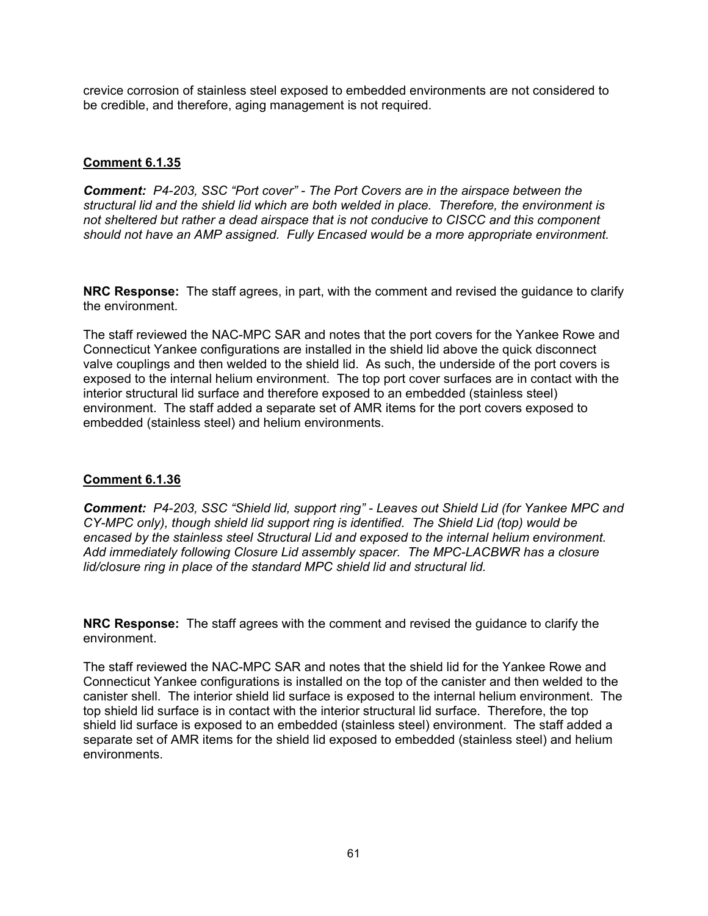crevice corrosion of stainless steel exposed to embedded environments are not considered to be credible, and therefore, aging management is not required.

### Comment 6.1.35

***Comment:*** *P4-203, SSC "Port cover" - The Port Covers are in the airspace between the structural lid and the shield lid which are both welded in place. Therefore, the environment is not sheltered but rather a dead airspace that is not conducive to CISCC and this component should not have an AMP assigned. Fully Encased would be a more appropriate environment.*

**NRC Response:** The staff agrees, in part, with the comment and revised the guidance to clarify the environment.

The staff reviewed the NAC-MPC SAR and notes that the port covers for the Yankee Rowe and Connecticut Yankee configurations are installed in the shield lid above the quick disconnect valve couplings and then welded to the shield lid. As such, the underside of the port covers is exposed to the internal helium environment. The top port cover surfaces are in contact with the interior structural lid surface and therefore exposed to an embedded (stainless steel) environment. The staff added a separate set of AMR items for the port covers exposed to embedded (stainless steel) and helium environments.

### Comment 6.1.36

***Comment:*** *P4-203, SSC "Shield lid, support ring" - Leaves out Shield Lid (for Yankee MPC and CY-MPC only), though shield lid support ring is identified. The Shield Lid (top) would be encased by the stainless steel Structural Lid and exposed to the internal helium environment. Add immediately following Closure Lid assembly spacer. The MPC-LACBWR has a closure lid/closure ring in place of the standard MPC shield lid and structural lid.*

**NRC Response:** The staff agrees with the comment and revised the guidance to clarify the environment.

The staff reviewed the NAC-MPC SAR and notes that the shield lid for the Yankee Rowe and Connecticut Yankee configurations is installed on the top of the canister and then welded to the canister shell. The interior shield lid surface is exposed to the internal helium environment. The top shield lid surface is in contact with the interior structural lid surface. Therefore, the top shield lid surface is exposed to an embedded (stainless steel) environment. The staff added a separate set of AMR items for the shield lid exposed to embedded (stainless steel) and helium environments.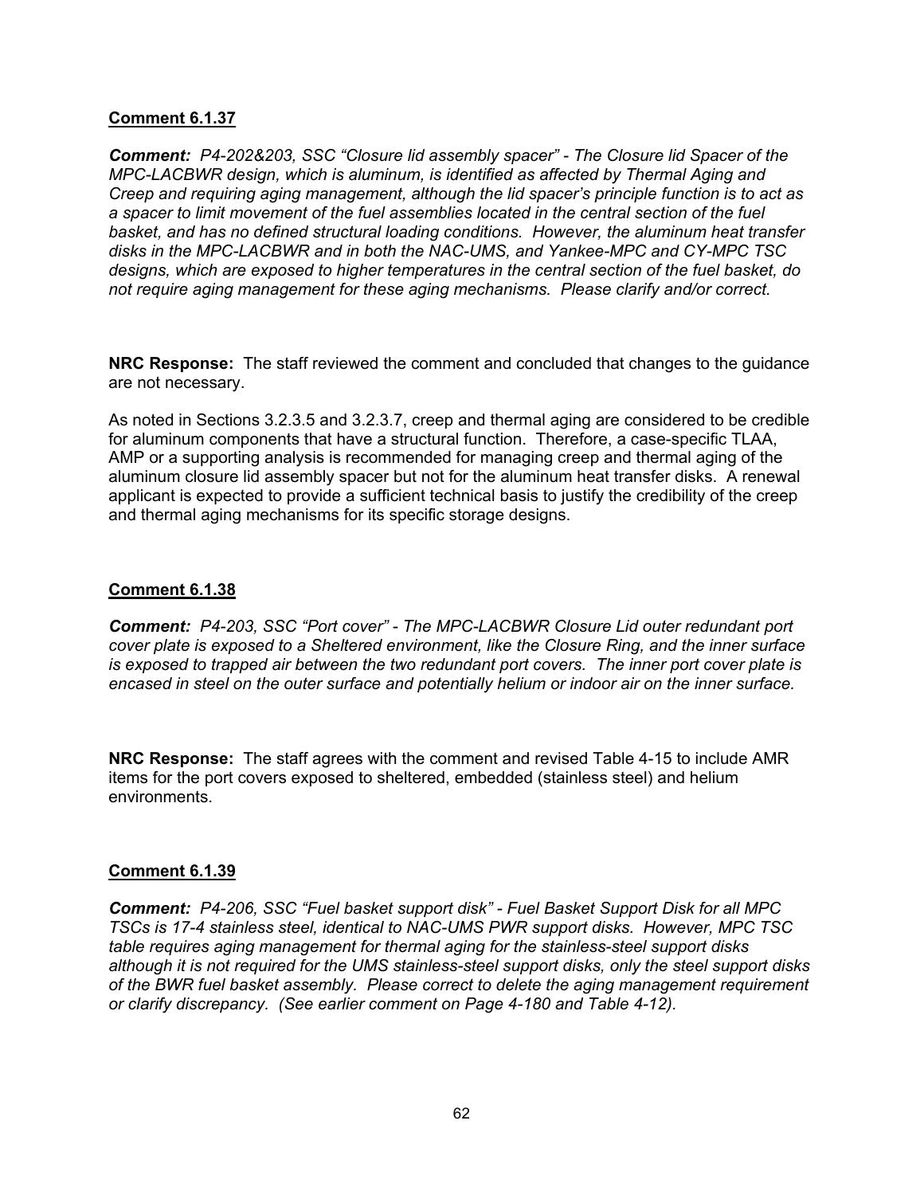**Comment 6.1.37**

***Comment:*** *P4-202&203, SSC "Closure lid assembly spacer" - The Closure lid Spacer of the MPC-LACBWR design, which is aluminum, is identified as affected by Thermal Aging and Creep and requiring aging management, although the lid spacer's principle function is to act as a spacer to limit movement of the fuel assemblies located in the central section of the fuel basket, and has no defined structural loading conditions. However, the aluminum heat transfer disks in the MPC-LACBWR and in both the NAC-UMS, and Yankee-MPC and CY-MPC TSC designs, which are exposed to higher temperatures in the central section of the fuel basket, do not require aging management for these aging mechanisms. Please clarify and/or correct.*

**NRC Response:** The staff reviewed the comment and concluded that changes to the guidance are not necessary.

As noted in Sections 3.2.3.5 and 3.2.3.7, creep and thermal aging are considered to be credible for aluminum components that have a structural function. Therefore, a case-specific TLAA, AMP or a supporting analysis is recommended for managing creep and thermal aging of the aluminum closure lid assembly spacer but not for the aluminum heat transfer disks. A renewal applicant is expected to provide a sufficient technical basis to justify the credibility of the creep and thermal aging mechanisms for its specific storage designs.

**Comment 6.1.38**

***Comment:*** *P4-203, SSC "Port cover" - The MPC-LACBWR Closure Lid outer redundant port cover plate is exposed to a Sheltered environment, like the Closure Ring, and the inner surface is exposed to trapped air between the two redundant port covers. The inner port cover plate is encased in steel on the outer surface and potentially helium or indoor air on the inner surface.*

**NRC Response:** The staff agrees with the comment and revised Table 4-15 to include AMR items for the port covers exposed to sheltered, embedded (stainless steel) and helium environments.

**Comment 6.1.39**

***Comment:*** *P4-206, SSC "Fuel basket support disk" - Fuel Basket Support Disk for all MPC TSCs is 17-4 stainless steel, identical to NAC-UMS PWR support disks. However, MPC TSC table requires aging management for thermal aging for the stainless-steel support disks although it is not required for the UMS stainless-steel support disks, only the steel support disks of the BWR fuel basket assembly. Please correct to delete the aging management requirement or clarify discrepancy. (See earlier comment on Page 4-180 and Table 4-12).*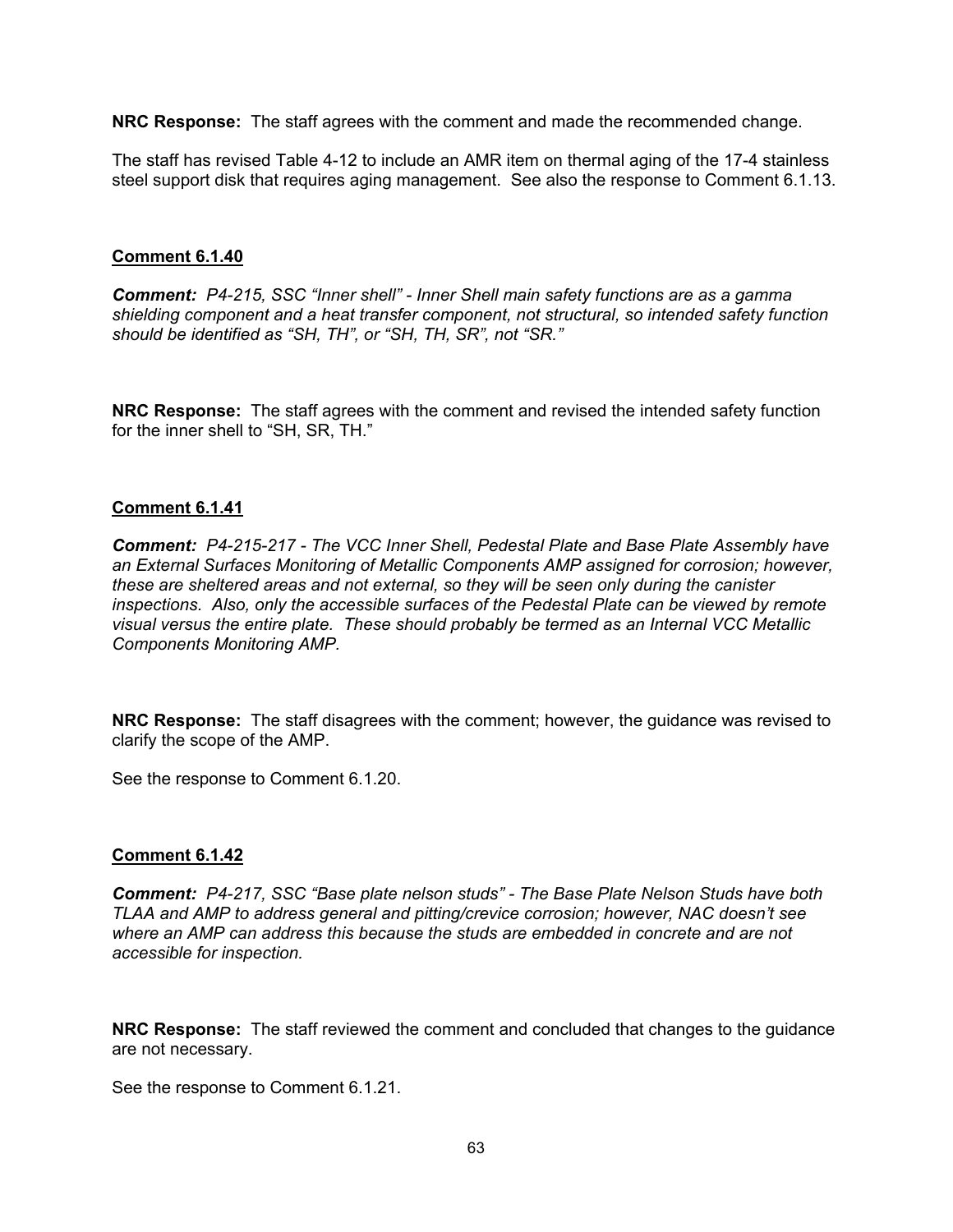**NRC Response:** The staff agrees with the comment and made the recommended change.

The staff has revised Table 4-12 to include an AMR item on thermal aging of the 17-4 stainless steel support disk that requires aging management. See also the response to Comment 6.1.13.

**Comment 6.1.40**

***Comment:*** *P4-215, SSC "Inner shell" - Inner Shell main safety functions are as a gamma shielding component and a heat transfer component, not structural, so intended safety function should be identified as "SH, TH", or "SH, TH, SR", not "SR."*

**NRC Response:** The staff agrees with the comment and revised the intended safety function for the inner shell to "SH, SR, TH."

**Comment 6.1.41**

***Comment:*** *P4-215-217 - The VCC Inner Shell, Pedestal Plate and Base Plate Assembly have an External Surfaces Monitoring of Metallic Components AMP assigned for corrosion; however, these are sheltered areas and not external, so they will be seen only during the canister inspections. Also, only the accessible surfaces of the Pedestal Plate can be viewed by remote visual versus the entire plate. These should probably be termed as an Internal VCC Metallic Components Monitoring AMP.*

**NRC Response:** The staff disagrees with the comment; however, the guidance was revised to clarify the scope of the AMP.

See the response to Comment 6.1.20.

**Comment 6.1.42**

***Comment:*** *P4-217, SSC "Base plate nelson studs" - The Base Plate Nelson Studs have both TLAA and AMP to address general and pitting/crevice corrosion; however, NAC doesn't see where an AMP can address this because the studs are embedded in concrete and are not accessible for inspection.*

**NRC Response:** The staff reviewed the comment and concluded that changes to the guidance are not necessary.

See the response to Comment 6.1.21.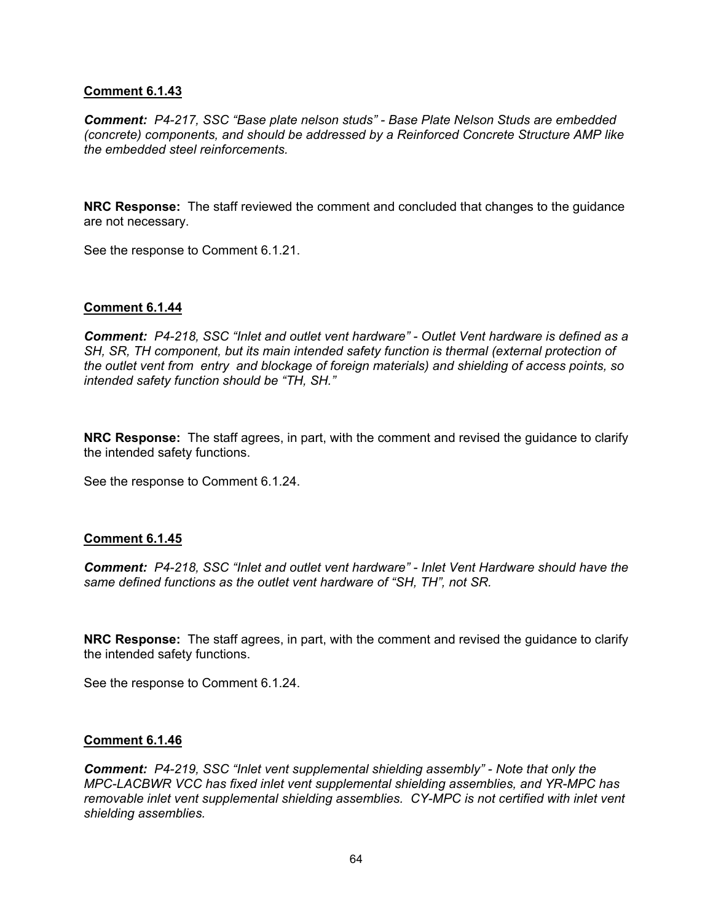**Comment 6.1.43**

***Comment:*** *P4-217, SSC "Base plate nelson studs" - Base Plate Nelson Studs are embedded (concrete) components, and should be addressed by a Reinforced Concrete Structure AMP like the embedded steel reinforcements.*

**NRC Response:** The staff reviewed the comment and concluded that changes to the guidance are not necessary.

See the response to Comment 6.1.21.

**Comment 6.1.44**

***Comment:*** *P4-218, SSC "Inlet and outlet vent hardware" - Outlet Vent hardware is defined as a SH, SR, TH component, but its main intended safety function is thermal (external protection of the outlet vent from entry and blockage of foreign materials) and shielding of access points, so intended safety function should be "TH, SH."*

**NRC Response:** The staff agrees, in part, with the comment and revised the guidance to clarify the intended safety functions.

See the response to Comment 6.1.24.

**Comment 6.1.45**

***Comment:*** *P4-218, SSC "Inlet and outlet vent hardware" - Inlet Vent Hardware should have the same defined functions as the outlet vent hardware of "SH, TH", not SR.*

**NRC Response:** The staff agrees, in part, with the comment and revised the guidance to clarify the intended safety functions.

See the response to Comment 6.1.24.

**Comment 6.1.46**

***Comment:*** *P4-219, SSC "Inlet vent supplemental shielding assembly" - Note that only the MPC-LACBWR VCC has fixed inlet vent supplemental shielding assemblies, and YR-MPC has removable inlet vent supplemental shielding assemblies. CY-MPC is not certified with inlet vent shielding assemblies.*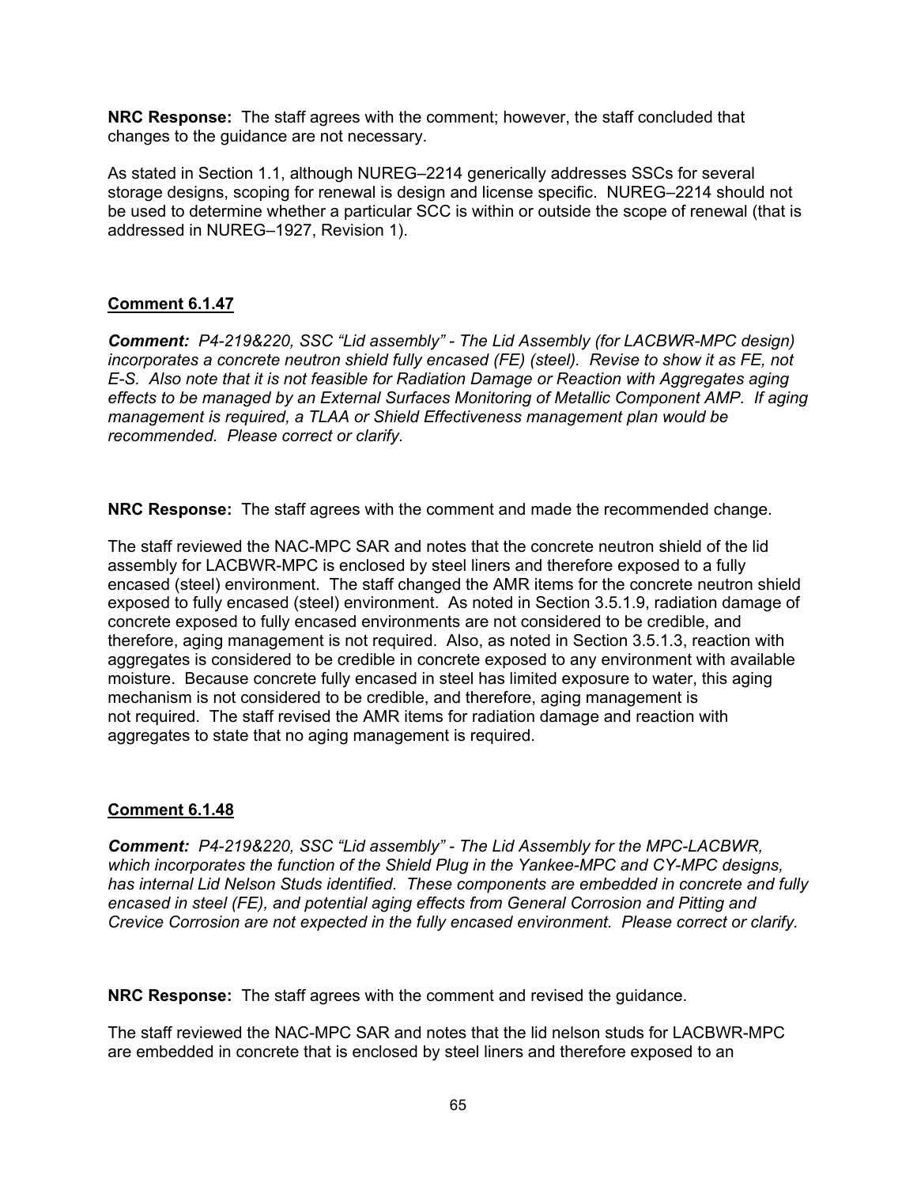**NRC Response:** The staff agrees with the comment; however, the staff concluded that changes to the guidance are not necessary.

As stated in Section 1.1, although NUREG–2214 generically addresses SSCs for several storage designs, scoping for renewal is design and license specific. NUREG–2214 should not be used to determine whether a particular SCC is within or outside the scope of renewal (that is addressed in NUREG–1927, Revision 1).

**Comment 6.1.47**

***Comment:*** *P4-219&220, SSC "Lid assembly" - The Lid Assembly (for LACBWR-MPC design) incorporates a concrete neutron shield fully encased (FE) (steel). Revise to show it as FE, not E-S. Also note that it is not feasible for Radiation Damage or Reaction with Aggregates aging effects to be managed by an External Surfaces Monitoring of Metallic Component AMP. If aging management is required, a TLAA or Shield Effectiveness management plan would be recommended. Please correct or clarify.*

**NRC Response:** The staff agrees with the comment and made the recommended change.

The staff reviewed the NAC-MPC SAR and notes that the concrete neutron shield of the lid assembly for LACBWR-MPC is enclosed by steel liners and therefore exposed to a fully encased (steel) environment. The staff changed the AMR items for the concrete neutron shield exposed to fully encased (steel) environment. As noted in Section 3.5.1.9, radiation damage of concrete exposed to fully encased environments are not considered to be credible, and therefore, aging management is not required. Also, as noted in Section 3.5.1.3, reaction with aggregates is considered to be credible in concrete exposed to any environment with available moisture. Because concrete fully encased in steel has limited exposure to water, this aging mechanism is not considered to be credible, and therefore, aging management is not required. The staff revised the AMR items for radiation damage and reaction with aggregates to state that no aging management is required.

**Comment 6.1.48**

***Comment:*** *P4-219&220, SSC "Lid assembly" - The Lid Assembly for the MPC-LACBWR, which incorporates the function of the Shield Plug in the Yankee-MPC and CY-MPC designs, has internal Lid Nelson Studs identified. These components are embedded in concrete and fully encased in steel (FE), and potential aging effects from General Corrosion and Pitting and Crevice Corrosion are not expected in the fully encased environment. Please correct or clarify.*

**NRC Response:** The staff agrees with the comment and revised the guidance.

The staff reviewed the NAC-MPC SAR and notes that the lid nelson studs for LACBWR-MPC are embedded in concrete that is enclosed by steel liners and therefore exposed to an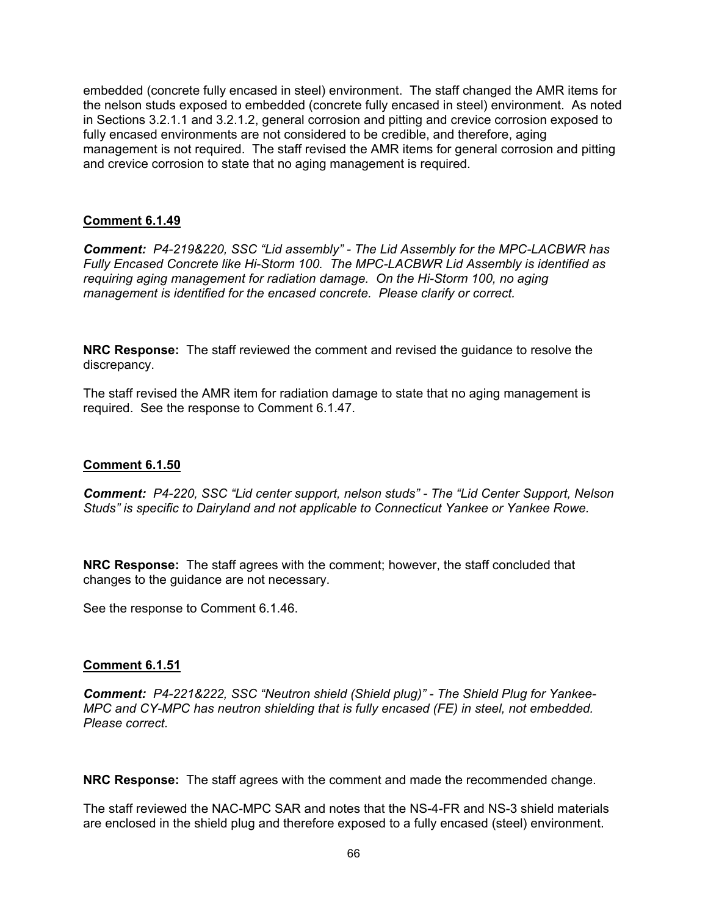embedded (concrete fully encased in steel) environment. The staff changed the AMR items for the nelson studs exposed to embedded (concrete fully encased in steel) environment. As noted in Sections 3.2.1.1 and 3.2.1.2, general corrosion and pitting and crevice corrosion exposed to fully encased environments are not considered to be credible, and therefore, aging management is not required. The staff revised the AMR items for general corrosion and pitting and crevice corrosion to state that no aging management is required.

**Comment 6.1.49**

***Comment:*** *P4-219&220, SSC "Lid assembly" - The Lid Assembly for the MPC-LACBWR has Fully Encased Concrete like Hi-Storm 100. The MPC-LACBWR Lid Assembly is identified as requiring aging management for radiation damage. On the Hi-Storm 100, no aging management is identified for the encased concrete. Please clarify or correct.*

**NRC Response:** The staff reviewed the comment and revised the guidance to resolve the discrepancy.

The staff revised the AMR item for radiation damage to state that no aging management is required. See the response to Comment 6.1.47.

**Comment 6.1.50**

***Comment:*** *P4-220, SSC "Lid center support, nelson studs" - The "Lid Center Support, Nelson Studs" is specific to Dairyland and not applicable to Connecticut Yankee or Yankee Rowe.*

**NRC Response:** The staff agrees with the comment; however, the staff concluded that changes to the guidance are not necessary.

See the response to Comment 6.1.46.

**Comment 6.1.51**

***Comment:*** *P4-221&222, SSC "Neutron shield (Shield plug)" - The Shield Plug for Yankee-MPC and CY-MPC has neutron shielding that is fully encased (FE) in steel, not embedded. Please correct.*

**NRC Response:** The staff agrees with the comment and made the recommended change.

The staff reviewed the NAC-MPC SAR and notes that the NS-4-FR and NS-3 shield materials are enclosed in the shield plug and therefore exposed to a fully encased (steel) environment.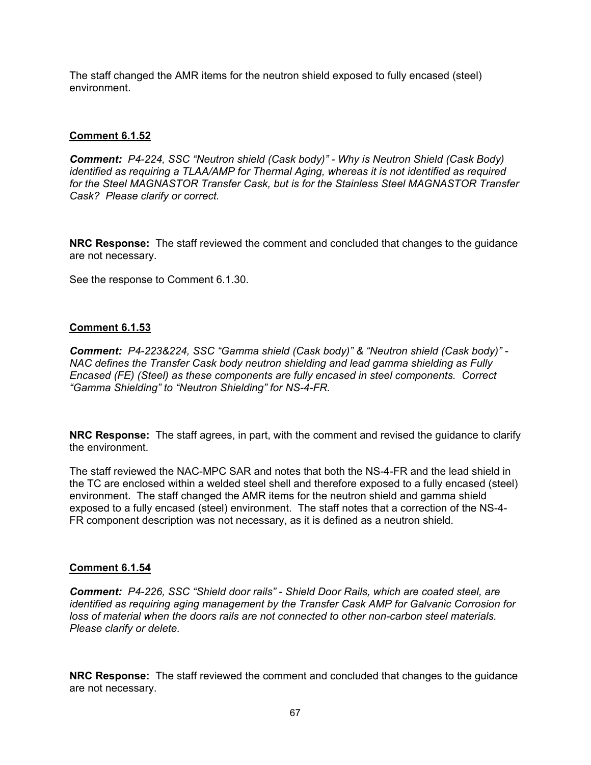The staff changed the AMR items for the neutron shield exposed to fully encased (steel) environment.

**Comment 6.1.52**

***Comment:*** *P4-224, SSC "Neutron shield (Cask body)" - Why is Neutron Shield (Cask Body) identified as requiring a TLAA/AMP for Thermal Aging, whereas it is not identified as required for the Steel MAGNASTOR Transfer Cask, but is for the Stainless Steel MAGNASTOR Transfer Cask? Please clarify or correct.*

**NRC Response:** The staff reviewed the comment and concluded that changes to the guidance are not necessary.

See the response to Comment 6.1.30.

**Comment 6.1.53**

***Comment:*** *P4-223&224, SSC "Gamma shield (Cask body)" & "Neutron shield (Cask body)" - NAC defines the Transfer Cask body neutron shielding and lead gamma shielding as Fully Encased (FE) (Steel) as these components are fully encased in steel components. Correct "Gamma Shielding" to "Neutron Shielding" for NS-4-FR.*

**NRC Response:** The staff agrees, in part, with the comment and revised the guidance to clarify the environment.

The staff reviewed the NAC-MPC SAR and notes that both the NS-4-FR and the lead shield in the TC are enclosed within a welded steel shell and therefore exposed to a fully encased (steel) environment. The staff changed the AMR items for the neutron shield and gamma shield exposed to a fully encased (steel) environment. The staff notes that a correction of the NS-4-FR component description was not necessary, as it is defined as a neutron shield.

**Comment 6.1.54**

***Comment:*** *P4-226, SSC "Shield door rails" - Shield Door Rails, which are coated steel, are identified as requiring aging management by the Transfer Cask AMP for Galvanic Corrosion for loss of material when the doors rails are not connected to other non-carbon steel materials. Please clarify or delete.*

**NRC Response:** The staff reviewed the comment and concluded that changes to the guidance are not necessary.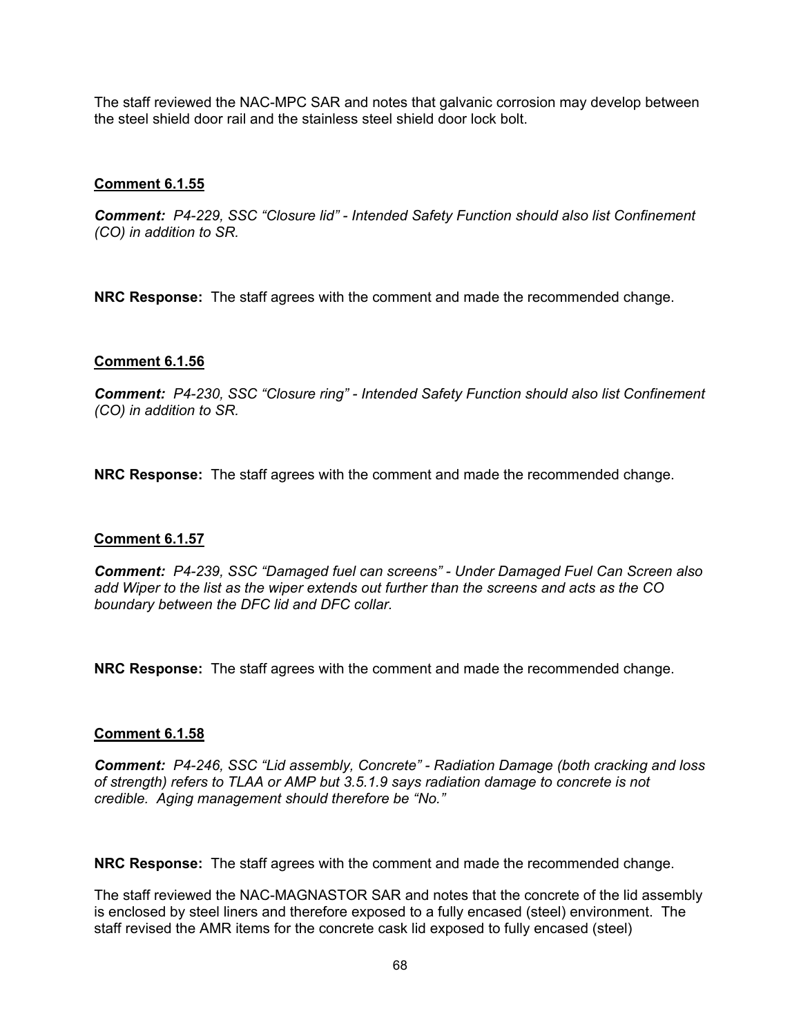The staff reviewed the NAC-MPC SAR and notes that galvanic corrosion may develop between the steel shield door rail and the stainless steel shield door lock bolt.

**Comment 6.1.55**

***Comment:*** *P4-229, SSC "Closure lid" - Intended Safety Function should also list Confinement (CO) in addition to SR.*

**NRC Response:** The staff agrees with the comment and made the recommended change.

**Comment 6.1.56**

***Comment:*** *P4-230, SSC "Closure ring" - Intended Safety Function should also list Confinement (CO) in addition to SR.*

**NRC Response:** The staff agrees with the comment and made the recommended change.

**Comment 6.1.57**

***Comment:*** *P4-239, SSC "Damaged fuel can screens" - Under Damaged Fuel Can Screen also add Wiper to the list as the wiper extends out further than the screens and acts as the CO boundary between the DFC lid and DFC collar.*

**NRC Response:** The staff agrees with the comment and made the recommended change.

**Comment 6.1.58**

***Comment:*** *P4-246, SSC "Lid assembly, Concrete" - Radiation Damage (both cracking and loss of strength) refers to TLAA or AMP but 3.5.1.9 says radiation damage to concrete is not credible. Aging management should therefore be "No."*

**NRC Response:** The staff agrees with the comment and made the recommended change.

The staff reviewed the NAC-MAGNASTOR SAR and notes that the concrete of the lid assembly is enclosed by steel liners and therefore exposed to a fully encased (steel) environment. The staff revised the AMR items for the concrete cask lid exposed to fully encased (steel)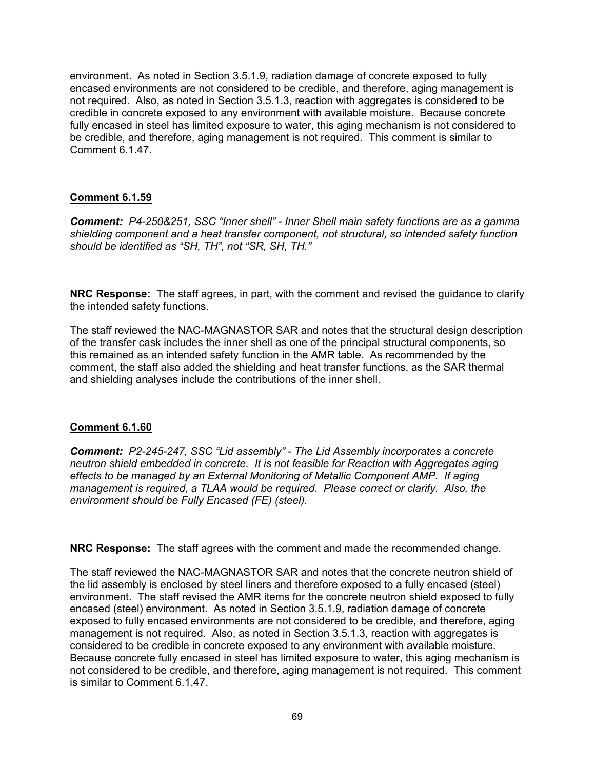environment. As noted in Section 3.5.1.9, radiation damage of concrete exposed to fully encased environments are not considered to be credible, and therefore, aging management is not required. Also, as noted in Section 3.5.1.3, reaction with aggregates is considered to be credible in concrete exposed to any environment with available moisture. Because concrete fully encased in steel has limited exposure to water, this aging mechanism is not considered to be credible, and therefore, aging management is not required. This comment is similar to Comment 6.1.47.

**Comment 6.1.59**

***Comment:*** *P4-250&251, SSC "Inner shell" - Inner Shell main safety functions are as a gamma shielding component and a heat transfer component, not structural, so intended safety function should be identified as "SH, TH", not "SR, SH, TH."*

**NRC Response:** The staff agrees, in part, with the comment and revised the guidance to clarify the intended safety functions.

The staff reviewed the NAC-MAGNASTOR SAR and notes that the structural design description of the transfer cask includes the inner shell as one of the principal structural components, so this remained as an intended safety function in the AMR table. As recommended by the comment, the staff also added the shielding and heat transfer functions, as the SAR thermal and shielding analyses include the contributions of the inner shell.

**Comment 6.1.60**

***Comment:*** *P2-245-247, SSC "Lid assembly" - The Lid Assembly incorporates a concrete neutron shield embedded in concrete. It is not feasible for Reaction with Aggregates aging effects to be managed by an External Monitoring of Metallic Component AMP. If aging management is required, a TLAA would be required. Please correct or clarify. Also, the environment should be Fully Encased (FE) (steel).*

**NRC Response:** The staff agrees with the comment and made the recommended change.

The staff reviewed the NAC-MAGNASTOR SAR and notes that the concrete neutron shield of the lid assembly is enclosed by steel liners and therefore exposed to a fully encased (steel) environment. The staff revised the AMR items for the concrete neutron shield exposed to fully encased (steel) environment. As noted in Section 3.5.1.9, radiation damage of concrete exposed to fully encased environments are not considered to be credible, and therefore, aging management is not required. Also, as noted in Section 3.5.1.3, reaction with aggregates is considered to be credible in concrete exposed to any environment with available moisture. Because concrete fully encased in steel has limited exposure to water, this aging mechanism is not considered to be credible, and therefore, aging management is not required. This comment is similar to Comment 6.1.47.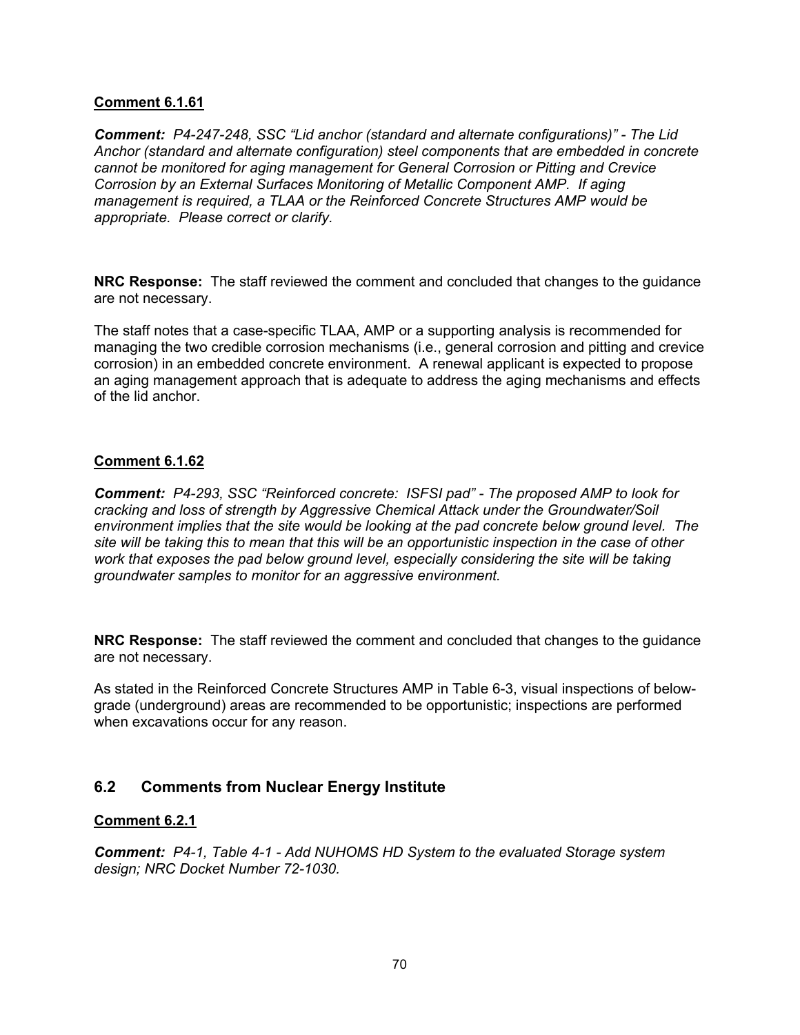**Comment 6.1.61**

***Comment:*** *P4-247-248, SSC "Lid anchor (standard and alternate configurations)" - The Lid Anchor (standard and alternate configuration) steel components that are embedded in concrete cannot be monitored for aging management for General Corrosion or Pitting and Crevice Corrosion by an External Surfaces Monitoring of Metallic Component AMP. If aging management is required, a TLAA or the Reinforced Concrete Structures AMP would be appropriate. Please correct or clarify.*

**NRC Response:** The staff reviewed the comment and concluded that changes to the guidance are not necessary.

The staff notes that a case-specific TLAA, AMP or a supporting analysis is recommended for managing the two credible corrosion mechanisms (i.e., general corrosion and pitting and crevice corrosion) in an embedded concrete environment. A renewal applicant is expected to propose an aging management approach that is adequate to address the aging mechanisms and effects of the lid anchor.

**Comment 6.1.62**

***Comment:*** *P4-293, SSC "Reinforced concrete: ISFSI pad" - The proposed AMP to look for cracking and loss of strength by Aggressive Chemical Attack under the Groundwater/Soil environment implies that the site would be looking at the pad concrete below ground level. The site will be taking this to mean that this will be an opportunistic inspection in the case of other work that exposes the pad below ground level, especially considering the site will be taking groundwater samples to monitor for an aggressive environment.*

**NRC Response:** The staff reviewed the comment and concluded that changes to the guidance are not necessary.

As stated in the Reinforced Concrete Structures AMP in Table 6-3, visual inspections of below-grade (underground) areas are recommended to be opportunistic; inspections are performed when excavations occur for any reason.

## 6.2 Comments from Nuclear Energy Institute

**Comment 6.2.1**

***Comment:*** *P4-1, Table 4-1 - Add NUHOMS HD System to the evaluated Storage system design; NRC Docket Number 72-1030.*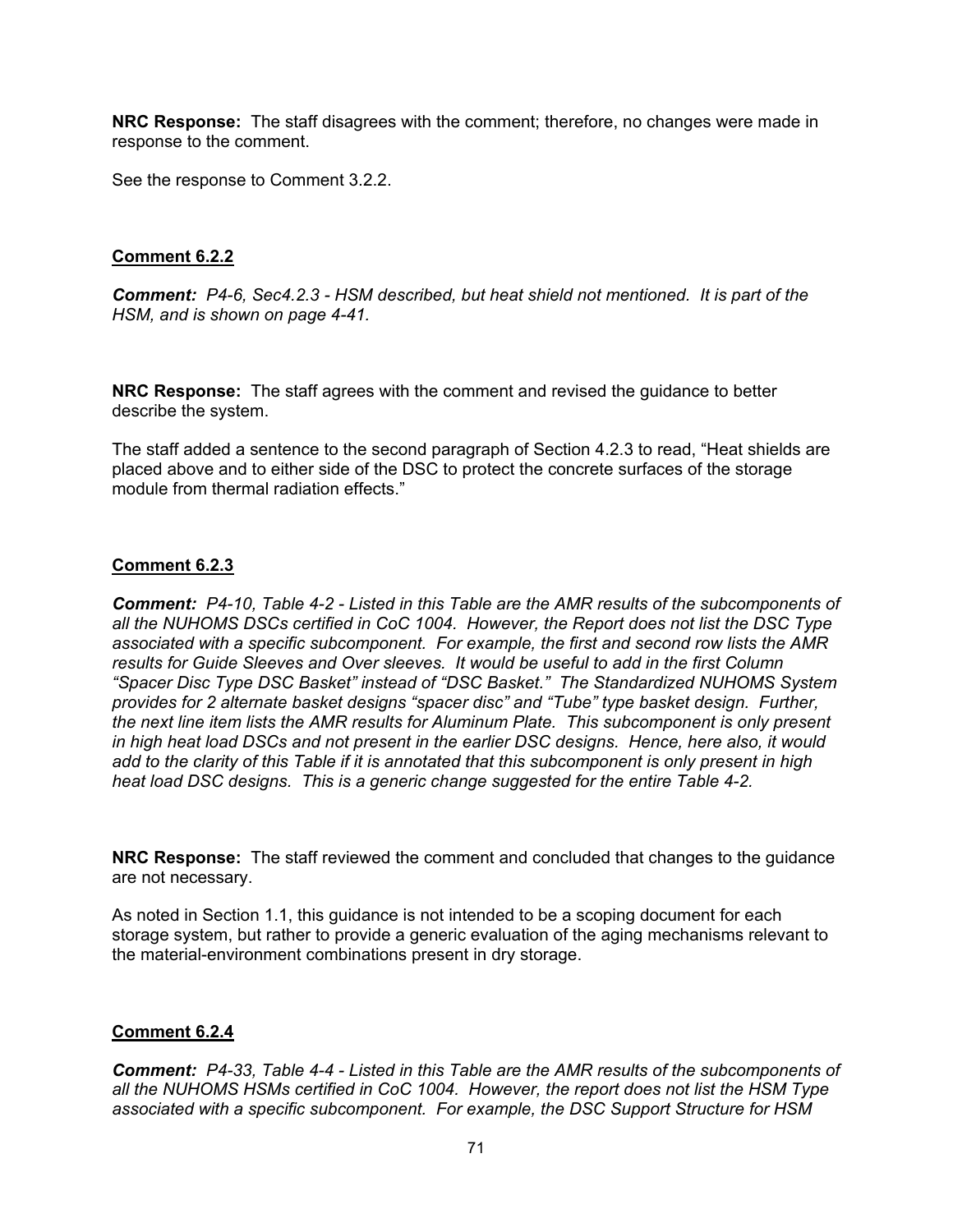**NRC Response:** The staff disagrees with the comment; therefore, no changes were made in response to the comment.

See the response to Comment 3.2.2.

**Comment 6.2.2**

***Comment:*** *P4-6, Sec4.2.3 - HSM described, but heat shield not mentioned. It is part of the HSM, and is shown on page 4-41.*

**NRC Response:** The staff agrees with the comment and revised the guidance to better describe the system.

The staff added a sentence to the second paragraph of Section 4.2.3 to read, "Heat shields are placed above and to either side of the DSC to protect the concrete surfaces of the storage module from thermal radiation effects."

**Comment 6.2.3**

***Comment:*** *P4-10, Table 4-2 - Listed in this Table are the AMR results of the subcomponents of all the NUHOMS DSCs certified in CoC 1004. However, the Report does not list the DSC Type associated with a specific subcomponent. For example, the first and second row lists the AMR results for Guide Sleeves and Over sleeves. It would be useful to add in the first Column "Spacer Disc Type DSC Basket" instead of "DSC Basket." The Standardized NUHOMS System provides for 2 alternate basket designs "spacer disc" and "Tube" type basket design. Further, the next line item lists the AMR results for Aluminum Plate. This subcomponent is only present in high heat load DSCs and not present in the earlier DSC designs. Hence, here also, it would add to the clarity of this Table if it is annotated that this subcomponent is only present in high heat load DSC designs. This is a generic change suggested for the entire Table 4-2.*

**NRC Response:** The staff reviewed the comment and concluded that changes to the guidance are not necessary.

As noted in Section 1.1, this guidance is not intended to be a scoping document for each storage system, but rather to provide a generic evaluation of the aging mechanisms relevant to the material-environment combinations present in dry storage.

**Comment 6.2.4**

***Comment:*** *P4-33, Table 4-4 - Listed in this Table are the AMR results of the subcomponents of all the NUHOMS HSMs certified in CoC 1004. However, the report does not list the HSM Type associated with a specific subcomponent. For example, the DSC Support Structure for HSM*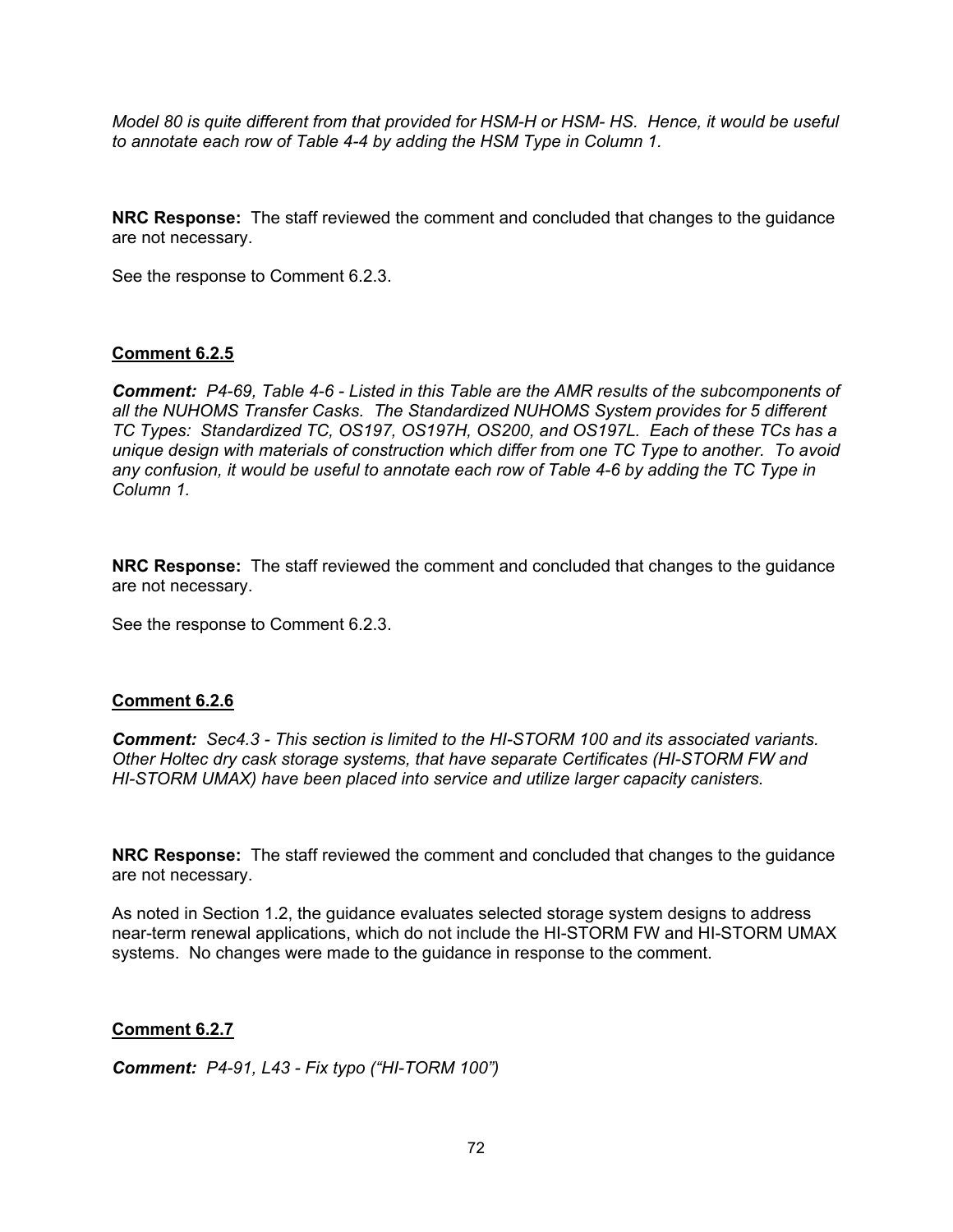*Model 80 is quite different from that provided for HSM-H or HSM- HS. Hence, it would be useful to annotate each row of Table 4-4 by adding the HSM Type in Column 1.*

**NRC Response:** The staff reviewed the comment and concluded that changes to the guidance are not necessary.

See the response to Comment 6.2.3.

**Comment 6.2.5**

***Comment:*** *P4-69, Table 4-6 - Listed in this Table are the AMR results of the subcomponents of all the NUHOMS Transfer Casks. The Standardized NUHOMS System provides for 5 different TC Types: Standardized TC, OS197, OS197H, OS200, and OS197L. Each of these TCs has a unique design with materials of construction which differ from one TC Type to another. To avoid any confusion, it would be useful to annotate each row of Table 4-6 by adding the TC Type in Column 1.*

**NRC Response:** The staff reviewed the comment and concluded that changes to the guidance are not necessary.

See the response to Comment 6.2.3.

**Comment 6.2.6**

***Comment:*** *Sec4.3 - This section is limited to the HI-STORM 100 and its associated variants. Other Holtec dry cask storage systems, that have separate Certificates (HI-STORM FW and HI-STORM UMAX) have been placed into service and utilize larger capacity canisters.*

**NRC Response:** The staff reviewed the comment and concluded that changes to the guidance are not necessary.

As noted in Section 1.2, the guidance evaluates selected storage system designs to address near-term renewal applications, which do not include the HI-STORM FW and HI-STORM UMAX systems. No changes were made to the guidance in response to the comment.

**Comment 6.2.7**

***Comment:*** *P4-91, L43 - Fix typo ("HI-TORM 100")*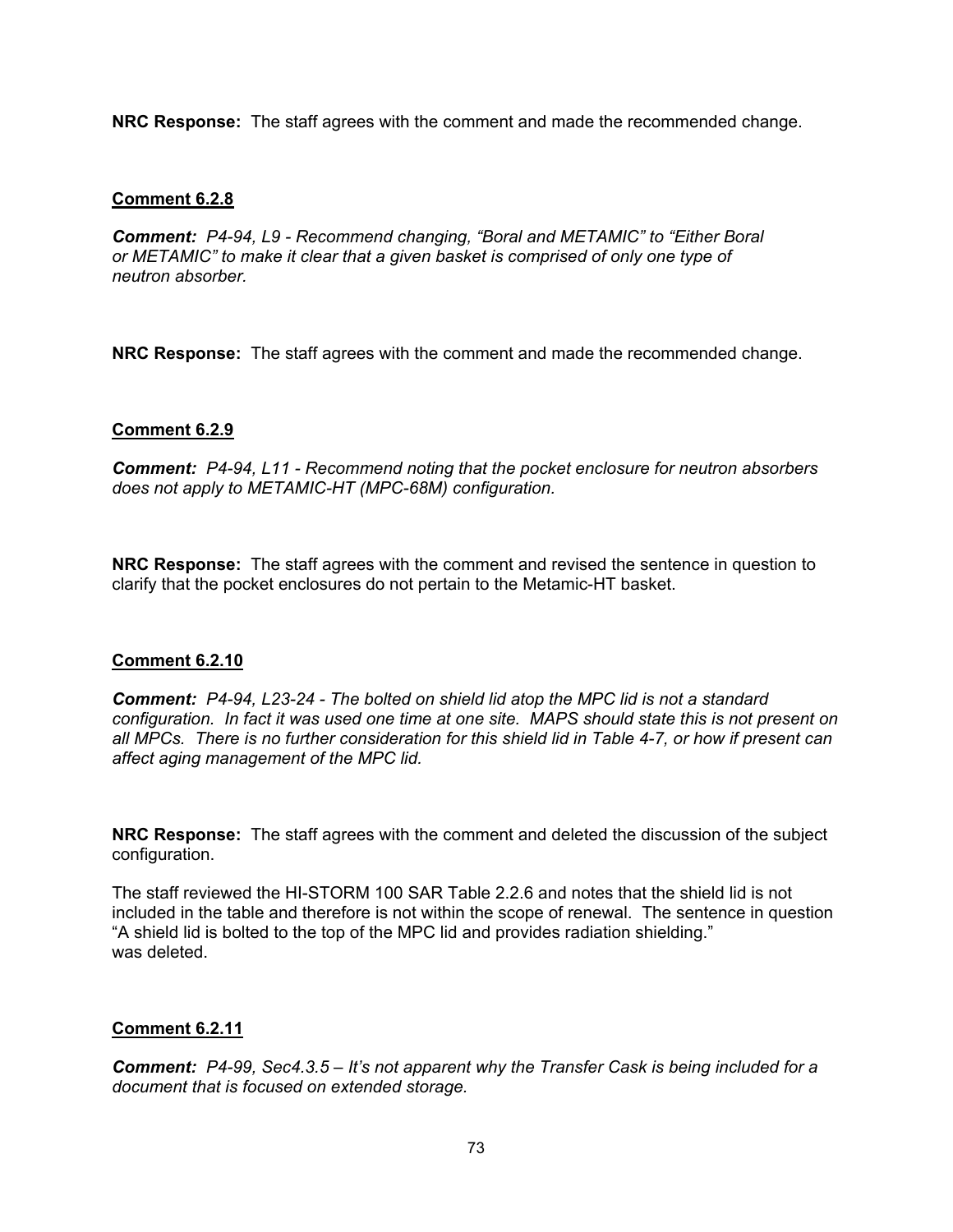**NRC Response:** The staff agrees with the comment and made the recommended change.

### Comment 6.2.8

***Comment:*** *P4-94, L9 - Recommend changing, "Boral and METAMIC" to "Either Boral or METAMIC" to make it clear that a given basket is comprised of only one type of neutron absorber.*

**NRC Response:** The staff agrees with the comment and made the recommended change.

### Comment 6.2.9

***Comment:*** *P4-94, L11 - Recommend noting that the pocket enclosure for neutron absorbers does not apply to METAMIC-HT (MPC-68M) configuration.*

**NRC Response:** The staff agrees with the comment and revised the sentence in question to clarify that the pocket enclosures do not pertain to the Metamic-HT basket.

### Comment 6.2.10

***Comment:*** *P4-94, L23-24 - The bolted on shield lid atop the MPC lid is not a standard configuration. In fact it was used one time at one site. MAPS should state this is not present on all MPCs. There is no further consideration for this shield lid in Table 4-7, or how if present can affect aging management of the MPC lid.*

**NRC Response:** The staff agrees with the comment and deleted the discussion of the subject configuration.

The staff reviewed the HI-STORM 100 SAR Table 2.2.6 and notes that the shield lid is not included in the table and therefore is not within the scope of renewal. The sentence in question "A shield lid is bolted to the top of the MPC lid and provides radiation shielding." was deleted.

### Comment 6.2.11

***Comment:*** *P4-99, Sec4.3.5 – It's not apparent why the Transfer Cask is being included for a document that is focused on extended storage.*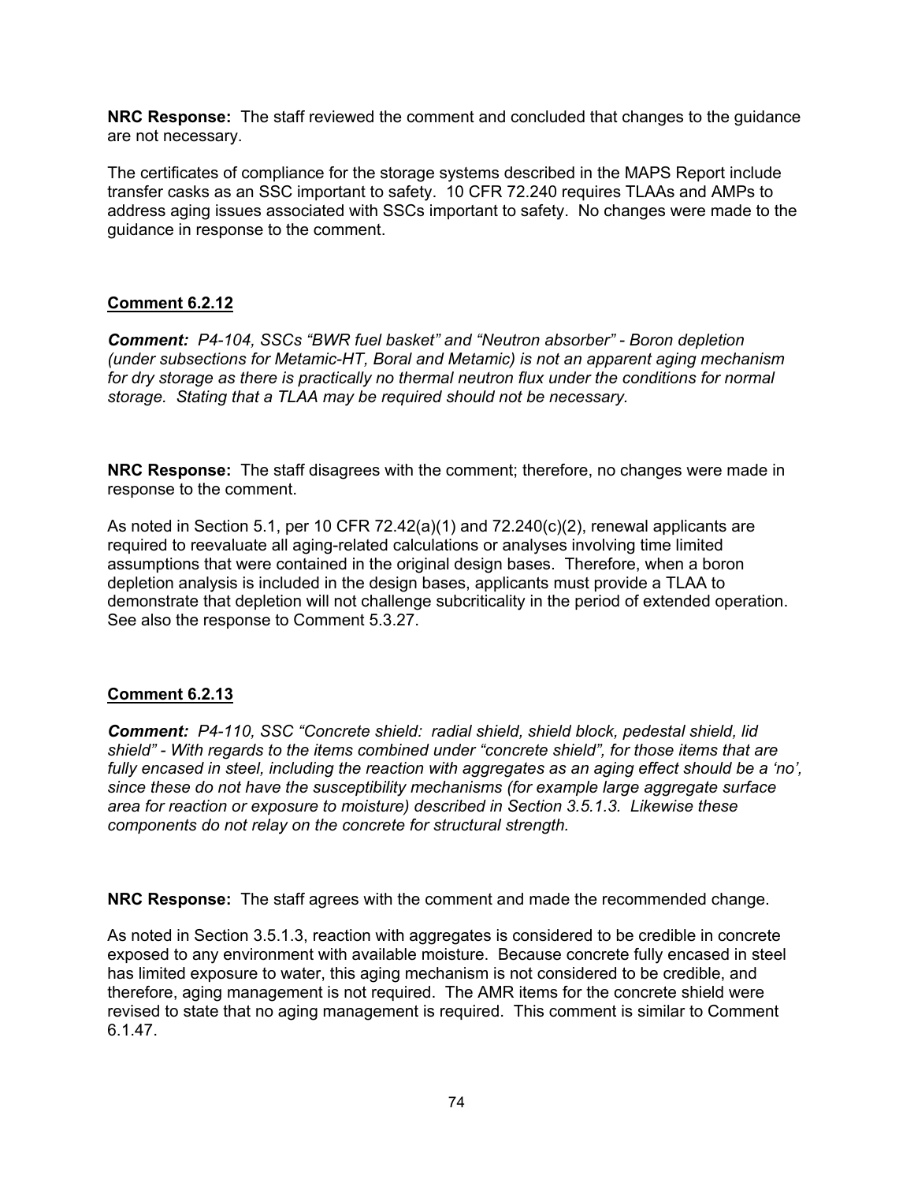**NRC Response:** The staff reviewed the comment and concluded that changes to the guidance are not necessary.

The certificates of compliance for the storage systems described in the MAPS Report include transfer casks as an SSC important to safety. 10 CFR 72.240 requires TLAAs and AMPs to address aging issues associated with SSCs important to safety. No changes were made to the guidance in response to the comment.

**Comment 6.2.12**

***Comment:*** *P4-104, SSCs "BWR fuel basket" and "Neutron absorber" - Boron depletion (under subsections for Metamic-HT, Boral and Metamic) is not an apparent aging mechanism for dry storage as there is practically no thermal neutron flux under the conditions for normal storage. Stating that a TLAA may be required should not be necessary.*

**NRC Response:** The staff disagrees with the comment; therefore, no changes were made in response to the comment.

As noted in Section 5.1, per 10 CFR 72.42(a)(1) and 72.240(c)(2), renewal applicants are required to reevaluate all aging-related calculations or analyses involving time limited assumptions that were contained in the original design bases. Therefore, when a boron depletion analysis is included in the design bases, applicants must provide a TLAA to demonstrate that depletion will not challenge subcriticality in the period of extended operation. See also the response to Comment 5.3.27.

**Comment 6.2.13**

***Comment:*** *P4-110, SSC "Concrete shield: radial shield, shield block, pedestal shield, lid shield" - With regards to the items combined under "concrete shield", for those items that are fully encased in steel, including the reaction with aggregates as an aging effect should be a 'no', since these do not have the susceptibility mechanisms (for example large aggregate surface area for reaction or exposure to moisture) described in Section 3.5.1.3. Likewise these components do not relay on the concrete for structural strength.*

**NRC Response:** The staff agrees with the comment and made the recommended change.

As noted in Section 3.5.1.3, reaction with aggregates is considered to be credible in concrete exposed to any environment with available moisture. Because concrete fully encased in steel has limited exposure to water, this aging mechanism is not considered to be credible, and therefore, aging management is not required. The AMR items for the concrete shield were revised to state that no aging management is required. This comment is similar to Comment 6.1.47.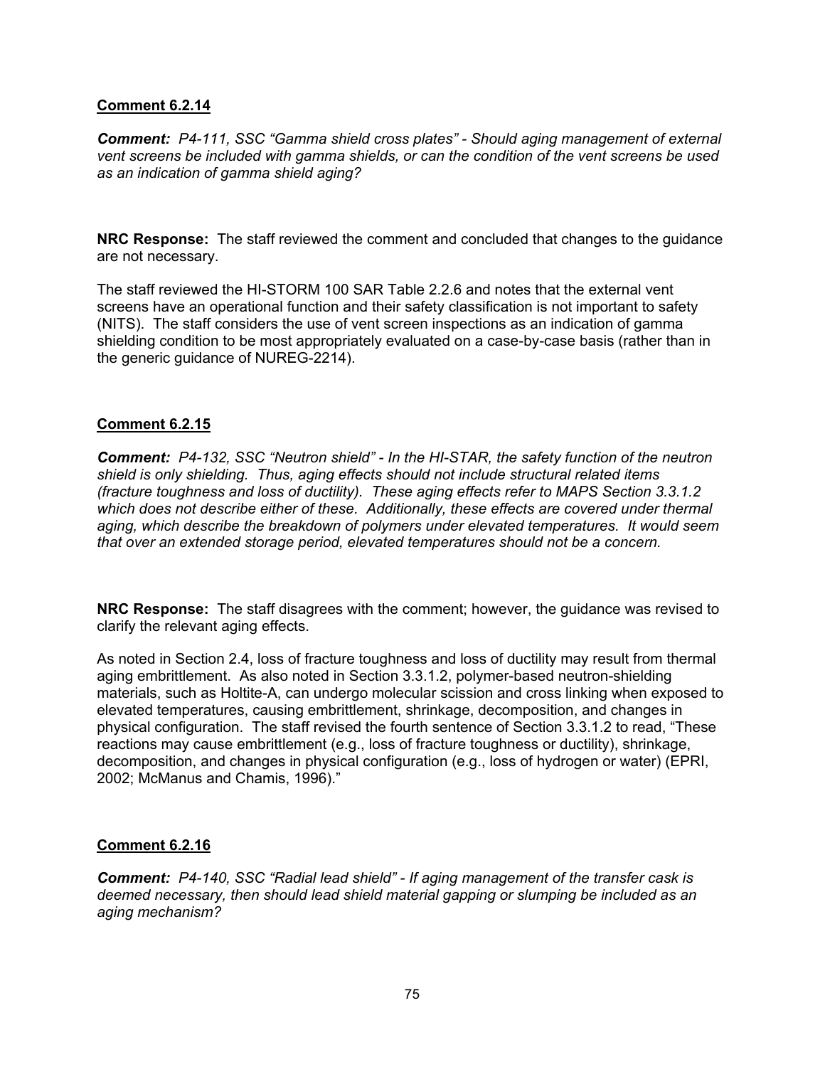**Comment 6.2.14**

***Comment:*** *P4-111, SSC "Gamma shield cross plates" - Should aging management of external vent screens be included with gamma shields, or can the condition of the vent screens be used as an indication of gamma shield aging?*

**NRC Response:** The staff reviewed the comment and concluded that changes to the guidance are not necessary.

The staff reviewed the HI-STORM 100 SAR Table 2.2.6 and notes that the external vent screens have an operational function and their safety classification is not important to safety (NITS). The staff considers the use of vent screen inspections as an indication of gamma shielding condition to be most appropriately evaluated on a case-by-case basis (rather than in the generic guidance of NUREG-2214).

**Comment 6.2.15**

***Comment:*** *P4-132, SSC "Neutron shield" - In the HI-STAR, the safety function of the neutron shield is only shielding. Thus, aging effects should not include structural related items (fracture toughness and loss of ductility). These aging effects refer to MAPS Section 3.3.1.2 which does not describe either of these. Additionally, these effects are covered under thermal aging, which describe the breakdown of polymers under elevated temperatures. It would seem that over an extended storage period, elevated temperatures should not be a concern.*

**NRC Response:** The staff disagrees with the comment; however, the guidance was revised to clarify the relevant aging effects.

As noted in Section 2.4, loss of fracture toughness and loss of ductility may result from thermal aging embrittlement. As also noted in Section 3.3.1.2, polymer-based neutron-shielding materials, such as Holtite-A, can undergo molecular scission and cross linking when exposed to elevated temperatures, causing embrittlement, shrinkage, decomposition, and changes in physical configuration. The staff revised the fourth sentence of Section 3.3.1.2 to read, "These reactions may cause embrittlement (e.g., loss of fracture toughness or ductility), shrinkage, decomposition, and changes in physical configuration (e.g., loss of hydrogen or water) (EPRI, 2002; McManus and Chamis, 1996)."

**Comment 6.2.16**

***Comment:*** *P4-140, SSC "Radial lead shield" - If aging management of the transfer cask is deemed necessary, then should lead shield material gapping or slumping be included as an aging mechanism?*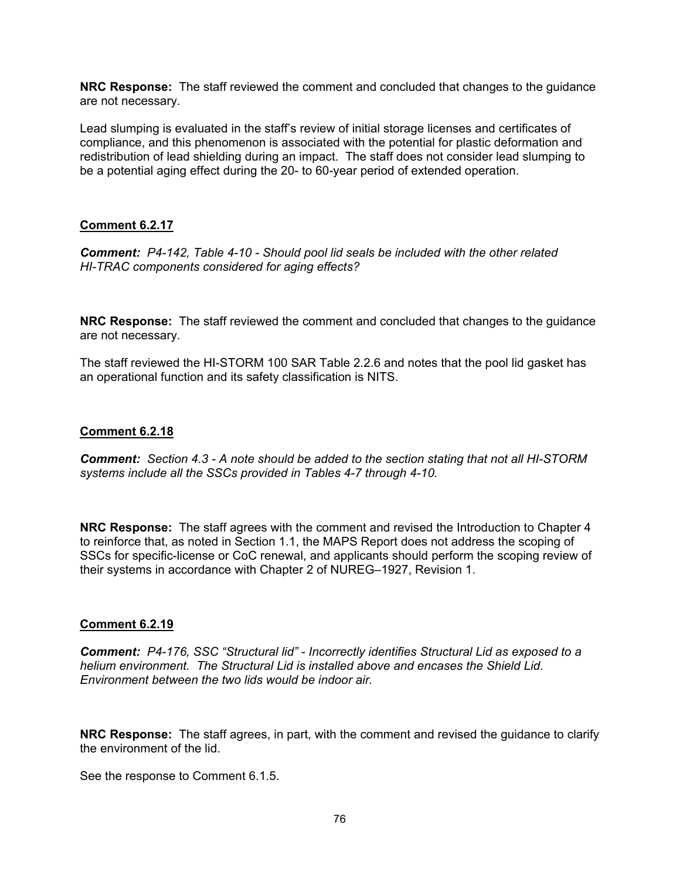**NRC Response:** The staff reviewed the comment and concluded that changes to the guidance are not necessary.

Lead slumping is evaluated in the staff's review of initial storage licenses and certificates of compliance, and this phenomenon is associated with the potential for plastic deformation and redistribution of lead shielding during an impact. The staff does not consider lead slumping to be a potential aging effect during the 20- to 60-year period of extended operation.

**Comment 6.2.17**

***Comment:*** *P4-142, Table 4-10 - Should pool lid seals be included with the other related HI-TRAC components considered for aging effects?*

**NRC Response:** The staff reviewed the comment and concluded that changes to the guidance are not necessary.

The staff reviewed the HI-STORM 100 SAR Table 2.2.6 and notes that the pool lid gasket has an operational function and its safety classification is NITS.

**Comment 6.2.18**

***Comment:*** *Section 4.3 - A note should be added to the section stating that not all HI-STORM systems include all the SSCs provided in Tables 4-7 through 4-10.*

**NRC Response:** The staff agrees with the comment and revised the Introduction to Chapter 4 to reinforce that, as noted in Section 1.1, the MAPS Report does not address the scoping of SSCs for specific-license or CoC renewal, and applicants should perform the scoping review of their systems in accordance with Chapter 2 of NUREG–1927, Revision 1.

**Comment 6.2.19**

***Comment:*** *P4-176, SSC "Structural lid" - Incorrectly identifies Structural Lid as exposed to a helium environment. The Structural Lid is installed above and encases the Shield Lid. Environment between the two lids would be indoor air.*

**NRC Response:** The staff agrees, in part, with the comment and revised the guidance to clarify the environment of the lid.

See the response to Comment 6.1.5.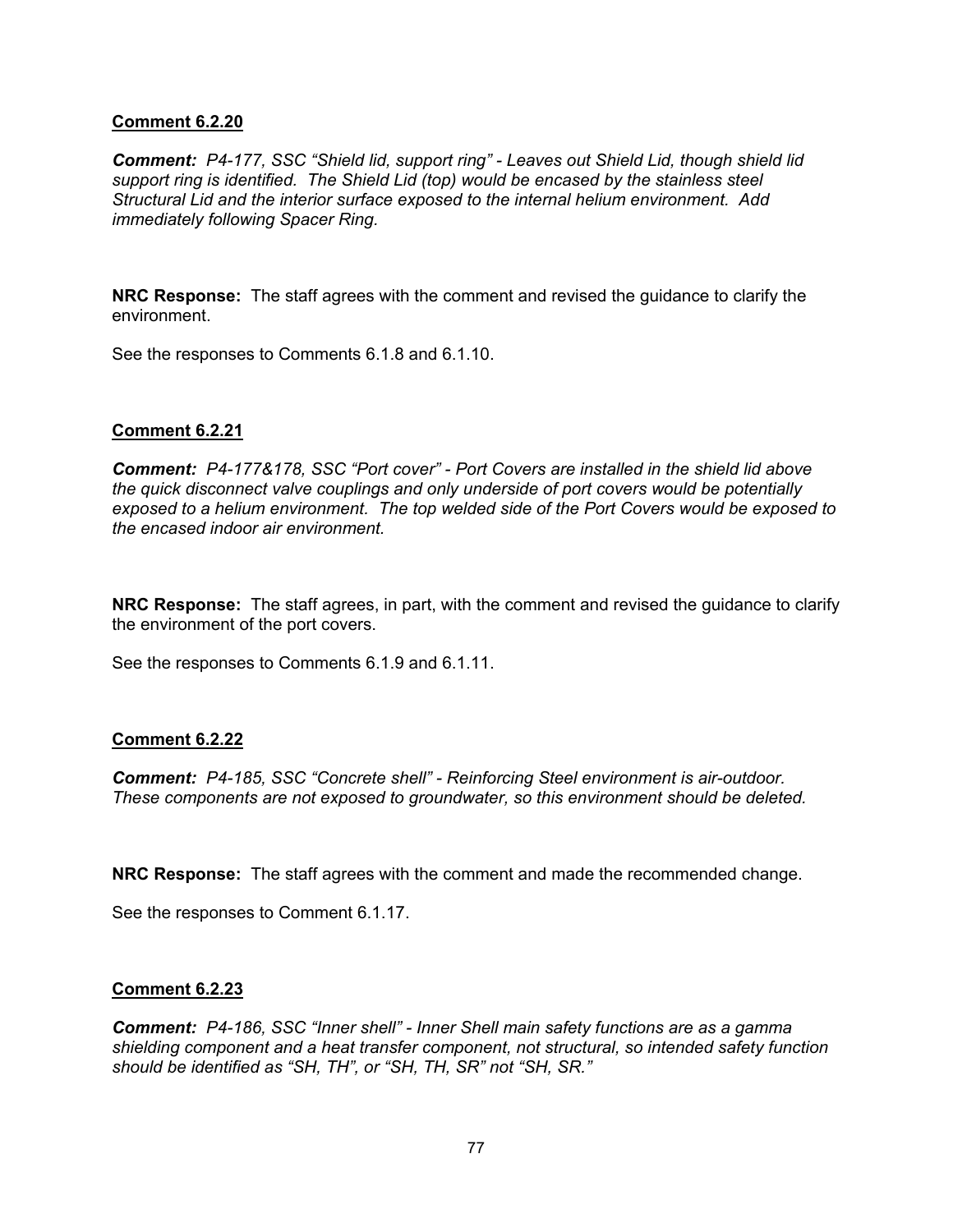**Comment 6.2.20**

***Comment:*** *P4-177, SSC "Shield lid, support ring" - Leaves out Shield Lid, though shield lid support ring is identified. The Shield Lid (top) would be encased by the stainless steel Structural Lid and the interior surface exposed to the internal helium environment. Add immediately following Spacer Ring.*

**NRC Response:** The staff agrees with the comment and revised the guidance to clarify the environment.

See the responses to Comments 6.1.8 and 6.1.10.

**Comment 6.2.21**

***Comment:*** *P4-177&178, SSC "Port cover" - Port Covers are installed in the shield lid above the quick disconnect valve couplings and only underside of port covers would be potentially exposed to a helium environment. The top welded side of the Port Covers would be exposed to the encased indoor air environment.*

**NRC Response:** The staff agrees, in part, with the comment and revised the guidance to clarify the environment of the port covers.

See the responses to Comments 6.1.9 and 6.1.11.

**Comment 6.2.22**

***Comment:*** *P4-185, SSC "Concrete shell" - Reinforcing Steel environment is air-outdoor. These components are not exposed to groundwater, so this environment should be deleted.*

**NRC Response:** The staff agrees with the comment and made the recommended change.

See the responses to Comment 6.1.17.

**Comment 6.2.23**

***Comment:*** *P4-186, SSC "Inner shell" - Inner Shell main safety functions are as a gamma shielding component and a heat transfer component, not structural, so intended safety function should be identified as "SH, TH", or "SH, TH, SR" not "SH, SR."*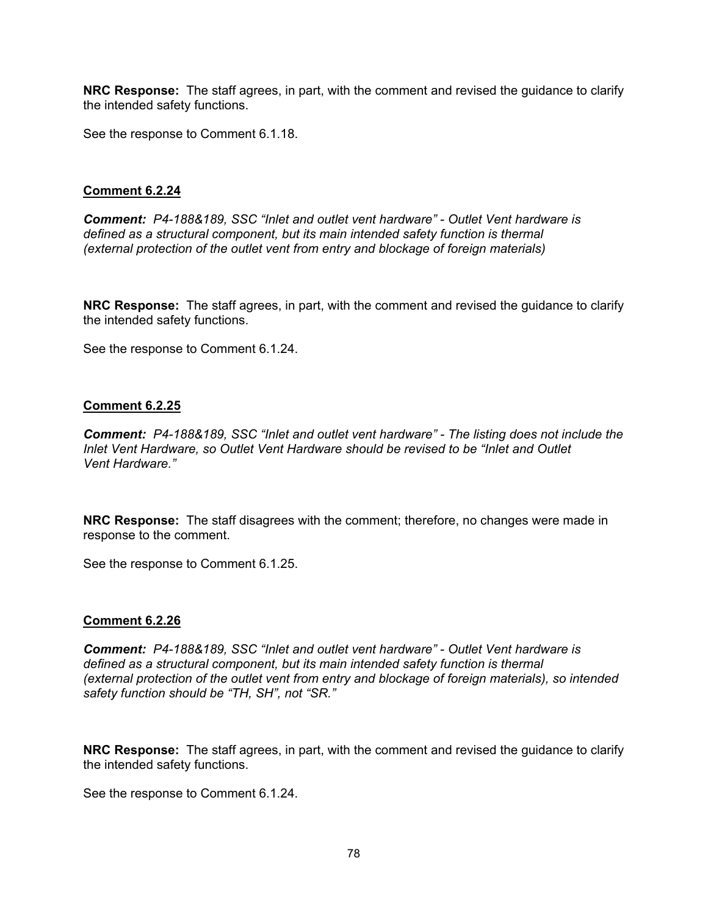**NRC Response:** The staff agrees, in part, with the comment and revised the guidance to clarify the intended safety functions.

See the response to Comment 6.1.18.

### Comment 6.2.24

***Comment:*** *P4-188&189, SSC "Inlet and outlet vent hardware" - Outlet Vent hardware is defined as a structural component, but its main intended safety function is thermal (external protection of the outlet vent from entry and blockage of foreign materials)*

**NRC Response:** The staff agrees, in part, with the comment and revised the guidance to clarify the intended safety functions.

See the response to Comment 6.1.24.

### Comment 6.2.25

***Comment:*** *P4-188&189, SSC "Inlet and outlet vent hardware" - The listing does not include the Inlet Vent Hardware, so Outlet Vent Hardware should be revised to be "Inlet and Outlet Vent Hardware."*

**NRC Response:** The staff disagrees with the comment; therefore, no changes were made in response to the comment.

See the response to Comment 6.1.25.

### Comment 6.2.26

***Comment:*** *P4-188&189, SSC "Inlet and outlet vent hardware" - Outlet Vent hardware is defined as a structural component, but its main intended safety function is thermal (external protection of the outlet vent from entry and blockage of foreign materials), so intended safety function should be "TH, SH", not "SR."*

**NRC Response:** The staff agrees, in part, with the comment and revised the guidance to clarify the intended safety functions.

See the response to Comment 6.1.24.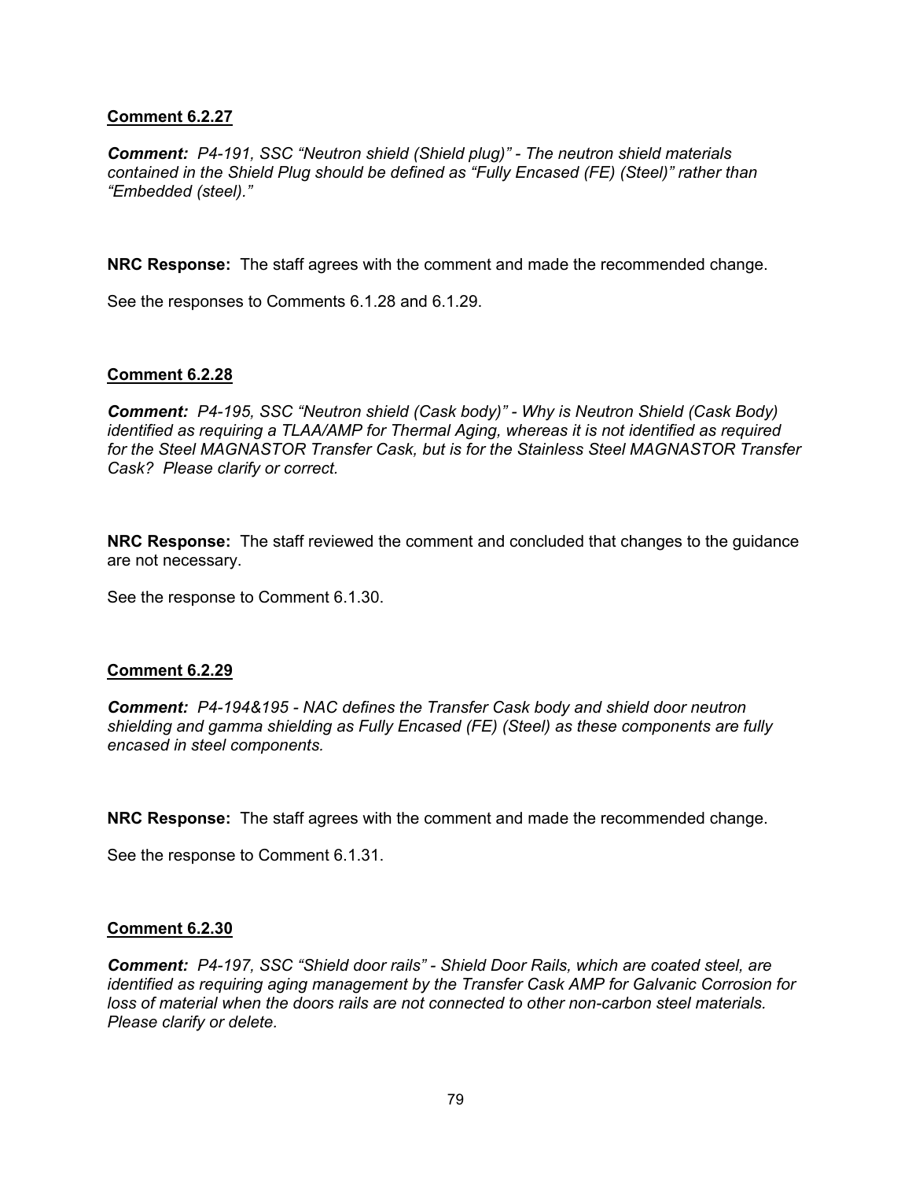**Comment 6.2.27**

***Comment:*** *P4-191, SSC "Neutron shield (Shield plug)" - The neutron shield materials contained in the Shield Plug should be defined as "Fully Encased (FE) (Steel)" rather than "Embedded (steel)."*

**NRC Response:** The staff agrees with the comment and made the recommended change.

See the responses to Comments 6.1.28 and 6.1.29.

**Comment 6.2.28**

***Comment:*** *P4-195, SSC "Neutron shield (Cask body)" - Why is Neutron Shield (Cask Body) identified as requiring a TLAA/AMP for Thermal Aging, whereas it is not identified as required for the Steel MAGNASTOR Transfer Cask, but is for the Stainless Steel MAGNASTOR Transfer Cask? Please clarify or correct.*

**NRC Response:** The staff reviewed the comment and concluded that changes to the guidance are not necessary.

See the response to Comment 6.1.30.

**Comment 6.2.29**

***Comment:*** *P4-194&195 - NAC defines the Transfer Cask body and shield door neutron shielding and gamma shielding as Fully Encased (FE) (Steel) as these components are fully encased in steel components.*

**NRC Response:** The staff agrees with the comment and made the recommended change.

See the response to Comment 6.1.31.

**Comment 6.2.30**

***Comment:*** *P4-197, SSC "Shield door rails" - Shield Door Rails, which are coated steel, are identified as requiring aging management by the Transfer Cask AMP for Galvanic Corrosion for loss of material when the doors rails are not connected to other non-carbon steel materials. Please clarify or delete.*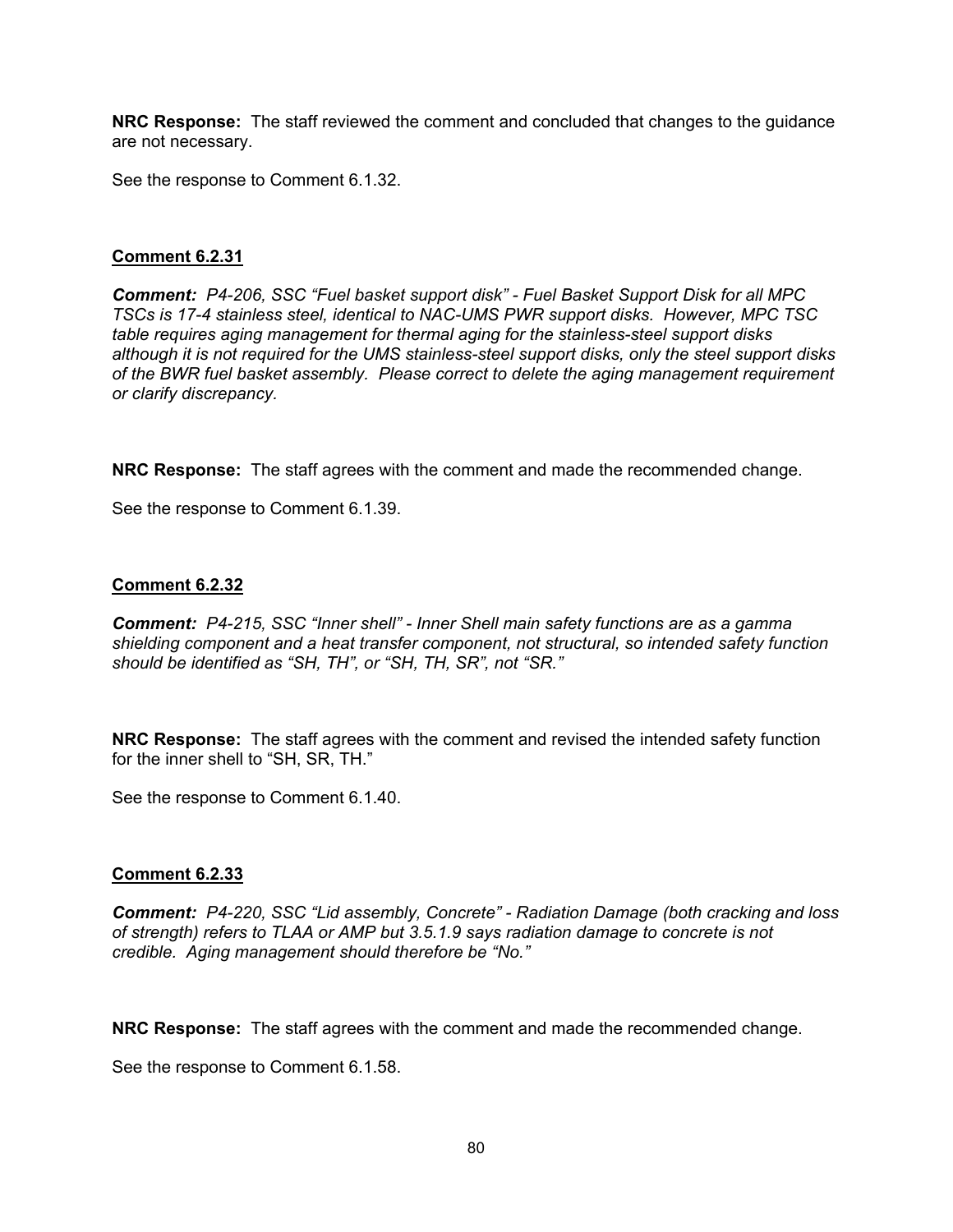**NRC Response:** The staff reviewed the comment and concluded that changes to the guidance are not necessary.

See the response to Comment 6.1.32.

**Comment 6.2.31**

***Comment:*** *P4-206, SSC "Fuel basket support disk" - Fuel Basket Support Disk for all MPC TSCs is 17-4 stainless steel, identical to NAC-UMS PWR support disks. However, MPC TSC table requires aging management for thermal aging for the stainless-steel support disks although it is not required for the UMS stainless-steel support disks, only the steel support disks of the BWR fuel basket assembly. Please correct to delete the aging management requirement or clarify discrepancy.*

**NRC Response:** The staff agrees with the comment and made the recommended change.

See the response to Comment 6.1.39.

**Comment 6.2.32**

***Comment:*** *P4-215, SSC "Inner shell" - Inner Shell main safety functions are as a gamma shielding component and a heat transfer component, not structural, so intended safety function should be identified as "SH, TH", or "SH, TH, SR", not "SR."*

**NRC Response:** The staff agrees with the comment and revised the intended safety function for the inner shell to "SH, SR, TH."

See the response to Comment 6.1.40.

**Comment 6.2.33**

***Comment:*** *P4-220, SSC "Lid assembly, Concrete" - Radiation Damage (both cracking and loss of strength) refers to TLAA or AMP but 3.5.1.9 says radiation damage to concrete is not credible. Aging management should therefore be "No."*

**NRC Response:** The staff agrees with the comment and made the recommended change.

See the response to Comment 6.1.58.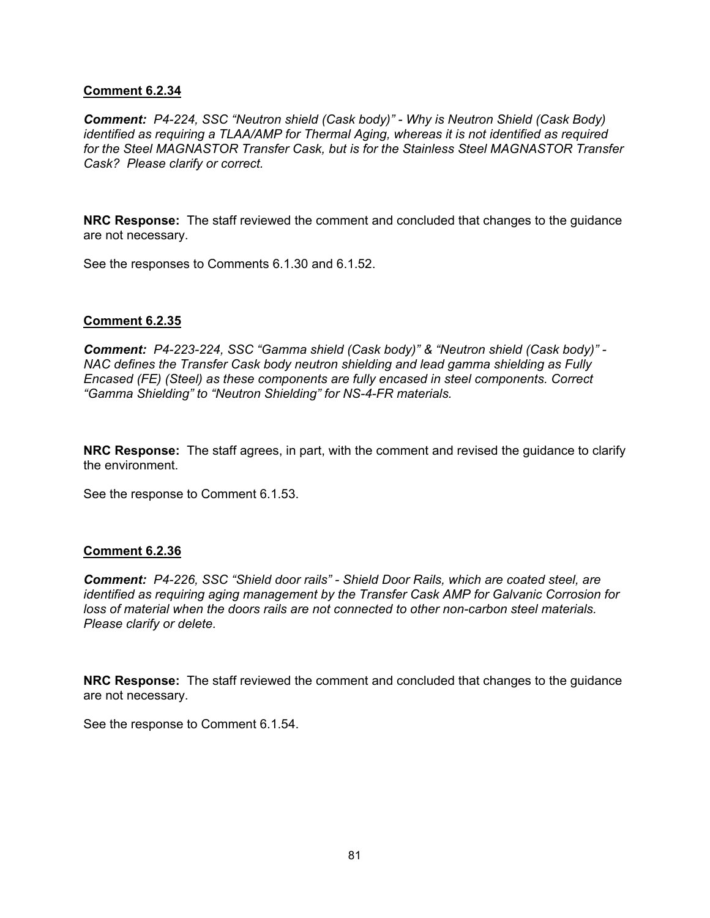**Comment 6.2.34**

***Comment:*** *P4-224, SSC "Neutron shield (Cask body)" - Why is Neutron Shield (Cask Body) identified as requiring a TLAA/AMP for Thermal Aging, whereas it is not identified as required for the Steel MAGNASTOR Transfer Cask, but is for the Stainless Steel MAGNASTOR Transfer Cask? Please clarify or correct.*

**NRC Response:** The staff reviewed the comment and concluded that changes to the guidance are not necessary.

See the responses to Comments 6.1.30 and 6.1.52.

**Comment 6.2.35**

***Comment:*** *P4-223-224, SSC "Gamma shield (Cask body)" & "Neutron shield (Cask body)" - NAC defines the Transfer Cask body neutron shielding and lead gamma shielding as Fully Encased (FE) (Steel) as these components are fully encased in steel components. Correct "Gamma Shielding" to "Neutron Shielding" for NS-4-FR materials.*

**NRC Response:** The staff agrees, in part, with the comment and revised the guidance to clarify the environment.

See the response to Comment 6.1.53.

**Comment 6.2.36**

***Comment:*** *P4-226, SSC "Shield door rails" - Shield Door Rails, which are coated steel, are identified as requiring aging management by the Transfer Cask AMP for Galvanic Corrosion for loss of material when the doors rails are not connected to other non-carbon steel materials. Please clarify or delete.*

**NRC Response:** The staff reviewed the comment and concluded that changes to the guidance are not necessary.

See the response to Comment 6.1.54.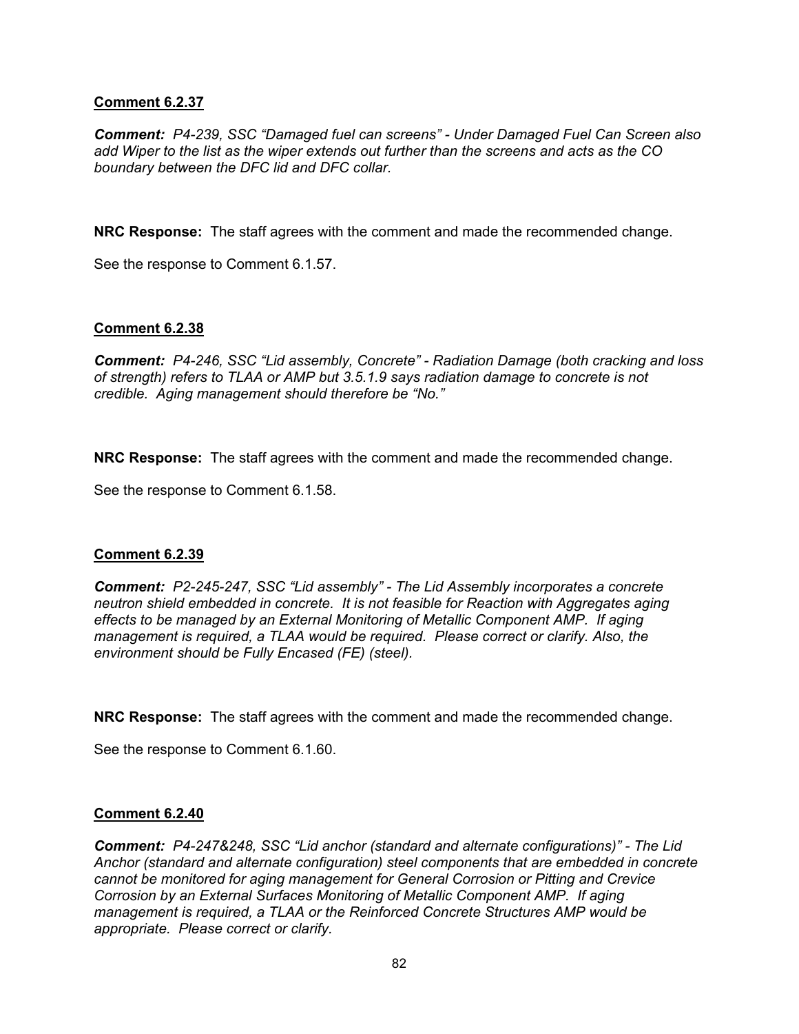**Comment 6.2.37**

***Comment:*** *P4-239, SSC "Damaged fuel can screens" - Under Damaged Fuel Can Screen also add Wiper to the list as the wiper extends out further than the screens and acts as the CO boundary between the DFC lid and DFC collar.*

**NRC Response:** The staff agrees with the comment and made the recommended change.

See the response to Comment 6.1.57.

**Comment 6.2.38**

***Comment:*** *P4-246, SSC "Lid assembly, Concrete" - Radiation Damage (both cracking and loss of strength) refers to TLAA or AMP but 3.5.1.9 says radiation damage to concrete is not credible. Aging management should therefore be "No."*

**NRC Response:** The staff agrees with the comment and made the recommended change.

See the response to Comment 6.1.58.

**Comment 6.2.39**

***Comment:*** *P2-245-247, SSC "Lid assembly" - The Lid Assembly incorporates a concrete neutron shield embedded in concrete. It is not feasible for Reaction with Aggregates aging effects to be managed by an External Monitoring of Metallic Component AMP. If aging management is required, a TLAA would be required. Please correct or clarify. Also, the environment should be Fully Encased (FE) (steel).*

**NRC Response:** The staff agrees with the comment and made the recommended change.

See the response to Comment 6.1.60.

**Comment 6.2.40**

***Comment:*** *P4-247&248, SSC "Lid anchor (standard and alternate configurations)" - The Lid Anchor (standard and alternate configuration) steel components that are embedded in concrete cannot be monitored for aging management for General Corrosion or Pitting and Crevice Corrosion by an External Surfaces Monitoring of Metallic Component AMP. If aging management is required, a TLAA or the Reinforced Concrete Structures AMP would be appropriate. Please correct or clarify.*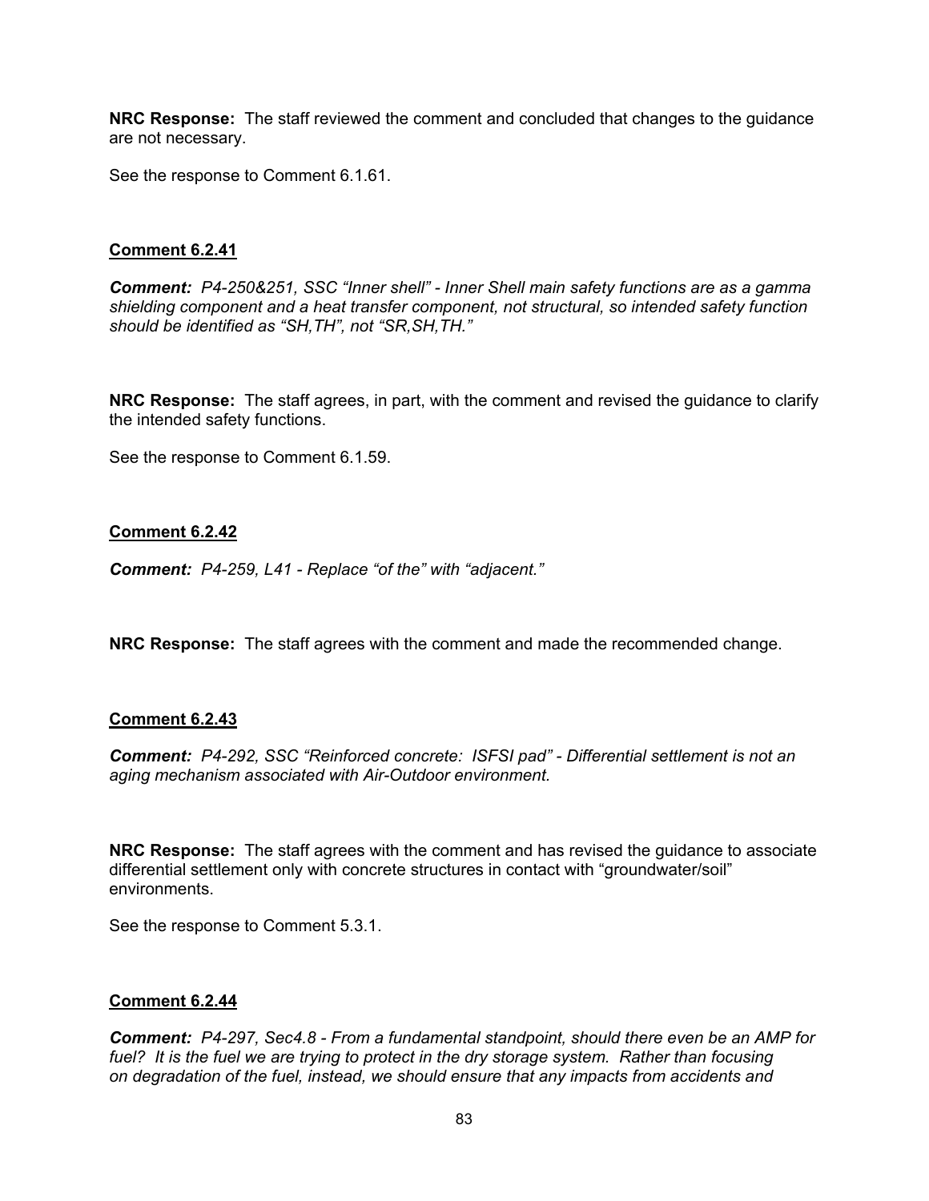**NRC Response:** The staff reviewed the comment and concluded that changes to the guidance are not necessary.

See the response to Comment 6.1.61.

**Comment 6.2.41**

***Comment:*** *P4-250&251, SSC "Inner shell" - Inner Shell main safety functions are as a gamma shielding component and a heat transfer component, not structural, so intended safety function should be identified as "SH,TH", not "SR,SH,TH."*

**NRC Response:** The staff agrees, in part, with the comment and revised the guidance to clarify the intended safety functions.

See the response to Comment 6.1.59.

**Comment 6.2.42**

***Comment:*** *P4-259, L41 - Replace "of the" with "adjacent."*

**NRC Response:** The staff agrees with the comment and made the recommended change.

**Comment 6.2.43**

***Comment:*** *P4-292, SSC "Reinforced concrete: ISFSI pad" - Differential settlement is not an aging mechanism associated with Air-Outdoor environment.*

**NRC Response:** The staff agrees with the comment and has revised the guidance to associate differential settlement only with concrete structures in contact with "groundwater/soil" environments.

See the response to Comment 5.3.1.

**Comment 6.2.44**

***Comment:*** *P4-297, Sec4.8 - From a fundamental standpoint, should there even be an AMP for fuel? It is the fuel we are trying to protect in the dry storage system. Rather than focusing on degradation of the fuel, instead, we should ensure that any impacts from accidents and*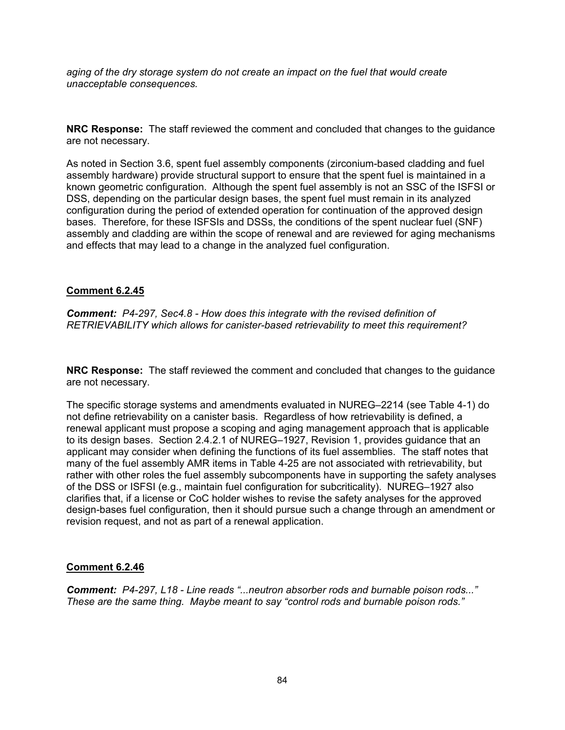*aging of the dry storage system do not create an impact on the fuel that would create unacceptable consequences.*

**NRC Response:** The staff reviewed the comment and concluded that changes to the guidance are not necessary.

As noted in Section 3.6, spent fuel assembly components (zirconium-based cladding and fuel assembly hardware) provide structural support to ensure that the spent fuel is maintained in a known geometric configuration. Although the spent fuel assembly is not an SSC of the ISFSI or DSS, depending on the particular design bases, the spent fuel must remain in its analyzed configuration during the period of extended operation for continuation of the approved design bases. Therefore, for these ISFSIs and DSSs, the conditions of the spent nuclear fuel (SNF) assembly and cladding are within the scope of renewal and are reviewed for aging mechanisms and effects that may lead to a change in the analyzed fuel configuration.

**Comment 6.2.45**

***Comment:*** *P4-297, Sec4.8 - How does this integrate with the revised definition of RETRIEVABILITY which allows for canister-based retrievability to meet this requirement?*

**NRC Response:** The staff reviewed the comment and concluded that changes to the guidance are not necessary.

The specific storage systems and amendments evaluated in NUREG–2214 (see Table 4-1) do not define retrievability on a canister basis. Regardless of how retrievability is defined, a renewal applicant must propose a scoping and aging management approach that is applicable to its design bases. Section 2.4.2.1 of NUREG–1927, Revision 1, provides guidance that an applicant may consider when defining the functions of its fuel assemblies. The staff notes that many of the fuel assembly AMR items in Table 4-25 are not associated with retrievability, but rather with other roles the fuel assembly subcomponents have in supporting the safety analyses of the DSS or ISFSI (e.g., maintain fuel configuration for subcriticality). NUREG–1927 also clarifies that, if a license or CoC holder wishes to revise the safety analyses for the approved design-bases fuel configuration, then it should pursue such a change through an amendment or revision request, and not as part of a renewal application.

**Comment 6.2.46**

***Comment:*** *P4-297, L18 - Line reads "...neutron absorber rods and burnable poison rods..." These are the same thing. Maybe meant to say "control rods and burnable poison rods."*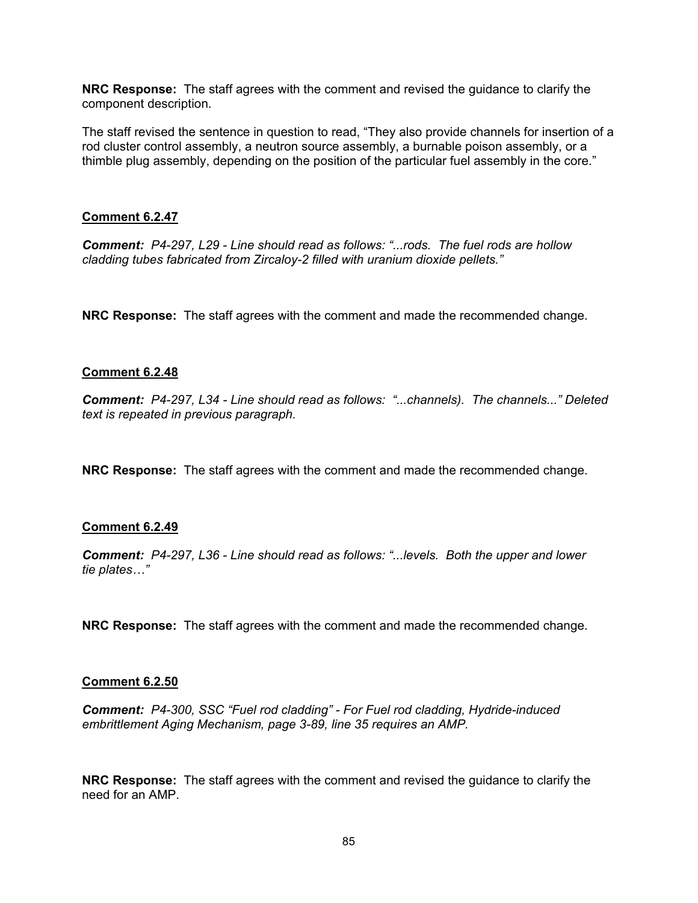**NRC Response:** The staff agrees with the comment and revised the guidance to clarify the component description.

The staff revised the sentence in question to read, "They also provide channels for insertion of a rod cluster control assembly, a neutron source assembly, a burnable poison assembly, or a thimble plug assembly, depending on the position of the particular fuel assembly in the core."

**Comment 6.2.47**

***Comment:*** *P4-297, L29 - Line should read as follows: "...rods. The fuel rods are hollow cladding tubes fabricated from Zircaloy-2 filled with uranium dioxide pellets."*

**NRC Response:** The staff agrees with the comment and made the recommended change.

**Comment 6.2.48**

***Comment:*** *P4-297, L34 - Line should read as follows: "...channels). The channels..." Deleted text is repeated in previous paragraph.*

**NRC Response:** The staff agrees with the comment and made the recommended change.

**Comment 6.2.49**

***Comment:*** *P4-297, L36 - Line should read as follows: "...levels. Both the upper and lower tie plates…"*

**NRC Response:** The staff agrees with the comment and made the recommended change.

**Comment 6.2.50**

***Comment:*** *P4-300, SSC "Fuel rod cladding" - For Fuel rod cladding, Hydride-induced embrittlement Aging Mechanism, page 3-89, line 35 requires an AMP.*

**NRC Response:** The staff agrees with the comment and revised the guidance to clarify the need for an AMP.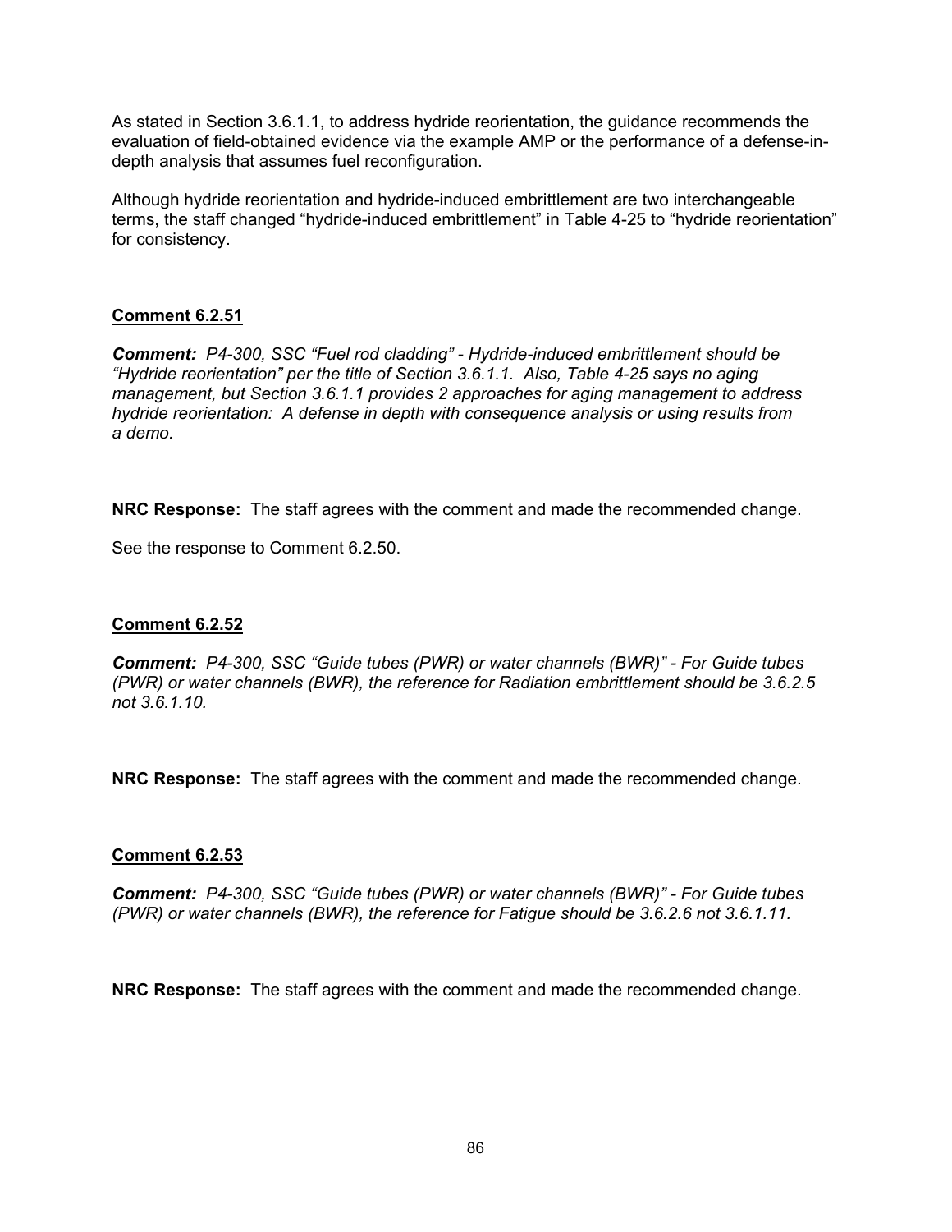As stated in Section 3.6.1.1, to address hydride reorientation, the guidance recommends the evaluation of field-obtained evidence via the example AMP or the performance of a defense-in-depth analysis that assumes fuel reconfiguration.

Although hydride reorientation and hydride-induced embrittlement are two interchangeable terms, the staff changed "hydride-induced embrittlement" in Table 4-25 to "hydride reorientation" for consistency.

**Comment 6.2.51**

***Comment:*** *P4-300, SSC "Fuel rod cladding" - Hydride-induced embrittlement should be "Hydride reorientation" per the title of Section 3.6.1.1. Also, Table 4-25 says no aging management, but Section 3.6.1.1 provides 2 approaches for aging management to address hydride reorientation: A defense in depth with consequence analysis or using results from a demo.*

**NRC Response:** The staff agrees with the comment and made the recommended change.

See the response to Comment 6.2.50.

**Comment 6.2.52**

***Comment:*** *P4-300, SSC "Guide tubes (PWR) or water channels (BWR)" - For Guide tubes (PWR) or water channels (BWR), the reference for Radiation embrittlement should be 3.6.2.5 not 3.6.1.10.*

**NRC Response:** The staff agrees with the comment and made the recommended change.

**Comment 6.2.53**

***Comment:*** *P4-300, SSC "Guide tubes (PWR) or water channels (BWR)" - For Guide tubes (PWR) or water channels (BWR), the reference for Fatigue should be 3.6.2.6 not 3.6.1.11.*

**NRC Response:** The staff agrees with the comment and made the recommended change.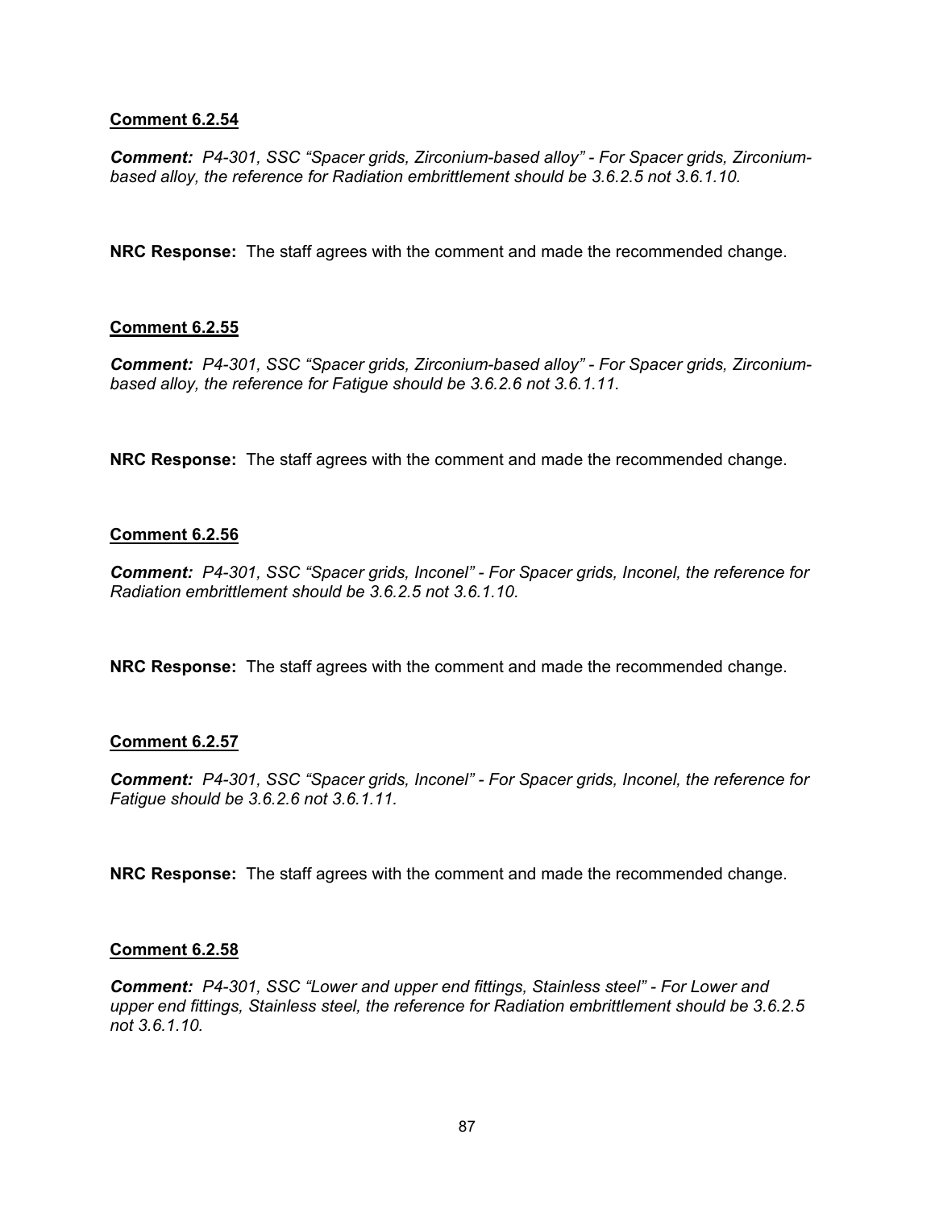**Comment 6.2.54**

***Comment:*** *P4-301, SSC "Spacer grids, Zirconium-based alloy" - For Spacer grids, Zirconium-based alloy, the reference for Radiation embrittlement should be 3.6.2.5 not 3.6.1.10.*

**NRC Response:** The staff agrees with the comment and made the recommended change.

**Comment 6.2.55**

***Comment:*** *P4-301, SSC "Spacer grids, Zirconium-based alloy" - For Spacer grids, Zirconium-based alloy, the reference for Fatigue should be 3.6.2.6 not 3.6.1.11.*

**NRC Response:** The staff agrees with the comment and made the recommended change.

**Comment 6.2.56**

***Comment:*** *P4-301, SSC "Spacer grids, Inconel" - For Spacer grids, Inconel, the reference for Radiation embrittlement should be 3.6.2.5 not 3.6.1.10.*

**NRC Response:** The staff agrees with the comment and made the recommended change.

**Comment 6.2.57**

***Comment:*** *P4-301, SSC "Spacer grids, Inconel" - For Spacer grids, Inconel, the reference for Fatigue should be 3.6.2.6 not 3.6.1.11.*

**NRC Response:** The staff agrees with the comment and made the recommended change.

**Comment 6.2.58**

***Comment:*** *P4-301, SSC "Lower and upper end fittings, Stainless steel" - For Lower and upper end fittings, Stainless steel, the reference for Radiation embrittlement should be 3.6.2.5 not 3.6.1.10.*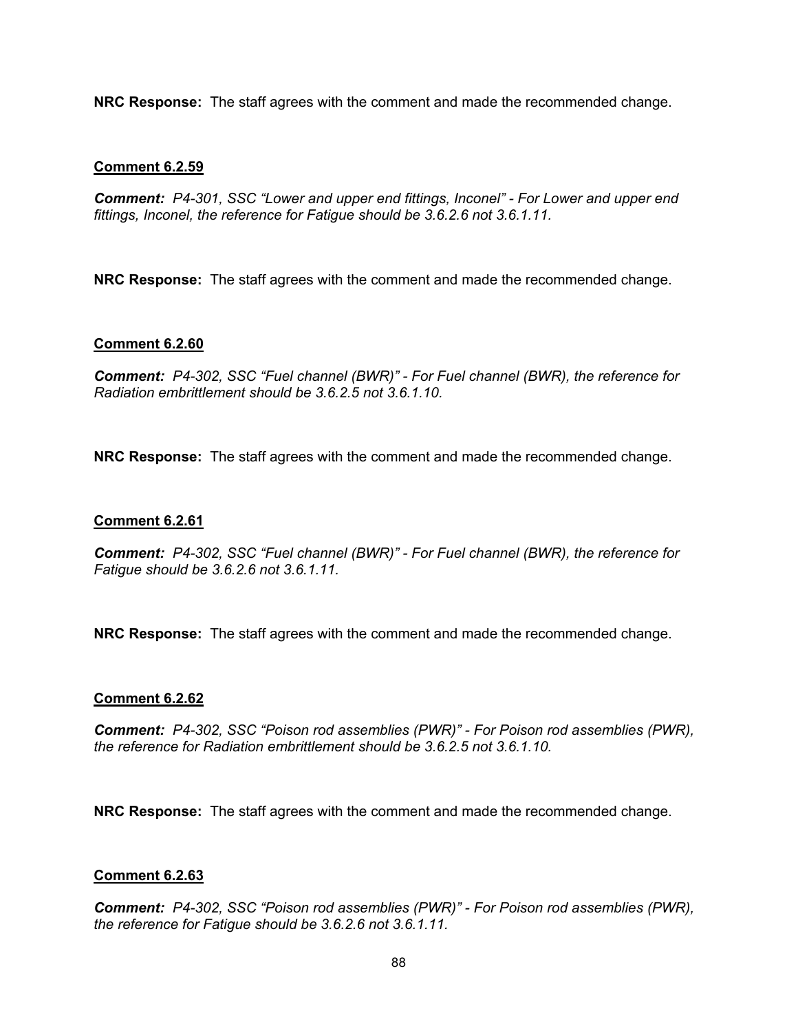**NRC Response:** The staff agrees with the comment and made the recommended change.

**Comment 6.2.59**

***Comment:*** *P4-301, SSC "Lower and upper end fittings, Inconel" - For Lower and upper end fittings, Inconel, the reference for Fatigue should be 3.6.2.6 not 3.6.1.11.*

**NRC Response:** The staff agrees with the comment and made the recommended change.

**Comment 6.2.60**

***Comment:*** *P4-302, SSC "Fuel channel (BWR)" - For Fuel channel (BWR), the reference for Radiation embrittlement should be 3.6.2.5 not 3.6.1.10.*

**NRC Response:** The staff agrees with the comment and made the recommended change.

**Comment 6.2.61**

***Comment:*** *P4-302, SSC "Fuel channel (BWR)" - For Fuel channel (BWR), the reference for Fatigue should be 3.6.2.6 not 3.6.1.11.*

**NRC Response:** The staff agrees with the comment and made the recommended change.

**Comment 6.2.62**

***Comment:*** *P4-302, SSC "Poison rod assemblies (PWR)" - For Poison rod assemblies (PWR), the reference for Radiation embrittlement should be 3.6.2.5 not 3.6.1.10.*

**NRC Response:** The staff agrees with the comment and made the recommended change.

**Comment 6.2.63**

***Comment:*** *P4-302, SSC "Poison rod assemblies (PWR)" - For Poison rod assemblies (PWR), the reference for Fatigue should be 3.6.2.6 not 3.6.1.11.*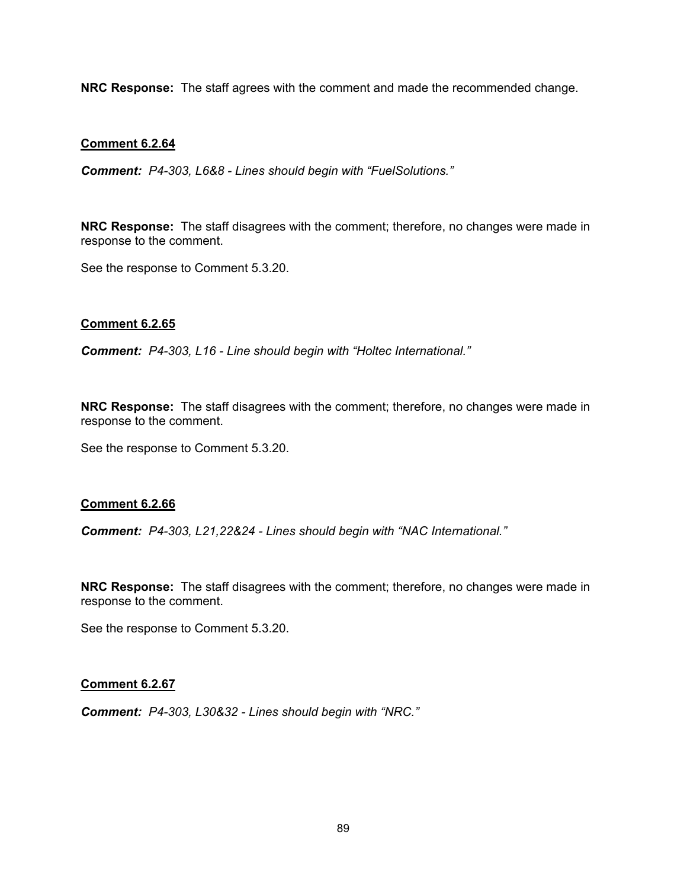**NRC Response:** The staff agrees with the comment and made the recommended change.

**Comment 6.2.64**

***Comment:*** *P4-303, L6&8 - Lines should begin with "FuelSolutions."*

**NRC Response:** The staff disagrees with the comment; therefore, no changes were made in response to the comment.

See the response to Comment 5.3.20.

**Comment 6.2.65**

***Comment:*** *P4-303, L16 - Line should begin with "Holtec International."*

**NRC Response:** The staff disagrees with the comment; therefore, no changes were made in response to the comment.

See the response to Comment 5.3.20.

**Comment 6.2.66**

***Comment:*** *P4-303, L21,22&24 - Lines should begin with "NAC International."*

**NRC Response:** The staff disagrees with the comment; therefore, no changes were made in response to the comment.

See the response to Comment 5.3.20.

**Comment 6.2.67**

***Comment:*** *P4-303, L30&32 - Lines should begin with "NRC."*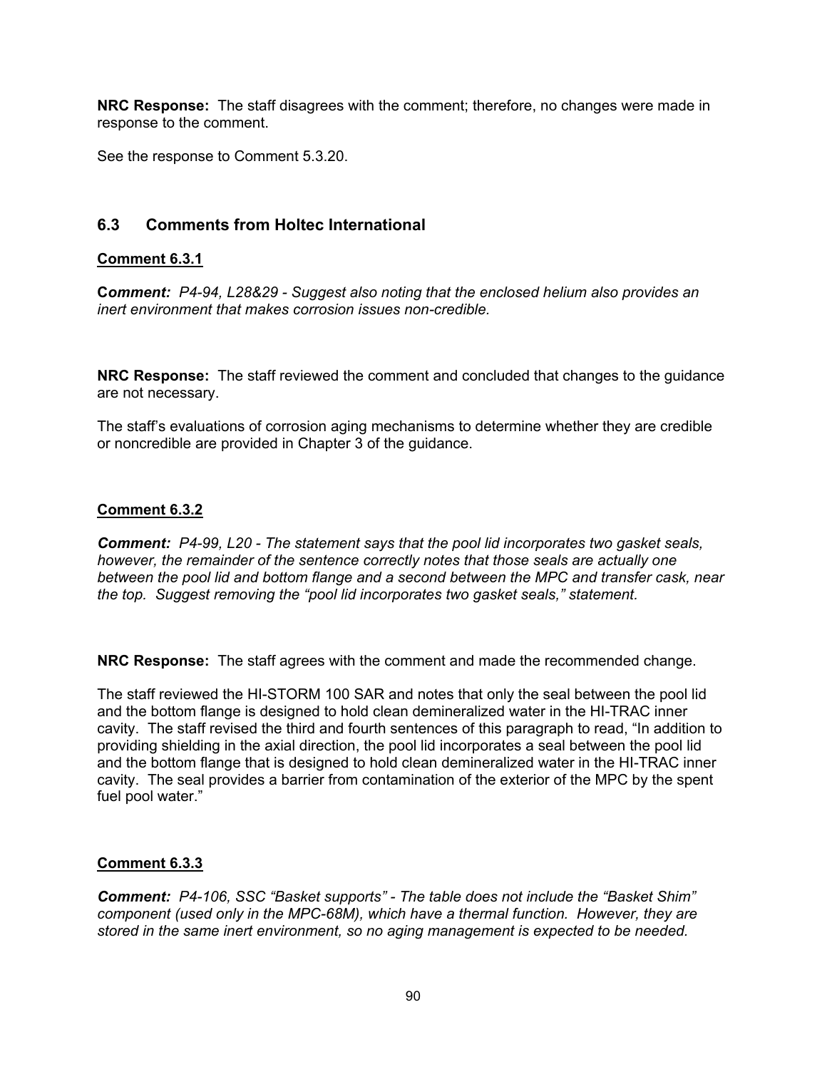**NRC Response:** The staff disagrees with the comment; therefore, no changes were made in response to the comment.

See the response to Comment 5.3.20.

## 6.3 Comments from Holtec International

### Comment 6.3.1

***Comment:*** *P4-94, L28&29 - Suggest also noting that the enclosed helium also provides an inert environment that makes corrosion issues non-credible.*

**NRC Response:** The staff reviewed the comment and concluded that changes to the guidance are not necessary.

The staff's evaluations of corrosion aging mechanisms to determine whether they are credible or noncredible are provided in Chapter 3 of the guidance.

### Comment 6.3.2

***Comment:*** *P4-99, L20 - The statement says that the pool lid incorporates two gasket seals, however, the remainder of the sentence correctly notes that those seals are actually one between the pool lid and bottom flange and a second between the MPC and transfer cask, near the top. Suggest removing the "pool lid incorporates two gasket seals," statement.*

**NRC Response:** The staff agrees with the comment and made the recommended change.

The staff reviewed the HI-STORM 100 SAR and notes that only the seal between the pool lid and the bottom flange is designed to hold clean demineralized water in the HI-TRAC inner cavity. The staff revised the third and fourth sentences of this paragraph to read, "In addition to providing shielding in the axial direction, the pool lid incorporates a seal between the pool lid and the bottom flange that is designed to hold clean demineralized water in the HI-TRAC inner cavity. The seal provides a barrier from contamination of the exterior of the MPC by the spent fuel pool water."

### Comment 6.3.3

***Comment:*** *P4-106, SSC "Basket supports" - The table does not include the "Basket Shim" component (used only in the MPC-68M), which have a thermal function. However, they are stored in the same inert environment, so no aging management is expected to be needed.*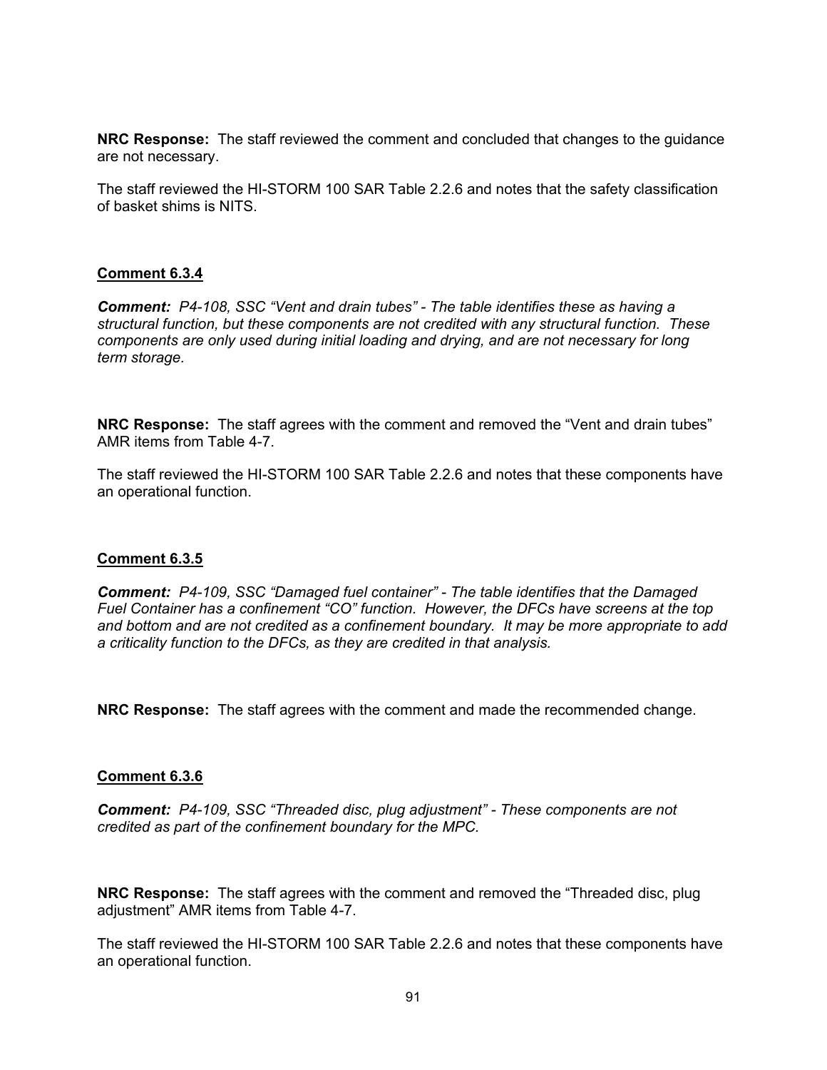**NRC Response:** The staff reviewed the comment and concluded that changes to the guidance are not necessary.

The staff reviewed the HI-STORM 100 SAR Table 2.2.6 and notes that the safety classification of basket shims is NITS.

### Comment 6.3.4

***Comment:*** *P4-108, SSC "Vent and drain tubes" - The table identifies these as having a structural function, but these components are not credited with any structural function. These components are only used during initial loading and drying, and are not necessary for long term storage.*

**NRC Response:** The staff agrees with the comment and removed the "Vent and drain tubes" AMR items from Table 4-7.

The staff reviewed the HI-STORM 100 SAR Table 2.2.6 and notes that these components have an operational function.

### Comment 6.3.5

***Comment:*** *P4-109, SSC "Damaged fuel container" - The table identifies that the Damaged Fuel Container has a confinement "CO" function. However, the DFCs have screens at the top and bottom and are not credited as a confinement boundary. It may be more appropriate to add a criticality function to the DFCs, as they are credited in that analysis.*

**NRC Response:** The staff agrees with the comment and made the recommended change.

### Comment 6.3.6

***Comment:*** *P4-109, SSC "Threaded disc, plug adjustment" - These components are not credited as part of the confinement boundary for the MPC.*

**NRC Response:** The staff agrees with the comment and removed the "Threaded disc, plug adjustment" AMR items from Table 4-7.

The staff reviewed the HI-STORM 100 SAR Table 2.2.6 and notes that these components have an operational function.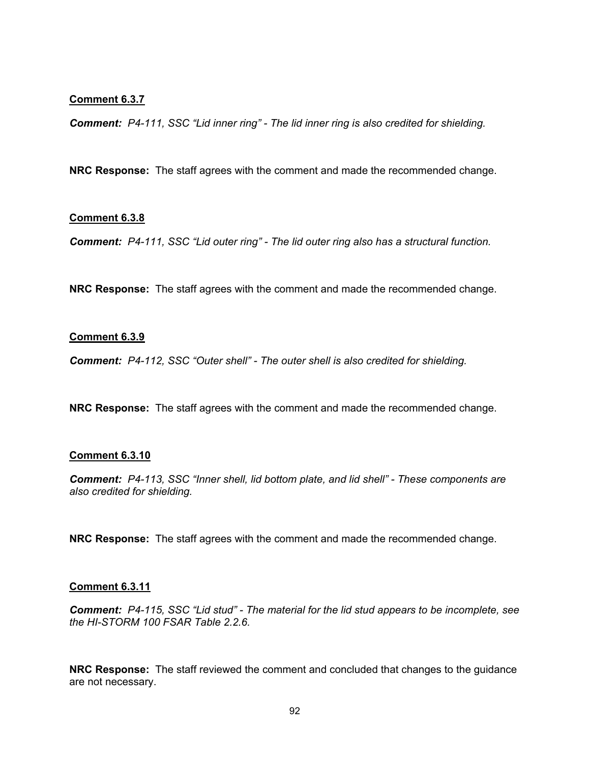**Comment 6.3.7**

***Comment:*** *P4-111, SSC "Lid inner ring" - The lid inner ring is also credited for shielding.*

**NRC Response:** The staff agrees with the comment and made the recommended change.

**Comment 6.3.8**

***Comment:*** *P4-111, SSC "Lid outer ring" - The lid outer ring also has a structural function.*

**NRC Response:** The staff agrees with the comment and made the recommended change.

**Comment 6.3.9**

***Comment:*** *P4-112, SSC "Outer shell" - The outer shell is also credited for shielding.*

**NRC Response:** The staff agrees with the comment and made the recommended change.

**Comment 6.3.10**

***Comment:*** *P4-113, SSC "Inner shell, lid bottom plate, and lid shell" - These components are also credited for shielding.*

**NRC Response:** The staff agrees with the comment and made the recommended change.

**Comment 6.3.11**

***Comment:*** *P4-115, SSC "Lid stud" - The material for the lid stud appears to be incomplete, see the HI-STORM 100 FSAR Table 2.2.6.*

**NRC Response:** The staff reviewed the comment and concluded that changes to the guidance are not necessary.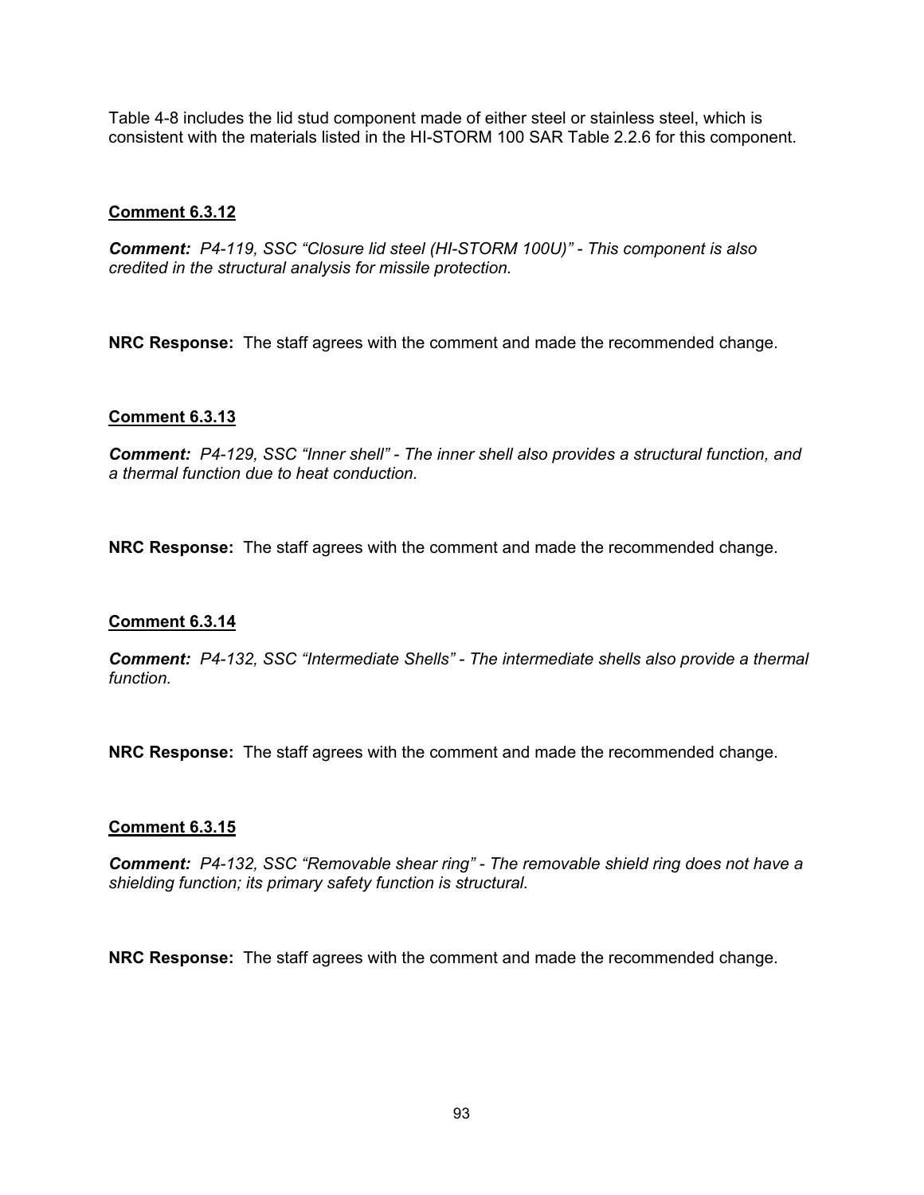Table 4-8 includes the lid stud component made of either steel or stainless steel, which is consistent with the materials listed in the HI-STORM 100 SAR Table 2.2.6 for this component.

**Comment 6.3.12**

***Comment:*** *P4-119, SSC "Closure lid steel (HI-STORM 100U)" - This component is also credited in the structural analysis for missile protection.*

**NRC Response:** The staff agrees with the comment and made the recommended change.

**Comment 6.3.13**

***Comment:*** *P4-129, SSC "Inner shell" - The inner shell also provides a structural function, and a thermal function due to heat conduction.*

**NRC Response:** The staff agrees with the comment and made the recommended change.

**Comment 6.3.14**

***Comment:*** *P4-132, SSC "Intermediate Shells" - The intermediate shells also provide a thermal function.*

**NRC Response:** The staff agrees with the comment and made the recommended change.

**Comment 6.3.15**

***Comment:*** *P4-132, SSC "Removable shear ring" - The removable shield ring does not have a shielding function; its primary safety function is structural.*

**NRC Response:** The staff agrees with the comment and made the recommended change.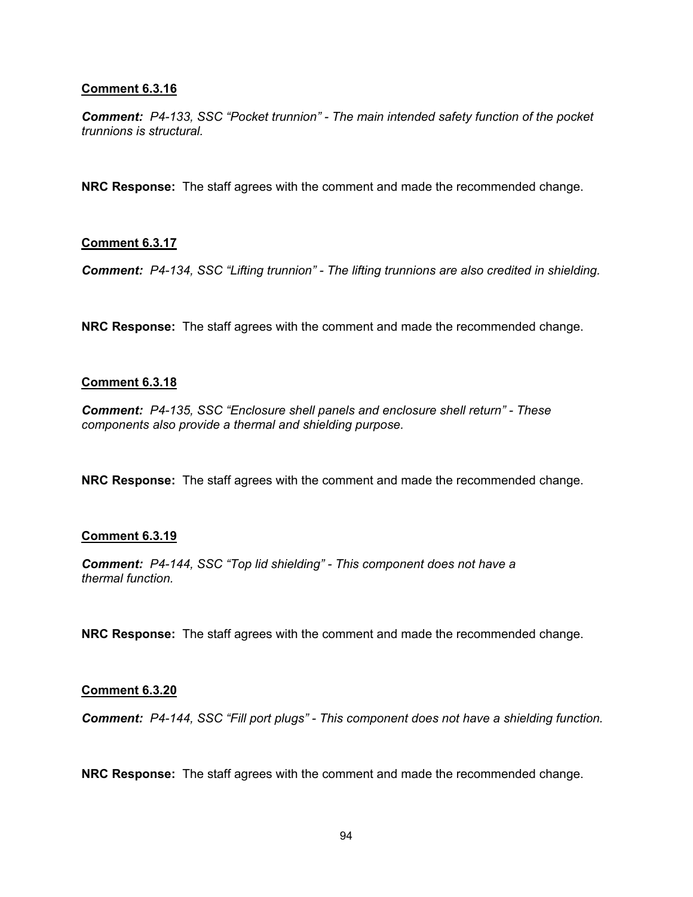**Comment 6.3.16**

***Comment:*** *P4-133, SSC "Pocket trunnion" - The main intended safety function of the pocket trunnions is structural.*

**NRC Response:** The staff agrees with the comment and made the recommended change.

**Comment 6.3.17**

***Comment:*** *P4-134, SSC "Lifting trunnion" - The lifting trunnions are also credited in shielding.*

**NRC Response:** The staff agrees with the comment and made the recommended change.

**Comment 6.3.18**

***Comment:*** *P4-135, SSC "Enclosure shell panels and enclosure shell return" - These components also provide a thermal and shielding purpose.*

**NRC Response:** The staff agrees with the comment and made the recommended change.

**Comment 6.3.19**

***Comment:*** *P4-144, SSC "Top lid shielding" - This component does not have a thermal function.*

**NRC Response:** The staff agrees with the comment and made the recommended change.

**Comment 6.3.20**

***Comment:*** *P4-144, SSC "Fill port plugs" - This component does not have a shielding function.*

**NRC Response:** The staff agrees with the comment and made the recommended change.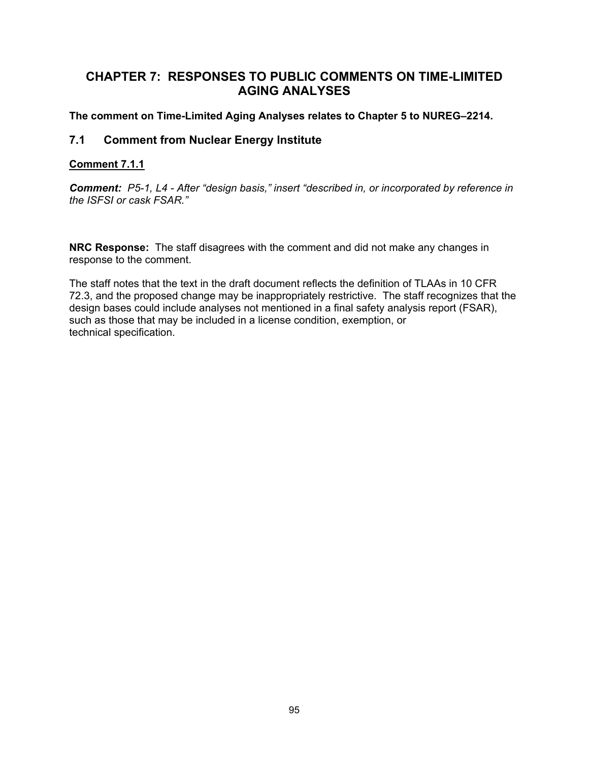# CHAPTER 7: RESPONSES TO PUBLIC COMMENTS ON TIME-LIMITED AGING ANALYSES

**The comment on Time-Limited Aging Analyses relates to Chapter 5 to NUREG–2214.**

## 7.1 Comment from Nuclear Energy Institute

### Comment 7.1.1

***Comment:*** *P5-1, L4 - After "design basis," insert "described in, or incorporated by reference in the ISFSI or cask FSAR."*

**NRC Response:** The staff disagrees with the comment and did not make any changes in response to the comment.

The staff notes that the text in the draft document reflects the definition of TLAAs in 10 CFR 72.3, and the proposed change may be inappropriately restrictive. The staff recognizes that the design bases could include analyses not mentioned in a final safety analysis report (FSAR), such as those that may be included in a license condition, exemption, or technical specification.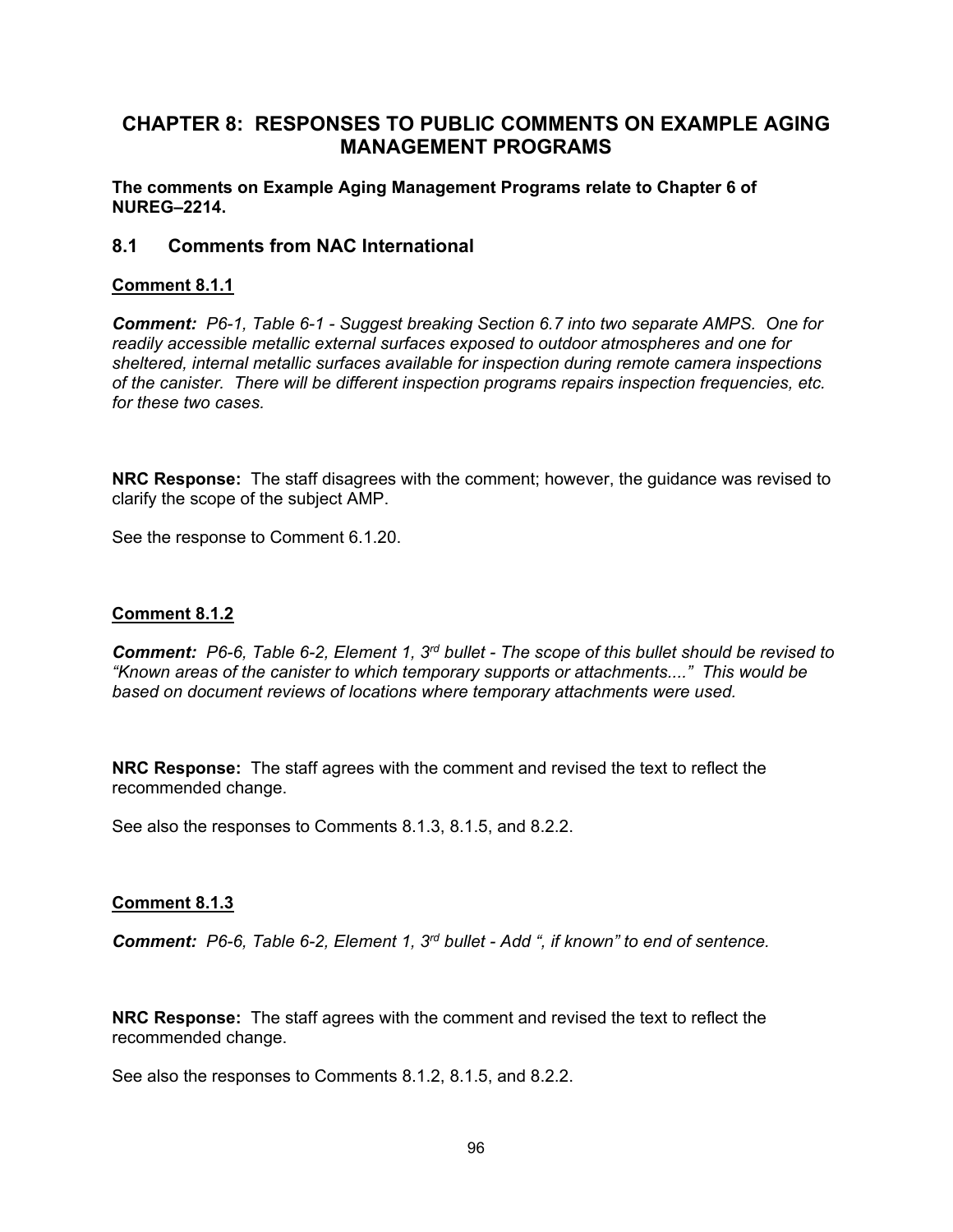# CHAPTER 8: RESPONSES TO PUBLIC COMMENTS ON EXAMPLE AGING MANAGEMENT PROGRAMS

**The comments on Example Aging Management Programs relate to Chapter 6 of NUREG–2214.**

## 8.1 Comments from NAC International

### Comment 8.1.1

***Comment:*** *P6-1, Table 6-1 - Suggest breaking Section 6.7 into two separate AMPS. One for readily accessible metallic external surfaces exposed to outdoor atmospheres and one for sheltered, internal metallic surfaces available for inspection during remote camera inspections of the canister. There will be different inspection programs repairs inspection frequencies, etc. for these two cases.*

**NRC Response:** The staff disagrees with the comment; however, the guidance was revised to clarify the scope of the subject AMP.

See the response to Comment 6.1.20.

### Comment 8.1.2

***Comment:*** *P6-6, Table 6-2, Element 1, 3rd bullet - The scope of this bullet should be revised to "Known areas of the canister to which temporary supports or attachments...." This would be based on document reviews of locations where temporary attachments were used.*

**NRC Response:** The staff agrees with the comment and revised the text to reflect the recommended change.

See also the responses to Comments 8.1.3, 8.1.5, and 8.2.2.

### Comment 8.1.3

***Comment:*** *P6-6, Table 6-2, Element 1, 3rd bullet - Add ", if known" to end of sentence.*

**NRC Response:** The staff agrees with the comment and revised the text to reflect the recommended change.

See also the responses to Comments 8.1.2, 8.1.5, and 8.2.2.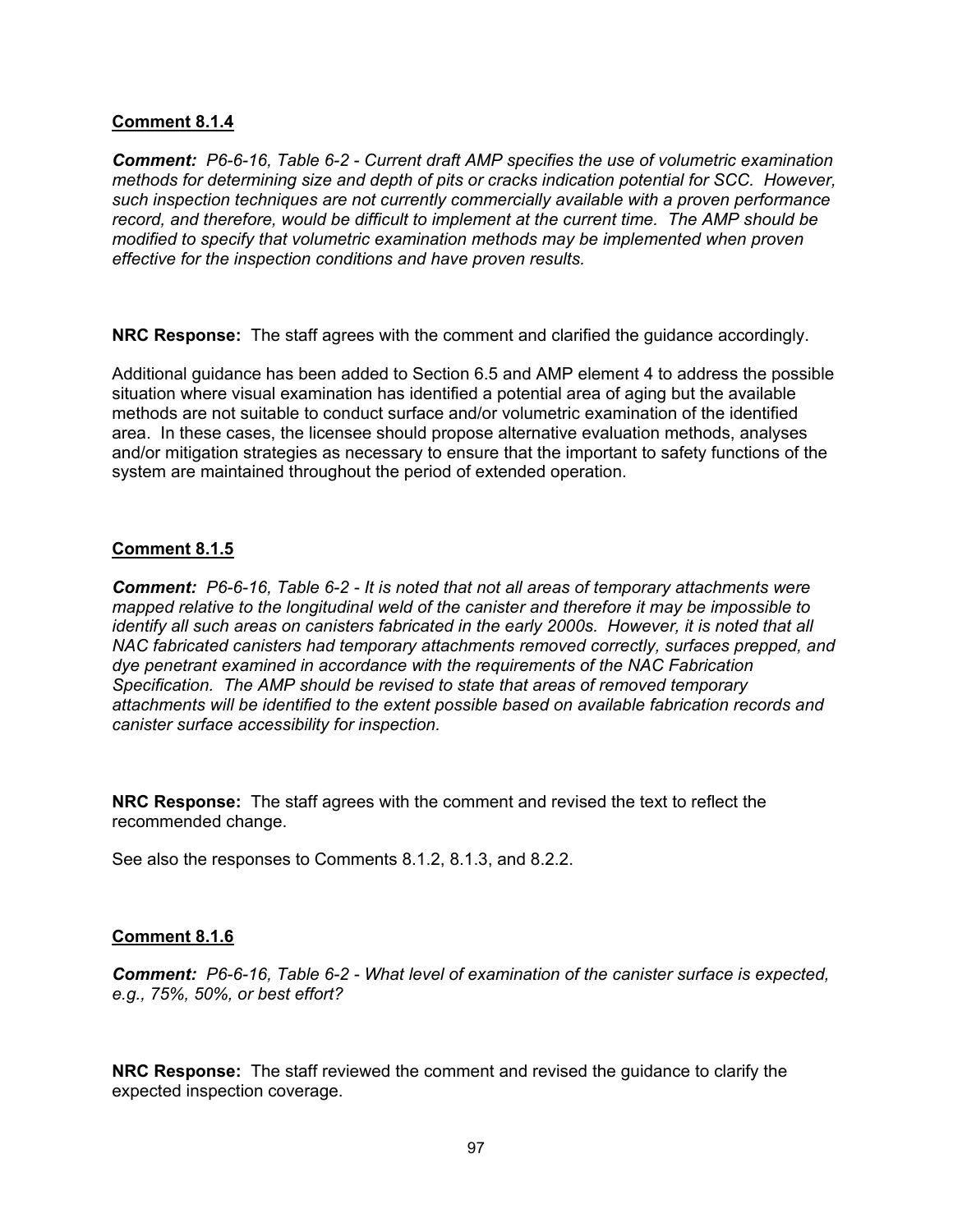**Comment 8.1.4**

***Comment:*** *P6-6-16, Table 6-2 - Current draft AMP specifies the use of volumetric examination methods for determining size and depth of pits or cracks indication potential for SCC. However, such inspection techniques are not currently commercially available with a proven performance record, and therefore, would be difficult to implement at the current time. The AMP should be modified to specify that volumetric examination methods may be implemented when proven effective for the inspection conditions and have proven results.*

**NRC Response:** The staff agrees with the comment and clarified the guidance accordingly.

Additional guidance has been added to Section 6.5 and AMP element 4 to address the possible situation where visual examination has identified a potential area of aging but the available methods are not suitable to conduct surface and/or volumetric examination of the identified area. In these cases, the licensee should propose alternative evaluation methods, analyses and/or mitigation strategies as necessary to ensure that the important to safety functions of the system are maintained throughout the period of extended operation.

**Comment 8.1.5**

***Comment:*** *P6-6-16, Table 6-2 - It is noted that not all areas of temporary attachments were mapped relative to the longitudinal weld of the canister and therefore it may be impossible to identify all such areas on canisters fabricated in the early 2000s. However, it is noted that all NAC fabricated canisters had temporary attachments removed correctly, surfaces prepped, and dye penetrant examined in accordance with the requirements of the NAC Fabrication Specification. The AMP should be revised to state that areas of removed temporary attachments will be identified to the extent possible based on available fabrication records and canister surface accessibility for inspection.*

**NRC Response:** The staff agrees with the comment and revised the text to reflect the recommended change.

See also the responses to Comments 8.1.2, 8.1.3, and 8.2.2.

**Comment 8.1.6**

***Comment:*** *P6-6-16, Table 6-2 - What level of examination of the canister surface is expected, e.g., 75%, 50%, or best effort?*

**NRC Response:** The staff reviewed the comment and revised the guidance to clarify the expected inspection coverage.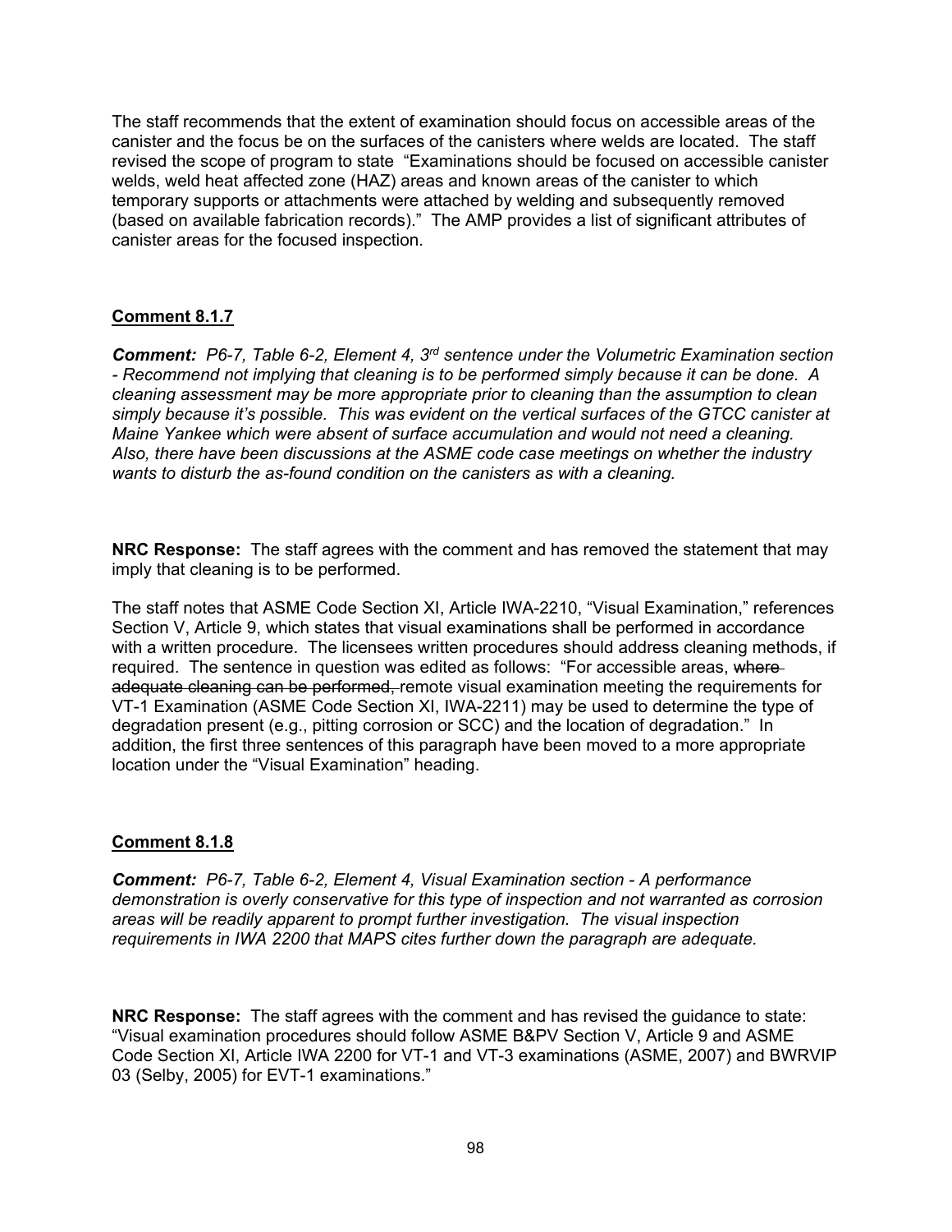The staff recommends that the extent of examination should focus on accessible areas of the canister and the focus be on the surfaces of the canisters where welds are located. The staff revised the scope of program to state "Examinations should be focused on accessible canister welds, weld heat affected zone (HAZ) areas and known areas of the canister to which temporary supports or attachments were attached by welding and subsequently removed (based on available fabrication records)." The AMP provides a list of significant attributes of canister areas for the focused inspection.

**Comment 8.1.7**

***Comment:*** *P6-7, Table 6-2, Element 4, 3rd sentence under the Volumetric Examination section - Recommend not implying that cleaning is to be performed simply because it can be done. A cleaning assessment may be more appropriate prior to cleaning than the assumption to clean simply because it's possible. This was evident on the vertical surfaces of the GTCC canister at Maine Yankee which were absent of surface accumulation and would not need a cleaning. Also, there have been discussions at the ASME code case meetings on whether the industry wants to disturb the as-found condition on the canisters as with a cleaning.*

**NRC Response:** The staff agrees with the comment and has removed the statement that may imply that cleaning is to be performed.

The staff notes that ASME Code Section XI, Article IWA-2210, "Visual Examination," references Section V, Article 9, which states that visual examinations shall be performed in accordance with a written procedure. The licensees written procedures should address cleaning methods, if required. The sentence in question was edited as follows: "For accessible areas, ~~where adequate cleaning can be performed,~~ remote visual examination meeting the requirements for VT-1 Examination (ASME Code Section XI, IWA-2211) may be used to determine the type of degradation present (e.g., pitting corrosion or SCC) and the location of degradation." In addition, the first three sentences of this paragraph have been moved to a more appropriate location under the "Visual Examination" heading.

**Comment 8.1.8**

***Comment:*** *P6-7, Table 6-2, Element 4, Visual Examination section - A performance demonstration is overly conservative for this type of inspection and not warranted as corrosion areas will be readily apparent to prompt further investigation. The visual inspection requirements in IWA 2200 that MAPS cites further down the paragraph are adequate.*

**NRC Response:** The staff agrees with the comment and has revised the guidance to state: "Visual examination procedures should follow ASME B&PV Section V, Article 9 and ASME Code Section XI, Article IWA 2200 for VT-1 and VT-3 examinations (ASME, 2007) and BWRVIP 03 (Selby, 2005) for EVT-1 examinations."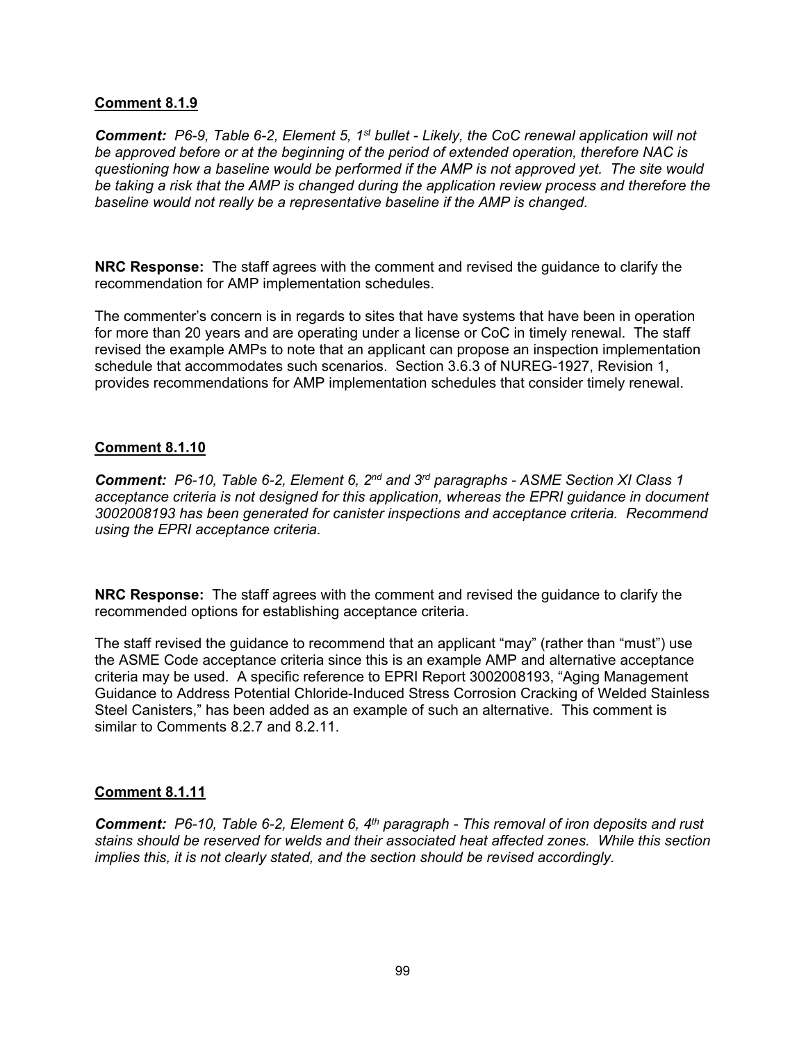**Comment 8.1.9**

***Comment:*** *P6-9, Table 6-2, Element 5, 1st bullet - Likely, the CoC renewal application will not be approved before or at the beginning of the period of extended operation, therefore NAC is questioning how a baseline would be performed if the AMP is not approved yet. The site would be taking a risk that the AMP is changed during the application review process and therefore the baseline would not really be a representative baseline if the AMP is changed.*

**NRC Response:** The staff agrees with the comment and revised the guidance to clarify the recommendation for AMP implementation schedules.

The commenter's concern is in regards to sites that have systems that have been in operation for more than 20 years and are operating under a license or CoC in timely renewal. The staff revised the example AMPs to note that an applicant can propose an inspection implementation schedule that accommodates such scenarios. Section 3.6.3 of NUREG-1927, Revision 1, provides recommendations for AMP implementation schedules that consider timely renewal.

**Comment 8.1.10**

***Comment:*** *P6-10, Table 6-2, Element 6, 2nd and 3rd paragraphs - ASME Section XI Class 1 acceptance criteria is not designed for this application, whereas the EPRI guidance in document 3002008193 has been generated for canister inspections and acceptance criteria. Recommend using the EPRI acceptance criteria.*

**NRC Response:** The staff agrees with the comment and revised the guidance to clarify the recommended options for establishing acceptance criteria.

The staff revised the guidance to recommend that an applicant "may" (rather than "must") use the ASME Code acceptance criteria since this is an example AMP and alternative acceptance criteria may be used. A specific reference to EPRI Report 3002008193, "Aging Management Guidance to Address Potential Chloride-Induced Stress Corrosion Cracking of Welded Stainless Steel Canisters," has been added as an example of such an alternative. This comment is similar to Comments 8.2.7 and 8.2.11.

**Comment 8.1.11**

***Comment:*** *P6-10, Table 6-2, Element 6, 4th paragraph - This removal of iron deposits and rust stains should be reserved for welds and their associated heat affected zones. While this section implies this, it is not clearly stated, and the section should be revised accordingly.*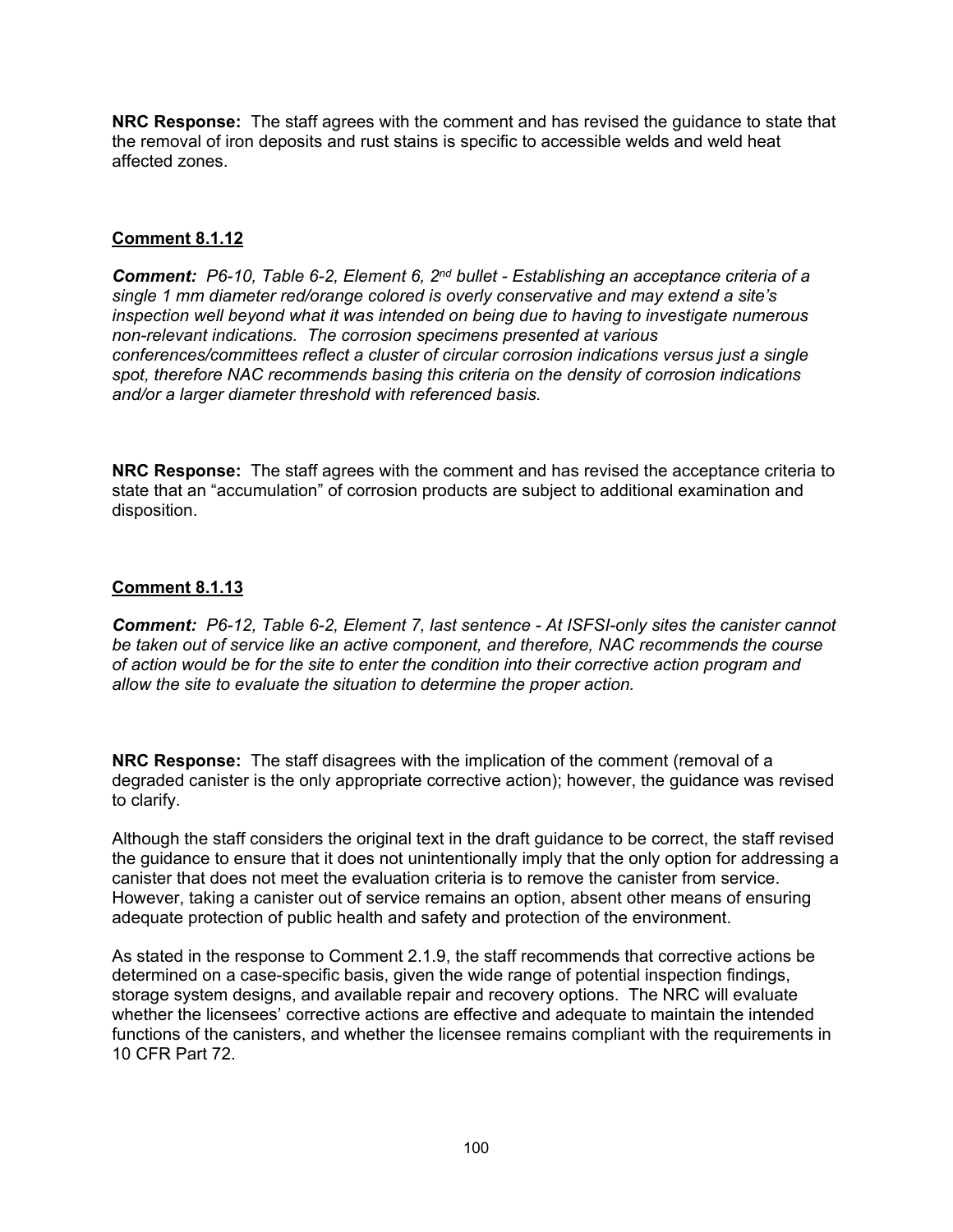**NRC Response:** The staff agrees with the comment and has revised the guidance to state that the removal of iron deposits and rust stains is specific to accessible welds and weld heat affected zones.

### Comment 8.1.12

***Comment:*** *P6-10, Table 6-2, Element 6, 2nd bullet - Establishing an acceptance criteria of a single 1 mm diameter red/orange colored is overly conservative and may extend a site's inspection well beyond what it was intended on being due to having to investigate numerous non-relevant indications. The corrosion specimens presented at various conferences/committees reflect a cluster of circular corrosion indications versus just a single spot, therefore NAC recommends basing this criteria on the density of corrosion indications and/or a larger diameter threshold with referenced basis.*

**NRC Response:** The staff agrees with the comment and has revised the acceptance criteria to state that an "accumulation" of corrosion products are subject to additional examination and disposition.

### Comment 8.1.13

***Comment:*** *P6-12, Table 6-2, Element 7, last sentence - At ISFSI-only sites the canister cannot be taken out of service like an active component, and therefore, NAC recommends the course of action would be for the site to enter the condition into their corrective action program and allow the site to evaluate the situation to determine the proper action.*

**NRC Response:** The staff disagrees with the implication of the comment (removal of a degraded canister is the only appropriate corrective action); however, the guidance was revised to clarify.

Although the staff considers the original text in the draft guidance to be correct, the staff revised the guidance to ensure that it does not unintentionally imply that the only option for addressing a canister that does not meet the evaluation criteria is to remove the canister from service. However, taking a canister out of service remains an option, absent other means of ensuring adequate protection of public health and safety and protection of the environment.

As stated in the response to Comment 2.1.9, the staff recommends that corrective actions be determined on a case-specific basis, given the wide range of potential inspection findings, storage system designs, and available repair and recovery options. The NRC will evaluate whether the licensees' corrective actions are effective and adequate to maintain the intended functions of the canisters, and whether the licensee remains compliant with the requirements in 10 CFR Part 72.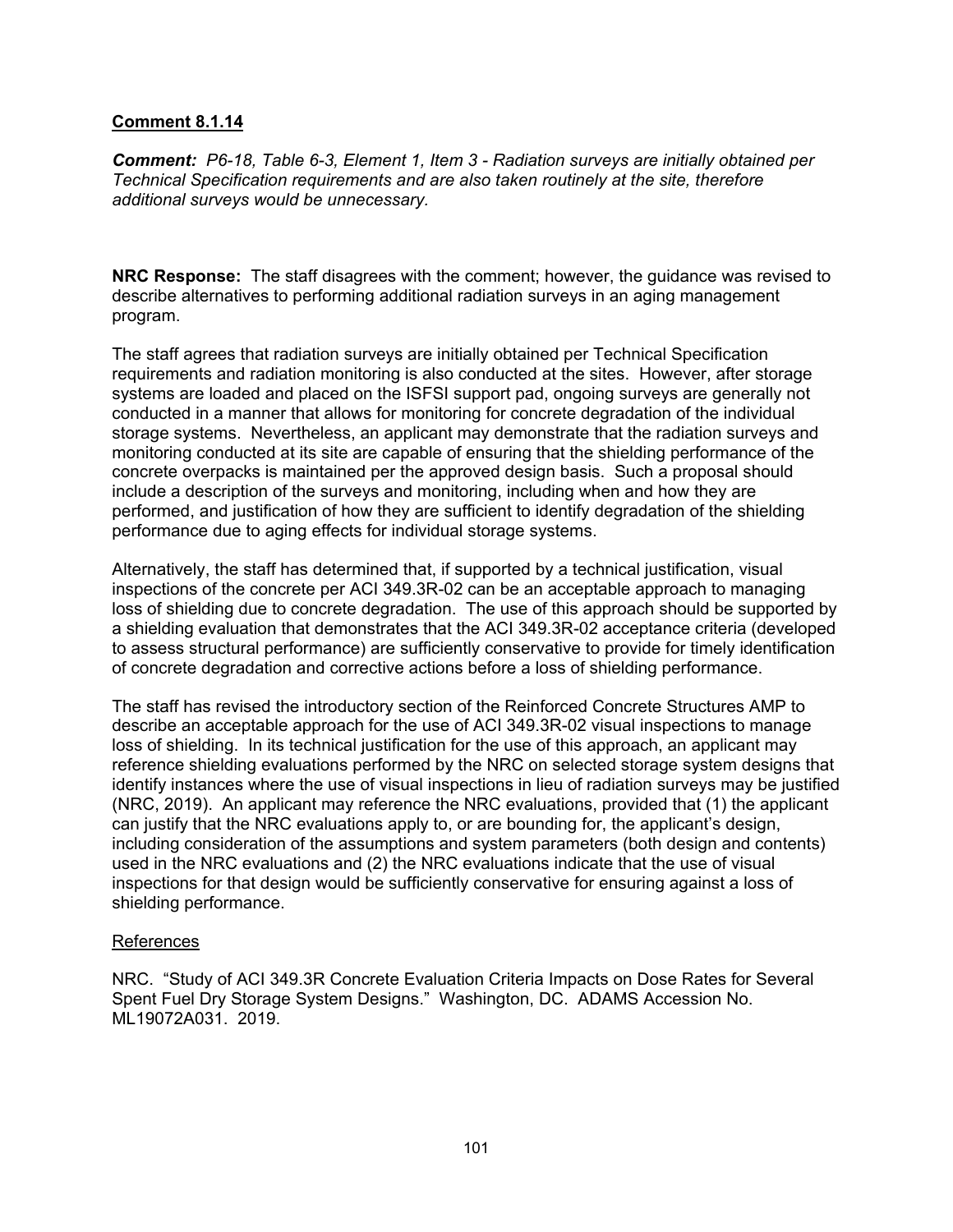**Comment 8.1.14**

***Comment:** P6-18, Table 6-3, Element 1, Item 3 - Radiation surveys are initially obtained per Technical Specification requirements and are also taken routinely at the site, therefore additional surveys would be unnecessary.*

**NRC Response:** The staff disagrees with the comment; however, the guidance was revised to describe alternatives to performing additional radiation surveys in an aging management program.

The staff agrees that radiation surveys are initially obtained per Technical Specification requirements and radiation monitoring is also conducted at the sites. However, after storage systems are loaded and placed on the ISFSI support pad, ongoing surveys are generally not conducted in a manner that allows for monitoring for concrete degradation of the individual storage systems. Nevertheless, an applicant may demonstrate that the radiation surveys and monitoring conducted at its site are capable of ensuring that the shielding performance of the concrete overpacks is maintained per the approved design basis. Such a proposal should include a description of the surveys and monitoring, including when and how they are performed, and justification of how they are sufficient to identify degradation of the shielding performance due to aging effects for individual storage systems.

Alternatively, the staff has determined that, if supported by a technical justification, visual inspections of the concrete per ACI 349.3R-02 can be an acceptable approach to managing loss of shielding due to concrete degradation. The use of this approach should be supported by a shielding evaluation that demonstrates that the ACI 349.3R-02 acceptance criteria (developed to assess structural performance) are sufficiently conservative to provide for timely identification of concrete degradation and corrective actions before a loss of shielding performance.

The staff has revised the introductory section of the Reinforced Concrete Structures AMP to describe an acceptable approach for the use of ACI 349.3R-02 visual inspections to manage loss of shielding. In its technical justification for the use of this approach, an applicant may reference shielding evaluations performed by the NRC on selected storage system designs that identify instances where the use of visual inspections in lieu of radiation surveys may be justified (NRC, 2019). An applicant may reference the NRC evaluations, provided that (1) the applicant can justify that the NRC evaluations apply to, or are bounding for, the applicant's design, including consideration of the assumptions and system parameters (both design and contents) used in the NRC evaluations and (2) the NRC evaluations indicate that the use of visual inspections for that design would be sufficiently conservative for ensuring against a loss of shielding performance.

References

NRC. "Study of ACI 349.3R Concrete Evaluation Criteria Impacts on Dose Rates for Several Spent Fuel Dry Storage System Designs." Washington, DC. ADAMS Accession No. ML19072A031. 2019.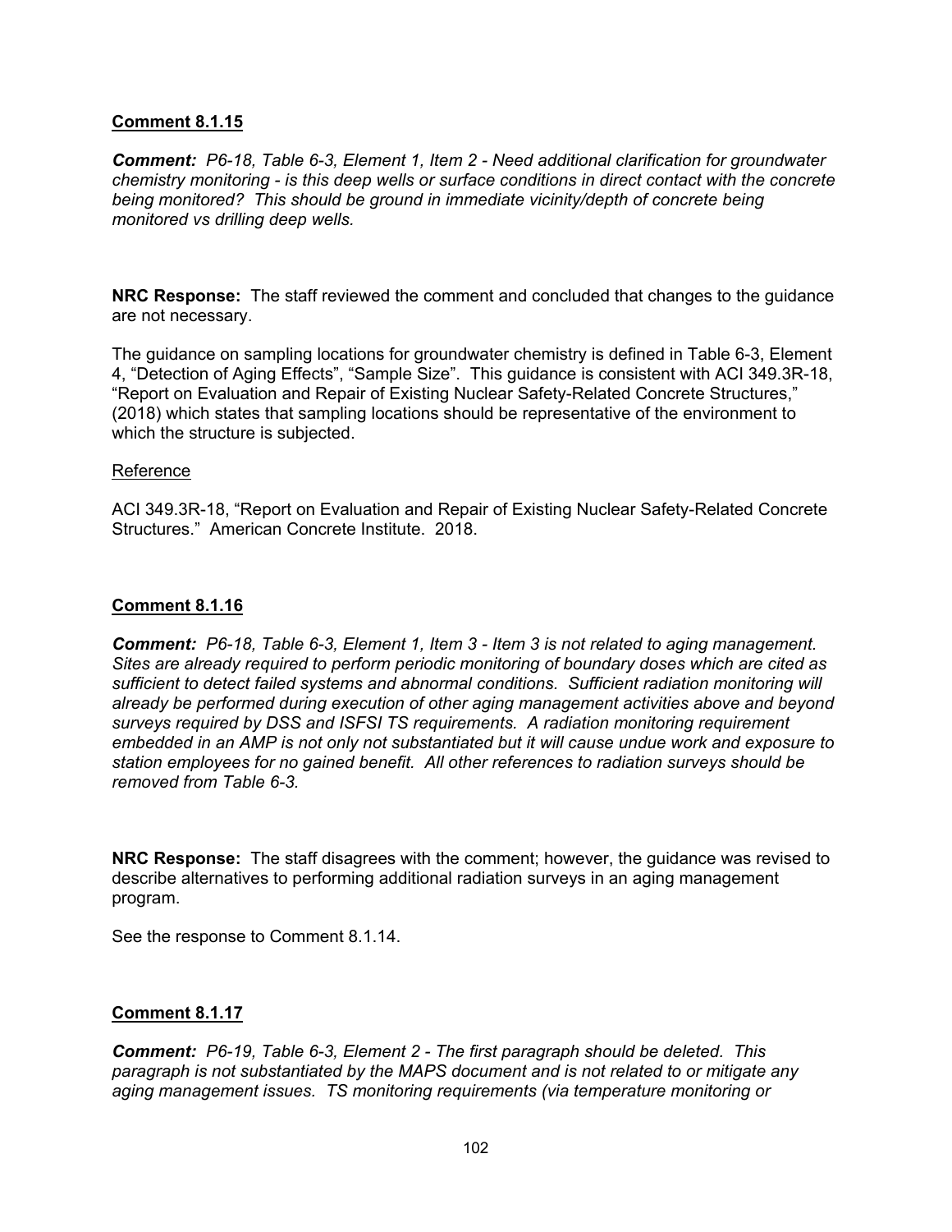**Comment 8.1.15**

***Comment:*** *P6-18, Table 6-3, Element 1, Item 2 - Need additional clarification for groundwater chemistry monitoring - is this deep wells or surface conditions in direct contact with the concrete being monitored? This should be ground in immediate vicinity/depth of concrete being monitored vs drilling deep wells.*

**NRC Response:** The staff reviewed the comment and concluded that changes to the guidance are not necessary.

The guidance on sampling locations for groundwater chemistry is defined in Table 6-3, Element 4, "Detection of Aging Effects", "Sample Size". This guidance is consistent with ACI 349.3R-18, "Report on Evaluation and Repair of Existing Nuclear Safety-Related Concrete Structures," (2018) which states that sampling locations should be representative of the environment to which the structure is subjected.

Reference

ACI 349.3R-18, "Report on Evaluation and Repair of Existing Nuclear Safety-Related Concrete Structures." American Concrete Institute. 2018.

**Comment 8.1.16**

***Comment:*** *P6-18, Table 6-3, Element 1, Item 3 - Item 3 is not related to aging management. Sites are already required to perform periodic monitoring of boundary doses which are cited as sufficient to detect failed systems and abnormal conditions. Sufficient radiation monitoring will already be performed during execution of other aging management activities above and beyond surveys required by DSS and ISFSI TS requirements. A radiation monitoring requirement embedded in an AMP is not only not substantiated but it will cause undue work and exposure to station employees for no gained benefit. All other references to radiation surveys should be removed from Table 6-3.*

**NRC Response:** The staff disagrees with the comment; however, the guidance was revised to describe alternatives to performing additional radiation surveys in an aging management program.

See the response to Comment 8.1.14.

**Comment 8.1.17**

***Comment:*** *P6-19, Table 6-3, Element 2 - The first paragraph should be deleted. This paragraph is not substantiated by the MAPS document and is not related to or mitigate any aging management issues. TS monitoring requirements (via temperature monitoring or*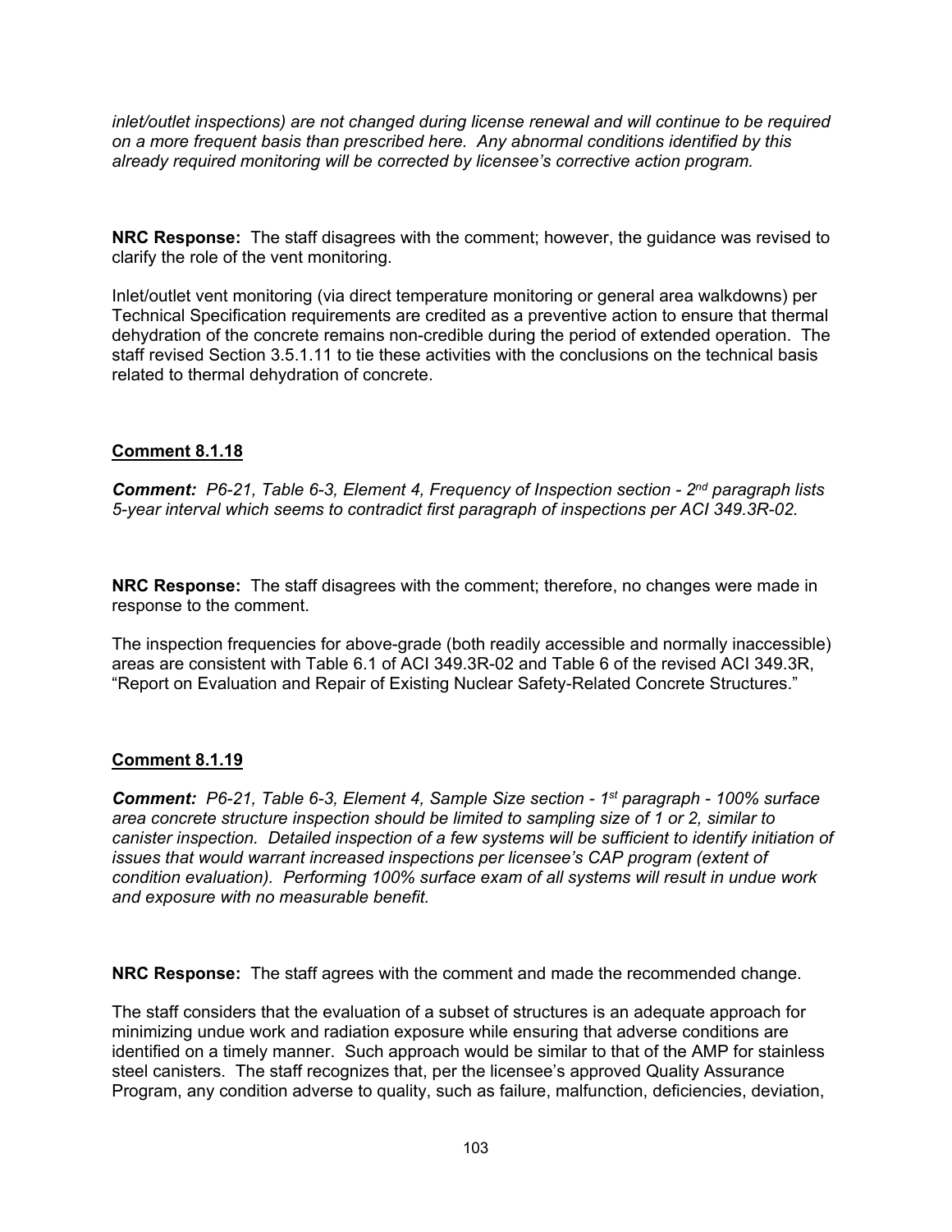*inlet/outlet inspections) are not changed during license renewal and will continue to be required on a more frequent basis than prescribed here. Any abnormal conditions identified by this already required monitoring will be corrected by licensee's corrective action program.*

**NRC Response:** The staff disagrees with the comment; however, the guidance was revised to clarify the role of the vent monitoring.

Inlet/outlet vent monitoring (via direct temperature monitoring or general area walkdowns) per Technical Specification requirements are credited as a preventive action to ensure that thermal dehydration of the concrete remains non-credible during the period of extended operation. The staff revised Section 3.5.1.11 to tie these activities with the conclusions on the technical basis related to thermal dehydration of concrete.

**Comment 8.1.18**

***Comment:*** *P6-21, Table 6-3, Element 4, Frequency of Inspection section - 2nd paragraph lists 5-year interval which seems to contradict first paragraph of inspections per ACI 349.3R-02.*

**NRC Response:** The staff disagrees with the comment; therefore, no changes were made in response to the comment.

The inspection frequencies for above-grade (both readily accessible and normally inaccessible) areas are consistent with Table 6.1 of ACI 349.3R-02 and Table 6 of the revised ACI 349.3R, "Report on Evaluation and Repair of Existing Nuclear Safety-Related Concrete Structures."

**Comment 8.1.19**

***Comment:*** *P6-21, Table 6-3, Element 4, Sample Size section - 1st paragraph - 100% surface area concrete structure inspection should be limited to sampling size of 1 or 2, similar to canister inspection. Detailed inspection of a few systems will be sufficient to identify initiation of issues that would warrant increased inspections per licensee's CAP program (extent of condition evaluation). Performing 100% surface exam of all systems will result in undue work and exposure with no measurable benefit.*

**NRC Response:** The staff agrees with the comment and made the recommended change.

The staff considers that the evaluation of a subset of structures is an adequate approach for minimizing undue work and radiation exposure while ensuring that adverse conditions are identified on a timely manner. Such approach would be similar to that of the AMP for stainless steel canisters. The staff recognizes that, per the licensee's approved Quality Assurance Program, any condition adverse to quality, such as failure, malfunction, deficiencies, deviation,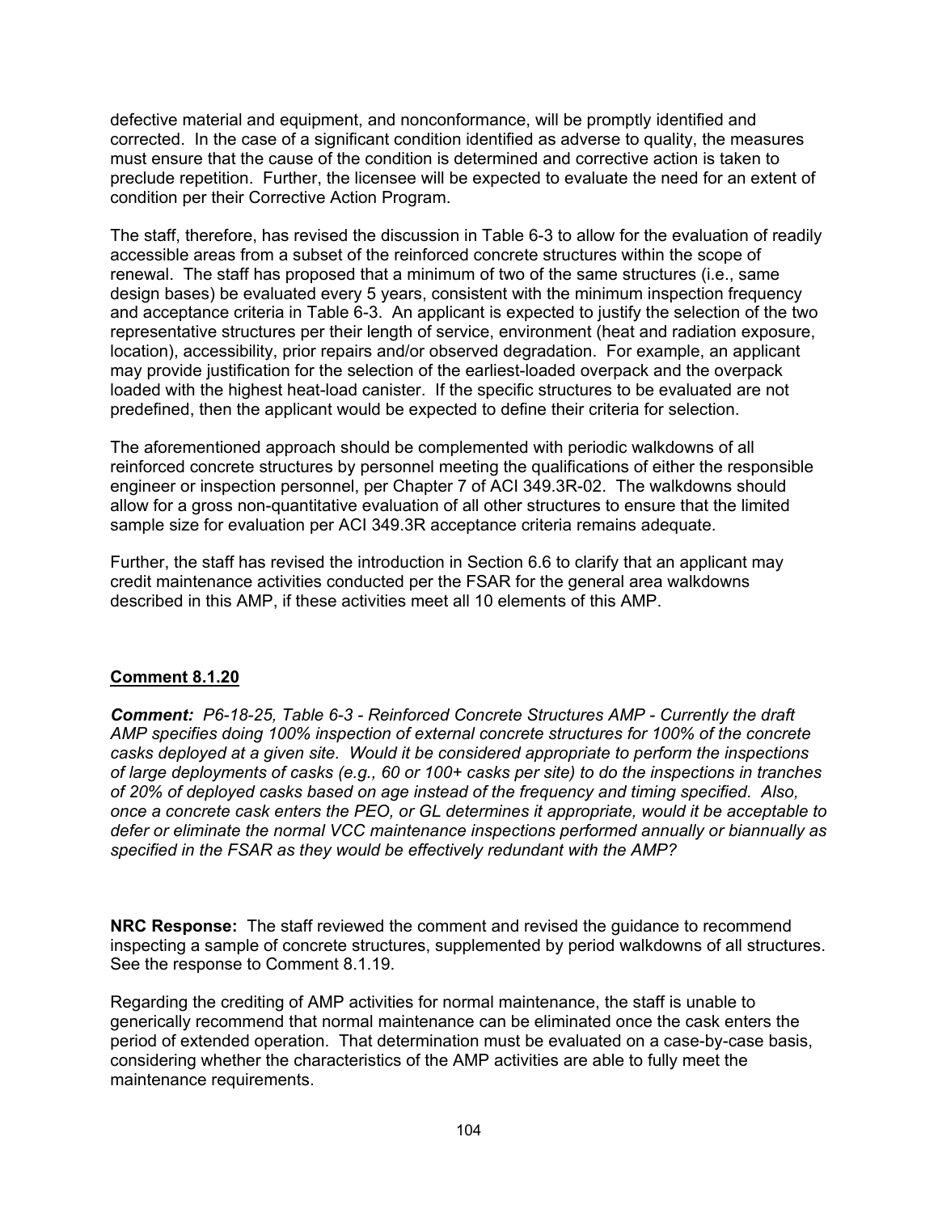defective material and equipment, and nonconformance, will be promptly identified and corrected. In the case of a significant condition identified as adverse to quality, the measures must ensure that the cause of the condition is determined and corrective action is taken to preclude repetition. Further, the licensee will be expected to evaluate the need for an extent of condition per their Corrective Action Program.

The staff, therefore, has revised the discussion in Table 6-3 to allow for the evaluation of readily accessible areas from a subset of the reinforced concrete structures within the scope of renewal. The staff has proposed that a minimum of two of the same structures (i.e., same design bases) be evaluated every 5 years, consistent with the minimum inspection frequency and acceptance criteria in Table 6-3. An applicant is expected to justify the selection of the two representative structures per their length of service, environment (heat and radiation exposure, location), accessibility, prior repairs and/or observed degradation. For example, an applicant may provide justification for the selection of the earliest-loaded overpack and the overpack loaded with the highest heat-load canister. If the specific structures to be evaluated are not predefined, then the applicant would be expected to define their criteria for selection.

The aforementioned approach should be complemented with periodic walkdowns of all reinforced concrete structures by personnel meeting the qualifications of either the responsible engineer or inspection personnel, per Chapter 7 of ACI 349.3R-02. The walkdowns should allow for a gross non-quantitative evaluation of all other structures to ensure that the limited sample size for evaluation per ACI 349.3R acceptance criteria remains adequate.

Further, the staff has revised the introduction in Section 6.6 to clarify that an applicant may credit maintenance activities conducted per the FSAR for the general area walkdowns described in this AMP, if these activities meet all 10 elements of this AMP.

**Comment 8.1.20**

***Comment:*** *P6-18-25, Table 6-3 - Reinforced Concrete Structures AMP - Currently the draft AMP specifies doing 100% inspection of external concrete structures for 100% of the concrete casks deployed at a given site. Would it be considered appropriate to perform the inspections of large deployments of casks (e.g., 60 or 100+ casks per site) to do the inspections in tranches of 20% of deployed casks based on age instead of the frequency and timing specified. Also, once a concrete cask enters the PEO, or GL determines it appropriate, would it be acceptable to defer or eliminate the normal VCC maintenance inspections performed annually or biannually as specified in the FSAR as they would be effectively redundant with the AMP?*

**NRC Response:** The staff reviewed the comment and revised the guidance to recommend inspecting a sample of concrete structures, supplemented by period walkdowns of all structures. See the response to Comment 8.1.19.

Regarding the crediting of AMP activities for normal maintenance, the staff is unable to generically recommend that normal maintenance can be eliminated once the cask enters the period of extended operation. That determination must be evaluated on a case-by-case basis, considering whether the characteristics of the AMP activities are able to fully meet the maintenance requirements.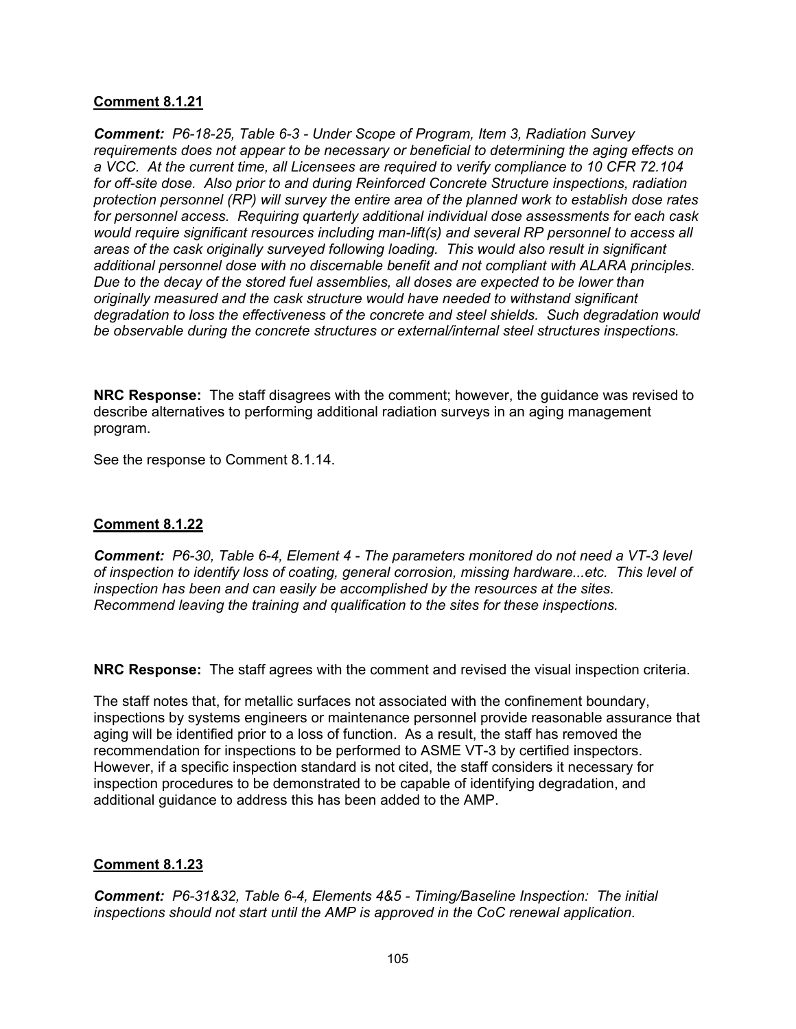**Comment 8.1.21**

***Comment:*** *P6-18-25, Table 6-3 - Under Scope of Program, Item 3, Radiation Survey requirements does not appear to be necessary or beneficial to determining the aging effects on a VCC. At the current time, all Licensees are required to verify compliance to 10 CFR 72.104 for off-site dose. Also prior to and during Reinforced Concrete Structure inspections, radiation protection personnel (RP) will survey the entire area of the planned work to establish dose rates for personnel access. Requiring quarterly additional individual dose assessments for each cask would require significant resources including man-lift(s) and several RP personnel to access all areas of the cask originally surveyed following loading. This would also result in significant additional personnel dose with no discernable benefit and not compliant with ALARA principles. Due to the decay of the stored fuel assemblies, all doses are expected to be lower than originally measured and the cask structure would have needed to withstand significant degradation to loss the effectiveness of the concrete and steel shields. Such degradation would be observable during the concrete structures or external/internal steel structures inspections.*

**NRC Response:** The staff disagrees with the comment; however, the guidance was revised to describe alternatives to performing additional radiation surveys in an aging management program.

See the response to Comment 8.1.14.

**Comment 8.1.22**

***Comment:*** *P6-30, Table 6-4, Element 4 - The parameters monitored do not need a VT-3 level of inspection to identify loss of coating, general corrosion, missing hardware...etc. This level of inspection has been and can easily be accomplished by the resources at the sites. Recommend leaving the training and qualification to the sites for these inspections.*

**NRC Response:** The staff agrees with the comment and revised the visual inspection criteria.

The staff notes that, for metallic surfaces not associated with the confinement boundary, inspections by systems engineers or maintenance personnel provide reasonable assurance that aging will be identified prior to a loss of function. As a result, the staff has removed the recommendation for inspections to be performed to ASME VT-3 by certified inspectors. However, if a specific inspection standard is not cited, the staff considers it necessary for inspection procedures to be demonstrated to be capable of identifying degradation, and additional guidance to address this has been added to the AMP.

**Comment 8.1.23**

***Comment:*** *P6-31&32, Table 6-4, Elements 4&5 - Timing/Baseline Inspection: The initial inspections should not start until the AMP is approved in the CoC renewal application.*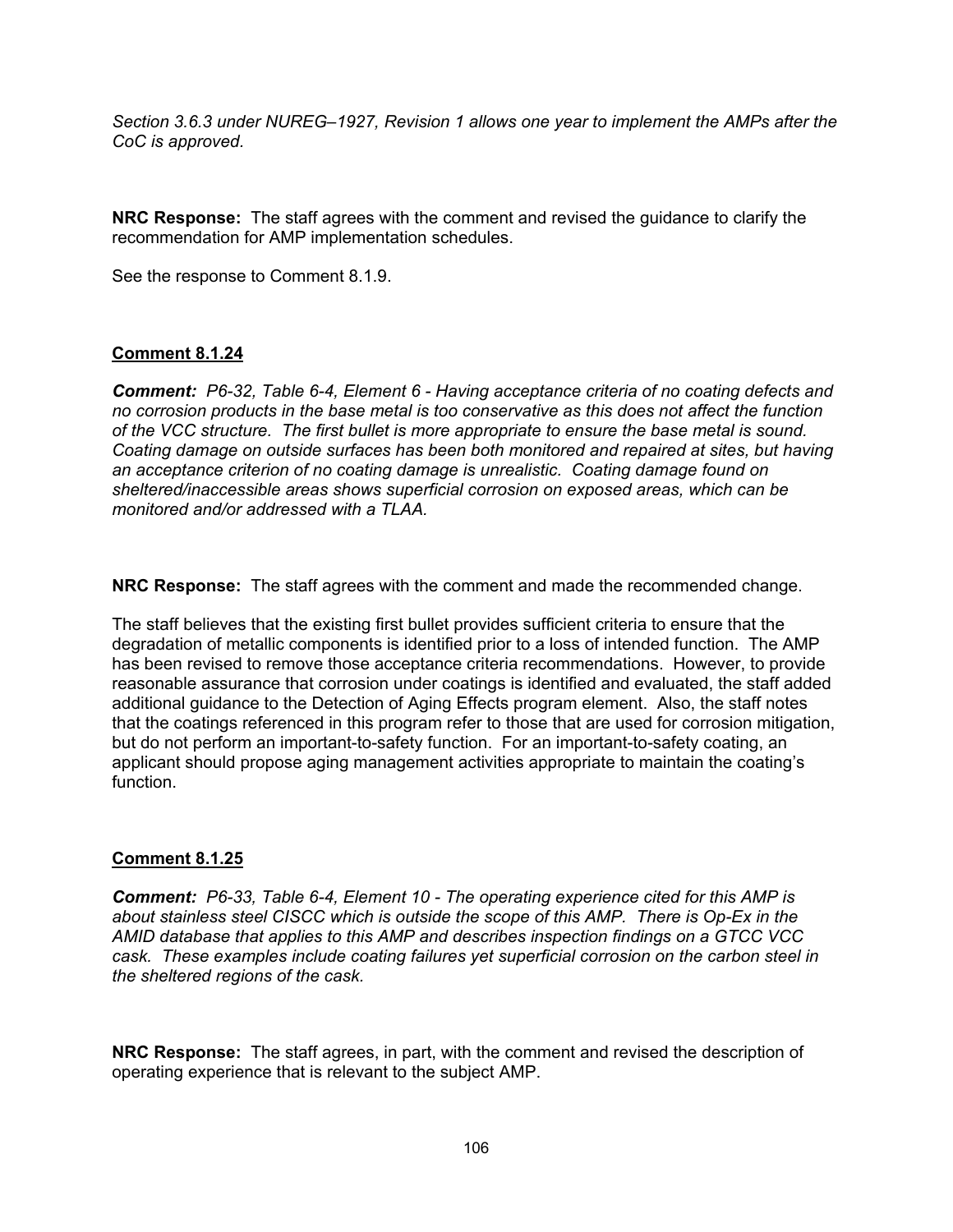*Section 3.6.3 under NUREG–1927, Revision 1 allows one year to implement the AMPs after the CoC is approved.*

**NRC Response:** The staff agrees with the comment and revised the guidance to clarify the recommendation for AMP implementation schedules.

See the response to Comment 8.1.9.

**Comment 8.1.24**

***Comment:*** *P6-32, Table 6-4, Element 6 - Having acceptance criteria of no coating defects and no corrosion products in the base metal is too conservative as this does not affect the function of the VCC structure. The first bullet is more appropriate to ensure the base metal is sound. Coating damage on outside surfaces has been both monitored and repaired at sites, but having an acceptance criterion of no coating damage is unrealistic. Coating damage found on sheltered/inaccessible areas shows superficial corrosion on exposed areas, which can be monitored and/or addressed with a TLAA.*

**NRC Response:** The staff agrees with the comment and made the recommended change.

The staff believes that the existing first bullet provides sufficient criteria to ensure that the degradation of metallic components is identified prior to a loss of intended function. The AMP has been revised to remove those acceptance criteria recommendations. However, to provide reasonable assurance that corrosion under coatings is identified and evaluated, the staff added additional guidance to the Detection of Aging Effects program element. Also, the staff notes that the coatings referenced in this program refer to those that are used for corrosion mitigation, but do not perform an important-to-safety function. For an important-to-safety coating, an applicant should propose aging management activities appropriate to maintain the coating's function.

**Comment 8.1.25**

***Comment:*** *P6-33, Table 6-4, Element 10 - The operating experience cited for this AMP is about stainless steel CISCC which is outside the scope of this AMP. There is Op-Ex in the AMID database that applies to this AMP and describes inspection findings on a GTCC VCC cask. These examples include coating failures yet superficial corrosion on the carbon steel in the sheltered regions of the cask.*

**NRC Response:** The staff agrees, in part, with the comment and revised the description of operating experience that is relevant to the subject AMP.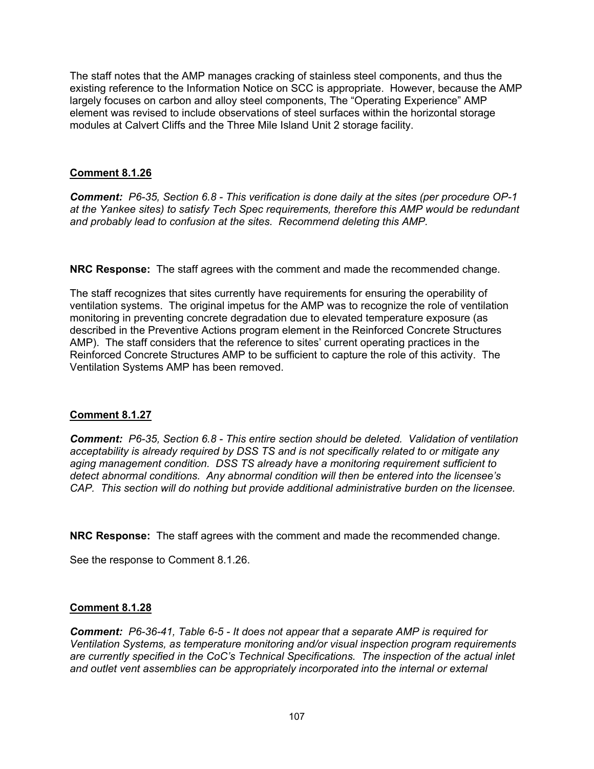The staff notes that the AMP manages cracking of stainless steel components, and thus the existing reference to the Information Notice on SCC is appropriate. However, because the AMP largely focuses on carbon and alloy steel components, The "Operating Experience" AMP element was revised to include observations of steel surfaces within the horizontal storage modules at Calvert Cliffs and the Three Mile Island Unit 2 storage facility.

**Comment 8.1.26**

***Comment:*** *P6-35, Section 6.8 - This verification is done daily at the sites (per procedure OP-1 at the Yankee sites) to satisfy Tech Spec requirements, therefore this AMP would be redundant and probably lead to confusion at the sites. Recommend deleting this AMP.*

**NRC Response:** The staff agrees with the comment and made the recommended change.

The staff recognizes that sites currently have requirements for ensuring the operability of ventilation systems. The original impetus for the AMP was to recognize the role of ventilation monitoring in preventing concrete degradation due to elevated temperature exposure (as described in the Preventive Actions program element in the Reinforced Concrete Structures AMP). The staff considers that the reference to sites' current operating practices in the Reinforced Concrete Structures AMP to be sufficient to capture the role of this activity. The Ventilation Systems AMP has been removed.

**Comment 8.1.27**

***Comment:*** *P6-35, Section 6.8 - This entire section should be deleted. Validation of ventilation acceptability is already required by DSS TS and is not specifically related to or mitigate any aging management condition. DSS TS already have a monitoring requirement sufficient to detect abnormal conditions. Any abnormal condition will then be entered into the licensee's CAP. This section will do nothing but provide additional administrative burden on the licensee.*

**NRC Response:** The staff agrees with the comment and made the recommended change.

See the response to Comment 8.1.26.

**Comment 8.1.28**

***Comment:*** *P6-36-41, Table 6-5 - It does not appear that a separate AMP is required for Ventilation Systems, as temperature monitoring and/or visual inspection program requirements are currently specified in the CoC's Technical Specifications. The inspection of the actual inlet and outlet vent assemblies can be appropriately incorporated into the internal or external*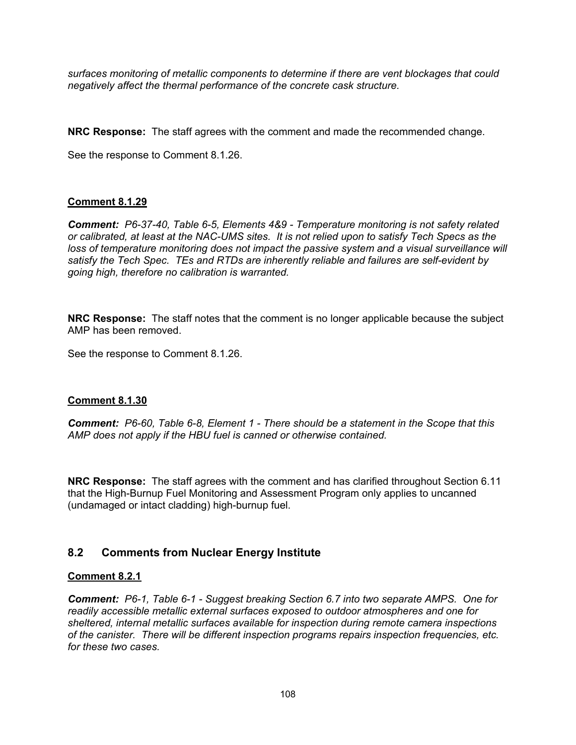*surfaces monitoring of metallic components to determine if there are vent blockages that could negatively affect the thermal performance of the concrete cask structure.*

**NRC Response:** The staff agrees with the comment and made the recommended change.

See the response to Comment 8.1.26.

**Comment 8.1.29**

***Comment:*** *P6-37-40, Table 6-5, Elements 4&9 - Temperature monitoring is not safety related or calibrated, at least at the NAC-UMS sites. It is not relied upon to satisfy Tech Specs as the loss of temperature monitoring does not impact the passive system and a visual surveillance will satisfy the Tech Spec. TEs and RTDs are inherently reliable and failures are self-evident by going high, therefore no calibration is warranted.*

**NRC Response:** The staff notes that the comment is no longer applicable because the subject AMP has been removed.

See the response to Comment 8.1.26.

**Comment 8.1.30**

***Comment:*** *P6-60, Table 6-8, Element 1 - There should be a statement in the Scope that this AMP does not apply if the HBU fuel is canned or otherwise contained.*

**NRC Response:** The staff agrees with the comment and has clarified throughout Section 6.11 that the High-Burnup Fuel Monitoring and Assessment Program only applies to uncanned (undamaged or intact cladding) high-burnup fuel.

## 8.2 Comments from Nuclear Energy Institute

**Comment 8.2.1**

***Comment:*** *P6-1, Table 6-1 - Suggest breaking Section 6.7 into two separate AMPS. One for readily accessible metallic external surfaces exposed to outdoor atmospheres and one for sheltered, internal metallic surfaces available for inspection during remote camera inspections of the canister. There will be different inspection programs repairs inspection frequencies, etc. for these two cases.*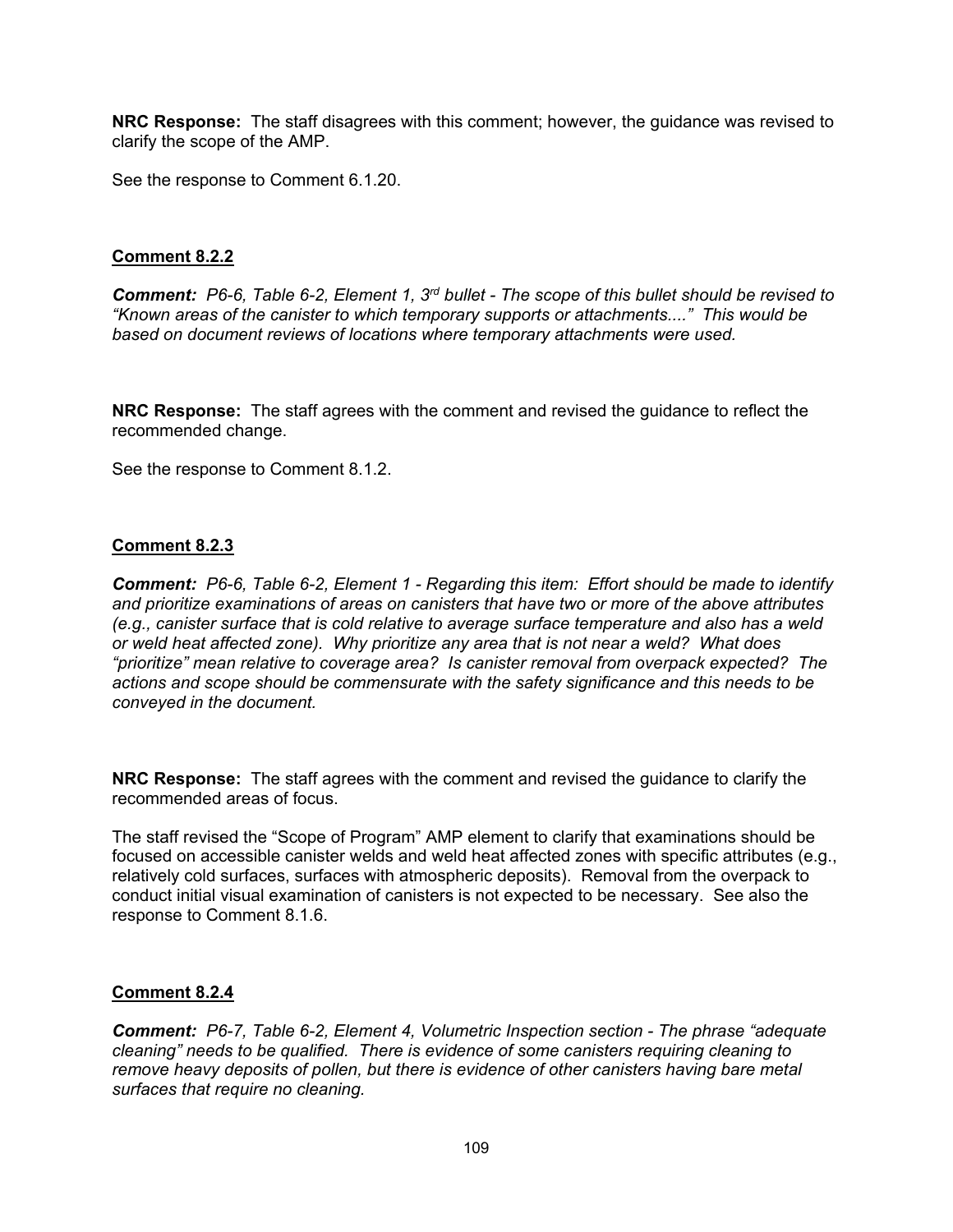**NRC Response:** The staff disagrees with this comment; however, the guidance was revised to clarify the scope of the AMP.

See the response to Comment 6.1.20.

**Comment 8.2.2**

***Comment:*** *P6-6, Table 6-2, Element 1, 3rd bullet - The scope of this bullet should be revised to "Known areas of the canister to which temporary supports or attachments...." This would be based on document reviews of locations where temporary attachments were used.*

**NRC Response:** The staff agrees with the comment and revised the guidance to reflect the recommended change.

See the response to Comment 8.1.2.

**Comment 8.2.3**

***Comment:*** *P6-6, Table 6-2, Element 1 - Regarding this item: Effort should be made to identify and prioritize examinations of areas on canisters that have two or more of the above attributes (e.g., canister surface that is cold relative to average surface temperature and also has a weld or weld heat affected zone). Why prioritize any area that is not near a weld? What does "prioritize" mean relative to coverage area? Is canister removal from overpack expected? The actions and scope should be commensurate with the safety significance and this needs to be conveyed in the document.*

**NRC Response:** The staff agrees with the comment and revised the guidance to clarify the recommended areas of focus.

The staff revised the "Scope of Program" AMP element to clarify that examinations should be focused on accessible canister welds and weld heat affected zones with specific attributes (e.g., relatively cold surfaces, surfaces with atmospheric deposits). Removal from the overpack to conduct initial visual examination of canisters is not expected to be necessary. See also the response to Comment 8.1.6.

**Comment 8.2.4**

***Comment:*** *P6-7, Table 6-2, Element 4, Volumetric Inspection section - The phrase "adequate cleaning" needs to be qualified. There is evidence of some canisters requiring cleaning to remove heavy deposits of pollen, but there is evidence of other canisters having bare metal surfaces that require no cleaning.*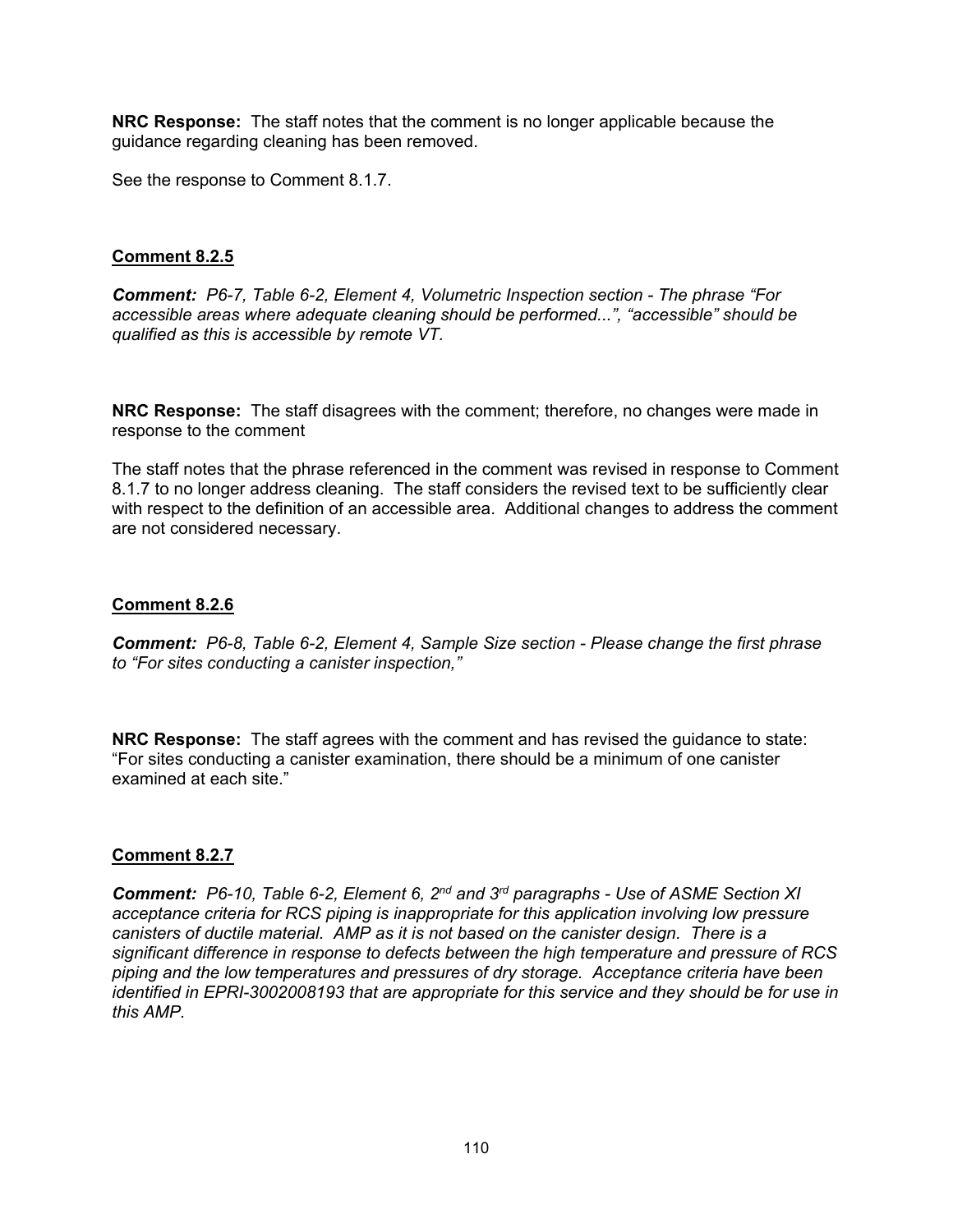**NRC Response:** The staff notes that the comment is no longer applicable because the guidance regarding cleaning has been removed.

See the response to Comment 8.1.7.

**Comment 8.2.5**

***Comment:*** *P6-7, Table 6-2, Element 4, Volumetric Inspection section - The phrase "For accessible areas where adequate cleaning should be performed...", "accessible" should be qualified as this is accessible by remote VT.*

**NRC Response:** The staff disagrees with the comment; therefore, no changes were made in response to the comment

The staff notes that the phrase referenced in the comment was revised in response to Comment 8.1.7 to no longer address cleaning. The staff considers the revised text to be sufficiently clear with respect to the definition of an accessible area. Additional changes to address the comment are not considered necessary.

**Comment 8.2.6**

***Comment:*** *P6-8, Table 6-2, Element 4, Sample Size section - Please change the first phrase to "For sites conducting a canister inspection,"*

**NRC Response:** The staff agrees with the comment and has revised the guidance to state: "For sites conducting a canister examination, there should be a minimum of one canister examined at each site."

**Comment 8.2.7**

***Comment:*** *P6-10, Table 6-2, Element 6, 2nd and 3rd paragraphs - Use of ASME Section XI acceptance criteria for RCS piping is inappropriate for this application involving low pressure canisters of ductile material. AMP as it is not based on the canister design. There is a significant difference in response to defects between the high temperature and pressure of RCS piping and the low temperatures and pressures of dry storage. Acceptance criteria have been identified in EPRI-3002008193 that are appropriate for this service and they should be for use in this AMP.*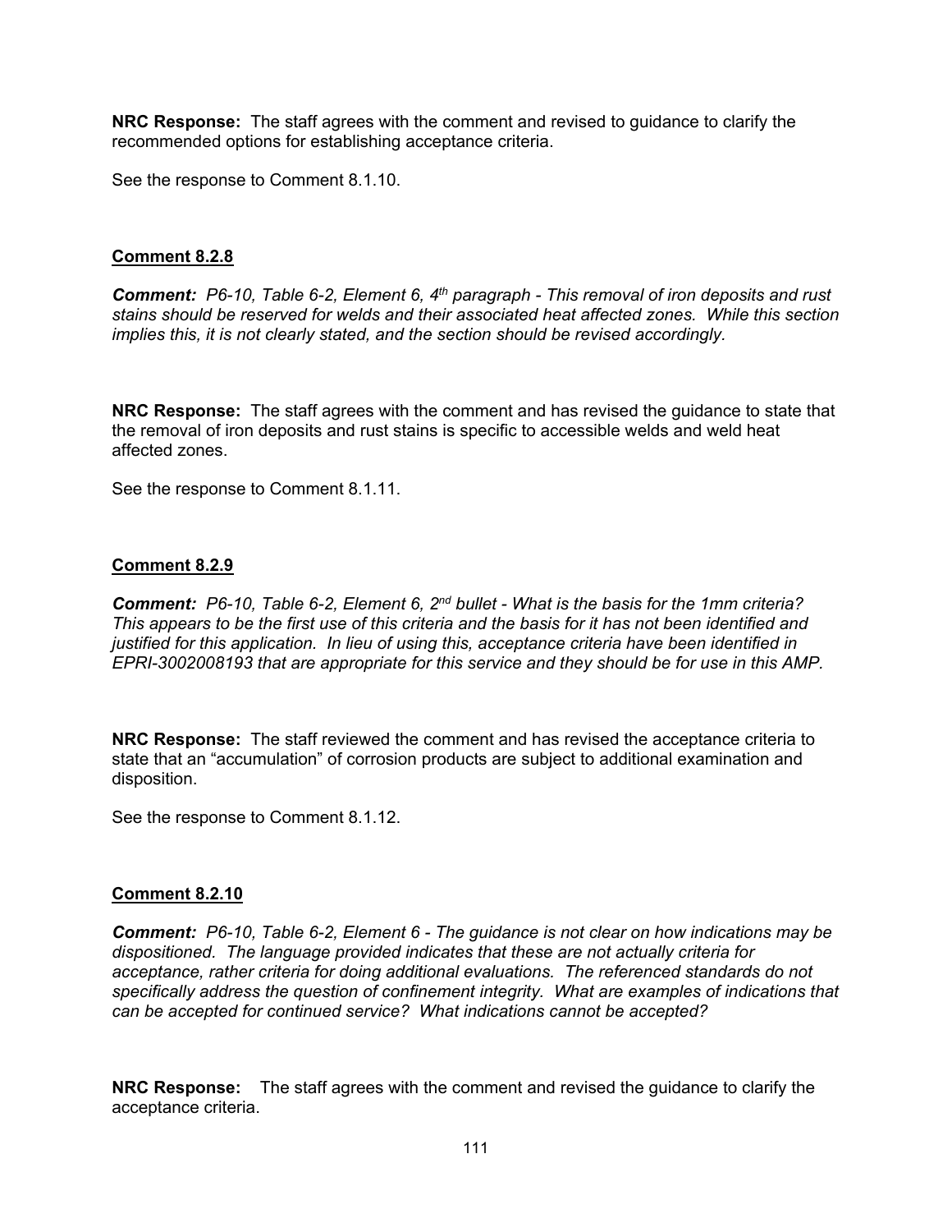**NRC Response:** The staff agrees with the comment and revised to guidance to clarify the recommended options for establishing acceptance criteria.

See the response to Comment 8.1.10.

## Comment 8.2.8

***Comment:*** *P6-10, Table 6-2, Element 6, 4th paragraph - This removal of iron deposits and rust stains should be reserved for welds and their associated heat affected zones. While this section implies this, it is not clearly stated, and the section should be revised accordingly.*

**NRC Response:** The staff agrees with the comment and has revised the guidance to state that the removal of iron deposits and rust stains is specific to accessible welds and weld heat affected zones.

See the response to Comment 8.1.11.

## Comment 8.2.9

***Comment:*** *P6-10, Table 6-2, Element 6, 2nd bullet - What is the basis for the 1mm criteria? This appears to be the first use of this criteria and the basis for it has not been identified and justified for this application. In lieu of using this, acceptance criteria have been identified in EPRI-3002008193 that are appropriate for this service and they should be for use in this AMP.*

**NRC Response:** The staff reviewed the comment and has revised the acceptance criteria to state that an "accumulation" of corrosion products are subject to additional examination and disposition.

See the response to Comment 8.1.12.

## Comment 8.2.10

***Comment:*** *P6-10, Table 6-2, Element 6 - The guidance is not clear on how indications may be dispositioned. The language provided indicates that these are not actually criteria for acceptance, rather criteria for doing additional evaluations. The referenced standards do not specifically address the question of confinement integrity. What are examples of indications that can be accepted for continued service? What indications cannot be accepted?*

**NRC Response:** The staff agrees with the comment and revised the guidance to clarify the acceptance criteria.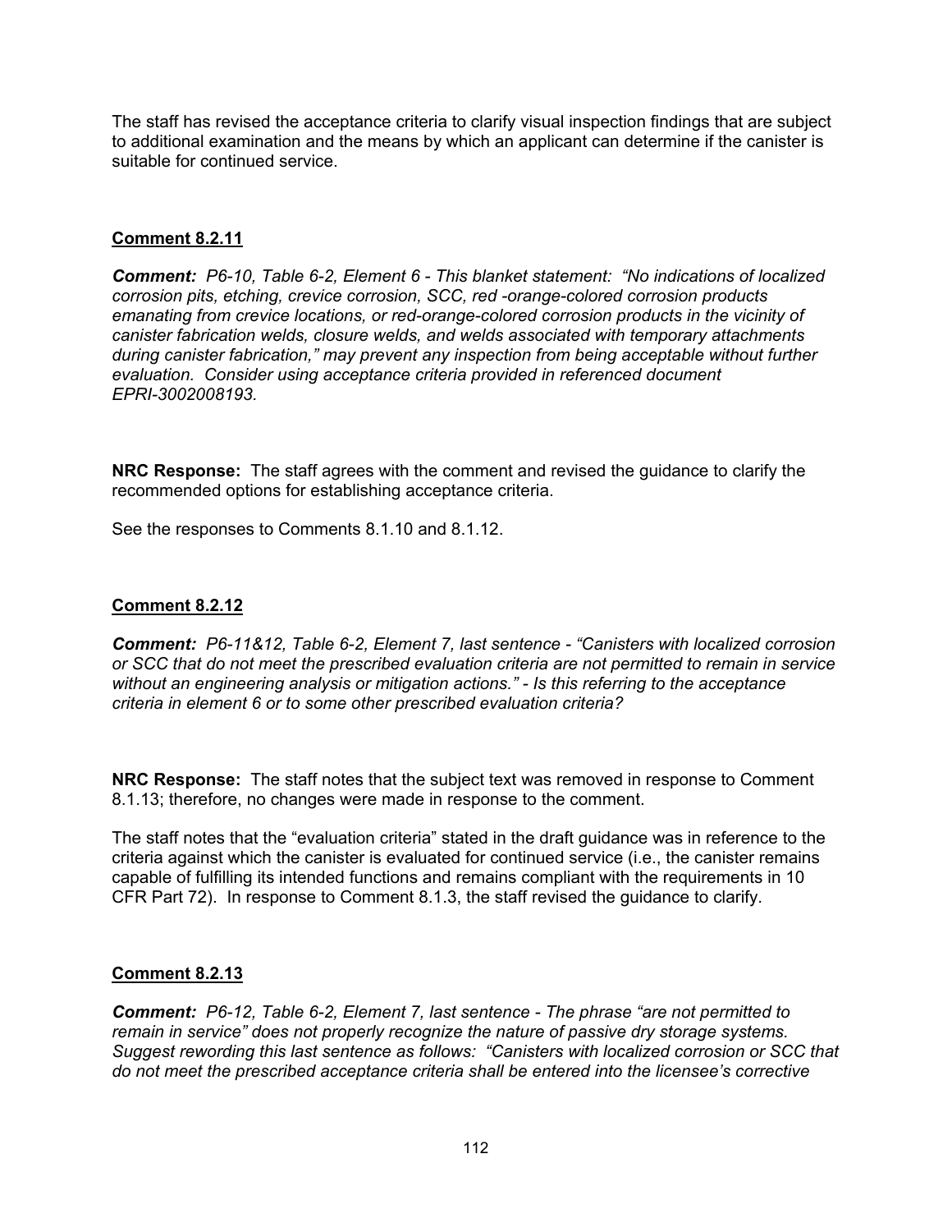The staff has revised the acceptance criteria to clarify visual inspection findings that are subject to additional examination and the means by which an applicant can determine if the canister is suitable for continued service.

**Comment 8.2.11**

***Comment:*** *P6-10, Table 6-2, Element 6 - This blanket statement: "No indications of localized corrosion pits, etching, crevice corrosion, SCC, red -orange-colored corrosion products emanating from crevice locations, or red-orange-colored corrosion products in the vicinity of canister fabrication welds, closure welds, and welds associated with temporary attachments during canister fabrication," may prevent any inspection from being acceptable without further evaluation. Consider using acceptance criteria provided in referenced document EPRI-3002008193.*

**NRC Response:** The staff agrees with the comment and revised the guidance to clarify the recommended options for establishing acceptance criteria.

See the responses to Comments 8.1.10 and 8.1.12.

**Comment 8.2.12**

***Comment:*** *P6-11&12, Table 6-2, Element 7, last sentence - "Canisters with localized corrosion or SCC that do not meet the prescribed evaluation criteria are not permitted to remain in service without an engineering analysis or mitigation actions." - Is this referring to the acceptance criteria in element 6 or to some other prescribed evaluation criteria?*

**NRC Response:** The staff notes that the subject text was removed in response to Comment 8.1.13; therefore, no changes were made in response to the comment.

The staff notes that the "evaluation criteria" stated in the draft guidance was in reference to the criteria against which the canister is evaluated for continued service (i.e., the canister remains capable of fulfilling its intended functions and remains compliant with the requirements in 10 CFR Part 72). In response to Comment 8.1.3, the staff revised the guidance to clarify.

**Comment 8.2.13**

***Comment:*** *P6-12, Table 6-2, Element 7, last sentence - The phrase "are not permitted to remain in service" does not properly recognize the nature of passive dry storage systems. Suggest rewording this last sentence as follows: "Canisters with localized corrosion or SCC that do not meet the prescribed acceptance criteria shall be entered into the licensee's corrective*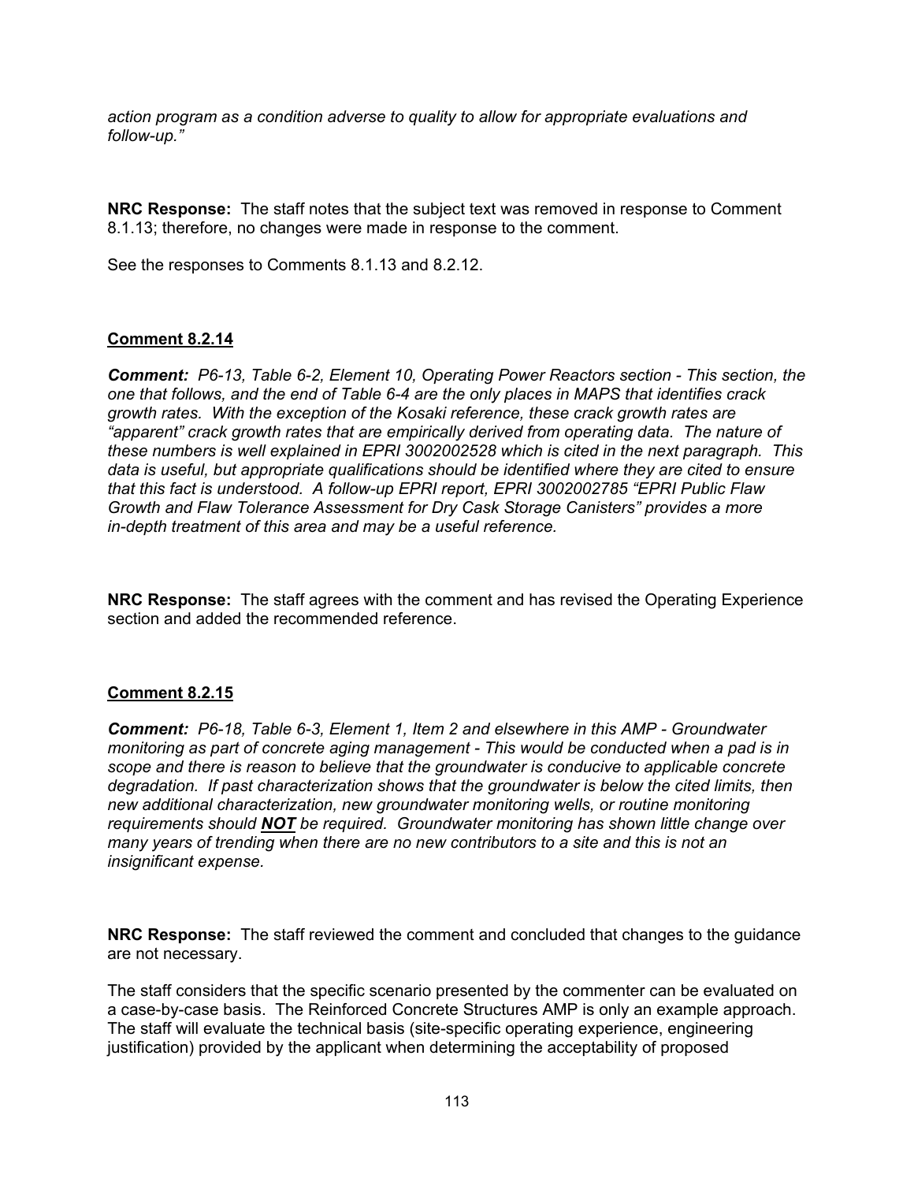*action program as a condition adverse to quality to allow for appropriate evaluations and follow-up."*

**NRC Response:** The staff notes that the subject text was removed in response to Comment 8.1.13; therefore, no changes were made in response to the comment.

See the responses to Comments 8.1.13 and 8.2.12.

**Comment 8.2.14**

***Comment:*** *P6-13, Table 6-2, Element 10, Operating Power Reactors section - This section, the one that follows, and the end of Table 6-4 are the only places in MAPS that identifies crack growth rates. With the exception of the Kosaki reference, these crack growth rates are "apparent" crack growth rates that are empirically derived from operating data. The nature of these numbers is well explained in EPRI 3002002528 which is cited in the next paragraph. This data is useful, but appropriate qualifications should be identified where they are cited to ensure that this fact is understood. A follow-up EPRI report, EPRI 3002002785 "EPRI Public Flaw Growth and Flaw Tolerance Assessment for Dry Cask Storage Canisters" provides a more in-depth treatment of this area and may be a useful reference.*

**NRC Response:** The staff agrees with the comment and has revised the Operating Experience section and added the recommended reference.

**Comment 8.2.15**

***Comment:*** *P6-18, Table 6-3, Element 1, Item 2 and elsewhere in this AMP - Groundwater monitoring as part of concrete aging management - This would be conducted when a pad is in scope and there is reason to believe that the groundwater is conducive to applicable concrete degradation. If past characterization shows that the groundwater is below the cited limits, then new additional characterization, new groundwater monitoring wells, or routine monitoring requirements should **NOT** be required. Groundwater monitoring has shown little change over many years of trending when there are no new contributors to a site and this is not an insignificant expense.*

**NRC Response:** The staff reviewed the comment and concluded that changes to the guidance are not necessary.

The staff considers that the specific scenario presented by the commenter can be evaluated on a case-by-case basis. The Reinforced Concrete Structures AMP is only an example approach. The staff will evaluate the technical basis (site-specific operating experience, engineering justification) provided by the applicant when determining the acceptability of proposed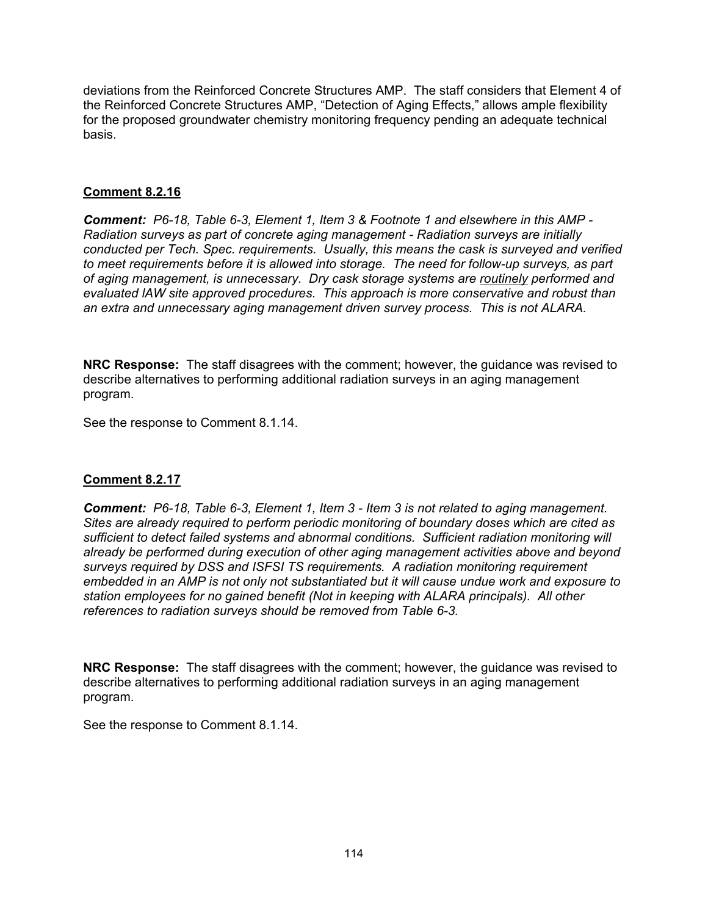deviations from the Reinforced Concrete Structures AMP. The staff considers that Element 4 of the Reinforced Concrete Structures AMP, "Detection of Aging Effects," allows ample flexibility for the proposed groundwater chemistry monitoring frequency pending an adequate technical basis.

**Comment 8.2.16**

***Comment:*** *P6-18, Table 6-3, Element 1, Item 3 & Footnote 1 and elsewhere in this AMP - Radiation surveys as part of concrete aging management - Radiation surveys are initially conducted per Tech. Spec. requirements. Usually, this means the cask is surveyed and verified to meet requirements before it is allowed into storage. The need for follow-up surveys, as part of aging management, is unnecessary. Dry cask storage systems are routinely performed and evaluated IAW site approved procedures. This approach is more conservative and robust than an extra and unnecessary aging management driven survey process. This is not ALARA.*

**NRC Response:** The staff disagrees with the comment; however, the guidance was revised to describe alternatives to performing additional radiation surveys in an aging management program.

See the response to Comment 8.1.14.

**Comment 8.2.17**

***Comment:*** *P6-18, Table 6-3, Element 1, Item 3 - Item 3 is not related to aging management. Sites are already required to perform periodic monitoring of boundary doses which are cited as sufficient to detect failed systems and abnormal conditions. Sufficient radiation monitoring will already be performed during execution of other aging management activities above and beyond surveys required by DSS and ISFSI TS requirements. A radiation monitoring requirement embedded in an AMP is not only not substantiated but it will cause undue work and exposure to station employees for no gained benefit (Not in keeping with ALARA principals). All other references to radiation surveys should be removed from Table 6-3.*

**NRC Response:** The staff disagrees with the comment; however, the guidance was revised to describe alternatives to performing additional radiation surveys in an aging management program.

See the response to Comment 8.1.14.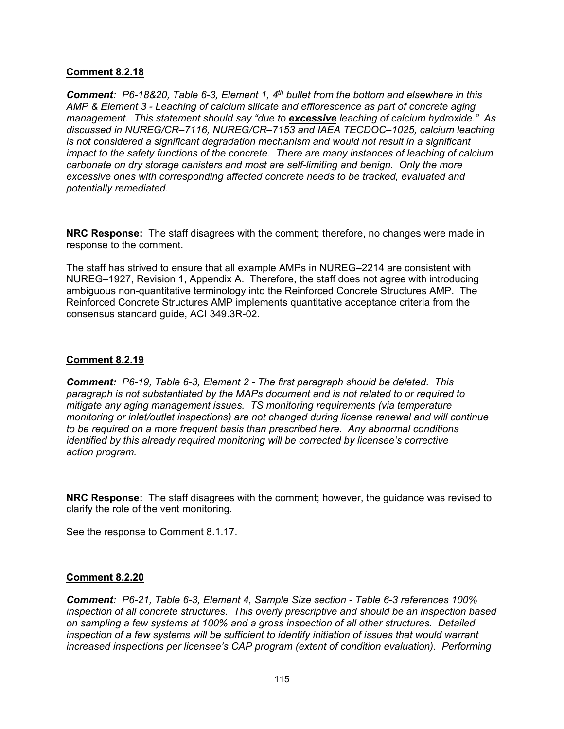**Comment 8.2.18**

***Comment:*** *P6-18&20, Table 6-3, Element 1, 4th bullet from the bottom and elsewhere in this AMP & Element 3 - Leaching of calcium silicate and efflorescence as part of concrete aging management. This statement should say "due to* ***excessive*** *leaching of calcium hydroxide." As discussed in NUREG/CR–7116, NUREG/CR–7153 and IAEA TECDOC–1025, calcium leaching is not considered a significant degradation mechanism and would not result in a significant impact to the safety functions of the concrete. There are many instances of leaching of calcium carbonate on dry storage canisters and most are self-limiting and benign. Only the more excessive ones with corresponding affected concrete needs to be tracked, evaluated and potentially remediated.*

**NRC Response:** The staff disagrees with the comment; therefore, no changes were made in response to the comment.

The staff has strived to ensure that all example AMPs in NUREG–2214 are consistent with NUREG–1927, Revision 1, Appendix A. Therefore, the staff does not agree with introducing ambiguous non-quantitative terminology into the Reinforced Concrete Structures AMP. The Reinforced Concrete Structures AMP implements quantitative acceptance criteria from the consensus standard guide, ACI 349.3R-02.

**Comment 8.2.19**

***Comment:*** *P6-19, Table 6-3, Element 2 - The first paragraph should be deleted. This paragraph is not substantiated by the MAPs document and is not related to or required to mitigate any aging management issues. TS monitoring requirements (via temperature monitoring or inlet/outlet inspections) are not changed during license renewal and will continue to be required on a more frequent basis than prescribed here. Any abnormal conditions identified by this already required monitoring will be corrected by licensee's corrective action program.*

**NRC Response:** The staff disagrees with the comment; however, the guidance was revised to clarify the role of the vent monitoring.

See the response to Comment 8.1.17.

**Comment 8.2.20**

***Comment:*** *P6-21, Table 6-3, Element 4, Sample Size section - Table 6-3 references 100% inspection of all concrete structures. This overly prescriptive and should be an inspection based on sampling a few systems at 100% and a gross inspection of all other structures. Detailed inspection of a few systems will be sufficient to identify initiation of issues that would warrant increased inspections per licensee's CAP program (extent of condition evaluation). Performing*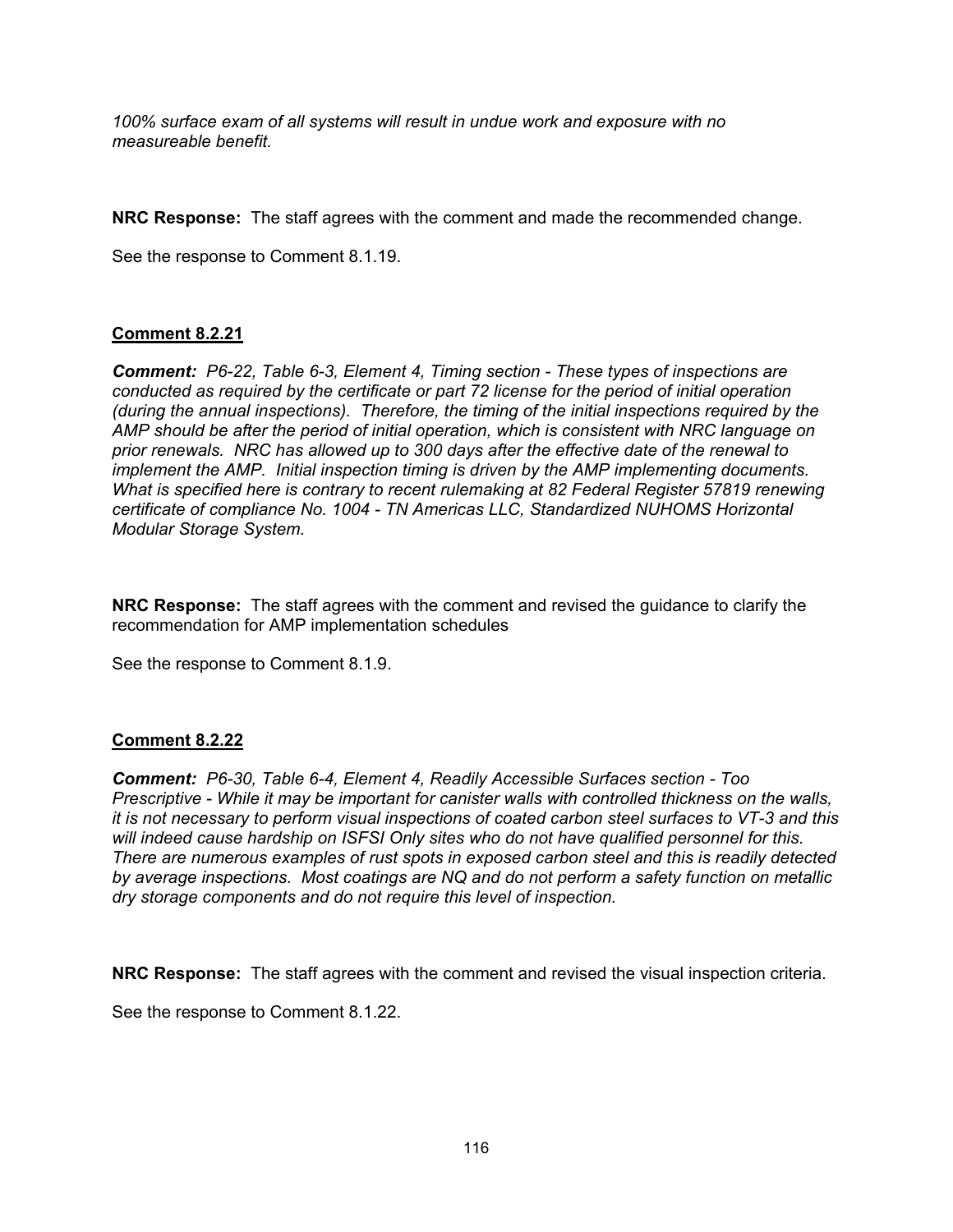*100% surface exam of all systems will result in undue work and exposure with no measureable benefit.*

**NRC Response:** The staff agrees with the comment and made the recommended change.

See the response to Comment 8.1.19.

**Comment 8.2.21**

***Comment:*** *P6-22, Table 6-3, Element 4, Timing section - These types of inspections are conducted as required by the certificate or part 72 license for the period of initial operation (during the annual inspections). Therefore, the timing of the initial inspections required by the AMP should be after the period of initial operation, which is consistent with NRC language on prior renewals. NRC has allowed up to 300 days after the effective date of the renewal to implement the AMP. Initial inspection timing is driven by the AMP implementing documents. What is specified here is contrary to recent rulemaking at 82 Federal Register 57819 renewing certificate of compliance No. 1004 - TN Americas LLC, Standardized NUHOMS Horizontal Modular Storage System.*

**NRC Response:** The staff agrees with the comment and revised the guidance to clarify the recommendation for AMP implementation schedules

See the response to Comment 8.1.9.

**Comment 8.2.22**

***Comment:*** *P6-30, Table 6-4, Element 4, Readily Accessible Surfaces section - Too Prescriptive - While it may be important for canister walls with controlled thickness on the walls, it is not necessary to perform visual inspections of coated carbon steel surfaces to VT-3 and this will indeed cause hardship on ISFSI Only sites who do not have qualified personnel for this. There are numerous examples of rust spots in exposed carbon steel and this is readily detected by average inspections. Most coatings are NQ and do not perform a safety function on metallic dry storage components and do not require this level of inspection.*

**NRC Response:** The staff agrees with the comment and revised the visual inspection criteria.

See the response to Comment 8.1.22.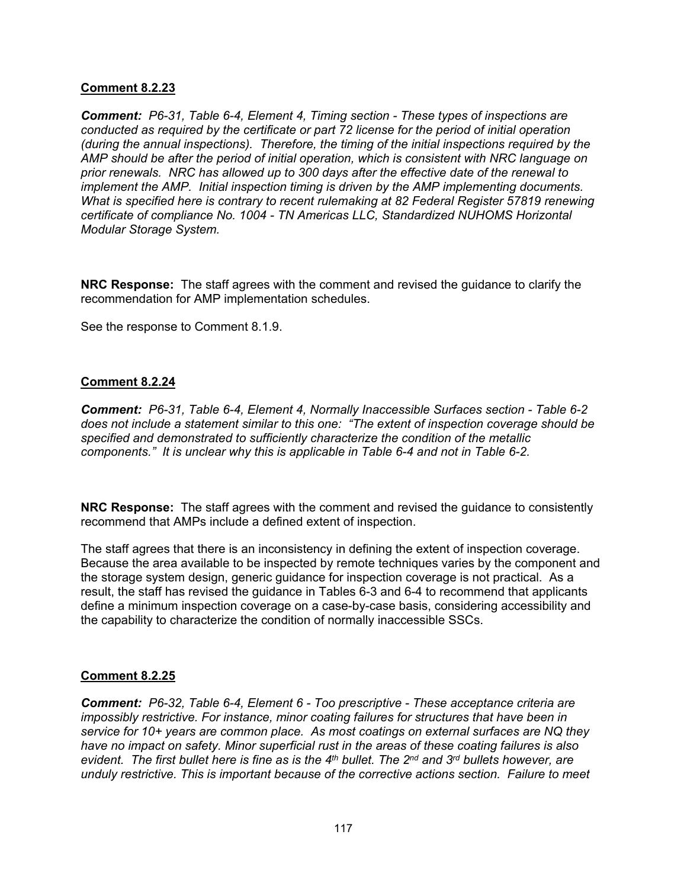**Comment 8.2.23**

***Comment:*** *P6-31, Table 6-4, Element 4, Timing section - These types of inspections are conducted as required by the certificate or part 72 license for the period of initial operation (during the annual inspections). Therefore, the timing of the initial inspections required by the AMP should be after the period of initial operation, which is consistent with NRC language on prior renewals. NRC has allowed up to 300 days after the effective date of the renewal to implement the AMP. Initial inspection timing is driven by the AMP implementing documents. What is specified here is contrary to recent rulemaking at 82 Federal Register 57819 renewing certificate of compliance No. 1004 - TN Americas LLC, Standardized NUHOMS Horizontal Modular Storage System.*

**NRC Response:** The staff agrees with the comment and revised the guidance to clarify the recommendation for AMP implementation schedules.

See the response to Comment 8.1.9.

**Comment 8.2.24**

***Comment:*** *P6-31, Table 6-4, Element 4, Normally Inaccessible Surfaces section - Table 6-2 does not include a statement similar to this one: "The extent of inspection coverage should be specified and demonstrated to sufficiently characterize the condition of the metallic components." It is unclear why this is applicable in Table 6-4 and not in Table 6-2.*

**NRC Response:** The staff agrees with the comment and revised the guidance to consistently recommend that AMPs include a defined extent of inspection.

The staff agrees that there is an inconsistency in defining the extent of inspection coverage. Because the area available to be inspected by remote techniques varies by the component and the storage system design, generic guidance for inspection coverage is not practical. As a result, the staff has revised the guidance in Tables 6-3 and 6-4 to recommend that applicants define a minimum inspection coverage on a case-by-case basis, considering accessibility and the capability to characterize the condition of normally inaccessible SSCs.

**Comment 8.2.25**

***Comment:*** *P6-32, Table 6-4, Element 6 - Too prescriptive - These acceptance criteria are impossibly restrictive. For instance, minor coating failures for structures that have been in service for 10+ years are common place. As most coatings on external surfaces are NQ they have no impact on safety. Minor superficial rust in the areas of these coating failures is also evident. The first bullet here is fine as is the 4th bullet. The 2nd and 3rd bullets however, are unduly restrictive. This is important because of the corrective actions section. Failure to meet*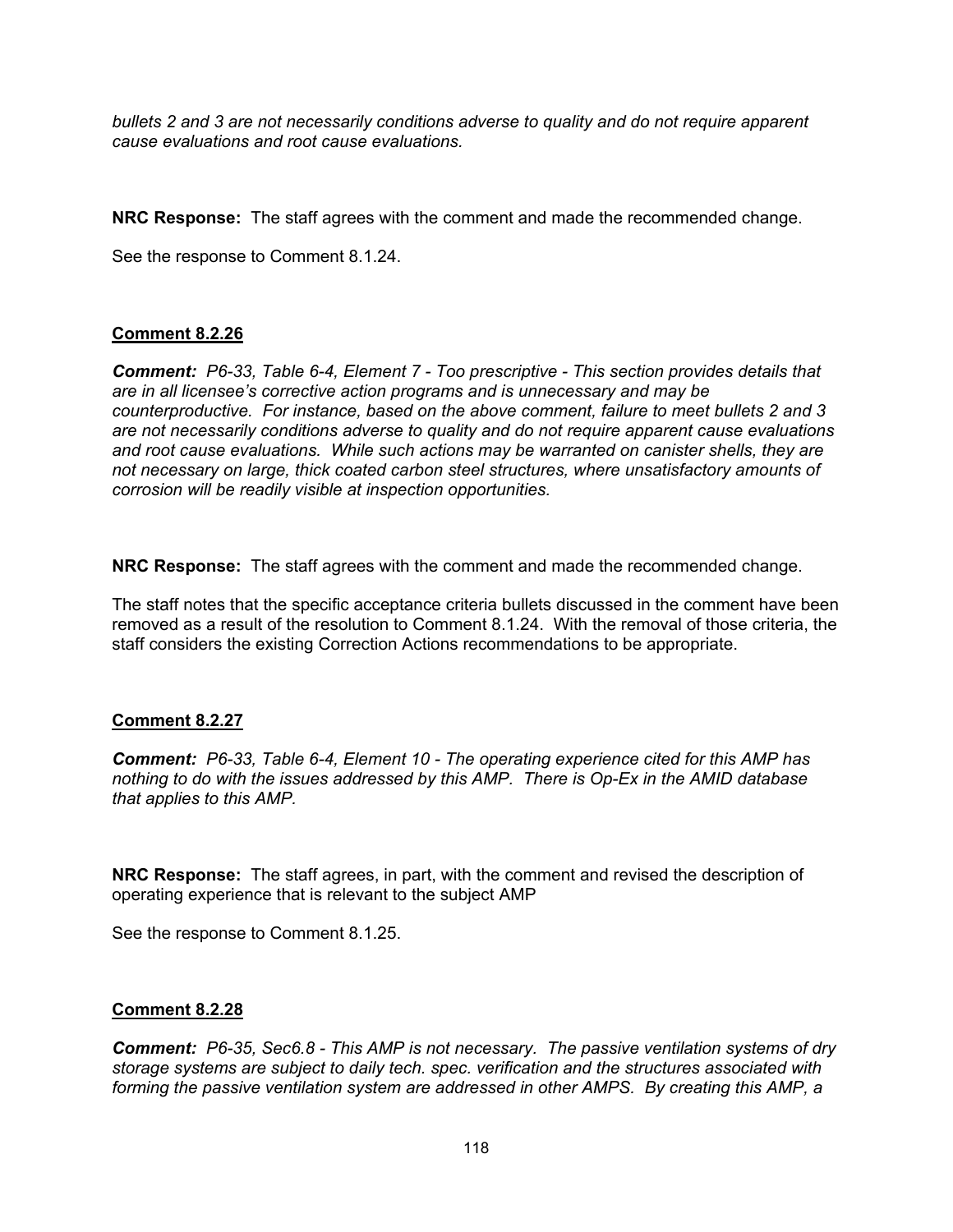*bullets 2 and 3 are not necessarily conditions adverse to quality and do not require apparent cause evaluations and root cause evaluations.*

**NRC Response:** The staff agrees with the comment and made the recommended change.

See the response to Comment 8.1.24.

**Comment 8.2.26**

***Comment:*** *P6-33, Table 6-4, Element 7 - Too prescriptive - This section provides details that are in all licensee's corrective action programs and is unnecessary and may be counterproductive. For instance, based on the above comment, failure to meet bullets 2 and 3 are not necessarily conditions adverse to quality and do not require apparent cause evaluations and root cause evaluations. While such actions may be warranted on canister shells, they are not necessary on large, thick coated carbon steel structures, where unsatisfactory amounts of corrosion will be readily visible at inspection opportunities.*

**NRC Response:** The staff agrees with the comment and made the recommended change.

The staff notes that the specific acceptance criteria bullets discussed in the comment have been removed as a result of the resolution to Comment 8.1.24. With the removal of those criteria, the staff considers the existing Correction Actions recommendations to be appropriate.

**Comment 8.2.27**

***Comment:*** *P6-33, Table 6-4, Element 10 - The operating experience cited for this AMP has nothing to do with the issues addressed by this AMP. There is Op-Ex in the AMID database that applies to this AMP.*

**NRC Response:** The staff agrees, in part, with the comment and revised the description of operating experience that is relevant to the subject AMP

See the response to Comment 8.1.25.

**Comment 8.2.28**

***Comment:*** *P6-35, Sec6.8 - This AMP is not necessary. The passive ventilation systems of dry storage systems are subject to daily tech. spec. verification and the structures associated with forming the passive ventilation system are addressed in other AMPS. By creating this AMP, a*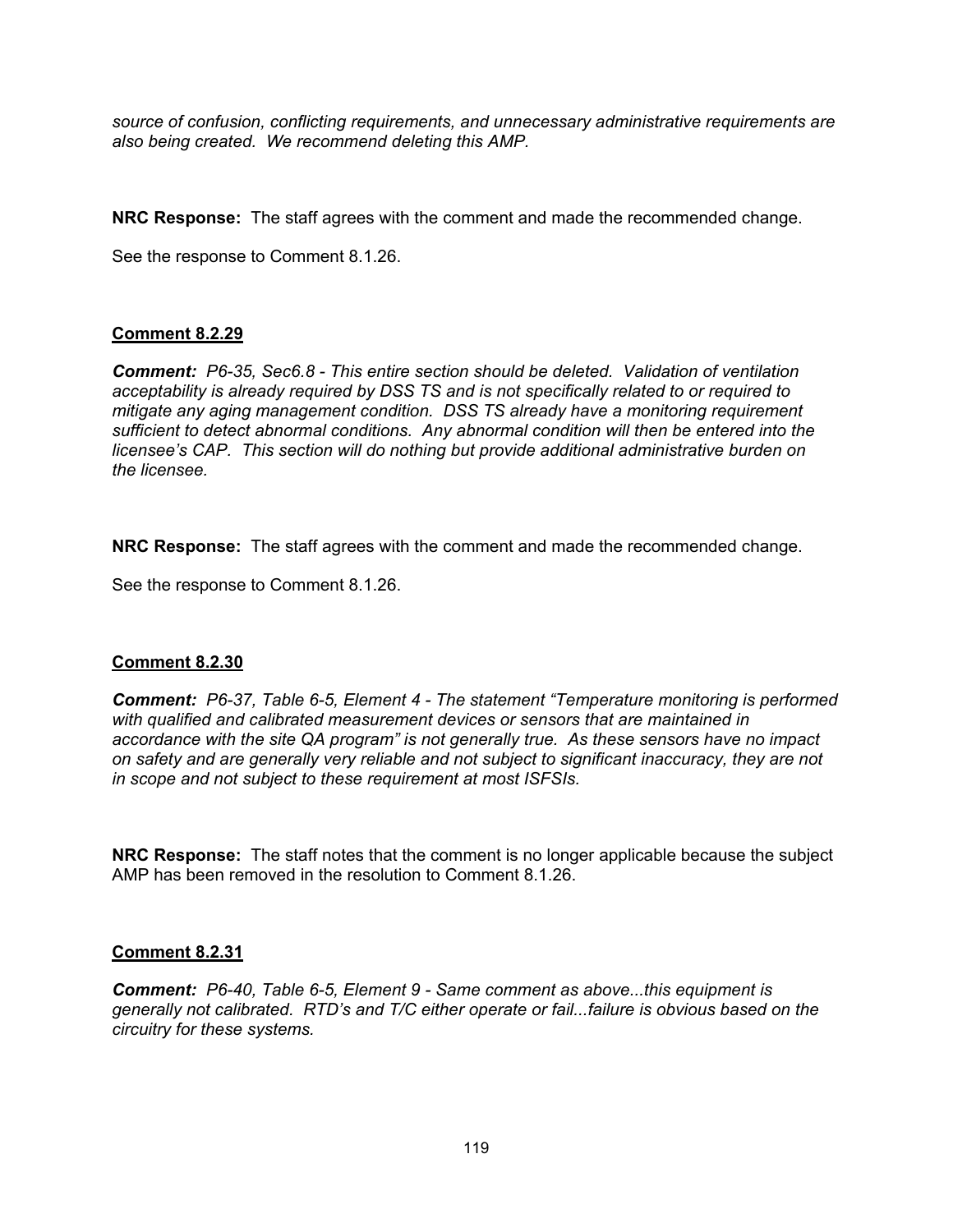*source of confusion, conflicting requirements, and unnecessary administrative requirements are also being created. We recommend deleting this AMP.*

**NRC Response:** The staff agrees with the comment and made the recommended change.

See the response to Comment 8.1.26.

**Comment 8.2.29**

***Comment:*** *P6-35, Sec6.8 - This entire section should be deleted. Validation of ventilation acceptability is already required by DSS TS and is not specifically related to or required to mitigate any aging management condition. DSS TS already have a monitoring requirement sufficient to detect abnormal conditions. Any abnormal condition will then be entered into the licensee's CAP. This section will do nothing but provide additional administrative burden on the licensee.*

**NRC Response:** The staff agrees with the comment and made the recommended change.

See the response to Comment 8.1.26.

**Comment 8.2.30**

***Comment:*** *P6-37, Table 6-5, Element 4 - The statement "Temperature monitoring is performed with qualified and calibrated measurement devices or sensors that are maintained in accordance with the site QA program" is not generally true. As these sensors have no impact on safety and are generally very reliable and not subject to significant inaccuracy, they are not in scope and not subject to these requirement at most ISFSIs.*

**NRC Response:** The staff notes that the comment is no longer applicable because the subject AMP has been removed in the resolution to Comment 8.1.26.

**Comment 8.2.31**

***Comment:*** *P6-40, Table 6-5, Element 9 - Same comment as above...this equipment is generally not calibrated. RTD's and T/C either operate or fail...failure is obvious based on the circuitry for these systems.*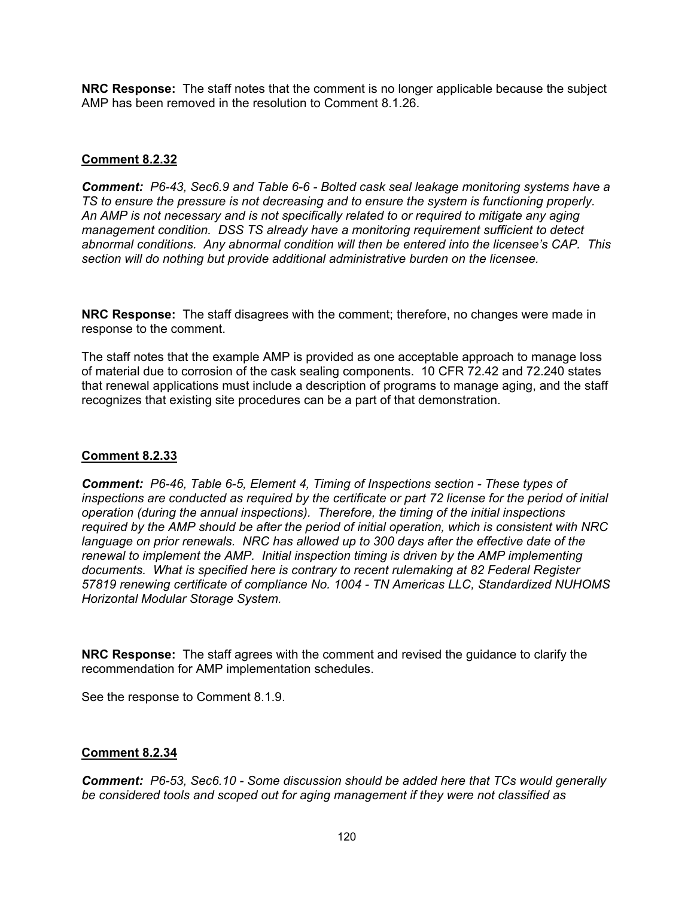**NRC Response:** The staff notes that the comment is no longer applicable because the subject AMP has been removed in the resolution to Comment 8.1.26.

**Comment 8.2.32**

***Comment:*** *P6-43, Sec6.9 and Table 6-6 - Bolted cask seal leakage monitoring systems have a TS to ensure the pressure is not decreasing and to ensure the system is functioning properly. An AMP is not necessary and is not specifically related to or required to mitigate any aging management condition. DSS TS already have a monitoring requirement sufficient to detect abnormal conditions. Any abnormal condition will then be entered into the licensee's CAP. This section will do nothing but provide additional administrative burden on the licensee.*

**NRC Response:** The staff disagrees with the comment; therefore, no changes were made in response to the comment.

The staff notes that the example AMP is provided as one acceptable approach to manage loss of material due to corrosion of the cask sealing components. 10 CFR 72.42 and 72.240 states that renewal applications must include a description of programs to manage aging, and the staff recognizes that existing site procedures can be a part of that demonstration.

**Comment 8.2.33**

***Comment:*** *P6-46, Table 6-5, Element 4, Timing of Inspections section - These types of inspections are conducted as required by the certificate or part 72 license for the period of initial operation (during the annual inspections). Therefore, the timing of the initial inspections required by the AMP should be after the period of initial operation, which is consistent with NRC language on prior renewals. NRC has allowed up to 300 days after the effective date of the renewal to implement the AMP. Initial inspection timing is driven by the AMP implementing documents. What is specified here is contrary to recent rulemaking at 82 Federal Register 57819 renewing certificate of compliance No. 1004 - TN Americas LLC, Standardized NUHOMS Horizontal Modular Storage System.*

**NRC Response:** The staff agrees with the comment and revised the guidance to clarify the recommendation for AMP implementation schedules.

See the response to Comment 8.1.9.

**Comment 8.2.34**

***Comment:*** *P6-53, Sec6.10 - Some discussion should be added here that TCs would generally be considered tools and scoped out for aging management if they were not classified as*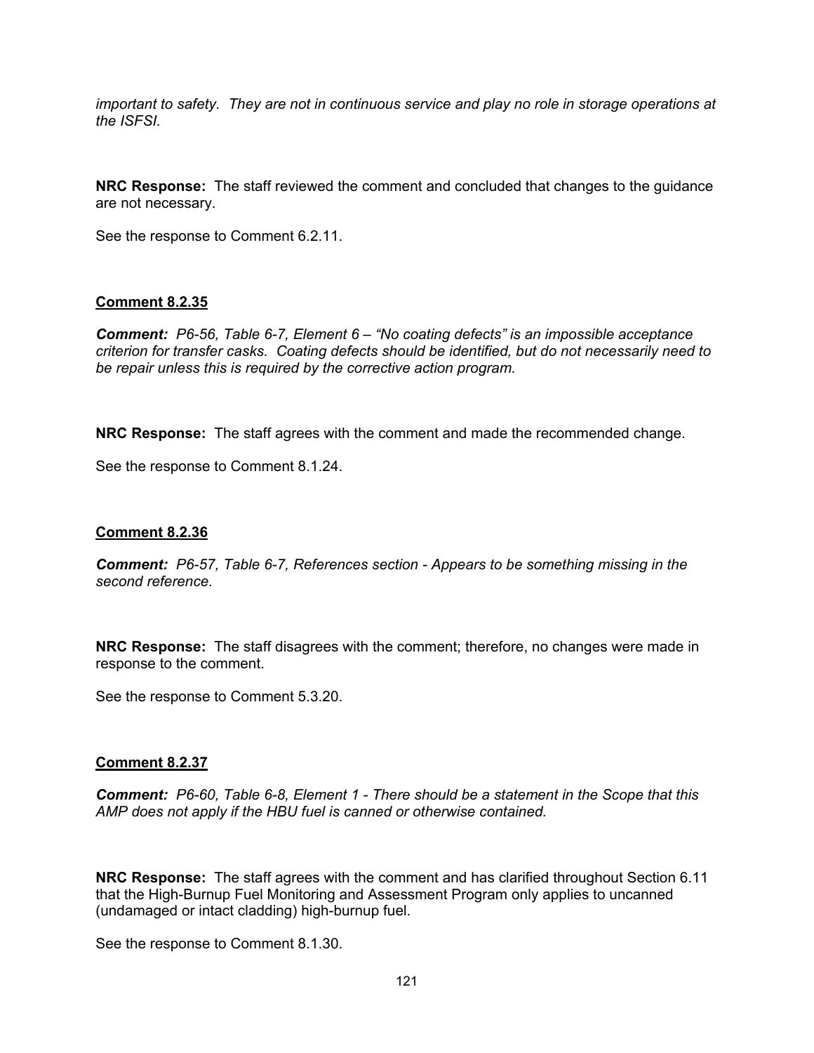*important to safety. They are not in continuous service and play no role in storage operations at the ISFSI.*

**NRC Response:** The staff reviewed the comment and concluded that changes to the guidance are not necessary.

See the response to Comment 6.2.11.

**Comment 8.2.35**

***Comment:*** *P6-56, Table 6-7, Element 6 – "No coating defects" is an impossible acceptance criterion for transfer casks. Coating defects should be identified, but do not necessarily need to be repair unless this is required by the corrective action program.*

**NRC Response:** The staff agrees with the comment and made the recommended change.

See the response to Comment 8.1.24.

**Comment 8.2.36**

***Comment:*** *P6-57, Table 6-7, References section - Appears to be something missing in the second reference.*

**NRC Response:** The staff disagrees with the comment; therefore, no changes were made in response to the comment.

See the response to Comment 5.3.20.

**Comment 8.2.37**

***Comment:*** *P6-60, Table 6-8, Element 1 - There should be a statement in the Scope that this AMP does not apply if the HBU fuel is canned or otherwise contained.*

**NRC Response:** The staff agrees with the comment and has clarified throughout Section 6.11 that the High-Burnup Fuel Monitoring and Assessment Program only applies to uncanned (undamaged or intact cladding) high-burnup fuel.

See the response to Comment 8.1.30.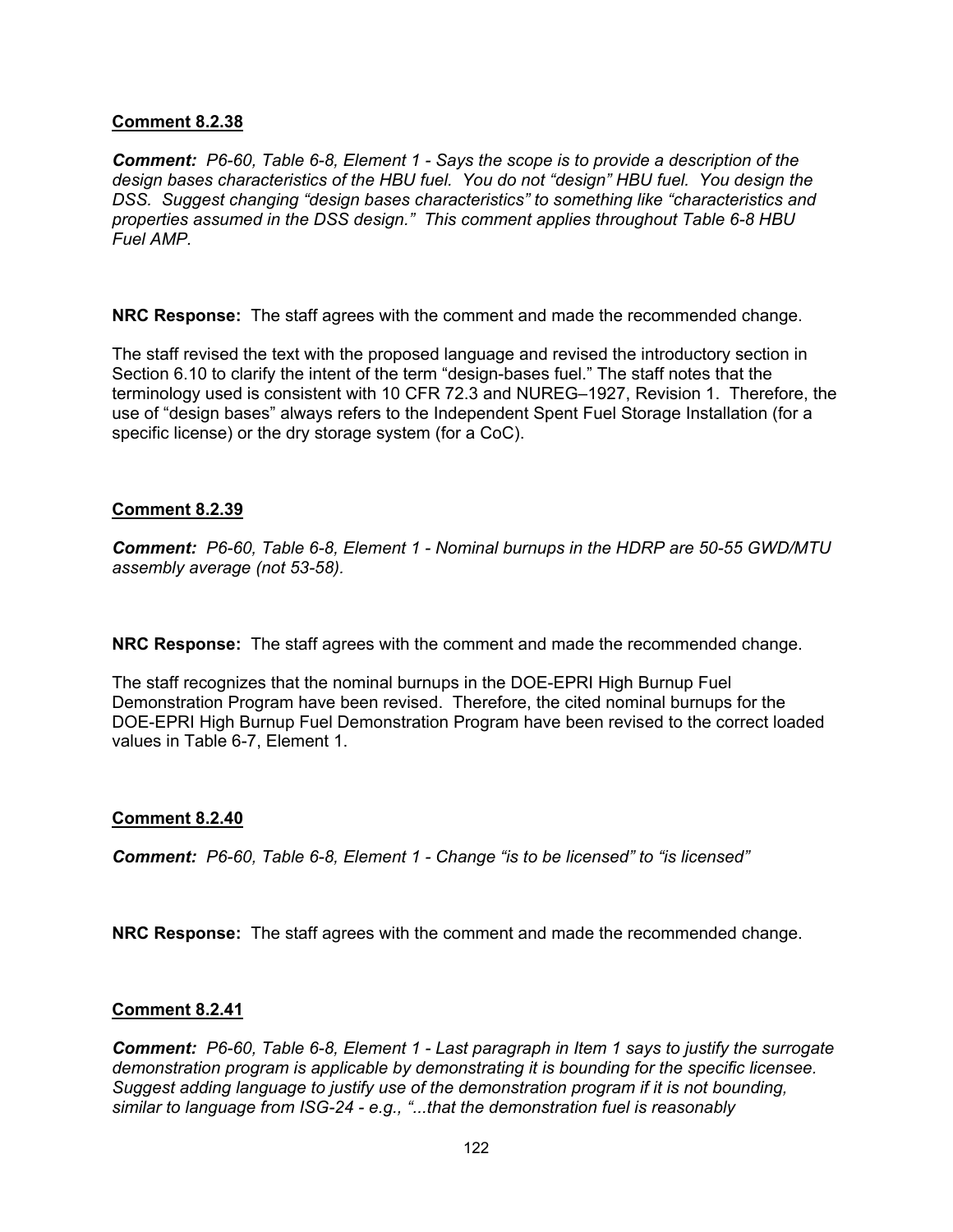**Comment 8.2.38**

***Comment:*** *P6-60, Table 6-8, Element 1 - Says the scope is to provide a description of the design bases characteristics of the HBU fuel. You do not "design" HBU fuel. You design the DSS. Suggest changing "design bases characteristics" to something like "characteristics and properties assumed in the DSS design." This comment applies throughout Table 6-8 HBU Fuel AMP.*

**NRC Response:** The staff agrees with the comment and made the recommended change.

The staff revised the text with the proposed language and revised the introductory section in Section 6.10 to clarify the intent of the term "design-bases fuel." The staff notes that the terminology used is consistent with 10 CFR 72.3 and NUREG–1927, Revision 1. Therefore, the use of "design bases" always refers to the Independent Spent Fuel Storage Installation (for a specific license) or the dry storage system (for a CoC).

**Comment 8.2.39**

***Comment:*** *P6-60, Table 6-8, Element 1 - Nominal burnups in the HDRP are 50-55 GWD/MTU assembly average (not 53-58).*

**NRC Response:** The staff agrees with the comment and made the recommended change.

The staff recognizes that the nominal burnups in the DOE-EPRI High Burnup Fuel Demonstration Program have been revised. Therefore, the cited nominal burnups for the DOE-EPRI High Burnup Fuel Demonstration Program have been revised to the correct loaded values in Table 6-7, Element 1.

**Comment 8.2.40**

***Comment:*** *P6-60, Table 6-8, Element 1 - Change "is to be licensed" to "is licensed"*

**NRC Response:** The staff agrees with the comment and made the recommended change.

**Comment 8.2.41**

***Comment:*** *P6-60, Table 6-8, Element 1 - Last paragraph in Item 1 says to justify the surrogate demonstration program is applicable by demonstrating it is bounding for the specific licensee. Suggest adding language to justify use of the demonstration program if it is not bounding, similar to language from ISG-24 - e.g., "...that the demonstration fuel is reasonably*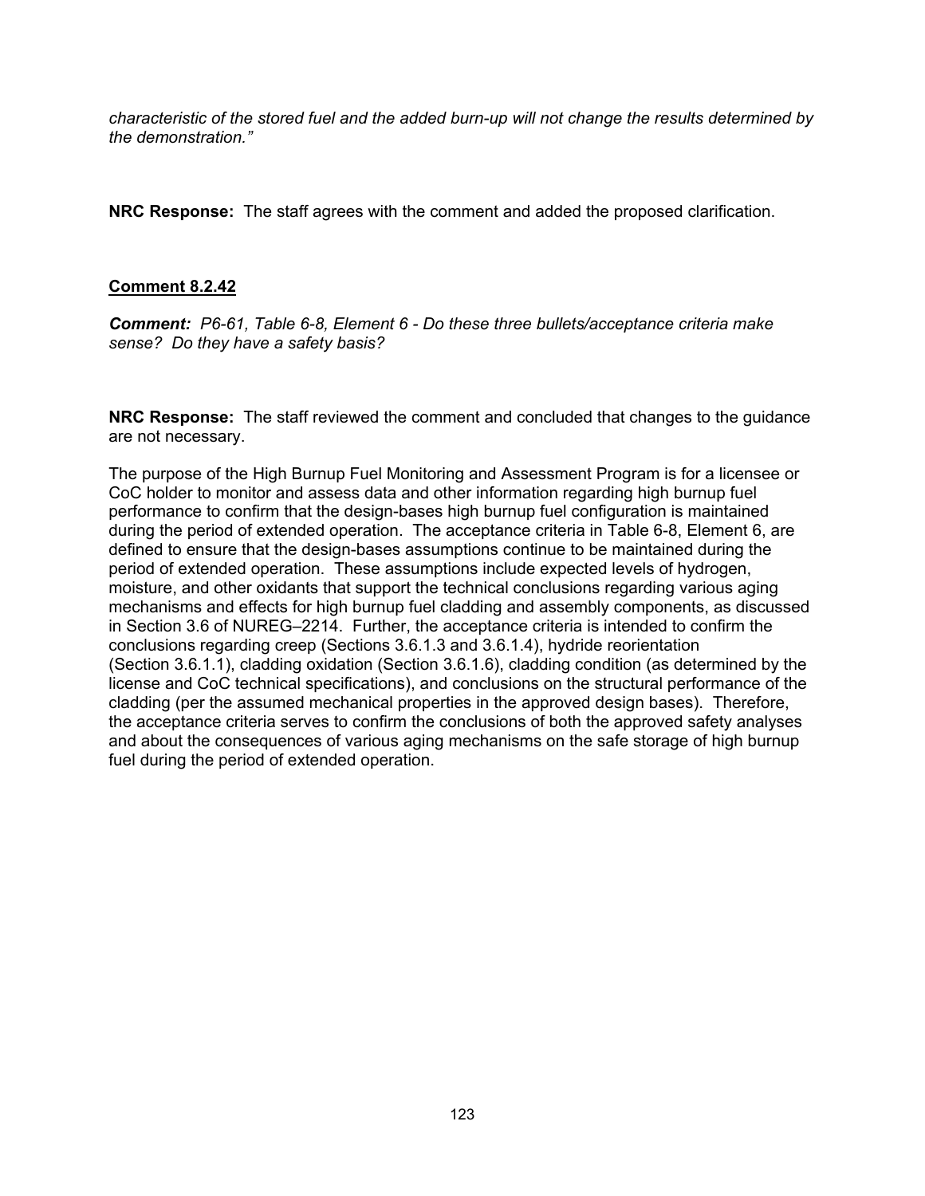*characteristic of the stored fuel and the added burn-up will not change the results determined by the demonstration."*

**NRC Response:** The staff agrees with the comment and added the proposed clarification.

**Comment 8.2.42**

***Comment:*** *P6-61, Table 6-8, Element 6 - Do these three bullets/acceptance criteria make sense? Do they have a safety basis?*

**NRC Response:** The staff reviewed the comment and concluded that changes to the guidance are not necessary.

The purpose of the High Burnup Fuel Monitoring and Assessment Program is for a licensee or CoC holder to monitor and assess data and other information regarding high burnup fuel performance to confirm that the design-bases high burnup fuel configuration is maintained during the period of extended operation. The acceptance criteria in Table 6-8, Element 6, are defined to ensure that the design-bases assumptions continue to be maintained during the period of extended operation. These assumptions include expected levels of hydrogen, moisture, and other oxidants that support the technical conclusions regarding various aging mechanisms and effects for high burnup fuel cladding and assembly components, as discussed in Section 3.6 of NUREG–2214. Further, the acceptance criteria is intended to confirm the conclusions regarding creep (Sections 3.6.1.3 and 3.6.1.4), hydride reorientation (Section 3.6.1.1), cladding oxidation (Section 3.6.1.6), cladding condition (as determined by the license and CoC technical specifications), and conclusions on the structural performance of the cladding (per the assumed mechanical properties in the approved design bases). Therefore, the acceptance criteria serves to confirm the conclusions of both the approved safety analyses and about the consequences of various aging mechanisms on the safe storage of high burnup fuel during the period of extended operation.